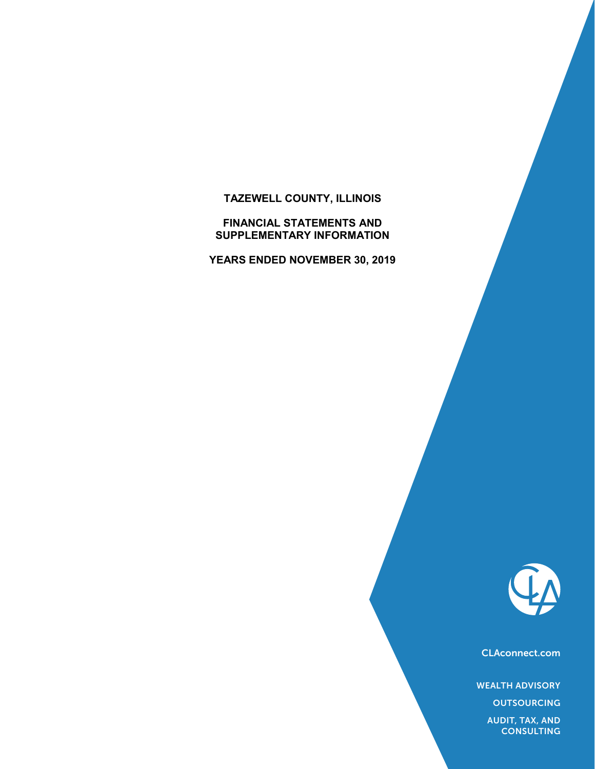# TAZEWELL COUNTY, ILLINOIS

## FINANCIAL STATEMENTS AND SUPPLEMENTARY INFORMATION

## YEARS ENDED NOVEMBER 30, 2019

CLAconnect.com

WEALTH ADVISORY

OUTSOURCING

AUDIT, TAX, AND CONSULTING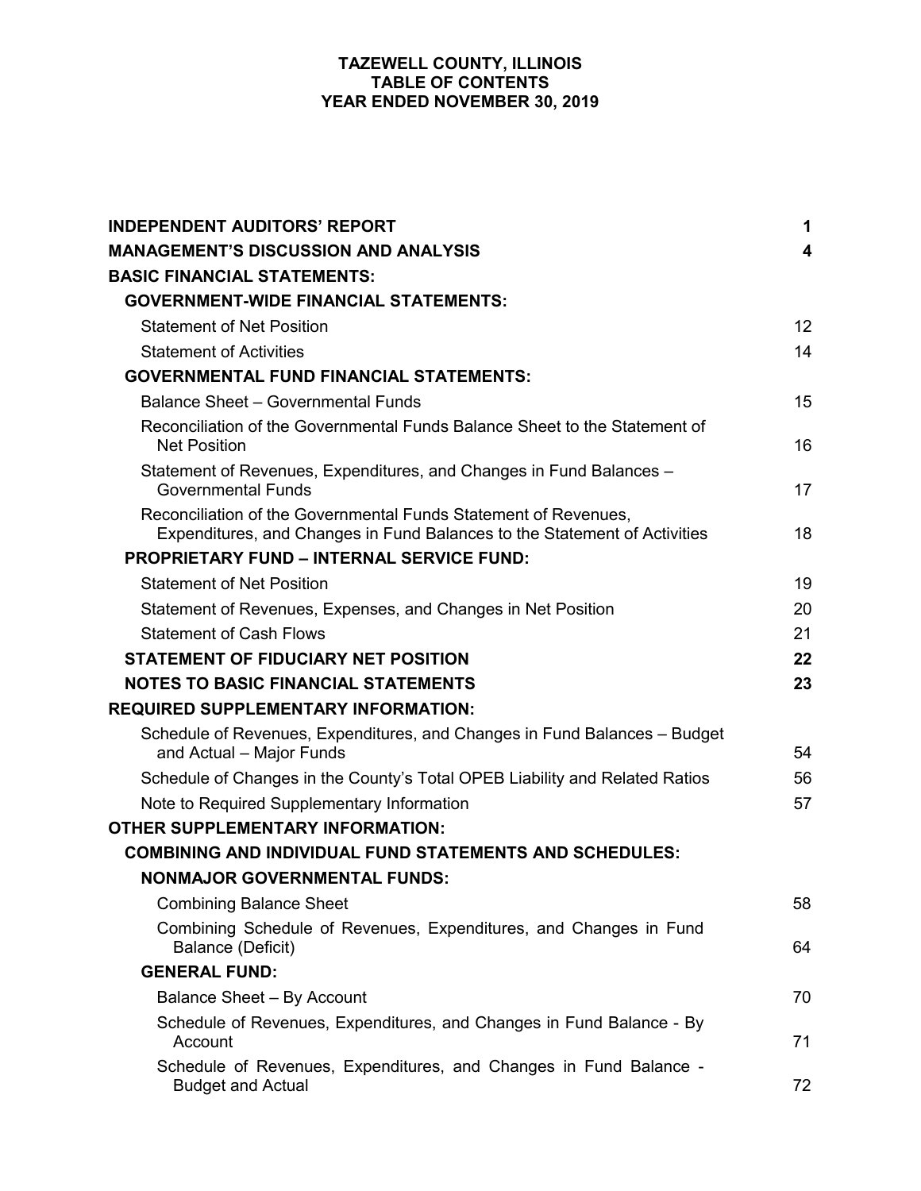# TAZEWELL COUNTY, ILLINOIS
## TABLE OF CONTENTS
## YEAR ENDED NOVEMBER 30, 2019

| | |
|---|---|
| **INDEPENDENT AUDITORS' REPORT** | **1** |
| **MANAGEMENT'S DISCUSSION AND ANALYSIS** | **4** |
| **BASIC FINANCIAL STATEMENTS:** | |
| **GOVERNMENT-WIDE FINANCIAL STATEMENTS:** | |
| Statement of Net Position | 12 |
| Statement of Activities | 14 |
| **GOVERNMENTAL FUND FINANCIAL STATEMENTS:** | |
| Balance Sheet – Governmental Funds | 15 |
| Reconciliation of the Governmental Funds Balance Sheet to the Statement of Net Position | 16 |
| Statement of Revenues, Expenditures, and Changes in Fund Balances – Governmental Funds | 17 |
| Reconciliation of the Governmental Funds Statement of Revenues, Expenditures, and Changes in Fund Balances to the Statement of Activities | 18 |
| **PROPRIETARY FUND – INTERNAL SERVICE FUND:** | |
| Statement of Net Position | 19 |
| Statement of Revenues, Expenses, and Changes in Net Position | 20 |
| Statement of Cash Flows | 21 |
| **STATEMENT OF FIDUCIARY NET POSITION** | **22** |
| **NOTES TO BASIC FINANCIAL STATEMENTS** | **23** |
| **REQUIRED SUPPLEMENTARY INFORMATION:** | |
| Schedule of Revenues, Expenditures, and Changes in Fund Balances – Budget and Actual – Major Funds | 54 |
| Schedule of Changes in the County's Total OPEB Liability and Related Ratios | 56 |
| Note to Required Supplementary Information | 57 |
| **OTHER SUPPLEMENTARY INFORMATION:** | |
| **COMBINING AND INDIVIDUAL FUND STATEMENTS AND SCHEDULES:** | |
| **NONMAJOR GOVERNMENTAL FUNDS:** | |
| Combining Balance Sheet | 58 |
| Combining Schedule of Revenues, Expenditures, and Changes in Fund Balance (Deficit) | 64 |
| **GENERAL FUND:** | |
| Balance Sheet – By Account | 70 |
| Schedule of Revenues, Expenditures, and Changes in Fund Balance - By Account | 71 |
| Schedule of Revenues, Expenditures, and Changes in Fund Balance - Budget and Actual | 72 |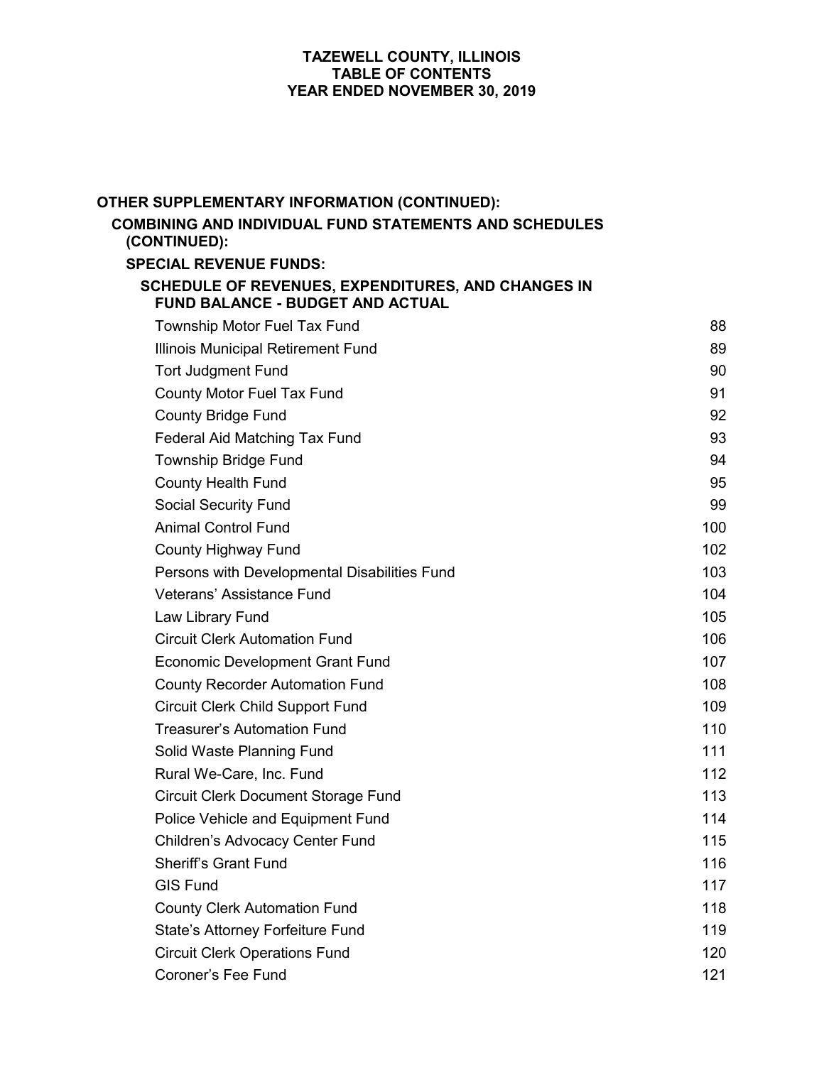# TAZEWELL COUNTY, ILLINOIS
## TABLE OF CONTENTS
### YEAR ENDED NOVEMBER 30, 2019

**OTHER SUPPLEMENTARY INFORMATION (CONTINUED):**

**COMBINING AND INDIVIDUAL FUND STATEMENTS AND SCHEDULES (CONTINUED):**

**SPECIAL REVENUE FUNDS:**

**SCHEDULE OF REVENUES, EXPENDITURES, AND CHANGES IN FUND BALANCE - BUDGET AND ACTUAL**

| | |
|---|---|
| Township Motor Fuel Tax Fund | 88 |
| Illinois Municipal Retirement Fund | 89 |
| Tort Judgment Fund | 90 |
| County Motor Fuel Tax Fund | 91 |
| County Bridge Fund | 92 |
| Federal Aid Matching Tax Fund | 93 |
| Township Bridge Fund | 94 |
| County Health Fund | 95 |
| Social Security Fund | 99 |
| Animal Control Fund | 100 |
| County Highway Fund | 102 |
| Persons with Developmental Disabilities Fund | 103 |
| Veterans' Assistance Fund | 104 |
| Law Library Fund | 105 |
| Circuit Clerk Automation Fund | 106 |
| Economic Development Grant Fund | 107 |
| County Recorder Automation Fund | 108 |
| Circuit Clerk Child Support Fund | 109 |
| Treasurer's Automation Fund | 110 |
| Solid Waste Planning Fund | 111 |
| Rural We-Care, Inc. Fund | 112 |
| Circuit Clerk Document Storage Fund | 113 |
| Police Vehicle and Equipment Fund | 114 |
| Children's Advocacy Center Fund | 115 |
| Sheriff's Grant Fund | 116 |
| GIS Fund | 117 |
| County Clerk Automation Fund | 118 |
| State's Attorney Forfeiture Fund | 119 |
| Circuit Clerk Operations Fund | 120 |
| Coroner's Fee Fund | 121 |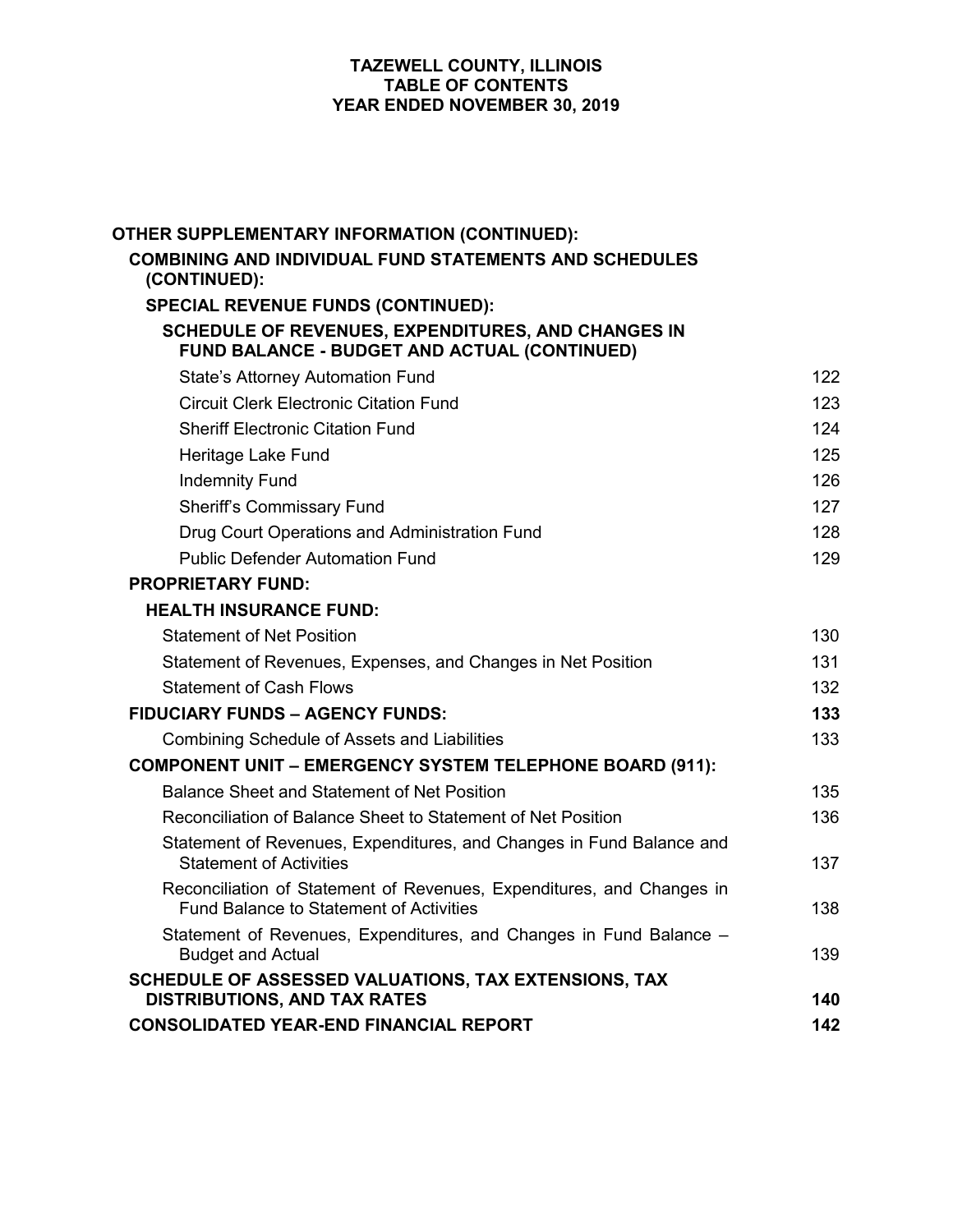**TAZEWELL COUNTY, ILLINOIS**
**TABLE OF CONTENTS**
**YEAR ENDED NOVEMBER 30, 2019**

| | |
|---|---|
| **OTHER SUPPLEMENTARY INFORMATION (CONTINUED):** | |
| **COMBINING AND INDIVIDUAL FUND STATEMENTS AND SCHEDULES (CONTINUED):** | |
| **SPECIAL REVENUE FUNDS (CONTINUED):** | |
| **SCHEDULE OF REVENUES, EXPENDITURES, AND CHANGES IN FUND BALANCE - BUDGET AND ACTUAL (CONTINUED)** | |
| State's Attorney Automation Fund | 122 |
| Circuit Clerk Electronic Citation Fund | 123 |
| Sheriff Electronic Citation Fund | 124 |
| Heritage Lake Fund | 125 |
| Indemnity Fund | 126 |
| Sheriff's Commissary Fund | 127 |
| Drug Court Operations and Administration Fund | 128 |
| Public Defender Automation Fund | 129 |
| **PROPRIETARY FUND:** | |
| **HEALTH INSURANCE FUND:** | |
| Statement of Net Position | 130 |
| Statement of Revenues, Expenses, and Changes in Net Position | 131 |
| Statement of Cash Flows | 132 |
| **FIDUCIARY FUNDS – AGENCY FUNDS:** | **133** |
| Combining Schedule of Assets and Liabilities | 133 |
| **COMPONENT UNIT – EMERGENCY SYSTEM TELEPHONE BOARD (911):** | |
| Balance Sheet and Statement of Net Position | 135 |
| Reconciliation of Balance Sheet to Statement of Net Position | 136 |
| Statement of Revenues, Expenditures, and Changes in Fund Balance and Statement of Activities | 137 |
| Reconciliation of Statement of Revenues, Expenditures, and Changes in Fund Balance to Statement of Activities | 138 |
| Statement of Revenues, Expenditures, and Changes in Fund Balance – Budget and Actual | 139 |
| **SCHEDULE OF ASSESSED VALUATIONS, TAX EXTENSIONS, TAX DISTRIBUTIONS, AND TAX RATES** | **140** |
| **CONSOLIDATED YEAR-END FINANCIAL REPORT** | **142** |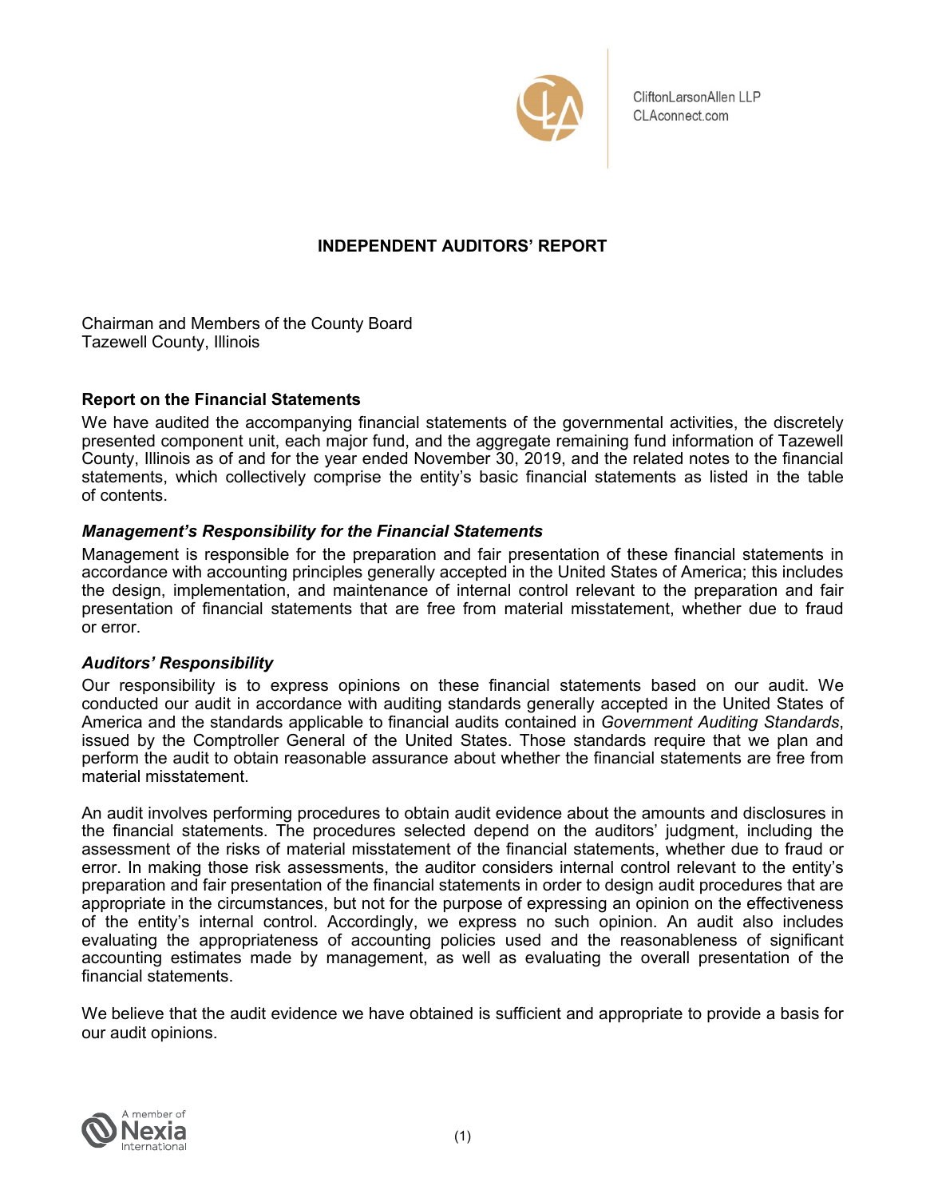CliftonLarsonAllen LLP
CLAconnect.com

# INDEPENDENT AUDITORS' REPORT

Chairman and Members of the County Board
Tazewell County, Illinois

## Report on the Financial Statements

We have audited the accompanying financial statements of the governmental activities, the discretely presented component unit, each major fund, and the aggregate remaining fund information of Tazewell County, Illinois as of and for the year ended November 30, 2019, and the related notes to the financial statements, which collectively comprise the entity's basic financial statements as listed in the table of contents.

### *Management's Responsibility for the Financial Statements*

Management is responsible for the preparation and fair presentation of these financial statements in accordance with accounting principles generally accepted in the United States of America; this includes the design, implementation, and maintenance of internal control relevant to the preparation and fair presentation of financial statements that are free from material misstatement, whether due to fraud or error.

### *Auditors' Responsibility*

Our responsibility is to express opinions on these financial statements based on our audit. We conducted our audit in accordance with auditing standards generally accepted in the United States of America and the standards applicable to financial audits contained in *Government Auditing Standards*, issued by the Comptroller General of the United States. Those standards require that we plan and perform the audit to obtain reasonable assurance about whether the financial statements are free from material misstatement.

An audit involves performing procedures to obtain audit evidence about the amounts and disclosures in the financial statements. The procedures selected depend on the auditors' judgment, including the assessment of the risks of material misstatement of the financial statements, whether due to fraud or error. In making those risk assessments, the auditor considers internal control relevant to the entity's preparation and fair presentation of the financial statements in order to design audit procedures that are appropriate in the circumstances, but not for the purpose of expressing an opinion on the effectiveness of the entity's internal control. Accordingly, we express no such opinion. An audit also includes evaluating the appropriateness of accounting policies used and the reasonableness of significant accounting estimates made by management, as well as evaluating the overall presentation of the financial statements.

We believe that the audit evidence we have obtained is sufficient and appropriate to provide a basis for our audit opinions.

A member of Nexia International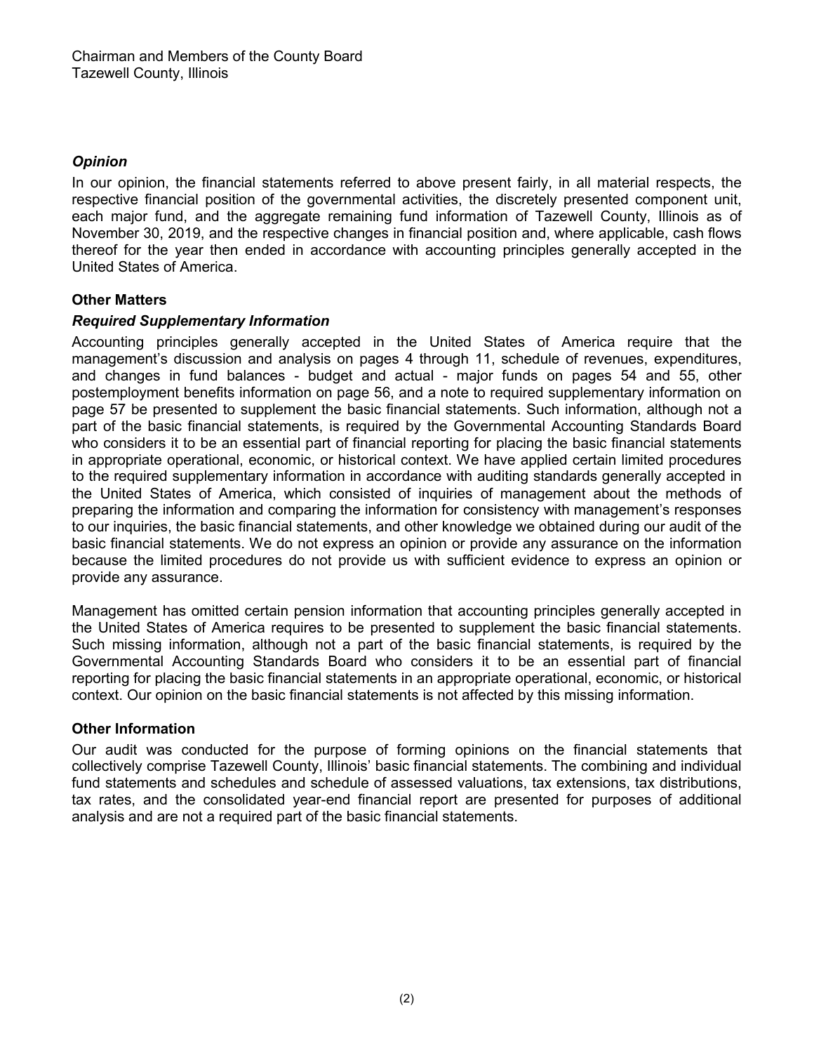Chairman and Members of the County Board
Tazewell County, Illinois

### *Opinion*

In our opinion, the financial statements referred to above present fairly, in all material respects, the respective financial position of the governmental activities, the discretely presented component unit, each major fund, and the aggregate remaining fund information of Tazewell County, Illinois as of November 30, 2019, and the respective changes in financial position and, where applicable, cash flows thereof for the year then ended in accordance with accounting principles generally accepted in the United States of America.

## Other Matters

### *Required Supplementary Information*

Accounting principles generally accepted in the United States of America require that the management's discussion and analysis on pages 4 through 11, schedule of revenues, expenditures, and changes in fund balances - budget and actual - major funds on pages 54 and 55, other postemployment benefits information on page 56, and a note to required supplementary information on page 57 be presented to supplement the basic financial statements. Such information, although not a part of the basic financial statements, is required by the Governmental Accounting Standards Board who considers it to be an essential part of financial reporting for placing the basic financial statements in appropriate operational, economic, or historical context. We have applied certain limited procedures to the required supplementary information in accordance with auditing standards generally accepted in the United States of America, which consisted of inquiries of management about the methods of preparing the information and comparing the information for consistency with management's responses to our inquiries, the basic financial statements, and other knowledge we obtained during our audit of the basic financial statements. We do not express an opinion or provide any assurance on the information because the limited procedures do not provide us with sufficient evidence to express an opinion or provide any assurance.

Management has omitted certain pension information that accounting principles generally accepted in the United States of America requires to be presented to supplement the basic financial statements. Such missing information, although not a part of the basic financial statements, is required by the Governmental Accounting Standards Board who considers it to be an essential part of financial reporting for placing the basic financial statements in an appropriate operational, economic, or historical context. Our opinion on the basic financial statements is not affected by this missing information.

## Other Information

Our audit was conducted for the purpose of forming opinions on the financial statements that collectively comprise Tazewell County, Illinois' basic financial statements. The combining and individual fund statements and schedules and schedule of assessed valuations, tax extensions, tax distributions, tax rates, and the consolidated year-end financial report are presented for purposes of additional analysis and are not a required part of the basic financial statements.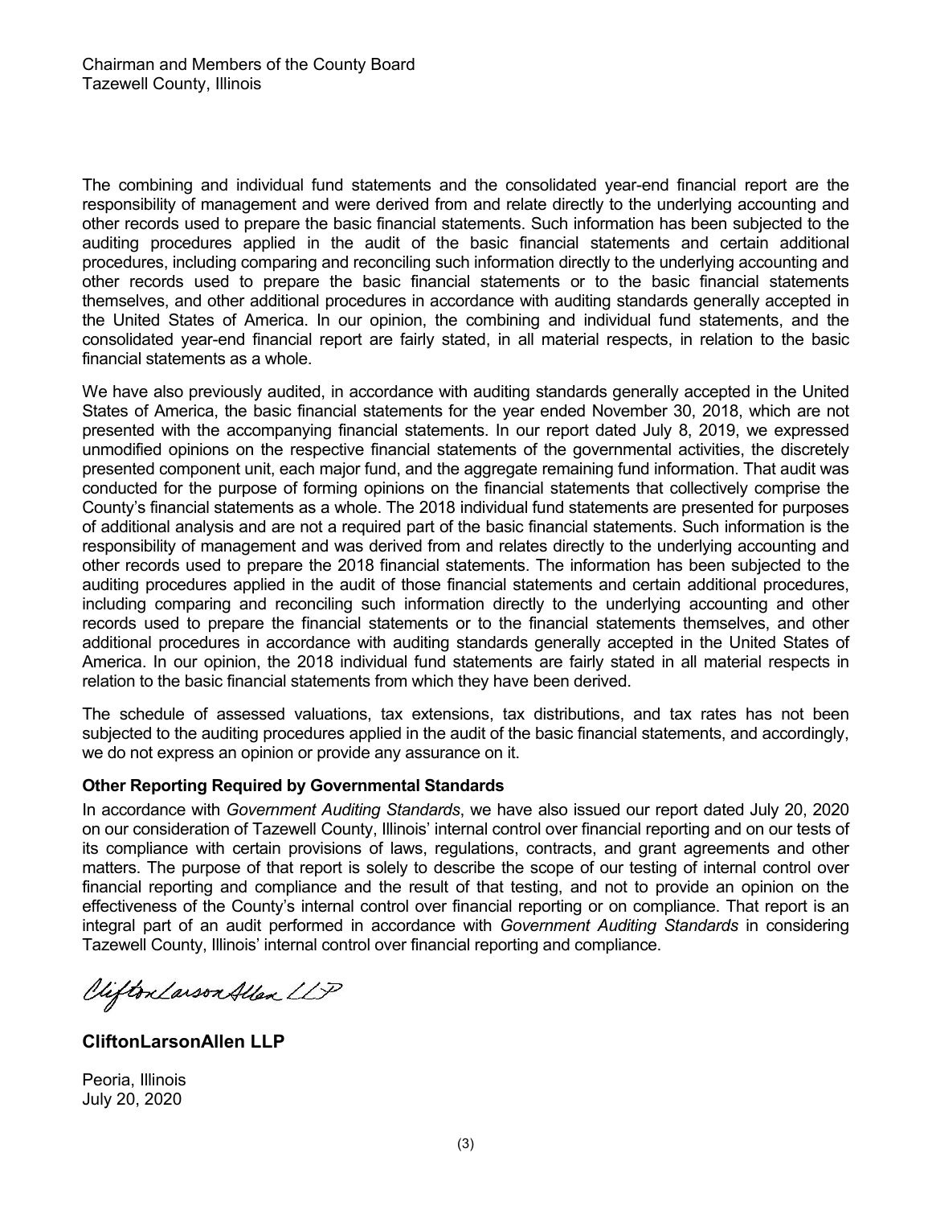Chairman and Members of the County Board
Tazewell County, Illinois

The combining and individual fund statements and the consolidated year-end financial report are the responsibility of management and were derived from and relate directly to the underlying accounting and other records used to prepare the basic financial statements. Such information has been subjected to the auditing procedures applied in the audit of the basic financial statements and certain additional procedures, including comparing and reconciling such information directly to the underlying accounting and other records used to prepare the basic financial statements or to the basic financial statements themselves, and other additional procedures in accordance with auditing standards generally accepted in the United States of America. In our opinion, the combining and individual fund statements, and the consolidated year-end financial report are fairly stated, in all material respects, in relation to the basic financial statements as a whole.

We have also previously audited, in accordance with auditing standards generally accepted in the United States of America, the basic financial statements for the year ended November 30, 2018, which are not presented with the accompanying financial statements. In our report dated July 8, 2019, we expressed unmodified opinions on the respective financial statements of the governmental activities, the discretely presented component unit, each major fund, and the aggregate remaining fund information. That audit was conducted for the purpose of forming opinions on the financial statements that collectively comprise the County's financial statements as a whole. The 2018 individual fund statements are presented for purposes of additional analysis and are not a required part of the basic financial statements. Such information is the responsibility of management and was derived from and relates directly to the underlying accounting and other records used to prepare the 2018 financial statements. The information has been subjected to the auditing procedures applied in the audit of those financial statements and certain additional procedures, including comparing and reconciling such information directly to the underlying accounting and other records used to prepare the financial statements or to the financial statements themselves, and other additional procedures in accordance with auditing standards generally accepted in the United States of America. In our opinion, the 2018 individual fund statements are fairly stated in all material respects in relation to the basic financial statements from which they have been derived.

The schedule of assessed valuations, tax extensions, tax distributions, and tax rates has not been subjected to the auditing procedures applied in the audit of the basic financial statements, and accordingly, we do not express an opinion or provide any assurance on it.

**Other Reporting Required by Governmental Standards**

In accordance with *Government Auditing Standards*, we have also issued our report dated July 20, 2020 on our consideration of Tazewell County, Illinois' internal control over financial reporting and on our tests of its compliance with certain provisions of laws, regulations, contracts, and grant agreements and other matters. The purpose of that report is solely to describe the scope of our testing of internal control over financial reporting and compliance and the result of that testing, and not to provide an opinion on the effectiveness of the County's internal control over financial reporting or on compliance. That report is an integral part of an audit performed in accordance with *Government Auditing Standards* in considering Tazewell County, Illinois' internal control over financial reporting and compliance.

*CliftonLarsonAllen LLP*

**CliftonLarsonAllen LLP**

Peoria, Illinois
July 20, 2020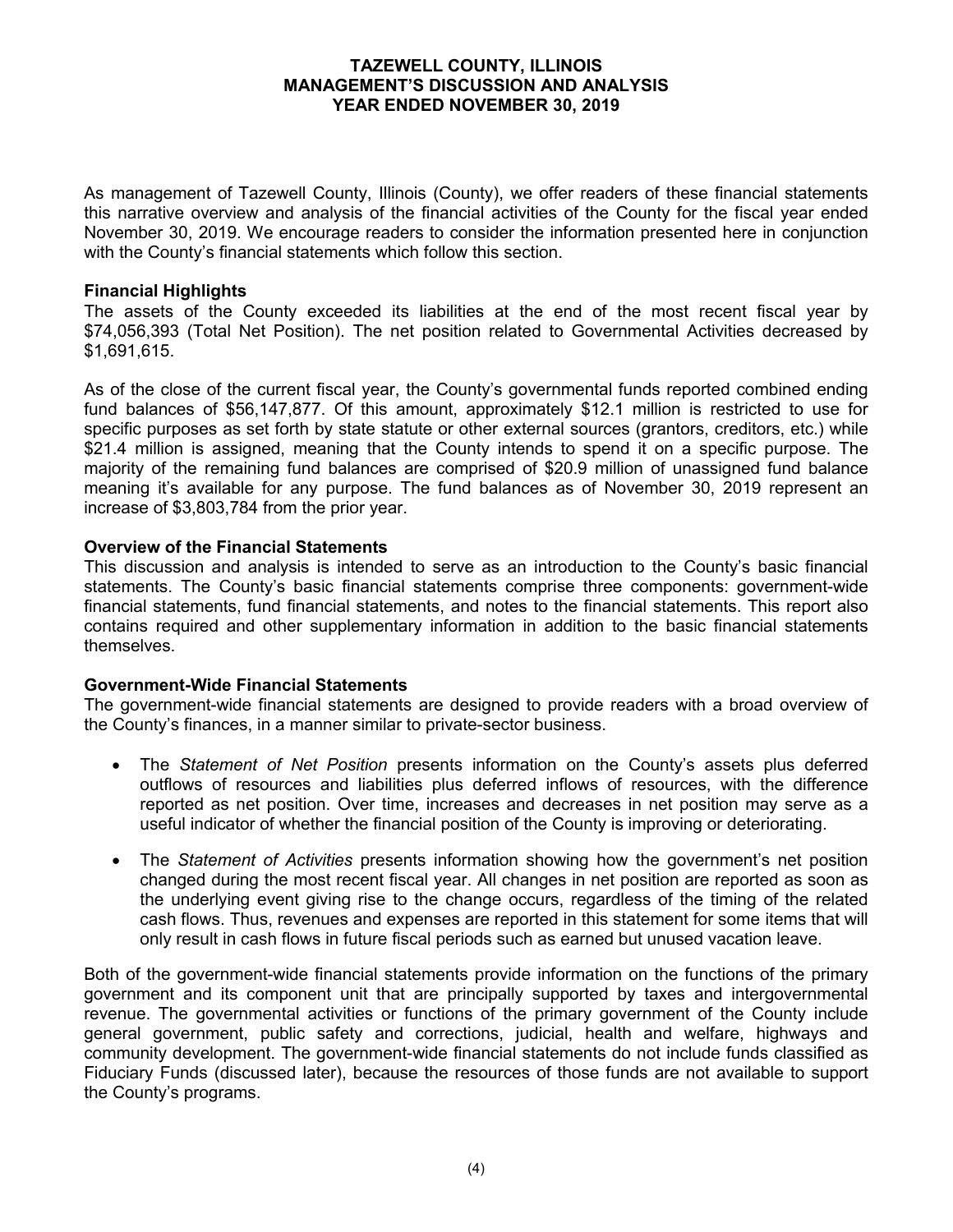# TAZEWELL COUNTY, ILLINOIS
## MANAGEMENT'S DISCUSSION AND ANALYSIS
## YEAR ENDED NOVEMBER 30, 2019

As management of Tazewell County, Illinois (County), we offer readers of these financial statements this narrative overview and analysis of the financial activities of the County for the fiscal year ended November 30, 2019. We encourage readers to consider the information presented here in conjunction with the County's financial statements which follow this section.

**Financial Highlights**

The assets of the County exceeded its liabilities at the end of the most recent fiscal year by $74,056,393 (Total Net Position). The net position related to Governmental Activities decreased by $1,691,615.

As of the close of the current fiscal year, the County's governmental funds reported combined ending fund balances of $56,147,877. Of this amount, approximately $12.1 million is restricted to use for specific purposes as set forth by state statute or other external sources (grantors, creditors, etc.) while $21.4 million is assigned, meaning that the County intends to spend it on a specific purpose. The majority of the remaining fund balances are comprised of $20.9 million of unassigned fund balance meaning it's available for any purpose. The fund balances as of November 30, 2019 represent an increase of $3,803,784 from the prior year.

**Overview of the Financial Statements**

This discussion and analysis is intended to serve as an introduction to the County's basic financial statements. The County's basic financial statements comprise three components: government-wide financial statements, fund financial statements, and notes to the financial statements. This report also contains required and other supplementary information in addition to the basic financial statements themselves.

**Government-Wide Financial Statements**

The government-wide financial statements are designed to provide readers with a broad overview of the County's finances, in a manner similar to private-sector business.

- The *Statement of Net Position* presents information on the County's assets plus deferred outflows of resources and liabilities plus deferred inflows of resources, with the difference reported as net position. Over time, increases and decreases in net position may serve as a useful indicator of whether the financial position of the County is improving or deteriorating.
- The *Statement of Activities* presents information showing how the government's net position changed during the most recent fiscal year. All changes in net position are reported as soon as the underlying event giving rise to the change occurs, regardless of the timing of the related cash flows. Thus, revenues and expenses are reported in this statement for some items that will only result in cash flows in future fiscal periods such as earned but unused vacation leave.

Both of the government-wide financial statements provide information on the functions of the primary government and its component unit that are principally supported by taxes and intergovernmental revenue. The governmental activities or functions of the primary government of the County include general government, public safety and corrections, judicial, health and welfare, highways and community development. The government-wide financial statements do not include funds classified as Fiduciary Funds (discussed later), because the resources of those funds are not available to support the County's programs.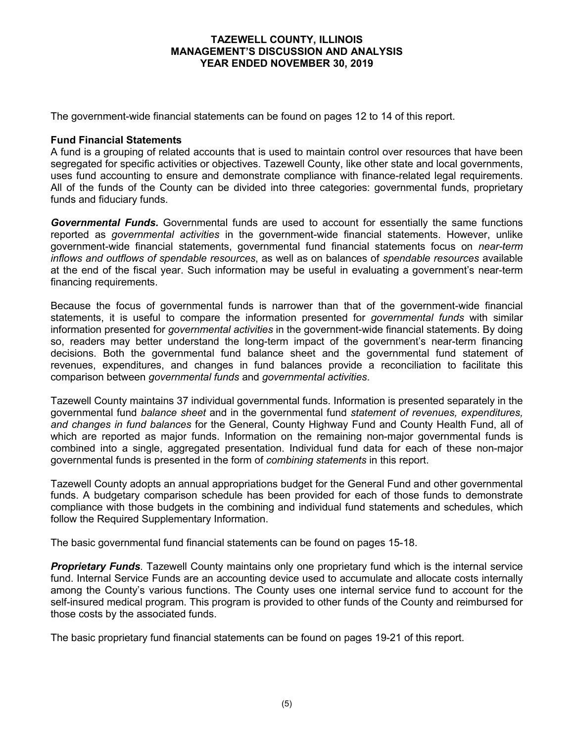The government-wide financial statements can be found on pages 12 to 14 of this report.

**Fund Financial Statements**

A fund is a grouping of related accounts that is used to maintain control over resources that have been segregated for specific activities or objectives. Tazewell County, like other state and local governments, uses fund accounting to ensure and demonstrate compliance with finance-related legal requirements. All of the funds of the County can be divided into three categories: governmental funds, proprietary funds and fiduciary funds.

***Governmental Funds.*** Governmental funds are used to account for essentially the same functions reported as *governmental activities* in the government-wide financial statements. However, unlike government-wide financial statements, governmental fund financial statements focus on *near-term inflows and outflows of spendable resources*, as well as on balances of *spendable resources* available at the end of the fiscal year. Such information may be useful in evaluating a government's near-term financing requirements.

Because the focus of governmental funds is narrower than that of the government-wide financial statements, it is useful to compare the information presented for *governmental funds* with similar information presented for *governmental activities* in the government-wide financial statements. By doing so, readers may better understand the long-term impact of the government's near-term financing decisions. Both the governmental fund balance sheet and the governmental fund statement of revenues, expenditures, and changes in fund balances provide a reconciliation to facilitate this comparison between *governmental funds* and *governmental activities*.

Tazewell County maintains 37 individual governmental funds. Information is presented separately in the governmental fund *balance sheet* and in the governmental fund *statement of revenues, expenditures, and changes in fund balances* for the General, County Highway Fund and County Health Fund, all of which are reported as major funds. Information on the remaining non-major governmental funds is combined into a single, aggregated presentation. Individual fund data for each of these non-major governmental funds is presented in the form of *combining statements* in this report.

Tazewell County adopts an annual appropriations budget for the General Fund and other governmental funds. A budgetary comparison schedule has been provided for each of those funds to demonstrate compliance with those budgets in the combining and individual fund statements and schedules, which follow the Required Supplementary Information.

The basic governmental fund financial statements can be found on pages 15-18.

***Proprietary Funds***. Tazewell County maintains only one proprietary fund which is the internal service fund. Internal Service Funds are an accounting device used to accumulate and allocate costs internally among the County's various functions. The County uses one internal service fund to account for the self-insured medical program. This program is provided to other funds of the County and reimbursed for those costs by the associated funds.

The basic proprietary fund financial statements can be found on pages 19-21 of this report.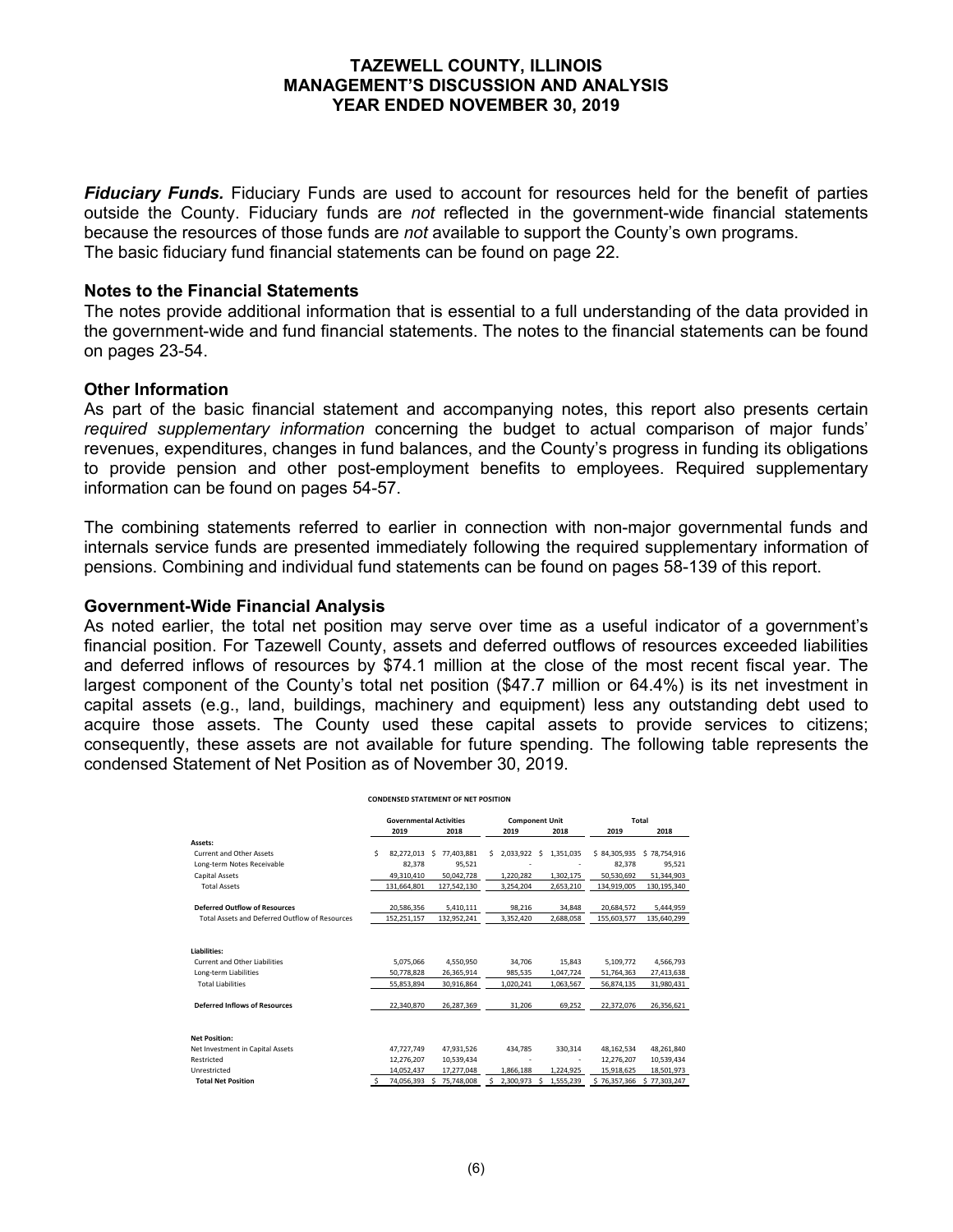**TAZEWELL COUNTY, ILLINOIS**
**MANAGEMENT'S DISCUSSION AND ANALYSIS**
**YEAR ENDED NOVEMBER 30, 2019**

***Fiduciary Funds.*** Fiduciary Funds are used to account for resources held for the benefit of parties outside the County. Fiduciary funds are *not* reflected in the government-wide financial statements because the resources of those funds are *not* available to support the County's own programs. The basic fiduciary fund financial statements can be found on page 22.

### Notes to the Financial Statements

The notes provide additional information that is essential to a full understanding of the data provided in the government-wide and fund financial statements. The notes to the financial statements can be found on pages 23-54.

### Other Information

As part of the basic financial statement and accompanying notes, this report also presents certain *required supplementary information* concerning the budget to actual comparison of major funds' revenues, expenditures, changes in fund balances, and the County's progress in funding its obligations to provide pension and other post-employment benefits to employees. Required supplementary information can be found on pages 54-57.

The combining statements referred to earlier in connection with non-major governmental funds and internals service funds are presented immediately following the required supplementary information of pensions. Combining and individual fund statements can be found on pages 58-139 of this report.

### Government-Wide Financial Analysis

As noted earlier, the total net position may serve over time as a useful indicator of a government's financial position. For Tazewell County, assets and deferred outflows of resources exceeded liabilities and deferred inflows of resources by $74.1 million at the close of the most recent fiscal year. The largest component of the County's total net position ($47.7 million or 64.4%) is its net investment in capital assets (e.g., land, buildings, machinery and equipment) less any outstanding debt used to acquire those assets. The County used these capital assets to provide services to citizens; consequently, these assets are not available for future spending. The following table represents the condensed Statement of Net Position as of November 30, 2019.

**CONDENSED STATEMENT OF NET POSITION**

| | Governmental Activities | | Component Unit | | Total | |
|---|---|---|---|---|---|---|
| | 2019 | 2018 | 2019 | 2018 | 2019 | 2018 |
| **Assets:** | | | | | | |
| Current and Other Assets | $ 82,272,013 | $ 77,403,881 | $ 2,033,922 | $ 1,351,035 | $ 84,305,935 | $ 78,754,916 |
| Long-term Notes Receivable | 82,378 | 95,521 | - | - | 82,378 | 95,521 |
| Capital Assets | 49,310,410 | 50,042,728 | 1,220,282 | 1,302,175 | 50,530,692 | 51,344,903 |
| Total Assets | 131,664,801 | 127,542,130 | 3,254,204 | 2,653,210 | 134,919,005 | 130,195,340 |
| **Deferred Outflow of Resources** | 20,586,356 | 5,410,111 | 98,216 | 34,848 | 20,684,572 | 5,444,959 |
| Total Assets and Deferred Outflow of Resources | 152,251,157 | 132,952,241 | 3,352,420 | 2,688,058 | 155,603,577 | 135,640,299 |
| **Liabilities:** | | | | | | |
| Current and Other Liabilities | 5,075,066 | 4,550,950 | 34,706 | 15,843 | 5,109,772 | 4,566,793 |
| Long-term Liabilities | 50,778,828 | 26,365,914 | 985,535 | 1,047,724 | 51,764,363 | 27,413,638 |
| Total Liabilities | 55,853,894 | 30,916,864 | 1,020,241 | 1,063,567 | 56,874,135 | 31,980,431 |
| **Deferred Inflows of Resources** | 22,340,870 | 26,287,369 | 31,206 | 69,252 | 22,372,076 | 26,356,621 |
| **Net Position:** | | | | | | |
| Net Investment in Capital Assets | 47,727,749 | 47,931,526 | 434,785 | 330,314 | 48,162,534 | 48,261,840 |
| Restricted | 12,276,207 | 10,539,434 | - | - | 12,276,207 | 10,539,434 |
| Unrestricted | 14,052,437 | 17,277,048 | 1,866,188 | 1,224,925 | 15,918,625 | 18,501,973 |
| **Total Net Position** | $ 74,056,393 | $ 75,748,008 | $ 2,300,973 | $ 1,555,239 | $ 76,357,366 | $ 77,303,247 |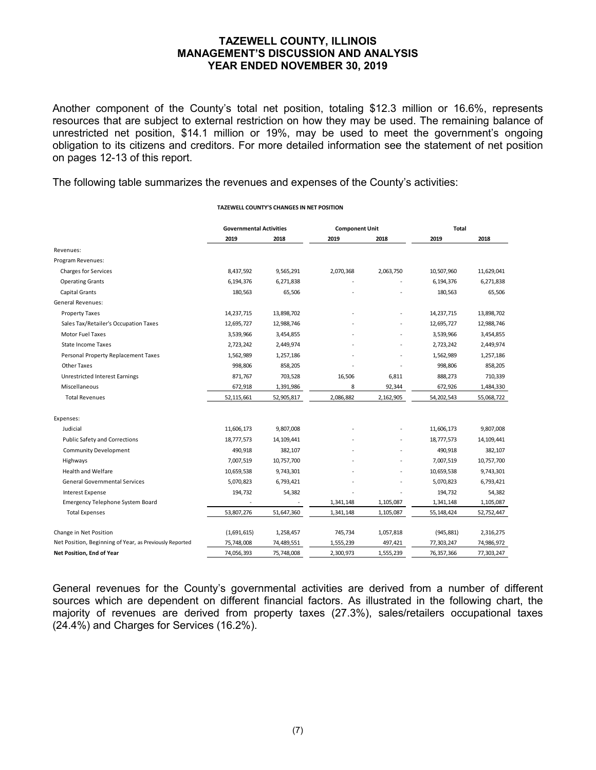# TAZEWELL COUNTY, ILLINOIS
## MANAGEMENT'S DISCUSSION AND ANALYSIS
### YEAR ENDED NOVEMBER 30, 2019

Another component of the County's total net position, totaling $12.3 million or 16.6%, represents resources that are subject to external restriction on how they may be used. The remaining balance of unrestricted net position, $14.1 million or 19%, may be used to meet the government's ongoing obligation to its citizens and creditors. For more detailed information see the statement of net position on pages 12-13 of this report.

The following table summarizes the revenues and expenses of the County's activities:

**TAZEWELL COUNTY'S CHANGES IN NET POSITION**

| | Governmental Activities | | Component Unit | | Total | |
|---|---|---|---|---|---|---|
| | 2019 | 2018 | 2019 | 2018 | 2019 | 2018 |
| Revenues: | | | | | | |
| Program Revenues: | | | | | | |
| Charges for Services | 8,437,592 | 9,565,291 | 2,070,368 | 2,063,750 | 10,507,960 | 11,629,041 |
| Operating Grants | 6,194,376 | 6,271,838 | - | - | 6,194,376 | 6,271,838 |
| Capital Grants | 180,563 | 65,506 | - | - | 180,563 | 65,506 |
| General Revenues: | | | | | | |
| Property Taxes | 14,237,715 | 13,898,702 | - | - | 14,237,715 | 13,898,702 |
| Sales Tax/Retailer's Occupation Taxes | 12,695,727 | 12,988,746 | - | - | 12,695,727 | 12,988,746 |
| Motor Fuel Taxes | 3,539,966 | 3,454,855 | - | - | 3,539,966 | 3,454,855 |
| State Income Taxes | 2,723,242 | 2,449,974 | - | - | 2,723,242 | 2,449,974 |
| Personal Property Replacement Taxes | 1,562,989 | 1,257,186 | - | - | 1,562,989 | 1,257,186 |
| Other Taxes | 998,806 | 858,205 | - | - | 998,806 | 858,205 |
| Unrestricted Interest Earnings | 871,767 | 703,528 | 16,506 | 6,811 | 888,273 | 710,339 |
| Miscellaneous | 672,918 | 1,391,986 | 8 | 92,344 | 672,926 | 1,484,330 |
| Total Revenues | 52,115,661 | 52,905,817 | 2,086,882 | 2,162,905 | 54,202,543 | 55,068,722 |
| Expenses: | | | | | | |
| Judicial | 11,606,173 | 9,807,008 | - | - | 11,606,173 | 9,807,008 |
| Public Safety and Corrections | 18,777,573 | 14,109,441 | - | - | 18,777,573 | 14,109,441 |
| Community Development | 490,918 | 382,107 | - | - | 490,918 | 382,107 |
| Highways | 7,007,519 | 10,757,700 | - | - | 7,007,519 | 10,757,700 |
| Health and Welfare | 10,659,538 | 9,743,301 | - | - | 10,659,538 | 9,743,301 |
| General Governmental Services | 5,070,823 | 6,793,421 | - | - | 5,070,823 | 6,793,421 |
| Interest Expense | 194,732 | 54,382 | - | - | 194,732 | 54,382 |
| Emergency Telephone System Board | - | - | 1,341,148 | 1,105,087 | 1,341,148 | 1,105,087 |
| Total Expenses | 53,807,276 | 51,647,360 | 1,341,148 | 1,105,087 | 55,148,424 | 52,752,447 |
| Change in Net Position | (1,691,615) | 1,258,457 | 745,734 | 1,057,818 | (945,881) | 2,316,275 |
| Net Position, Beginning of Year, as Previously Reported | 75,748,008 | 74,489,551 | 1,555,239 | 497,421 | 77,303,247 | 74,986,972 |
| **Net Position, End of Year** | 74,056,393 | 75,748,008 | 2,300,973 | 1,555,239 | 76,357,366 | 77,303,247 |

General revenues for the County's governmental activities are derived from a number of different sources which are dependent on different financial factors. As illustrated in the following chart, the majority of revenues are derived from property taxes (27.3%), sales/retailers occupational taxes (24.4%) and Charges for Services (16.2%).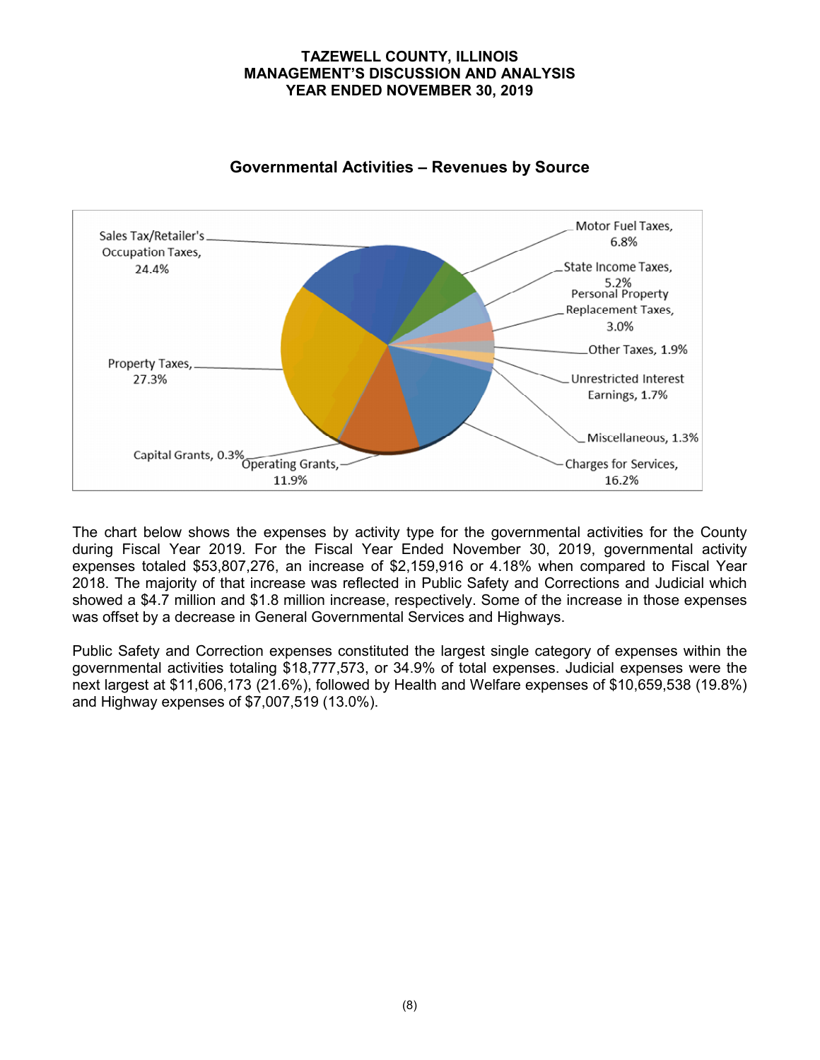## Governmental Activities – Revenues by Source

Sales Tax/Retailer's Occupation Taxes, 24.4%
Motor Fuel Taxes, 6.8%
State Income Taxes, 5.2%
Personal Property Replacement Taxes, 3.0%
Other Taxes, 1.9%
Unrestricted Interest Earnings, 1.7%
Miscellaneous, 1.3%
Charges for Services, 16.2%
Operating Grants, 11.9%
Capital Grants, 0.3%
Property Taxes, 27.3%

The chart below shows the expenses by activity type for the governmental activities for the County during Fiscal Year 2019. For the Fiscal Year Ended November 30, 2019, governmental activity expenses totaled $53,807,276, an increase of $2,159,916 or 4.18% when compared to Fiscal Year 2018. The majority of that increase was reflected in Public Safety and Corrections and Judicial which showed a $4.7 million and $1.8 million increase, respectively. Some of the increase in those expenses was offset by a decrease in General Governmental Services and Highways.

Public Safety and Correction expenses constituted the largest single category of expenses within the governmental activities totaling $18,777,573, or 34.9% of total expenses. Judicial expenses were the next largest at $11,606,173 (21.6%), followed by Health and Welfare expenses of $10,659,538 (19.8%) and Highway expenses of $7,007,519 (13.0%).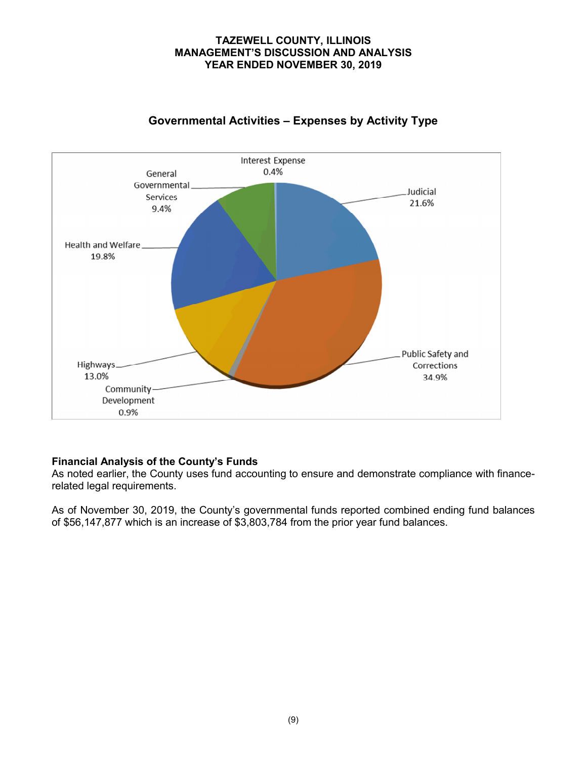## Governmental Activities – Expenses by Activity Type

Interest Expense
0.4%

Judicial
21.6%

Public Safety and Corrections
34.9%

Community Development
0.9%

Highways
13.0%

Health and Welfare
19.8%

General Governmental Services
9.4%

**Financial Analysis of the County's Funds**
As noted earlier, the County uses fund accounting to ensure and demonstrate compliance with finance-related legal requirements.

As of November 30, 2019, the County's governmental funds reported combined ending fund balances of $56,147,877 which is an increase of $3,803,784 from the prior year fund balances.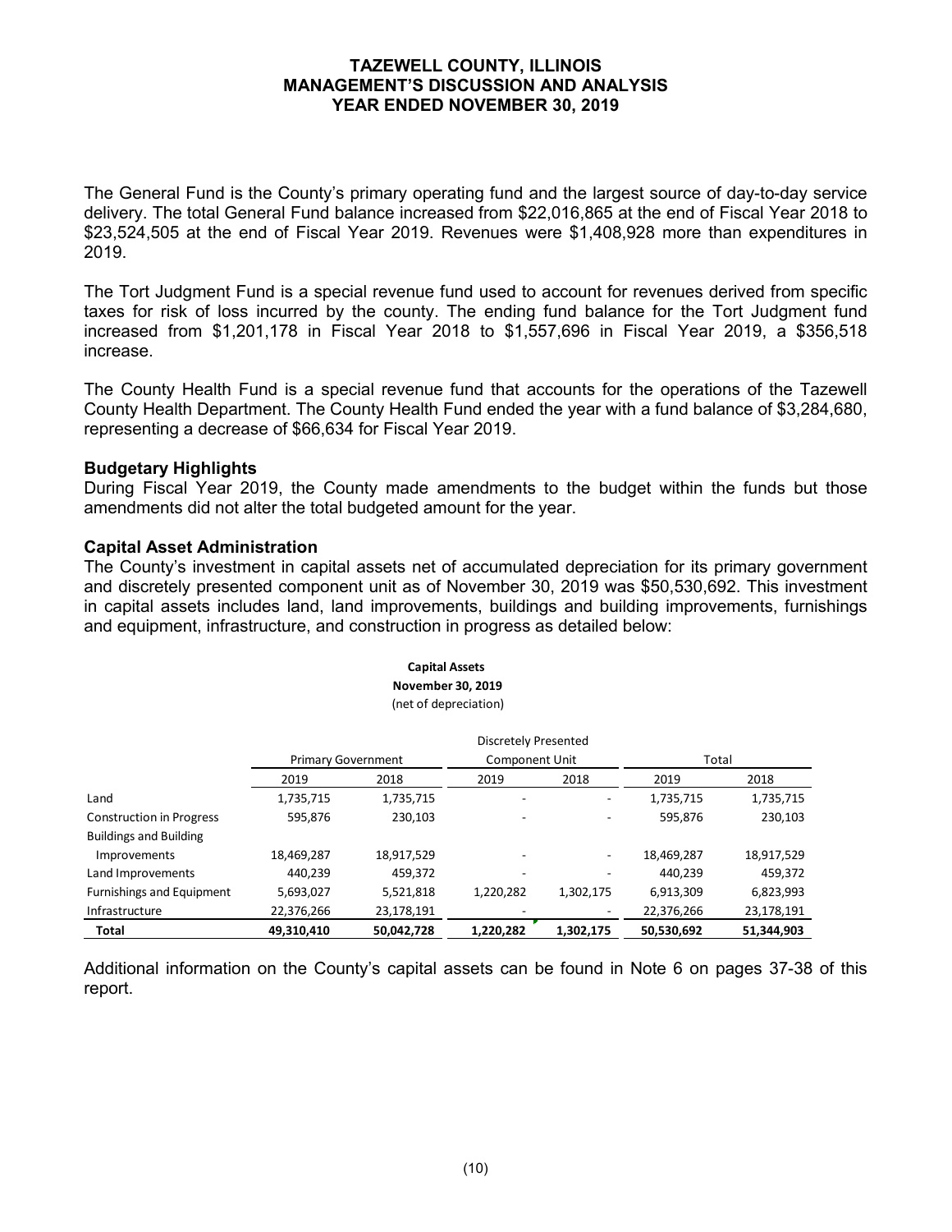The General Fund is the County's primary operating fund and the largest source of day-to-day service delivery. The total General Fund balance increased from $22,016,865 at the end of Fiscal Year 2018 to $23,524,505 at the end of Fiscal Year 2019. Revenues were $1,408,928 more than expenditures in 2019.

The Tort Judgment Fund is a special revenue fund used to account for revenues derived from specific taxes for risk of loss incurred by the county. The ending fund balance for the Tort Judgment fund increased from $1,201,178 in Fiscal Year 2018 to $1,557,696 in Fiscal Year 2019, a $356,518 increase.

The County Health Fund is a special revenue fund that accounts for the operations of the Tazewell County Health Department. The County Health Fund ended the year with a fund balance of $3,284,680, representing a decrease of $66,634 for Fiscal Year 2019.

### Budgetary Highlights

During Fiscal Year 2019, the County made amendments to the budget within the funds but those amendments did not alter the total budgeted amount for the year.

### Capital Asset Administration

The County's investment in capital assets net of accumulated depreciation for its primary government and discretely presented component unit as of November 30, 2019 was $50,530,692. This investment in capital assets includes land, land improvements, buildings and building improvements, furnishings and equipment, infrastructure, and construction in progress as detailed below:

**Capital Assets**
**November 30, 2019**
(net of depreciation)

| | Primary Government | | Discretely Presented Component Unit | | Total | |
|---|---|---|---|---|---|---|
| | 2019 | 2018 | 2019 | 2018 | 2019 | 2018 |
| Land | 1,735,715 | 1,735,715 | - | - | 1,735,715 | 1,735,715 |
| Construction in Progress | 595,876 | 230,103 | - | - | 595,876 | 230,103 |
| Buildings and Building Improvements | 18,469,287 | 18,917,529 | - | - | 18,469,287 | 18,917,529 |
| Land Improvements | 440,239 | 459,372 | - | - | 440,239 | 459,372 |
| Furnishings and Equipment | 5,693,027 | 5,521,818 | 1,220,282 | 1,302,175 | 6,913,309 | 6,823,993 |
| Infrastructure | 22,376,266 | 23,178,191 | - | - | 22,376,266 | 23,178,191 |
| **Total** | **49,310,410** | **50,042,728** | **1,220,282** | **1,302,175** | **50,530,692** | **51,344,903** |

Additional information on the County's capital assets can be found in Note 6 on pages 37-38 of this report.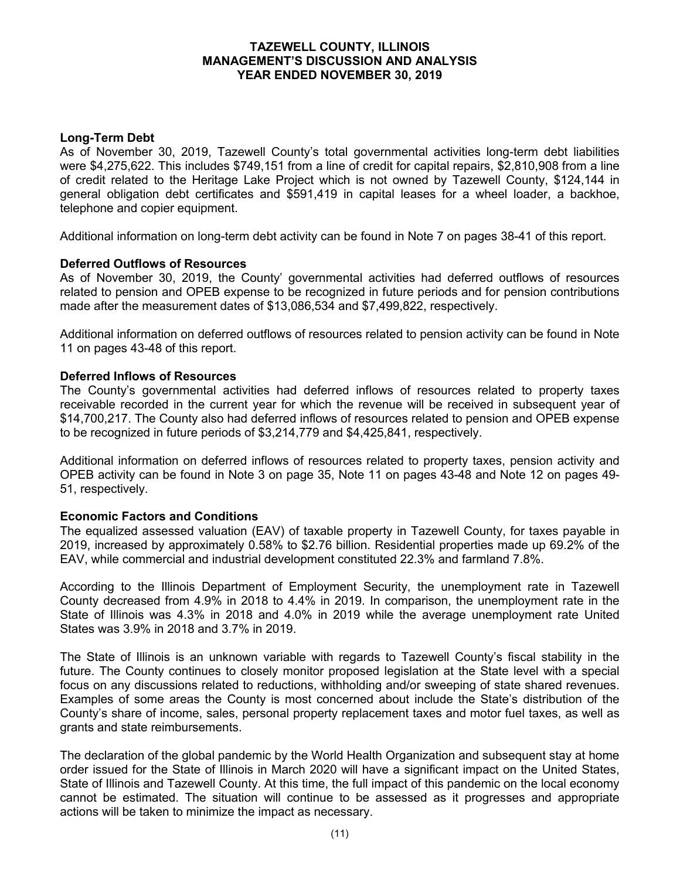**Long-Term Debt**

As of November 30, 2019, Tazewell County's total governmental activities long-term debt liabilities were $4,275,622. This includes $749,151 from a line of credit for capital repairs, $2,810,908 from a line of credit related to the Heritage Lake Project which is not owned by Tazewell County, $124,144 in general obligation debt certificates and $591,419 in capital leases for a wheel loader, a backhoe, telephone and copier equipment.

Additional information on long-term debt activity can be found in Note 7 on pages 38-41 of this report.

**Deferred Outflows of Resources**

As of November 30, 2019, the County' governmental activities had deferred outflows of resources related to pension and OPEB expense to be recognized in future periods and for pension contributions made after the measurement dates of $13,086,534 and $7,499,822, respectively.

Additional information on deferred outflows of resources related to pension activity can be found in Note 11 on pages 43-48 of this report.

**Deferred Inflows of Resources**

The County's governmental activities had deferred inflows of resources related to property taxes receivable recorded in the current year for which the revenue will be received in subsequent year of $14,700,217. The County also had deferred inflows of resources related to pension and OPEB expense to be recognized in future periods of $3,214,779 and $4,425,841, respectively.

Additional information on deferred inflows of resources related to property taxes, pension activity and OPEB activity can be found in Note 3 on page 35, Note 11 on pages 43-48 and Note 12 on pages 49-51, respectively.

**Economic Factors and Conditions**

The equalized assessed valuation (EAV) of taxable property in Tazewell County, for taxes payable in 2019, increased by approximately 0.58% to $2.76 billion. Residential properties made up 69.2% of the EAV, while commercial and industrial development constituted 22.3% and farmland 7.8%.

According to the Illinois Department of Employment Security, the unemployment rate in Tazewell County decreased from 4.9% in 2018 to 4.4% in 2019. In comparison, the unemployment rate in the State of Illinois was 4.3% in 2018 and 4.0% in 2019 while the average unemployment rate United States was 3.9% in 2018 and 3.7% in 2019.

The State of Illinois is an unknown variable with regards to Tazewell County's fiscal stability in the future. The County continues to closely monitor proposed legislation at the State level with a special focus on any discussions related to reductions, withholding and/or sweeping of state shared revenues. Examples of some areas the County is most concerned about include the State's distribution of the County's share of income, sales, personal property replacement taxes and motor fuel taxes, as well as grants and state reimbursements.

The declaration of the global pandemic by the World Health Organization and subsequent stay at home order issued for the State of Illinois in March 2020 will have a significant impact on the United States, State of Illinois and Tazewell County. At this time, the full impact of this pandemic on the local economy cannot be estimated. The situation will continue to be assessed as it progresses and appropriate actions will be taken to minimize the impact as necessary.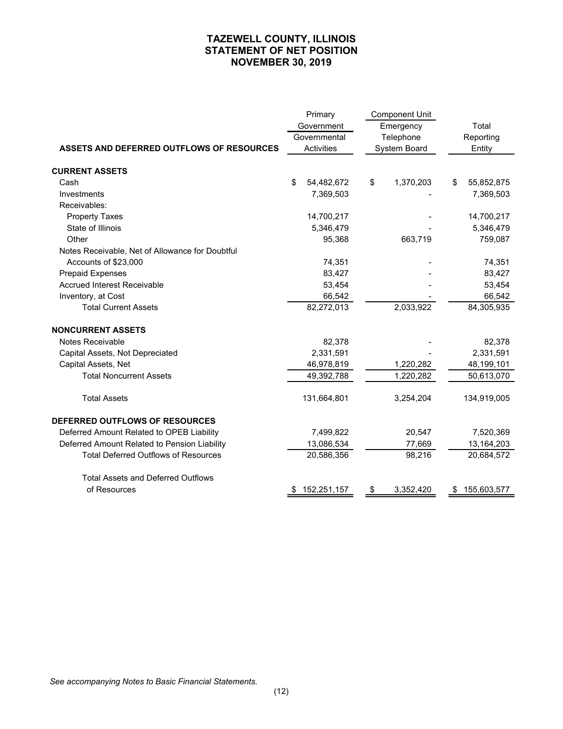# TAZEWELL COUNTY, ILLINOIS
# STATEMENT OF NET POSITION
# NOVEMBER 30, 2019

| ASSETS AND DEFERRED OUTFLOWS OF RESOURCES | Primary Government Governmental Activities | Component Unit Emergency Telephone System Board | Total Reporting Entity |
|---|---|---|---|
| **CURRENT ASSETS** | | | |
| Cash | $ 54,482,672 | $ 1,370,203 | $ 55,852,875 |
| Investments | 7,369,503 | - | 7,369,503 |
| Receivables: | | | |
| Property Taxes | 14,700,217 | - | 14,700,217 |
| State of Illinois | 5,346,479 | - | 5,346,479 |
| Other | 95,368 | 663,719 | 759,087 |
| Notes Receivable, Net of Allowance for Doubtful Accounts of $23,000 | 74,351 | - | 74,351 |
| Prepaid Expenses | 83,427 | - | 83,427 |
| Accrued Interest Receivable | 53,454 | - | 53,454 |
| Inventory, at Cost | 66,542 | - | 66,542 |
| Total Current Assets | 82,272,013 | 2,033,922 | 84,305,935 |
| **NONCURRENT ASSETS** | | | |
| Notes Receivable | 82,378 | - | 82,378 |
| Capital Assets, Not Depreciated | 2,331,591 | - | 2,331,591 |
| Capital Assets, Net | 46,978,819 | 1,220,282 | 48,199,101 |
| Total Noncurrent Assets | 49,392,788 | 1,220,282 | 50,613,070 |
| Total Assets | 131,664,801 | 3,254,204 | 134,919,005 |
| **DEFERRED OUTFLOWS OF RESOURCES** | | | |
| Deferred Amount Related to OPEB Liability | 7,499,822 | 20,547 | 7,520,369 |
| Deferred Amount Related to Pension Liability | 13,086,534 | 77,669 | 13,164,203 |
| Total Deferred Outflows of Resources | 20,586,356 | 98,216 | 20,684,572 |
| Total Assets and Deferred Outflows of Resources | $ 152,251,157 | $ 3,352,420 | $ 155,603,577 |

*See accompanying Notes to Basic Financial Statements.*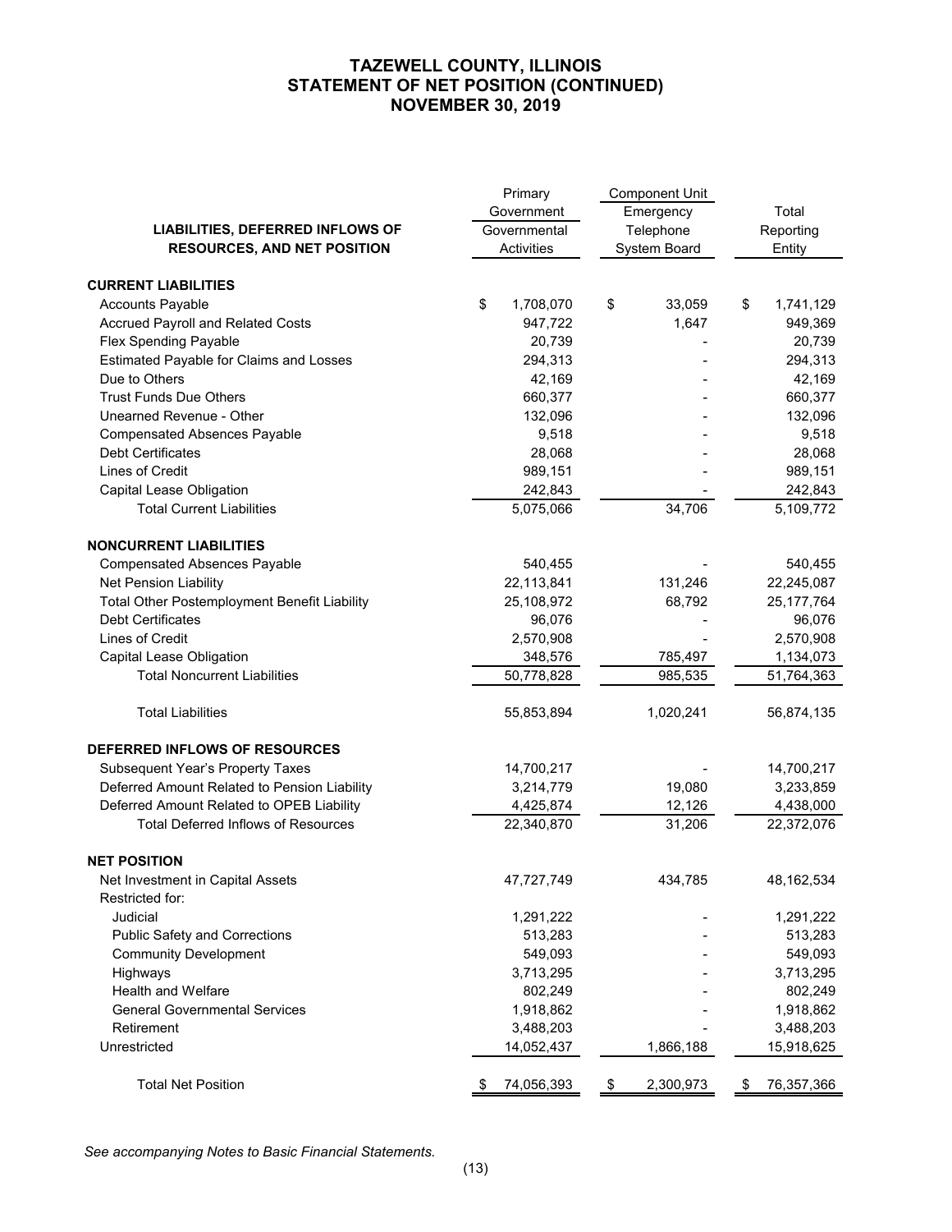# TAZEWELL COUNTY, ILLINOIS
## STATEMENT OF NET POSITION (CONTINUED)
## NOVEMBER 30, 2019

| LIABILITIES, DEFERRED INFLOWS OF RESOURCES, AND NET POSITION | Primary Government Governmental Activities | Component Unit Emergency Telephone System Board | Total Reporting Entity |
|---|---|---|---|
| **CURRENT LIABILITIES** | | | |
| Accounts Payable | $ 1,708,070 | $ 33,059 | $ 1,741,129 |
| Accrued Payroll and Related Costs | 947,722 | 1,647 | 949,369 |
| Flex Spending Payable | 20,739 | - | 20,739 |
| Estimated Payable for Claims and Losses | 294,313 | - | 294,313 |
| Due to Others | 42,169 | - | 42,169 |
| Trust Funds Due Others | 660,377 | - | 660,377 |
| Unearned Revenue - Other | 132,096 | - | 132,096 |
| Compensated Absences Payable | 9,518 | - | 9,518 |
| Debt Certificates | 28,068 | - | 28,068 |
| Lines of Credit | 989,151 | - | 989,151 |
| Capital Lease Obligation | 242,843 | - | 242,843 |
| Total Current Liabilities | 5,075,066 | 34,706 | 5,109,772 |
| **NONCURRENT LIABILITIES** | | | |
| Compensated Absences Payable | 540,455 | - | 540,455 |
| Net Pension Liability | 22,113,841 | 131,246 | 22,245,087 |
| Total Other Postemployment Benefit Liability | 25,108,972 | 68,792 | 25,177,764 |
| Debt Certificates | 96,076 | - | 96,076 |
| Lines of Credit | 2,570,908 | - | 2,570,908 |
| Capital Lease Obligation | 348,576 | 785,497 | 1,134,073 |
| Total Noncurrent Liabilities | 50,778,828 | 985,535 | 51,764,363 |
| Total Liabilities | 55,853,894 | 1,020,241 | 56,874,135 |
| **DEFERRED INFLOWS OF RESOURCES** | | | |
| Subsequent Year's Property Taxes | 14,700,217 | - | 14,700,217 |
| Deferred Amount Related to Pension Liability | 3,214,779 | 19,080 | 3,233,859 |
| Deferred Amount Related to OPEB Liability | 4,425,874 | 12,126 | 4,438,000 |
| Total Deferred Inflows of Resources | 22,340,870 | 31,206 | 22,372,076 |
| **NET POSITION** | | | |
| Net Investment in Capital Assets | 47,727,749 | 434,785 | 48,162,534 |
| Restricted for: | | | |
| Judicial | 1,291,222 | - | 1,291,222 |
| Public Safety and Corrections | 513,283 | - | 513,283 |
| Community Development | 549,093 | - | 549,093 |
| Highways | 3,713,295 | - | 3,713,295 |
| Health and Welfare | 802,249 | - | 802,249 |
| General Governmental Services | 1,918,862 | - | 1,918,862 |
| Retirement | 3,488,203 | - | 3,488,203 |
| Unrestricted | 14,052,437 | 1,866,188 | 15,918,625 |
| Total Net Position | $ 74,056,393 | $ 2,300,973 | $ 76,357,366 |

*See accompanying Notes to Basic Financial Statements.*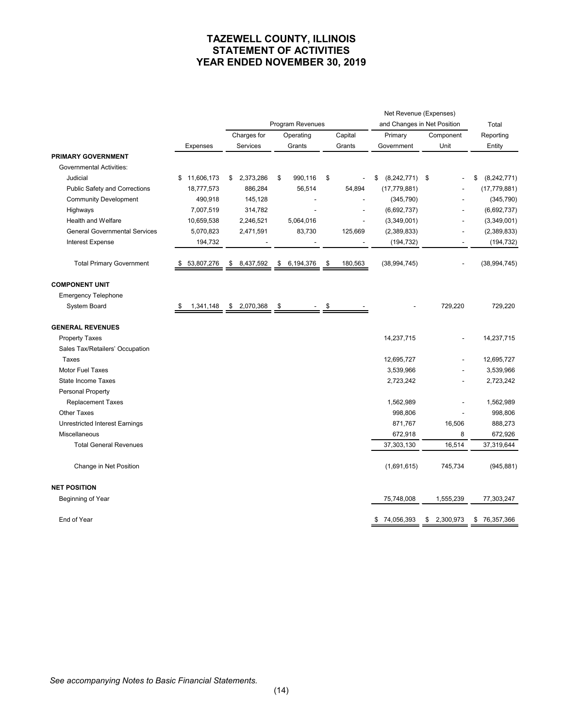# TAZEWELL COUNTY, ILLINOIS
# STATEMENT OF ACTIVITIES
# YEAR ENDED NOVEMBER 30, 2019

| | | Program Revenues | | | Net Revenue (Expenses) and Changes in Net Position | | Total |
|---|---|---|---|---|---|---|---|
| | Expenses | Charges for Services | Operating Grants | Capital Grants | Primary Government | Component Unit | Reporting Entity |
| **PRIMARY GOVERNMENT** | | | | | | | |
| Governmental Activities: | | | | | | | |
| Judicial | $ 11,606,173 | $ 2,373,286 | $ 990,116 | $ - | $ (8,242,771) | $ - | $ (8,242,771) |
| Public Safety and Corrections | 18,777,573 | 886,284 | 56,514 | 54,894 | (17,779,881) | - | (17,779,881) |
| Community Development | 490,918 | 145,128 | - | - | (345,790) | - | (345,790) |
| Highways | 7,007,519 | 314,782 | - | - | (6,692,737) | - | (6,692,737) |
| Health and Welfare | 10,659,538 | 2,246,521 | 5,064,016 | - | (3,349,001) | - | (3,349,001) |
| General Governmental Services | 5,070,823 | 2,471,591 | 83,730 | 125,669 | (2,389,833) | - | (2,389,833) |
| Interest Expense | 194,732 | - | - | - | (194,732) | - | (194,732) |
| Total Primary Government | $ 53,807,276 | $ 8,437,592 | $ 6,194,376 | $ 180,563 | (38,994,745) | - | (38,994,745) |
| **COMPONENT UNIT** | | | | | | | |
| Emergency Telephone System Board | $ 1,341,148 | $ 2,070,368 | $ - | $ - | - | 729,220 | 729,220 |
| **GENERAL REVENUES** | | | | | | | |
| Property Taxes | | | | | 14,237,715 | - | 14,237,715 |
| Sales Tax/Retailers' Occupation Taxes | | | | | 12,695,727 | - | 12,695,727 |
| Motor Fuel Taxes | | | | | 3,539,966 | - | 3,539,966 |
| State Income Taxes | | | | | 2,723,242 | - | 2,723,242 |
| Personal Property Replacement Taxes | | | | | 1,562,989 | - | 1,562,989 |
| Other Taxes | | | | | 998,806 | - | 998,806 |
| Unrestricted Interest Earnings | | | | | 871,767 | 16,506 | 888,273 |
| Miscellaneous | | | | | 672,918 | 8 | 672,926 |
| Total General Revenues | | | | | 37,303,130 | 16,514 | 37,319,644 |
| Change in Net Position | | | | | (1,691,615) | 745,734 | (945,881) |
| **NET POSITION** | | | | | | | |
| Beginning of Year | | | | | 75,748,008 | 1,555,239 | 77,303,247 |
| End of Year | | | | | $ 74,056,393 | $ 2,300,973 | $ 76,357,366 |

*See accompanying Notes to Basic Financial Statements.*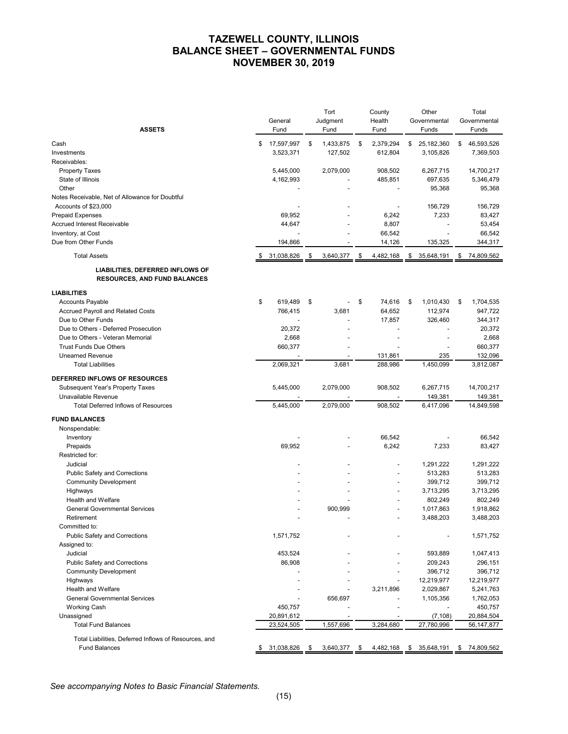# TAZEWELL COUNTY, ILLINOIS
# BALANCE SHEET – GOVERNMENTAL FUNDS
# NOVEMBER 30, 2019

| ASSETS | General Fund | Tort Judgment Fund | County Health Fund | Other Governmental Funds | Total Governmental Funds |
|---|---|---|---|---|---|
| Cash | $ 17,597,997 | $ 1,433,875 | $ 2,379,294 | $ 25,182,360 | $ 46,593,526 |
| Investments | 3,523,371 | 127,502 | 612,804 | 3,105,826 | 7,369,503 |
| Receivables: | | | | | |
| Property Taxes | 5,445,000 | 2,079,000 | 908,502 | 6,267,715 | 14,700,217 |
| State of Illinois | 4,162,993 | - | 485,851 | 697,635 | 5,346,479 |
| Other | - | - | - | 95,368 | 95,368 |
| Notes Receivable, Net of Allowance for Doubtful Accounts of $23,000 | - | - | - | 156,729 | 156,729 |
| Prepaid Expenses | 69,952 | - | 6,242 | 7,233 | 83,427 |
| Accrued Interest Receivable | 44,647 | - | 8,807 | - | 53,454 |
| Inventory, at Cost | - | - | 66,542 | - | 66,542 |
| Due from Other Funds | 194,866 | - | 14,126 | 135,325 | 344,317 |
| Total Assets | $ 31,038,826 | $ 3,640,377 | $ 4,482,168 | $ 35,648,191 | $ 74,809,562 |
| **LIABILITIES, DEFERRED INFLOWS OF RESOURCES, AND FUND BALANCES** | | | | | |
| **LIABILITIES** | | | | | |
| Accounts Payable | $ 619,489 | $ - | $ 74,616 | $ 1,010,430 | $ 1,704,535 |
| Accrued Payroll and Related Costs | 766,415 | 3,681 | 64,652 | 112,974 | 947,722 |
| Due to Other Funds | - | - | 17,857 | 326,460 | 344,317 |
| Due to Others - Deferred Prosecution | 20,372 | - | - | - | 20,372 |
| Due to Others - Veteran Memorial | 2,668 | - | - | - | 2,668 |
| Trust Funds Due Others | 660,377 | - | - | - | 660,377 |
| Unearned Revenue | - | - | 131,861 | 235 | 132,096 |
| Total Liabilities | 2,069,321 | 3,681 | 288,986 | 1,450,099 | 3,812,087 |
| **DEFERRED INFLOWS OF RESOURCES** | | | | | |
| Subsequent Year's Property Taxes | 5,445,000 | 2,079,000 | 908,502 | 6,267,715 | 14,700,217 |
| Unavailable Revenue | - | - | - | 149,381 | 149,381 |
| Total Deferred Inflows of Resources | 5,445,000 | 2,079,000 | 908,502 | 6,417,096 | 14,849,598 |
| **FUND BALANCES** | | | | | |
| Nonspendable: | | | | | |
| Inventory | - | - | 66,542 | - | 66,542 |
| Prepaids | 69,952 | - | 6,242 | 7,233 | 83,427 |
| Restricted for: | | | | | |
| Judicial | - | - | - | 1,291,222 | 1,291,222 |
| Public Safety and Corrections | - | - | - | 513,283 | 513,283 |
| Community Development | - | - | - | 399,712 | 399,712 |
| Highways | - | - | - | 3,713,295 | 3,713,295 |
| Health and Welfare | - | - | - | 802,249 | 802,249 |
| General Governmental Services | - | 900,999 | - | 1,017,863 | 1,918,862 |
| Retirement | - | - | - | 3,488,203 | 3,488,203 |
| Committed to: | | | | | |
| Public Safety and Corrections | 1,571,752 | - | - | - | 1,571,752 |
| Assigned to: | | | | | |
| Judicial | 453,524 | - | - | 593,889 | 1,047,413 |
| Public Safety and Corrections | 86,908 | - | - | 209,243 | 296,151 |
| Community Development | - | - | - | 396,712 | 396,712 |
| Highways | - | - | - | 12,219,977 | 12,219,977 |
| Health and Welfare | - | - | 3,211,896 | 2,029,867 | 5,241,763 |
| General Governmental Services | - | 656,697 | - | 1,105,356 | 1,762,053 |
| Working Cash | 450,757 | - | - | - | 450,757 |
| Unassigned | 20,891,612 | - | - | (7,108) | 20,884,504 |
| Total Fund Balances | 23,524,505 | 1,557,696 | 3,284,680 | 27,780,996 | 56,147,877 |
| Total Liabilities, Deferred Inflows of Resources, and Fund Balances | $ 31,038,826 | $ 3,640,377 | $ 4,482,168 | $ 35,648,191 | $ 74,809,562 |

*See accompanying Notes to Basic Financial Statements.*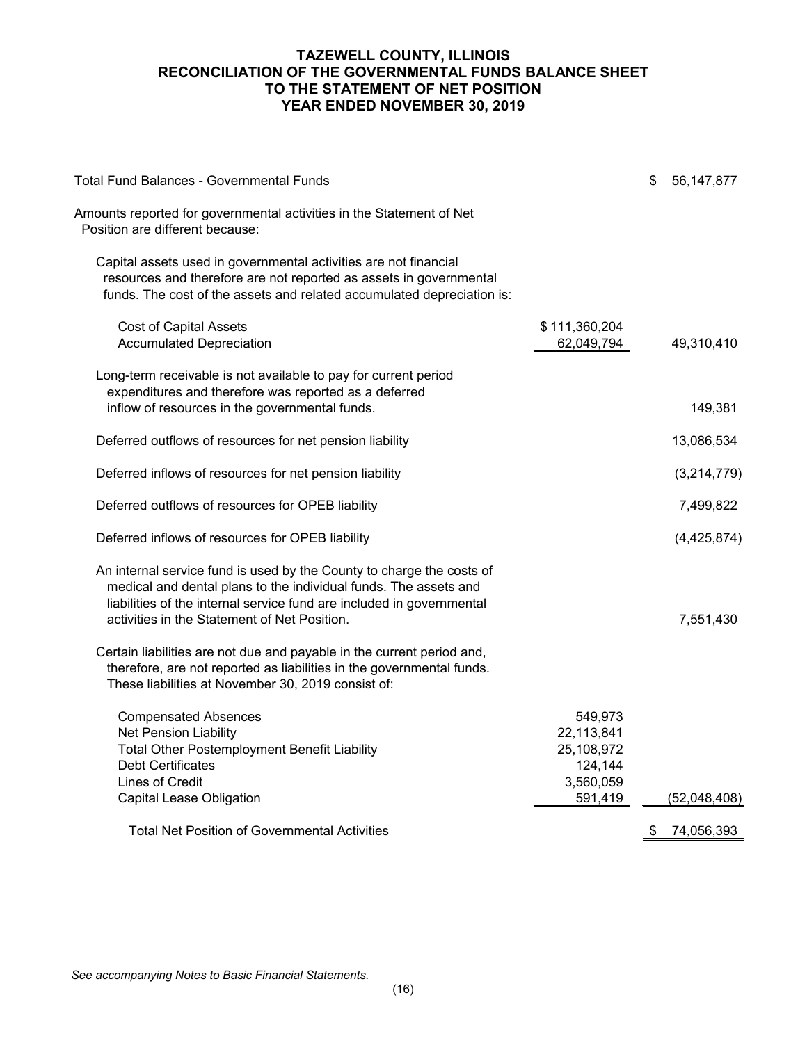# TAZEWELL COUNTY, ILLINOIS
# RECONCILIATION OF THE GOVERNMENTAL FUNDS BALANCE SHEET TO THE STATEMENT OF NET POSITION
# YEAR ENDED NOVEMBER 30, 2019

| | | |
|---|---|---|
| Total Fund Balances - Governmental Funds | | $ 56,147,877 |
| Amounts reported for governmental activities in the Statement of Net Position are different because: | | |
| Capital assets used in governmental activities are not financial resources and therefore are not reported as assets in governmental funds. The cost of the assets and related accumulated depreciation is: | | |
| Cost of Capital Assets | $ 111,360,204 | |
| Accumulated Depreciation | 62,049,794 | 49,310,410 |
| Long-term receivable is not available to pay for current period expenditures and therefore was reported as a deferred inflow of resources in the governmental funds. | | 149,381 |
| Deferred outflows of resources for net pension liability | | 13,086,534 |
| Deferred inflows of resources for net pension liability | | (3,214,779) |
| Deferred outflows of resources for OPEB liability | | 7,499,822 |
| Deferred inflows of resources for OPEB liability | | (4,425,874) |
| An internal service fund is used by the County to charge the costs of medical and dental plans to the individual funds. The assets and liabilities of the internal service fund are included in governmental activities in the Statement of Net Position. | | 7,551,430 |
| Certain liabilities are not due and payable in the current period and, therefore, are not reported as liabilities in the governmental funds. These liabilities at November 30, 2019 consist of: | | |
| Compensated Absences | 549,973 | |
| Net Pension Liability | 22,113,841 | |
| Total Other Postemployment Benefit Liability | 25,108,972 | |
| Debt Certificates | 124,144 | |
| Lines of Credit | 3,560,059 | |
| Capital Lease Obligation | 591,419 | (52,048,408) |
| Total Net Position of Governmental Activities | | $ 74,056,393 |

*See accompanying Notes to Basic Financial Statements.*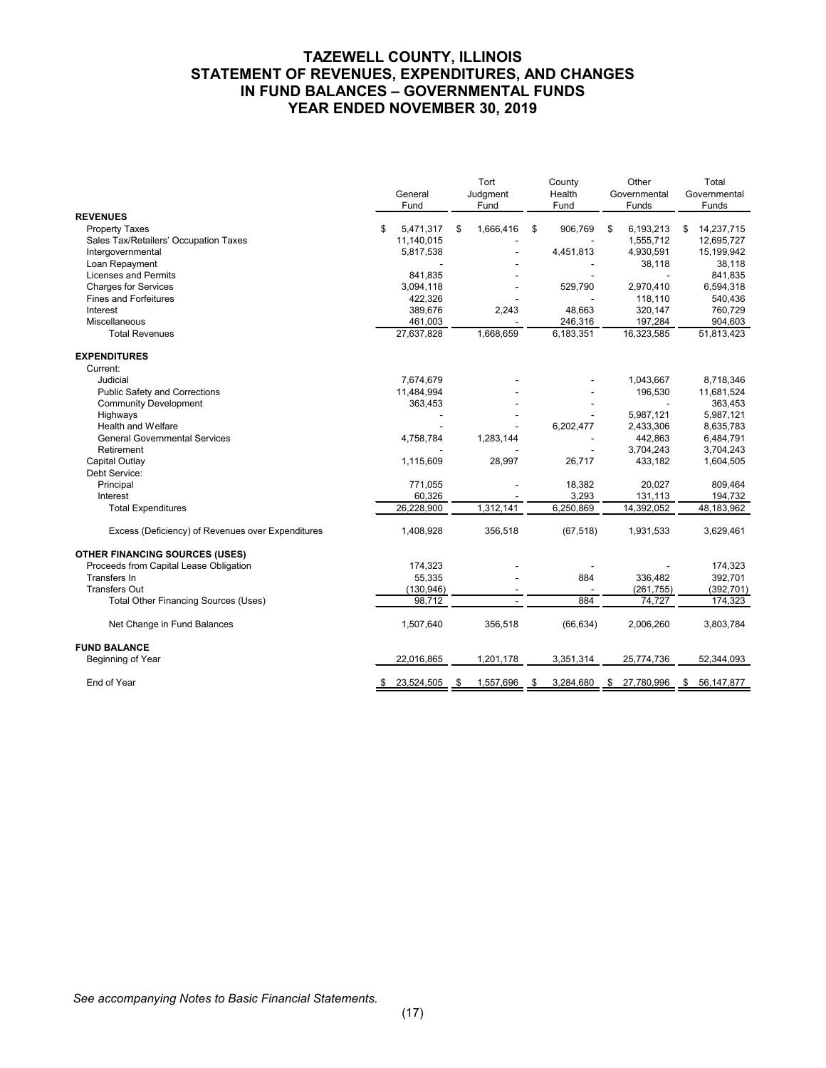# TAZEWELL COUNTY, ILLINOIS
# STATEMENT OF REVENUES, EXPENDITURES, AND CHANGES IN FUND BALANCES – GOVERNMENTAL FUNDS
# YEAR ENDED NOVEMBER 30, 2019

| | General Fund | Tort Judgment Fund | County Health Fund | Other Governmental Funds | Total Governmental Funds |
|---|---|---|---|---|---|
| **REVENUES** | | | | | |
| Property Taxes | $ 5,471,317 | $ 1,666,416 | $ 906,769 | $ 6,193,213 | $ 14,237,715 |
| Sales Tax/Retailers' Occupation Taxes | 11,140,015 | - | - | 1,555,712 | 12,695,727 |
| Intergovernmental | 5,817,538 | - | 4,451,813 | 4,930,591 | 15,199,942 |
| Loan Repayment | - | - | - | 38,118 | 38,118 |
| Licenses and Permits | 841,835 | - | - | - | 841,835 |
| Charges for Services | 3,094,118 | - | 529,790 | 2,970,410 | 6,594,318 |
| Fines and Forfeitures | 422,326 | - | - | 118,110 | 540,436 |
| Interest | 389,676 | 2,243 | 48,663 | 320,147 | 760,729 |
| Miscellaneous | 461,003 | - | 246,316 | 197,284 | 904,603 |
| Total Revenues | 27,637,828 | 1,668,659 | 6,183,351 | 16,323,585 | 51,813,423 |
| **EXPENDITURES** | | | | | |
| Current: | | | | | |
| Judicial | 7,674,679 | - | - | 1,043,667 | 8,718,346 |
| Public Safety and Corrections | 11,484,994 | - | - | 196,530 | 11,681,524 |
| Community Development | 363,453 | - | - | - | 363,453 |
| Highways | - | - | - | 5,987,121 | 5,987,121 |
| Health and Welfare | - | - | 6,202,477 | 2,433,306 | 8,635,783 |
| General Governmental Services | 4,758,784 | 1,283,144 | - | 442,863 | 6,484,791 |
| Retirement | - | - | - | 3,704,243 | 3,704,243 |
| Capital Outlay | 1,115,609 | 28,997 | 26,717 | 433,182 | 1,604,505 |
| Debt Service: | | | | | |
| Principal | 771,055 | - | 18,382 | 20,027 | 809,464 |
| Interest | 60,326 | - | 3,293 | 131,113 | 194,732 |
| Total Expenditures | 26,228,900 | 1,312,141 | 6,250,869 | 14,392,052 | 48,183,962 |
| Excess (Deficiency) of Revenues over Expenditures | 1,408,928 | 356,518 | (67,518) | 1,931,533 | 3,629,461 |
| **OTHER FINANCING SOURCES (USES)** | | | | | |
| Proceeds from Capital Lease Obligation | 174,323 | - | - | - | 174,323 |
| Transfers In | 55,335 | - | 884 | 336,482 | 392,701 |
| Transfers Out | (130,946) | - | - | (261,755) | (392,701) |
| Total Other Financing Sources (Uses) | 98,712 | - | 884 | 74,727 | 174,323 |
| Net Change in Fund Balances | 1,507,640 | 356,518 | (66,634) | 2,006,260 | 3,803,784 |
| **FUND BALANCE** | | | | | |
| Beginning of Year | 22,016,865 | 1,201,178 | 3,351,314 | 25,774,736 | 52,344,093 |
| End of Year | $ 23,524,505 | $ 1,557,696 | $ 3,284,680 | $ 27,780,996 | $ 56,147,877 |

*See accompanying Notes to Basic Financial Statements.*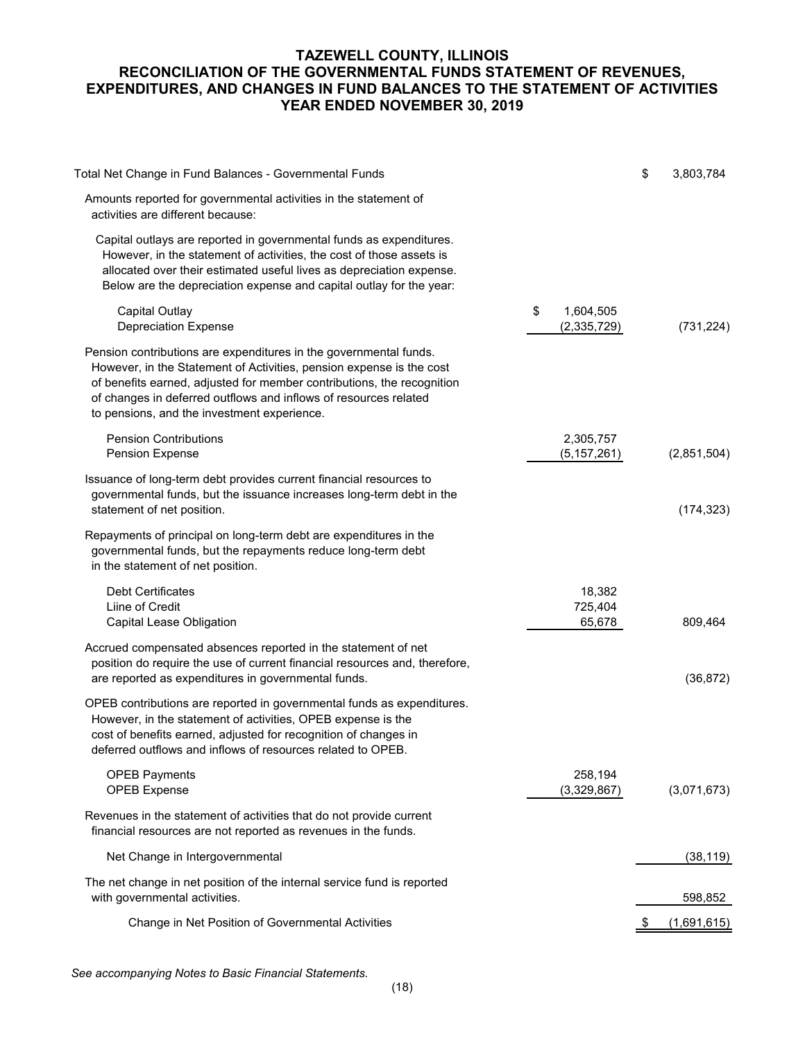# TAZEWELL COUNTY, ILLINOIS
## RECONCILIATION OF THE GOVERNMENTAL FUNDS STATEMENT OF REVENUES, EXPENDITURES, AND CHANGES IN FUND BALANCES TO THE STATEMENT OF ACTIVITIES
### YEAR ENDED NOVEMBER 30, 2019

| | | |
|---|---|---|
| Total Net Change in Fund Balances - Governmental Funds | | $ 3,803,784 |
| Amounts reported for governmental activities in the statement of activities are different because: | | |
| Capital outlays are reported in governmental funds as expenditures. However, in the statement of activities, the cost of those assets is allocated over their estimated useful lives as depreciation expense. Below are the depreciation expense and capital outlay for the year: | | |
| Capital Outlay | $ 1,604,505 | |
| Depreciation Expense | (2,335,729) | (731,224) |
| Pension contributions are expenditures in the governmental funds. However, in the Statement of Activities, pension expense is the cost of benefits earned, adjusted for member contributions, the recognition of changes in deferred outflows and inflows of resources related to pensions, and the investment experience. | | |
| Pension Contributions | 2,305,757 | |
| Pension Expense | (5,157,261) | (2,851,504) |
| Issuance of long-term debt provides current financial resources to governmental funds, but the issuance increases long-term debt in the statement of net position. | | (174,323) |
| Repayments of principal on long-term debt are expenditures in the governmental funds, but the repayments reduce long-term debt in the statement of net position. | | |
| Debt Certificates | 18,382 | |
| Liine of Credit | 725,404 | |
| Capital Lease Obligation | 65,678 | 809,464 |
| Accrued compensated absences reported in the statement of net position do require the use of current financial resources and, therefore, are reported as expenditures in governmental funds. | | (36,872) |
| OPEB contributions are reported in governmental funds as expenditures. However, in the statement of activities, OPEB expense is the cost of benefits earned, adjusted for recognition of changes in deferred outflows and inflows of resources related to OPEB. | | |
| OPEB Payments | 258,194 | |
| OPEB Expense | (3,329,867) | (3,071,673) |
| Revenues in the statement of activities that do not provide current financial resources are not reported as revenues in the funds. | | |
| Net Change in Intergovernmental | | (38,119) |
| The net change in net position of the internal service fund is reported with governmental activities. | | 598,852 |
| Change in Net Position of Governmental Activities | | $ (1,691,615) |

*See accompanying Notes to Basic Financial Statements.*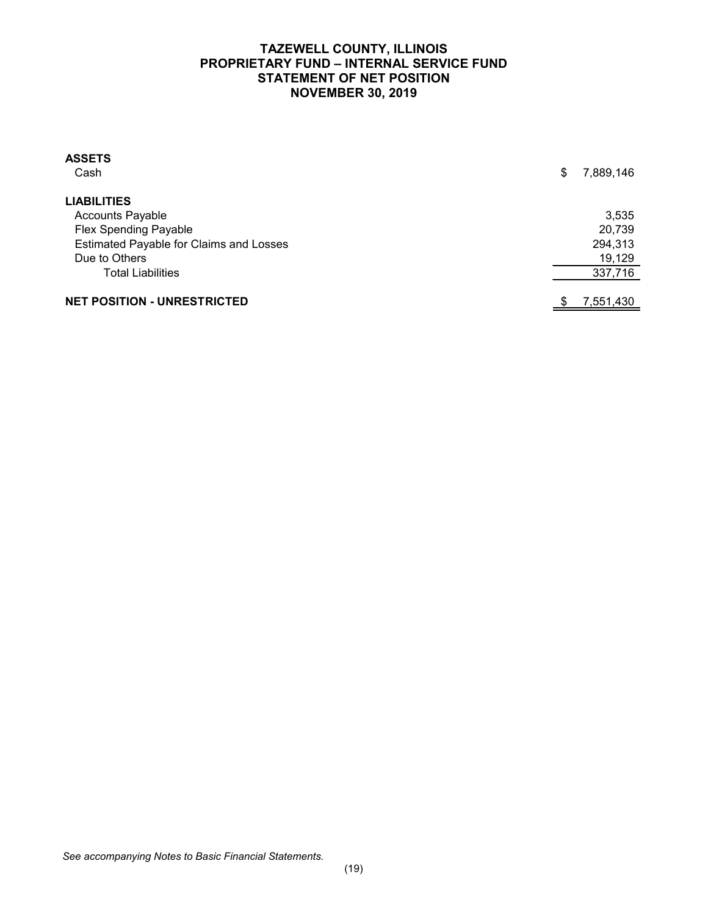# TAZEWELL COUNTY, ILLINOIS
## PROPRIETARY FUND – INTERNAL SERVICE FUND
## STATEMENT OF NET POSITION
## NOVEMBER 30, 2019

| | |
|---|---|
| **ASSETS** | |
| Cash | $ 7,889,146 |
| | |
| **LIABILITIES** | |
| Accounts Payable | 3,535 |
| Flex Spending Payable | 20,739 |
| Estimated Payable for Claims and Losses | 294,313 |
| Due to Others | 19,129 |
| Total Liabilities | 337,716 |
| | |
| **NET POSITION - UNRESTRICTED** | $ 7,551,430 |

*See accompanying Notes to Basic Financial Statements.*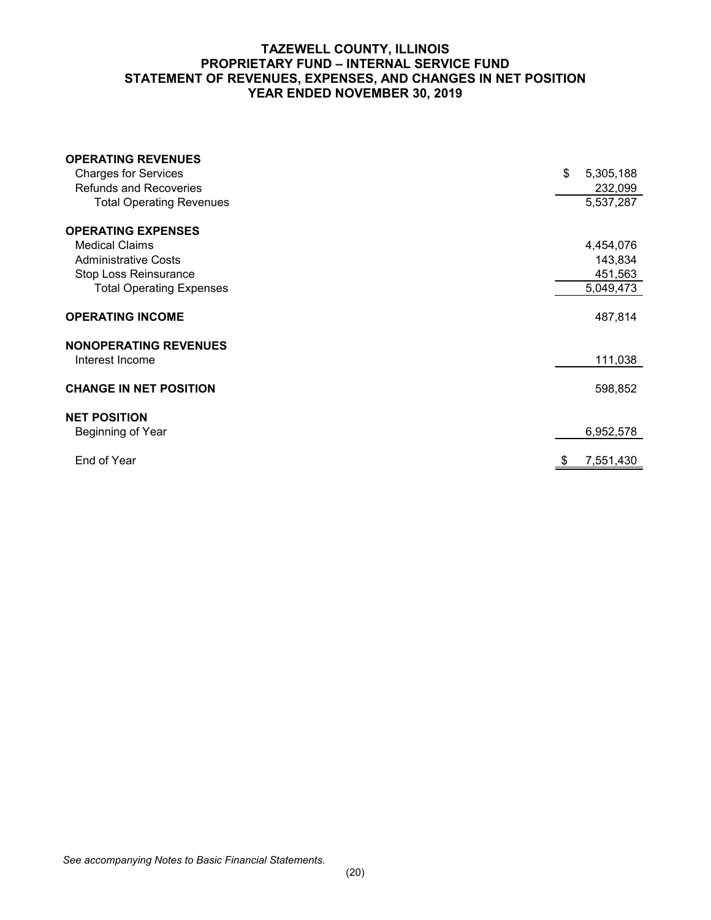# TAZEWELL COUNTY, ILLINOIS
## PROPRIETARY FUND – INTERNAL SERVICE FUND
## STATEMENT OF REVENUES, EXPENSES, AND CHANGES IN NET POSITION
## YEAR ENDED NOVEMBER 30, 2019

| | |
|---|---|
| **OPERATING REVENUES** | |
| Charges for Services | $ 5,305,188 |
| Refunds and Recoveries | 232,099 |
| Total Operating Revenues | 5,537,287 |
| **OPERATING EXPENSES** | |
| Medical Claims | 4,454,076 |
| Administrative Costs | 143,834 |
| Stop Loss Reinsurance | 451,563 |
| Total Operating Expenses | 5,049,473 |
| **OPERATING INCOME** | 487,814 |
| **NONOPERATING REVENUES** | |
| Interest Income | 111,038 |
| **CHANGE IN NET POSITION** | 598,852 |
| **NET POSITION** | |
| Beginning of Year | 6,952,578 |
| End of Year | $ 7,551,430 |

*See accompanying Notes to Basic Financial Statements.*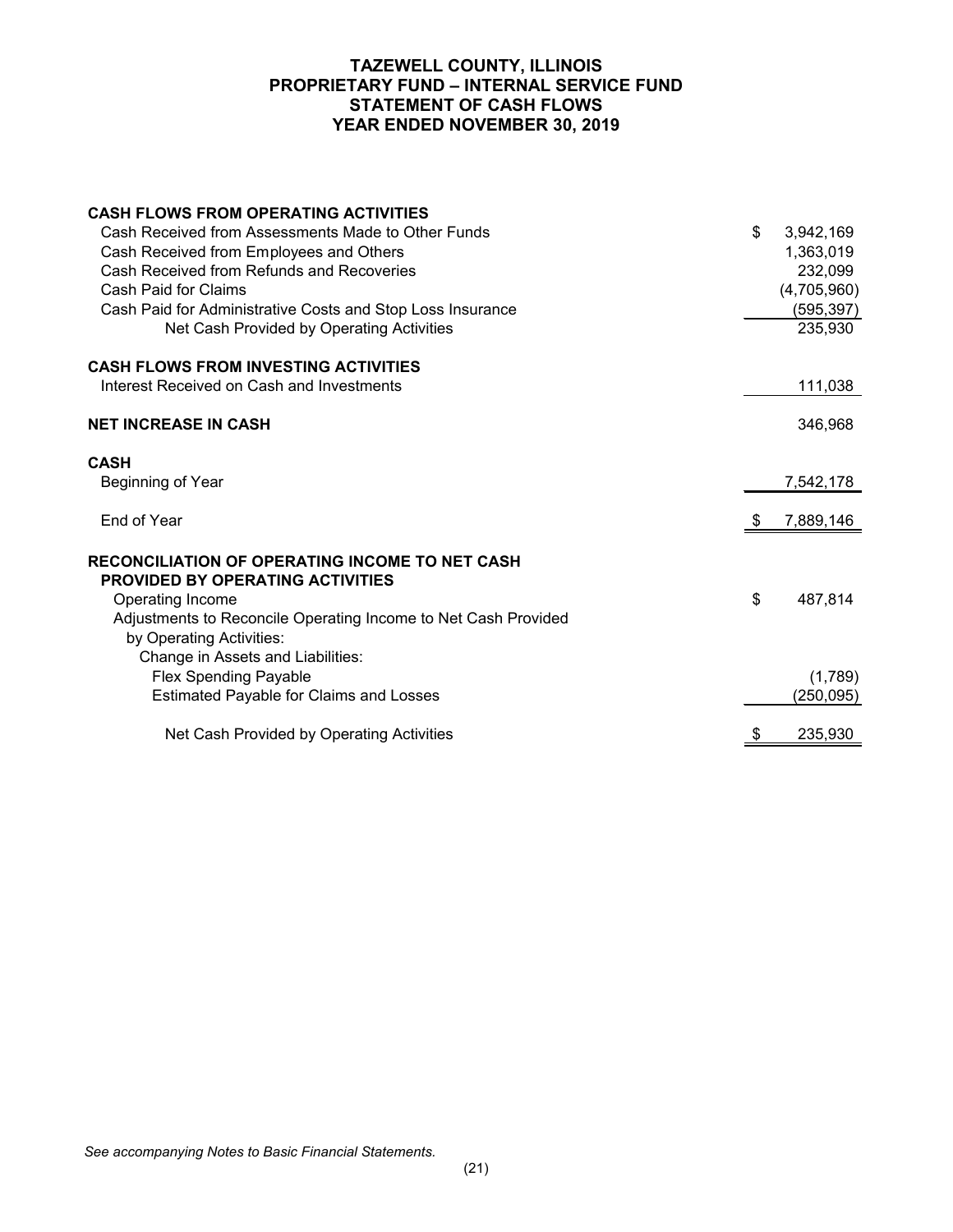# TAZEWELL COUNTY, ILLINOIS
## PROPRIETARY FUND – INTERNAL SERVICE FUND
## STATEMENT OF CASH FLOWS
## YEAR ENDED NOVEMBER 30, 2019

| | |
|---|---|
| **CASH FLOWS FROM OPERATING ACTIVITIES** | |
| Cash Received from Assessments Made to Other Funds | $ 3,942,169 |
| Cash Received from Employees and Others | 1,363,019 |
| Cash Received from Refunds and Recoveries | 232,099 |
| Cash Paid for Claims | (4,705,960) |
| Cash Paid for Administrative Costs and Stop Loss Insurance | (595,397) |
| Net Cash Provided by Operating Activities | 235,930 |
| **CASH FLOWS FROM INVESTING ACTIVITIES** | |
| Interest Received on Cash and Investments | 111,038 |
| **NET INCREASE IN CASH** | 346,968 |
| **CASH** | |
| Beginning of Year | 7,542,178 |
| End of Year | $ 7,889,146 |
| **RECONCILIATION OF OPERATING INCOME TO NET CASH PROVIDED BY OPERATING ACTIVITIES** | |
| Operating Income | $ 487,814 |
| Adjustments to Reconcile Operating Income to Net Cash Provided by Operating Activities: | |
| Change in Assets and Liabilities: | |
| Flex Spending Payable | (1,789) |
| Estimated Payable for Claims and Losses | (250,095) |
| Net Cash Provided by Operating Activities | $ 235,930 |

*See accompanying Notes to Basic Financial Statements.*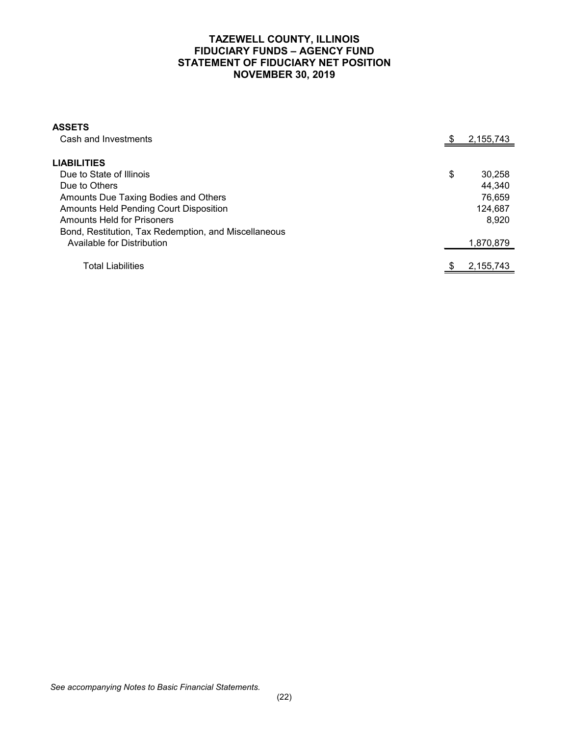# TAZEWELL COUNTY, ILLINOIS
## FIDUCIARY FUNDS – AGENCY FUND
## STATEMENT OF FIDUCIARY NET POSITION
## NOVEMBER 30, 2019

| | |
|---|---|
| **ASSETS** | |
| Cash and Investments | $ 2,155,743 |
| **LIABILITIES** | |
| Due to State of Illinois | $ 30,258 |
| Due to Others | 44,340 |
| Amounts Due Taxing Bodies and Others | 76,659 |
| Amounts Held Pending Court Disposition | 124,687 |
| Amounts Held for Prisoners | 8,920 |
| Bond, Restitution, Tax Redemption, and Miscellaneous Available for Distribution | 1,870,879 |
| Total Liabilities | $ 2,155,743 |

*See accompanying Notes to Basic Financial Statements.*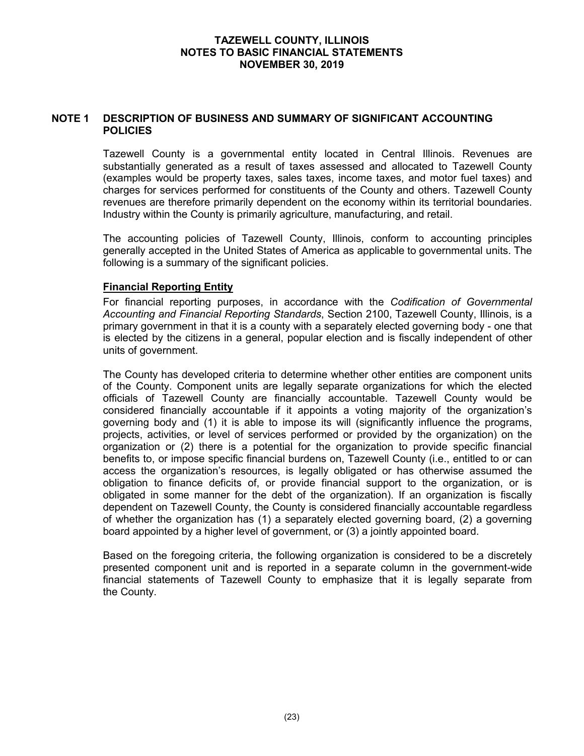## NOTE 1 DESCRIPTION OF BUSINESS AND SUMMARY OF SIGNIFICANT ACCOUNTING POLICIES

Tazewell County is a governmental entity located in Central Illinois. Revenues are substantially generated as a result of taxes assessed and allocated to Tazewell County (examples would be property taxes, sales taxes, income taxes, and motor fuel taxes) and charges for services performed for constituents of the County and others. Tazewell County revenues are therefore primarily dependent on the economy within its territorial boundaries. Industry within the County is primarily agriculture, manufacturing, and retail.

The accounting policies of Tazewell County, Illinois, conform to accounting principles generally accepted in the United States of America as applicable to governmental units. The following is a summary of the significant policies.

### Financial Reporting Entity

For financial reporting purposes, in accordance with the *Codification of Governmental Accounting and Financial Reporting Standards*, Section 2100, Tazewell County, Illinois, is a primary government in that it is a county with a separately elected governing body - one that is elected by the citizens in a general, popular election and is fiscally independent of other units of government.

The County has developed criteria to determine whether other entities are component units of the County. Component units are legally separate organizations for which the elected officials of Tazewell County are financially accountable. Tazewell County would be considered financially accountable if it appoints a voting majority of the organization's governing body and (1) it is able to impose its will (significantly influence the programs, projects, activities, or level of services performed or provided by the organization) on the organization or (2) there is a potential for the organization to provide specific financial benefits to, or impose specific financial burdens on, Tazewell County (i.e., entitled to or can access the organization's resources, is legally obligated or has otherwise assumed the obligation to finance deficits of, or provide financial support to the organization, or is obligated in some manner for the debt of the organization). If an organization is fiscally dependent on Tazewell County, the County is considered financially accountable regardless of whether the organization has (1) a separately elected governing board, (2) a governing board appointed by a higher level of government, or (3) a jointly appointed board.

Based on the foregoing criteria, the following organization is considered to be a discretely presented component unit and is reported in a separate column in the government-wide financial statements of Tazewell County to emphasize that it is legally separate from the County.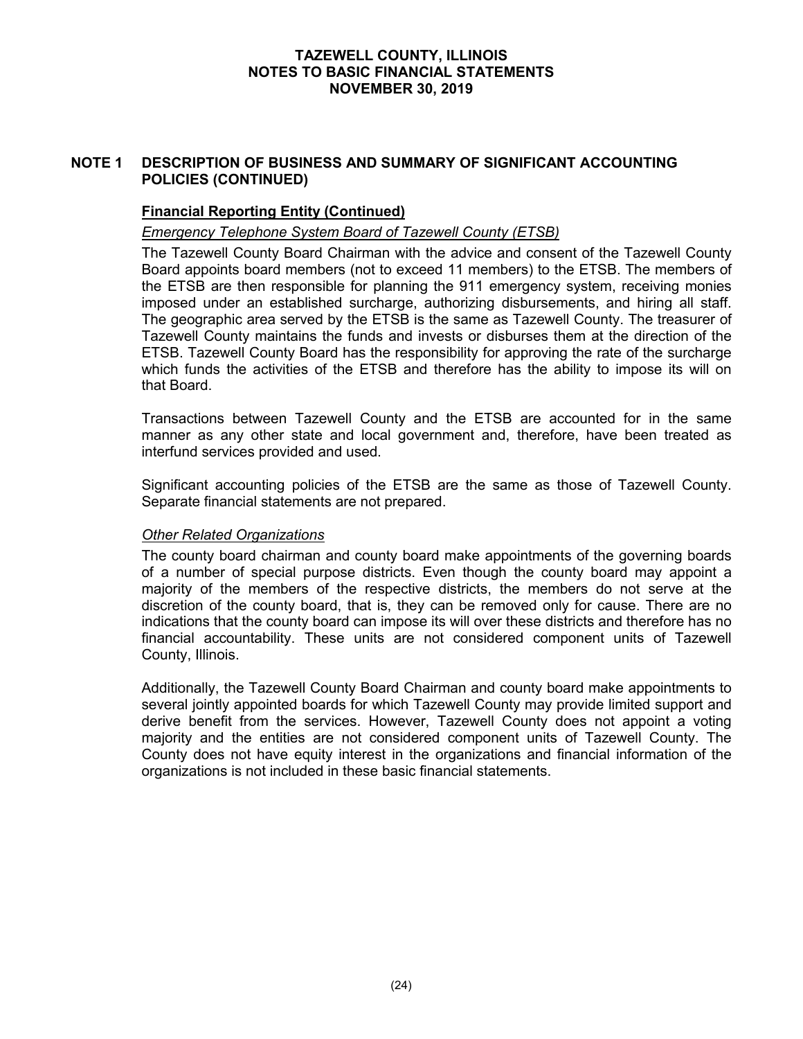## NOTE 1 DESCRIPTION OF BUSINESS AND SUMMARY OF SIGNIFICANT ACCOUNTING POLICIES (CONTINUED)

### Financial Reporting Entity (Continued)

*Emergency Telephone System Board of Tazewell County (ETSB)*

The Tazewell County Board Chairman with the advice and consent of the Tazewell County Board appoints board members (not to exceed 11 members) to the ETSB. The members of the ETSB are then responsible for planning the 911 emergency system, receiving monies imposed under an established surcharge, authorizing disbursements, and hiring all staff. The geographic area served by the ETSB is the same as Tazewell County. The treasurer of Tazewell County maintains the funds and invests or disburses them at the direction of the ETSB. Tazewell County Board has the responsibility for approving the rate of the surcharge which funds the activities of the ETSB and therefore has the ability to impose its will on that Board.

Transactions between Tazewell County and the ETSB are accounted for in the same manner as any other state and local government and, therefore, have been treated as interfund services provided and used.

Significant accounting policies of the ETSB are the same as those of Tazewell County. Separate financial statements are not prepared.

*Other Related Organizations*

The county board chairman and county board make appointments of the governing boards of a number of special purpose districts. Even though the county board may appoint a majority of the members of the respective districts, the members do not serve at the discretion of the county board, that is, they can be removed only for cause. There are no indications that the county board can impose its will over these districts and therefore has no financial accountability. These units are not considered component units of Tazewell County, Illinois.

Additionally, the Tazewell County Board Chairman and county board make appointments to several jointly appointed boards for which Tazewell County may provide limited support and derive benefit from the services. However, Tazewell County does not appoint a voting majority and the entities are not considered component units of Tazewell County. The County does not have equity interest in the organizations and financial information of the organizations is not included in these basic financial statements.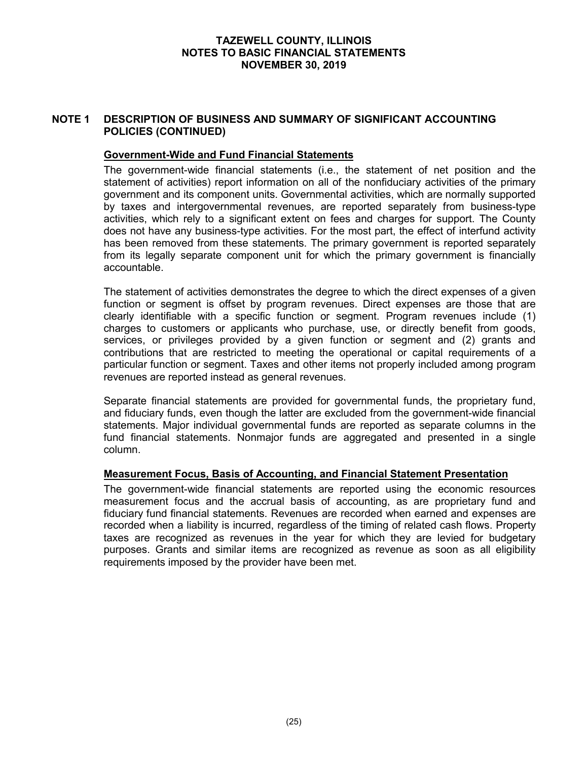## NOTE 1 DESCRIPTION OF BUSINESS AND SUMMARY OF SIGNIFICANT ACCOUNTING POLICIES (CONTINUED)

### Government-Wide and Fund Financial Statements

The government-wide financial statements (i.e., the statement of net position and the statement of activities) report information on all of the nonfiduciary activities of the primary government and its component units. Governmental activities, which are normally supported by taxes and intergovernmental revenues, are reported separately from business-type activities, which rely to a significant extent on fees and charges for support. The County does not have any business-type activities. For the most part, the effect of interfund activity has been removed from these statements. The primary government is reported separately from its legally separate component unit for which the primary government is financially accountable.

The statement of activities demonstrates the degree to which the direct expenses of a given function or segment is offset by program revenues. Direct expenses are those that are clearly identifiable with a specific function or segment. Program revenues include (1) charges to customers or applicants who purchase, use, or directly benefit from goods, services, or privileges provided by a given function or segment and (2) grants and contributions that are restricted to meeting the operational or capital requirements of a particular function or segment. Taxes and other items not properly included among program revenues are reported instead as general revenues.

Separate financial statements are provided for governmental funds, the proprietary fund, and fiduciary funds, even though the latter are excluded from the government-wide financial statements. Major individual governmental funds are reported as separate columns in the fund financial statements. Nonmajor funds are aggregated and presented in a single column.

### Measurement Focus, Basis of Accounting, and Financial Statement Presentation

The government-wide financial statements are reported using the economic resources measurement focus and the accrual basis of accounting, as are proprietary fund and fiduciary fund financial statements. Revenues are recorded when earned and expenses are recorded when a liability is incurred, regardless of the timing of related cash flows. Property taxes are recognized as revenues in the year for which they are levied for budgetary purposes. Grants and similar items are recognized as revenue as soon as all eligibility requirements imposed by the provider have been met.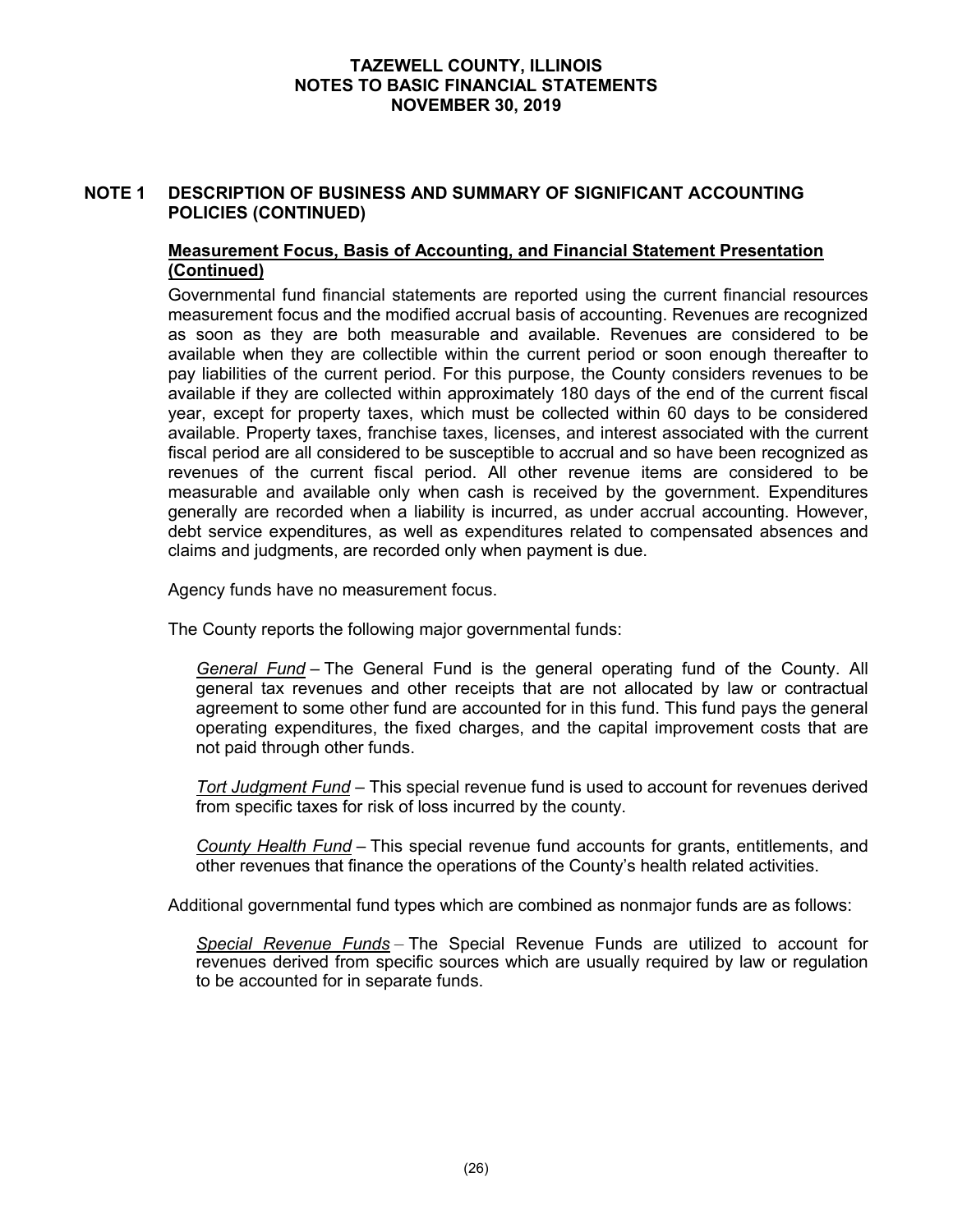## NOTE 1 DESCRIPTION OF BUSINESS AND SUMMARY OF SIGNIFICANT ACCOUNTING POLICIES (CONTINUED)

### Measurement Focus, Basis of Accounting, and Financial Statement Presentation (Continued)

Governmental fund financial statements are reported using the current financial resources measurement focus and the modified accrual basis of accounting. Revenues are recognized as soon as they are both measurable and available. Revenues are considered to be available when they are collectible within the current period or soon enough thereafter to pay liabilities of the current period. For this purpose, the County considers revenues to be available if they are collected within approximately 180 days of the end of the current fiscal year, except for property taxes, which must be collected within 60 days to be considered available. Property taxes, franchise taxes, licenses, and interest associated with the current fiscal period are all considered to be susceptible to accrual and so have been recognized as revenues of the current fiscal period. All other revenue items are considered to be measurable and available only when cash is received by the government. Expenditures generally are recorded when a liability is incurred, as under accrual accounting. However, debt service expenditures, as well as expenditures related to compensated absences and claims and judgments, are recorded only when payment is due.

Agency funds have no measurement focus.

The County reports the following major governmental funds:

*General Fund* – The General Fund is the general operating fund of the County. All general tax revenues and other receipts that are not allocated by law or contractual agreement to some other fund are accounted for in this fund. This fund pays the general operating expenditures, the fixed charges, and the capital improvement costs that are not paid through other funds.

*Tort Judgment Fund* – This special revenue fund is used to account for revenues derived from specific taxes for risk of loss incurred by the county.

*County Health Fund* – This special revenue fund accounts for grants, entitlements, and other revenues that finance the operations of the County's health related activities.

Additional governmental fund types which are combined as nonmajor funds are as follows:

*Special Revenue Funds* – The Special Revenue Funds are utilized to account for revenues derived from specific sources which are usually required by law or regulation to be accounted for in separate funds.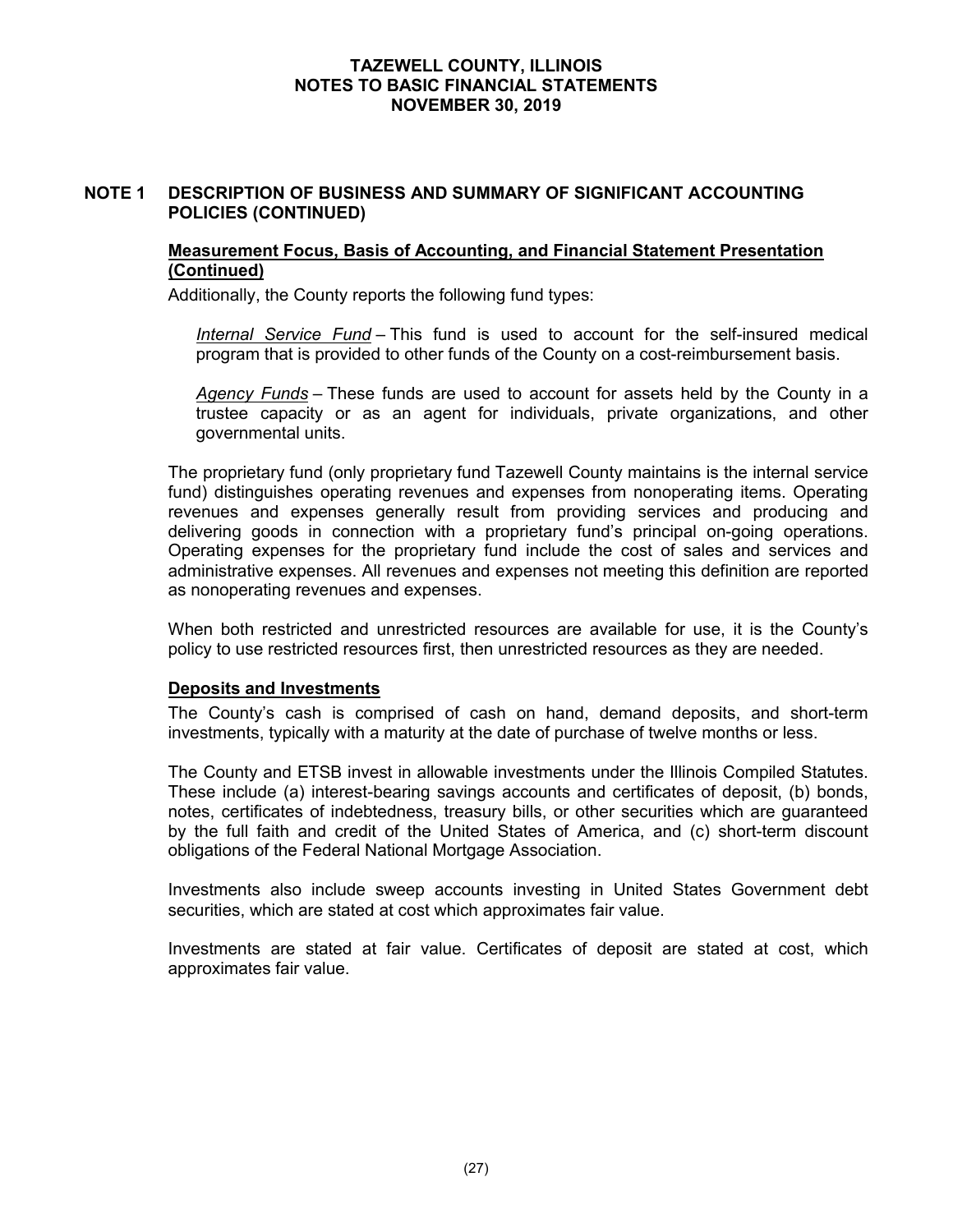## NOTE 1 DESCRIPTION OF BUSINESS AND SUMMARY OF SIGNIFICANT ACCOUNTING POLICIES (CONTINUED)

### Measurement Focus, Basis of Accounting, and Financial Statement Presentation (Continued)

Additionally, the County reports the following fund types:

*Internal Service Fund* – This fund is used to account for the self-insured medical program that is provided to other funds of the County on a cost-reimbursement basis.

*Agency Funds* – These funds are used to account for assets held by the County in a trustee capacity or as an agent for individuals, private organizations, and other governmental units.

The proprietary fund (only proprietary fund Tazewell County maintains is the internal service fund) distinguishes operating revenues and expenses from nonoperating items. Operating revenues and expenses generally result from providing services and producing and delivering goods in connection with a proprietary fund's principal on-going operations. Operating expenses for the proprietary fund include the cost of sales and services and administrative expenses. All revenues and expenses not meeting this definition are reported as nonoperating revenues and expenses.

When both restricted and unrestricted resources are available for use, it is the County's policy to use restricted resources first, then unrestricted resources as they are needed.

### Deposits and Investments

The County's cash is comprised of cash on hand, demand deposits, and short-term investments, typically with a maturity at the date of purchase of twelve months or less.

The County and ETSB invest in allowable investments under the Illinois Compiled Statutes. These include (a) interest-bearing savings accounts and certificates of deposit, (b) bonds, notes, certificates of indebtedness, treasury bills, or other securities which are guaranteed by the full faith and credit of the United States of America, and (c) short-term discount obligations of the Federal National Mortgage Association.

Investments also include sweep accounts investing in United States Government debt securities, which are stated at cost which approximates fair value.

Investments are stated at fair value. Certificates of deposit are stated at cost, which approximates fair value.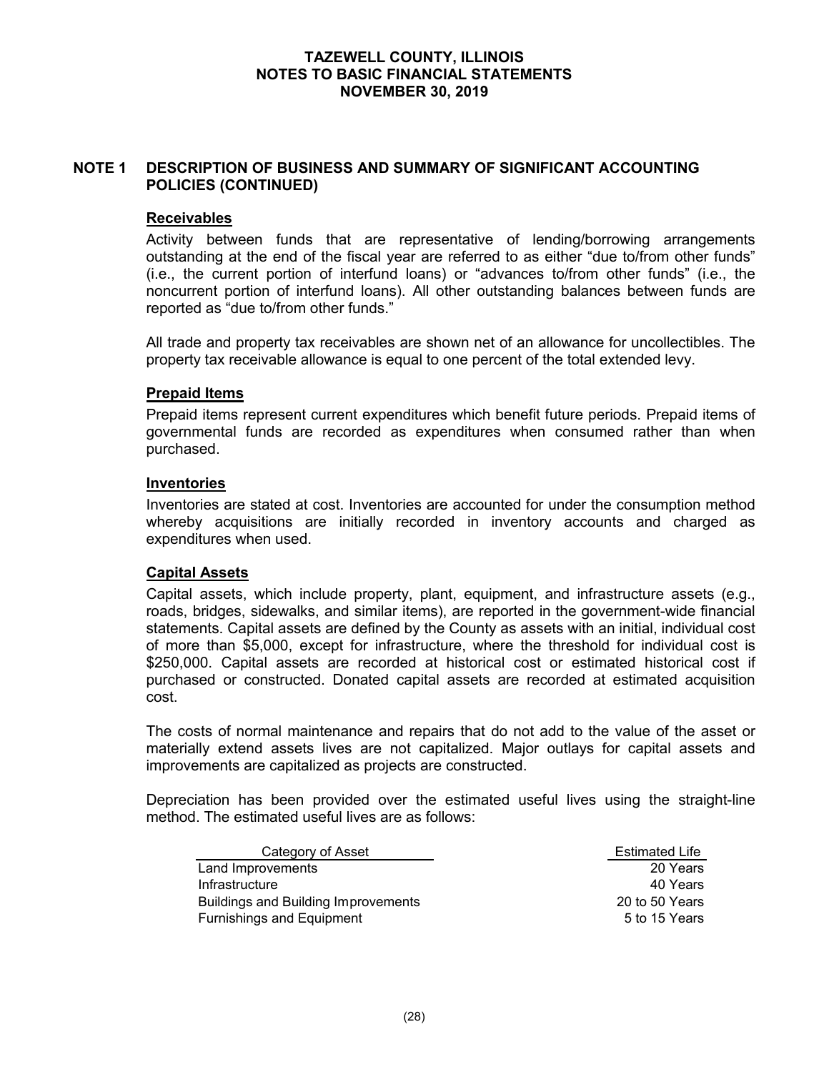## NOTE 1 DESCRIPTION OF BUSINESS AND SUMMARY OF SIGNIFICANT ACCOUNTING POLICIES (CONTINUED)

### Receivables

Activity between funds that are representative of lending/borrowing arrangements outstanding at the end of the fiscal year are referred to as either “due to/from other funds” (i.e., the current portion of interfund loans) or “advances to/from other funds” (i.e., the noncurrent portion of interfund loans). All other outstanding balances between funds are reported as “due to/from other funds.”

All trade and property tax receivables are shown net of an allowance for uncollectibles. The property tax receivable allowance is equal to one percent of the total extended levy.

### Prepaid Items

Prepaid items represent current expenditures which benefit future periods. Prepaid items of governmental funds are recorded as expenditures when consumed rather than when purchased.

### Inventories

Inventories are stated at cost. Inventories are accounted for under the consumption method whereby acquisitions are initially recorded in inventory accounts and charged as expenditures when used.

### Capital Assets

Capital assets, which include property, plant, equipment, and infrastructure assets (e.g., roads, bridges, sidewalks, and similar items), are reported in the government-wide financial statements. Capital assets are defined by the County as assets with an initial, individual cost of more than $5,000, except for infrastructure, where the threshold for individual cost is $250,000. Capital assets are recorded at historical cost or estimated historical cost if purchased or constructed. Donated capital assets are recorded at estimated acquisition cost.

The costs of normal maintenance and repairs that do not add to the value of the asset or materially extend assets lives are not capitalized. Major outlays for capital assets and improvements are capitalized as projects are constructed.

Depreciation has been provided over the estimated useful lives using the straight-line method. The estimated useful lives are as follows:

| Category of Asset | Estimated Life |
|---|---|
| Land Improvements | 20 Years |
| Infrastructure | 40 Years |
| Buildings and Building Improvements | 20 to 50 Years |
| Furnishings and Equipment | 5 to 15 Years |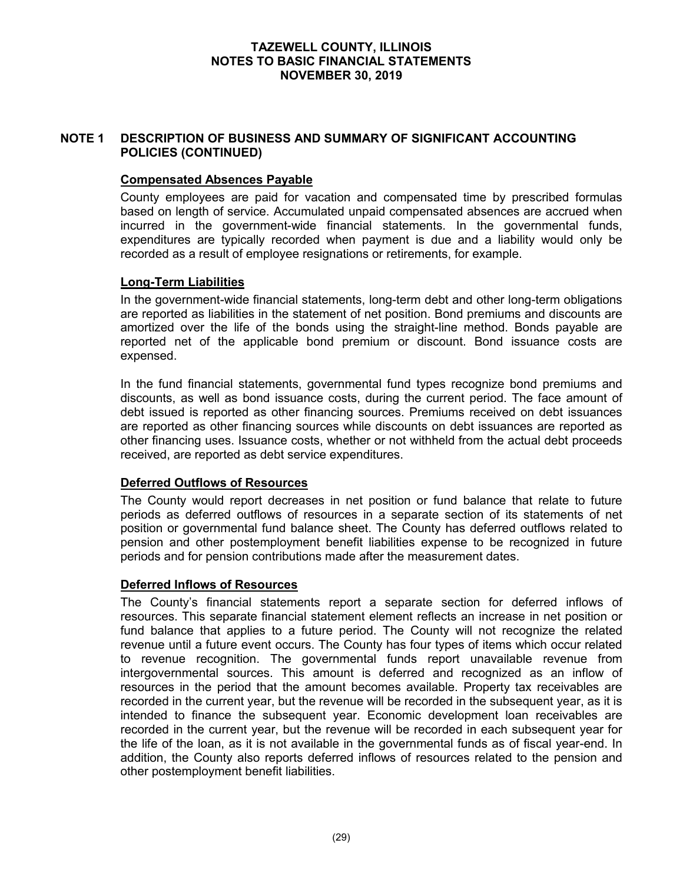## NOTE 1 DESCRIPTION OF BUSINESS AND SUMMARY OF SIGNIFICANT ACCOUNTING POLICIES (CONTINUED)

### Compensated Absences Payable

County employees are paid for vacation and compensated time by prescribed formulas based on length of service. Accumulated unpaid compensated absences are accrued when incurred in the government-wide financial statements. In the governmental funds, expenditures are typically recorded when payment is due and a liability would only be recorded as a result of employee resignations or retirements, for example.

### Long-Term Liabilities

In the government-wide financial statements, long-term debt and other long-term obligations are reported as liabilities in the statement of net position. Bond premiums and discounts are amortized over the life of the bonds using the straight-line method. Bonds payable are reported net of the applicable bond premium or discount. Bond issuance costs are expensed.

In the fund financial statements, governmental fund types recognize bond premiums and discounts, as well as bond issuance costs, during the current period. The face amount of debt issued is reported as other financing sources. Premiums received on debt issuances are reported as other financing sources while discounts on debt issuances are reported as other financing uses. Issuance costs, whether or not withheld from the actual debt proceeds received, are reported as debt service expenditures.

### Deferred Outflows of Resources

The County would report decreases in net position or fund balance that relate to future periods as deferred outflows of resources in a separate section of its statements of net position or governmental fund balance sheet. The County has deferred outflows related to pension and other postemployment benefit liabilities expense to be recognized in future periods and for pension contributions made after the measurement dates.

### Deferred Inflows of Resources

The County's financial statements report a separate section for deferred inflows of resources. This separate financial statement element reflects an increase in net position or fund balance that applies to a future period. The County will not recognize the related revenue until a future event occurs. The County has four types of items which occur related to revenue recognition. The governmental funds report unavailable revenue from intergovernmental sources. This amount is deferred and recognized as an inflow of resources in the period that the amount becomes available. Property tax receivables are recorded in the current year, but the revenue will be recorded in the subsequent year, as it is intended to finance the subsequent year. Economic development loan receivables are recorded in the current year, but the revenue will be recorded in each subsequent year for the life of the loan, as it is not available in the governmental funds as of fiscal year-end. In addition, the County also reports deferred inflows of resources related to the pension and other postemployment benefit liabilities.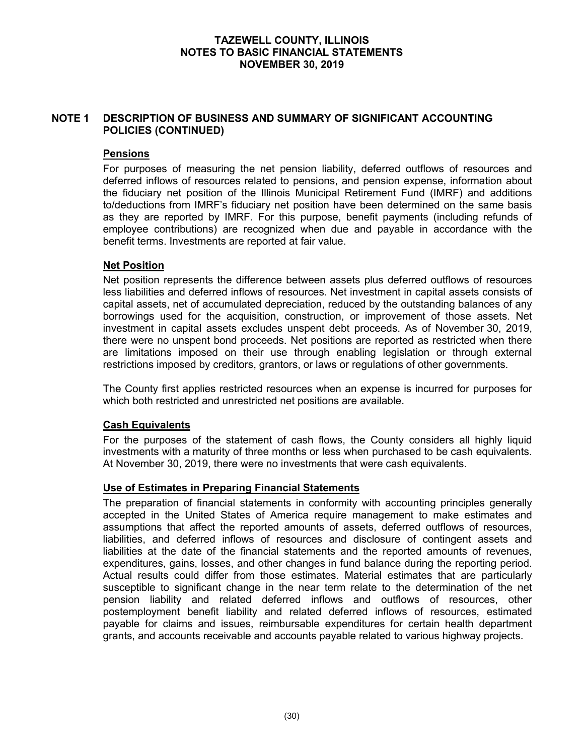## NOTE 1 DESCRIPTION OF BUSINESS AND SUMMARY OF SIGNIFICANT ACCOUNTING POLICIES (CONTINUED)

### Pensions

For purposes of measuring the net pension liability, deferred outflows of resources and deferred inflows of resources related to pensions, and pension expense, information about the fiduciary net position of the Illinois Municipal Retirement Fund (IMRF) and additions to/deductions from IMRF's fiduciary net position have been determined on the same basis as they are reported by IMRF. For this purpose, benefit payments (including refunds of employee contributions) are recognized when due and payable in accordance with the benefit terms. Investments are reported at fair value.

### Net Position

Net position represents the difference between assets plus deferred outflows of resources less liabilities and deferred inflows of resources. Net investment in capital assets consists of capital assets, net of accumulated depreciation, reduced by the outstanding balances of any borrowings used for the acquisition, construction, or improvement of those assets. Net investment in capital assets excludes unspent debt proceeds. As of November 30, 2019, there were no unspent bond proceeds. Net positions are reported as restricted when there are limitations imposed on their use through enabling legislation or through external restrictions imposed by creditors, grantors, or laws or regulations of other governments.

The County first applies restricted resources when an expense is incurred for purposes for which both restricted and unrestricted net positions are available.

### Cash Equivalents

For the purposes of the statement of cash flows, the County considers all highly liquid investments with a maturity of three months or less when purchased to be cash equivalents. At November 30, 2019, there were no investments that were cash equivalents.

### Use of Estimates in Preparing Financial Statements

The preparation of financial statements in conformity with accounting principles generally accepted in the United States of America require management to make estimates and assumptions that affect the reported amounts of assets, deferred outflows of resources, liabilities, and deferred inflows of resources and disclosure of contingent assets and liabilities at the date of the financial statements and the reported amounts of revenues, expenditures, gains, losses, and other changes in fund balance during the reporting period. Actual results could differ from those estimates. Material estimates that are particularly susceptible to significant change in the near term relate to the determination of the net pension liability and related deferred inflows and outflows of resources, other postemployment benefit liability and related deferred inflows of resources, estimated payable for claims and issues, reimbursable expenditures for certain health department grants, and accounts receivable and accounts payable related to various highway projects.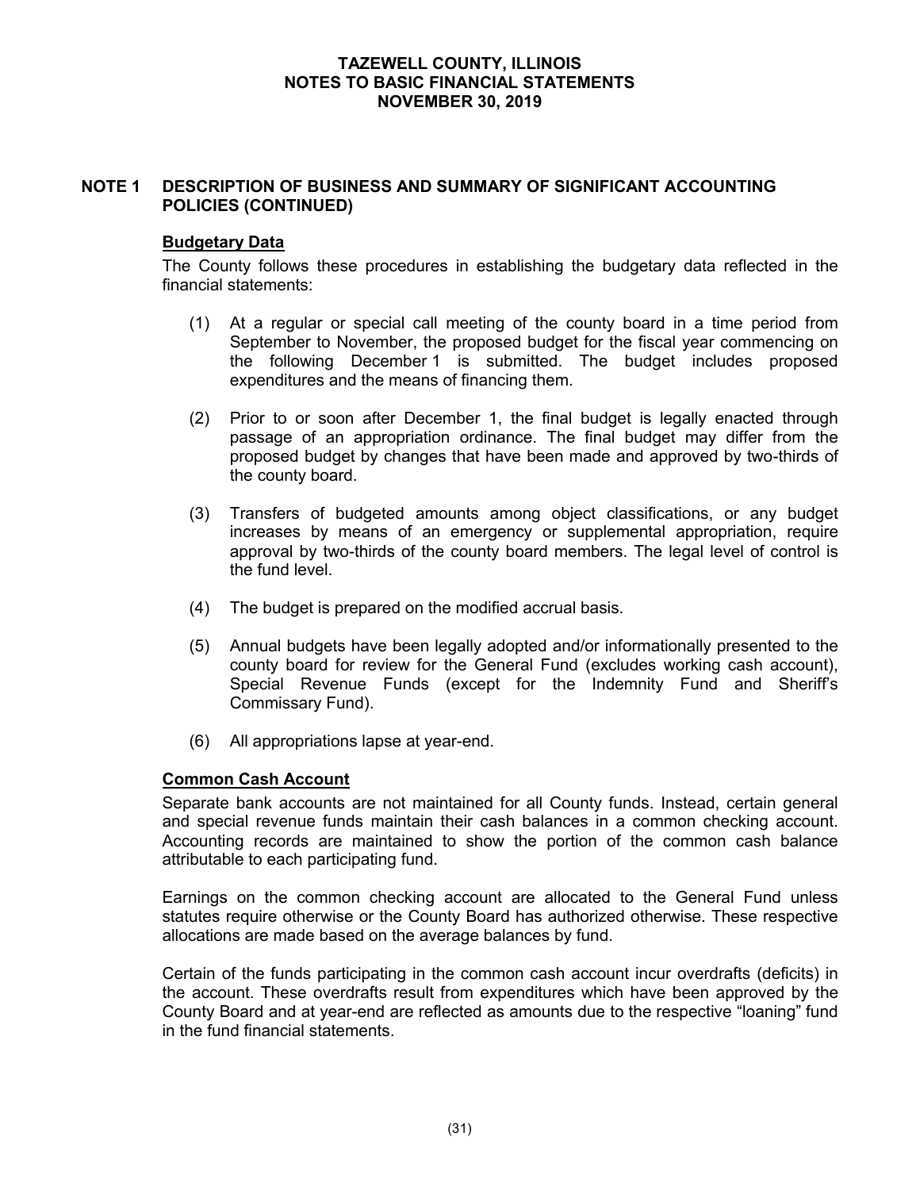## NOTE 1 DESCRIPTION OF BUSINESS AND SUMMARY OF SIGNIFICANT ACCOUNTING POLICIES (CONTINUED)

### Budgetary Data

The County follows these procedures in establishing the budgetary data reflected in the financial statements:

(1) At a regular or special call meeting of the county board in a time period from September to November, the proposed budget for the fiscal year commencing on the following December 1 is submitted. The budget includes proposed expenditures and the means of financing them.

(2) Prior to or soon after December 1, the final budget is legally enacted through passage of an appropriation ordinance. The final budget may differ from the proposed budget by changes that have been made and approved by two-thirds of the county board.

(3) Transfers of budgeted amounts among object classifications, or any budget increases by means of an emergency or supplemental appropriation, require approval by two-thirds of the county board members. The legal level of control is the fund level.

(4) The budget is prepared on the modified accrual basis.

(5) Annual budgets have been legally adopted and/or informationally presented to the county board for review for the General Fund (excludes working cash account), Special Revenue Funds (except for the Indemnity Fund and Sheriff's Commissary Fund).

(6) All appropriations lapse at year-end.

### Common Cash Account

Separate bank accounts are not maintained for all County funds. Instead, certain general and special revenue funds maintain their cash balances in a common checking account. Accounting records are maintained to show the portion of the common cash balance attributable to each participating fund.

Earnings on the common checking account are allocated to the General Fund unless statutes require otherwise or the County Board has authorized otherwise. These respective allocations are made based on the average balances by fund.

Certain of the funds participating in the common cash account incur overdrafts (deficits) in the account. These overdrafts result from expenditures which have been approved by the County Board and at year-end are reflected as amounts due to the respective "loaning" fund in the fund financial statements.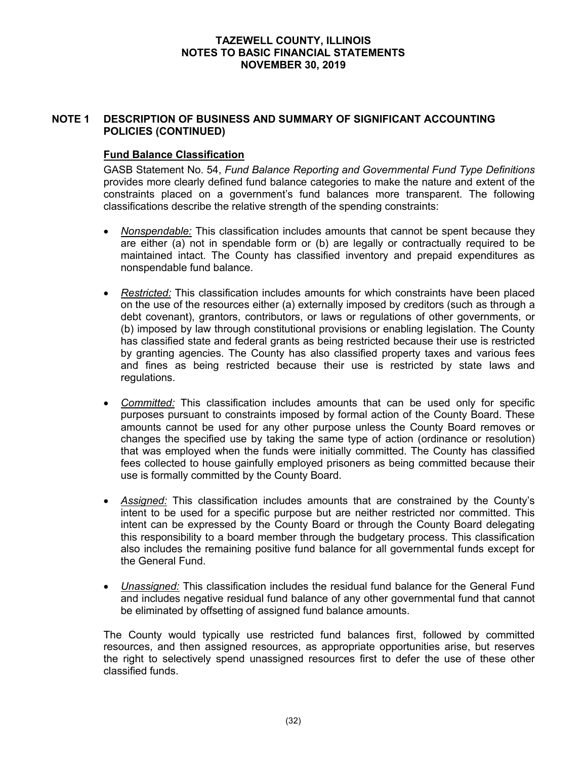## NOTE 1 DESCRIPTION OF BUSINESS AND SUMMARY OF SIGNIFICANT ACCOUNTING POLICIES (CONTINUED)

### Fund Balance Classification

GASB Statement No. 54, *Fund Balance Reporting and Governmental Fund Type Definitions* provides more clearly defined fund balance categories to make the nature and extent of the constraints placed on a government's fund balances more transparent. The following classifications describe the relative strength of the spending constraints:

- *Nonspendable:* This classification includes amounts that cannot be spent because they are either (a) not in spendable form or (b) are legally or contractually required to be maintained intact. The County has classified inventory and prepaid expenditures as nonspendable fund balance.

- *Restricted:* This classification includes amounts for which constraints have been placed on the use of the resources either (a) externally imposed by creditors (such as through a debt covenant), grantors, contributors, or laws or regulations of other governments, or (b) imposed by law through constitutional provisions or enabling legislation. The County has classified state and federal grants as being restricted because their use is restricted by granting agencies. The County has also classified property taxes and various fees and fines as being restricted because their use is restricted by state laws and regulations.

- *Committed:* This classification includes amounts that can be used only for specific purposes pursuant to constraints imposed by formal action of the County Board. These amounts cannot be used for any other purpose unless the County Board removes or changes the specified use by taking the same type of action (ordinance or resolution) that was employed when the funds were initially committed. The County has classified fees collected to house gainfully employed prisoners as being committed because their use is formally committed by the County Board.

- *Assigned:* This classification includes amounts that are constrained by the County's intent to be used for a specific purpose but are neither restricted nor committed. This intent can be expressed by the County Board or through the County Board delegating this responsibility to a board member through the budgetary process. This classification also includes the remaining positive fund balance for all governmental funds except for the General Fund.

- *Unassigned:* This classification includes the residual fund balance for the General Fund and includes negative residual fund balance of any other governmental fund that cannot be eliminated by offsetting of assigned fund balance amounts.

The County would typically use restricted fund balances first, followed by committed resources, and then assigned resources, as appropriate opportunities arise, but reserves the right to selectively spend unassigned resources first to defer the use of these other classified funds.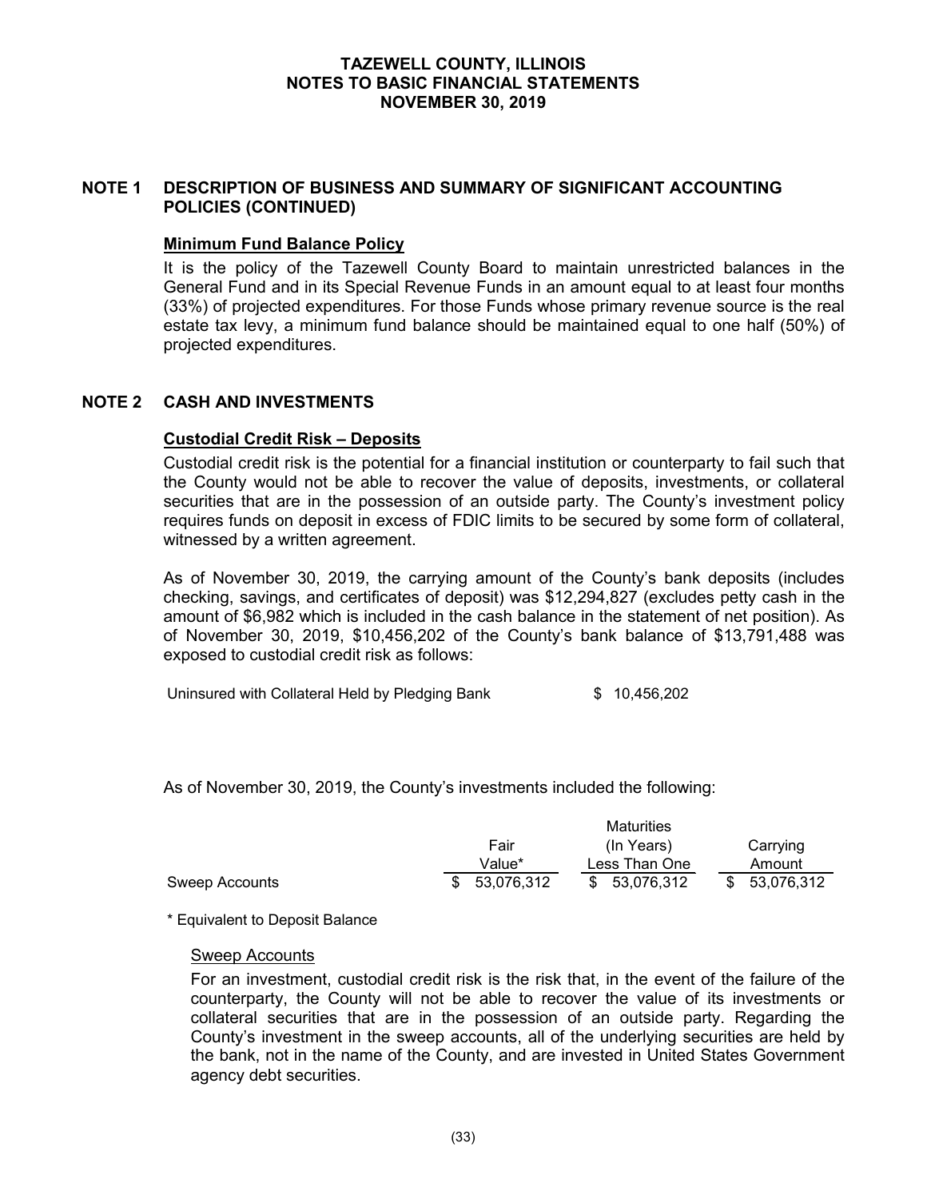## NOTE 1 DESCRIPTION OF BUSINESS AND SUMMARY OF SIGNIFICANT ACCOUNTING POLICIES (CONTINUED)

### Minimum Fund Balance Policy

It is the policy of the Tazewell County Board to maintain unrestricted balances in the General Fund and in its Special Revenue Funds in an amount equal to at least four months (33%) of projected expenditures. For those Funds whose primary revenue source is the real estate tax levy, a minimum fund balance should be maintained equal to one half (50%) of projected expenditures.

## NOTE 2 CASH AND INVESTMENTS

### Custodial Credit Risk – Deposits

Custodial credit risk is the potential for a financial institution or counterparty to fail such that the County would not be able to recover the value of deposits, investments, or collateral securities that are in the possession of an outside party. The County's investment policy requires funds on deposit in excess of FDIC limits to be secured by some form of collateral, witnessed by a written agreement.

As of November 30, 2019, the carrying amount of the County's bank deposits (includes checking, savings, and certificates of deposit) was $12,294,827 (excludes petty cash in the amount of $6,982 which is included in the cash balance in the statement of net position). As of November 30, 2019, $10,456,202 of the County's bank balance of $13,791,488 was exposed to custodial credit risk as follows:

| | |
|---|---|
| Uninsured with Collateral Held by Pledging Bank | $ 10,456,202 |

As of November 30, 2019, the County's investments included the following:

| | Fair Value* | Maturities (In Years) Less Than One | Carrying Amount |
|---|---|---|---|
| Sweep Accounts | $ 53,076,312 | $ 53,076,312 | $ 53,076,312 |

\* Equivalent to Deposit Balance

Sweep Accounts

For an investment, custodial credit risk is the risk that, in the event of the failure of the counterparty, the County will not be able to recover the value of its investments or collateral securities that are in the possession of an outside party. Regarding the County's investment in the sweep accounts, all of the underlying securities are held by the bank, not in the name of the County, and are invested in United States Government agency debt securities.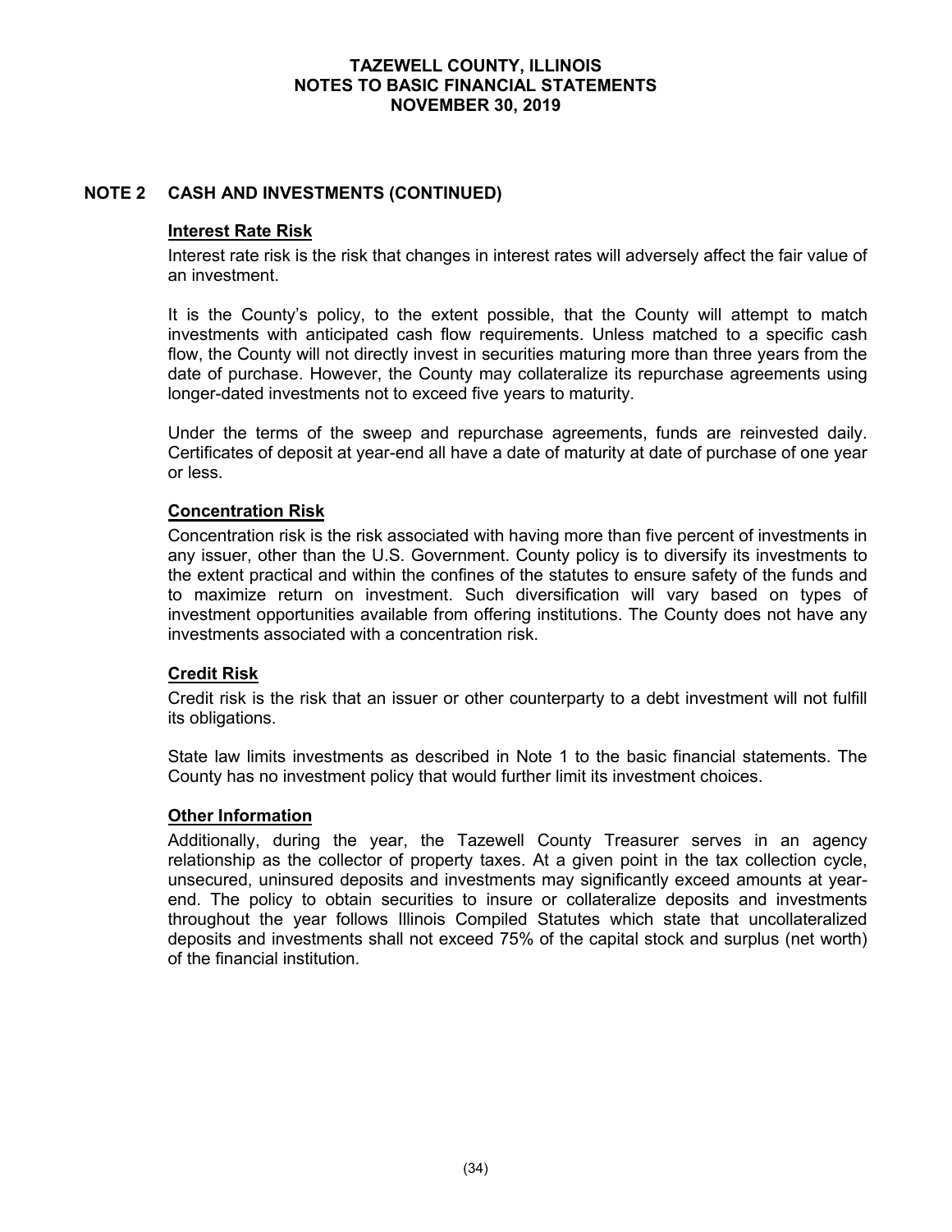## NOTE 2 CASH AND INVESTMENTS (CONTINUED)

### Interest Rate Risk

Interest rate risk is the risk that changes in interest rates will adversely affect the fair value of an investment.

It is the County's policy, to the extent possible, that the County will attempt to match investments with anticipated cash flow requirements. Unless matched to a specific cash flow, the County will not directly invest in securities maturing more than three years from the date of purchase. However, the County may collateralize its repurchase agreements using longer-dated investments not to exceed five years to maturity.

Under the terms of the sweep and repurchase agreements, funds are reinvested daily. Certificates of deposit at year-end all have a date of maturity at date of purchase of one year or less.

### Concentration Risk

Concentration risk is the risk associated with having more than five percent of investments in any issuer, other than the U.S. Government. County policy is to diversify its investments to the extent practical and within the confines of the statutes to ensure safety of the funds and to maximize return on investment. Such diversification will vary based on types of investment opportunities available from offering institutions. The County does not have any investments associated with a concentration risk.

### Credit Risk

Credit risk is the risk that an issuer or other counterparty to a debt investment will not fulfill its obligations.

State law limits investments as described in Note 1 to the basic financial statements. The County has no investment policy that would further limit its investment choices.

### Other Information

Additionally, during the year, the Tazewell County Treasurer serves in an agency relationship as the collector of property taxes. At a given point in the tax collection cycle, unsecured, uninsured deposits and investments may significantly exceed amounts at year-end. The policy to obtain securities to insure or collateralize deposits and investments throughout the year follows Illinois Compiled Statutes which state that uncollateralized deposits and investments shall not exceed 75% of the capital stock and surplus (net worth) of the financial institution.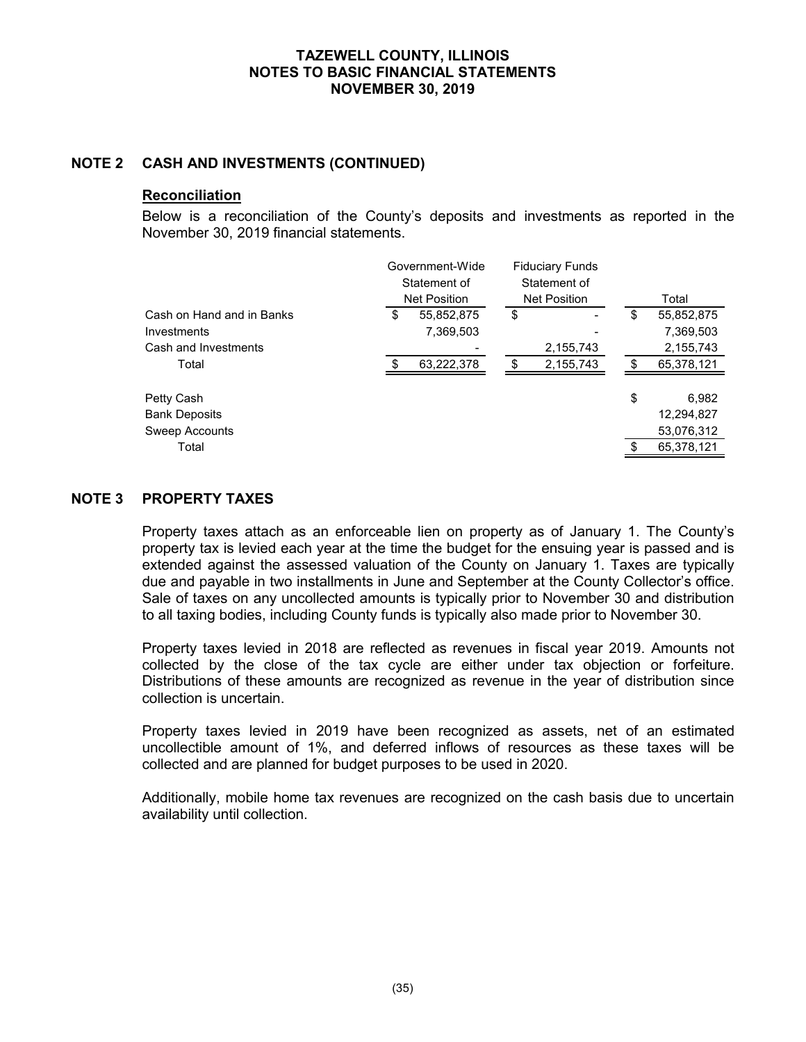## NOTE 2 CASH AND INVESTMENTS (CONTINUED)

### Reconciliation

Below is a reconciliation of the County's deposits and investments as reported in the November 30, 2019 financial statements.

| | Government-Wide Statement of Net Position | Fiduciary Funds Statement of Net Position | Total |
|---|---|---|---|
| Cash on Hand and in Banks | $ 55,852,875 | $ - | $ 55,852,875 |
| Investments | 7,369,503 | - | 7,369,503 |
| Cash and Investments | - | 2,155,743 | 2,155,743 |
| Total | $ 63,222,378 | $ 2,155,743 | $ 65,378,121 |
| | | | |
| Petty Cash | | | $ 6,982 |
| Bank Deposits | | | 12,294,827 |
| Sweep Accounts | | | 53,076,312 |
| Total | | | $ 65,378,121 |

## NOTE 3 PROPERTY TAXES

Property taxes attach as an enforceable lien on property as of January 1. The County's property tax is levied each year at the time the budget for the ensuing year is passed and is extended against the assessed valuation of the County on January 1. Taxes are typically due and payable in two installments in June and September at the County Collector's office. Sale of taxes on any uncollected amounts is typically prior to November 30 and distribution to all taxing bodies, including County funds is typically also made prior to November 30.

Property taxes levied in 2018 are reflected as revenues in fiscal year 2019. Amounts not collected by the close of the tax cycle are either under tax objection or forfeiture. Distributions of these amounts are recognized as revenue in the year of distribution since collection is uncertain.

Property taxes levied in 2019 have been recognized as assets, net of an estimated uncollectible amount of 1%, and deferred inflows of resources as these taxes will be collected and are planned for budget purposes to be used in 2020.

Additionally, mobile home tax revenues are recognized on the cash basis due to uncertain availability until collection.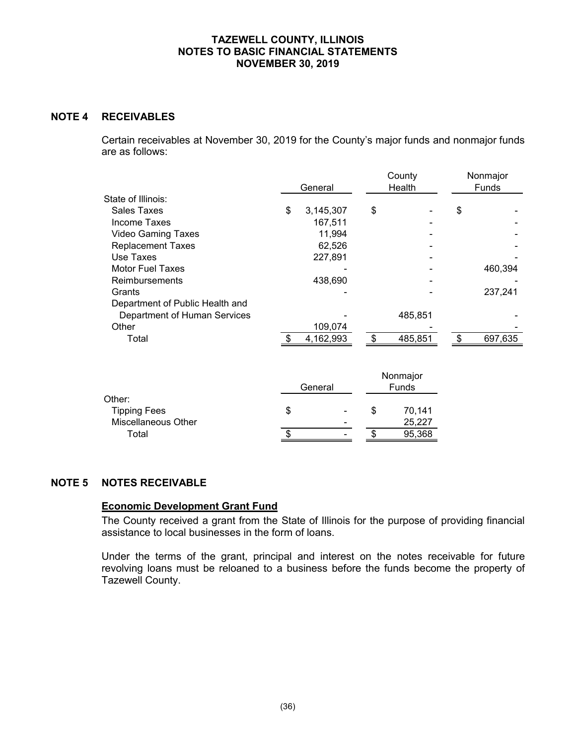**TAZEWELL COUNTY, ILLINOIS**
**NOTES TO BASIC FINANCIAL STATEMENTS**
**NOVEMBER 30, 2019**

## NOTE 4 RECEIVABLES

Certain receivables at November 30, 2019 for the County's major funds and nonmajor funds are as follows:

| | General | County Health | Nonmajor Funds |
|---|---|---|---|
| State of Illinois: | | | |
| Sales Taxes | $ 3,145,307 | $ - | $ - |
| Income Taxes | 167,511 | - | - |
| Video Gaming Taxes | 11,994 | - | - |
| Replacement Taxes | 62,526 | - | - |
| Use Taxes | 227,891 | - | - |
| Motor Fuel Taxes | - | - | 460,394 |
| Reimbursements | 438,690 | - | - |
| Grants | - | - | 237,241 |
| Department of Public Health and Department of Human Services | - | 485,851 | - |
| Other | 109,074 | - | - |
| Total | $ 4,162,993 | $ 485,851 | $ 697,635 |

| | General | Nonmajor Funds |
|---|---|---|
| Other: | | |
| Tipping Fees | $ - | $ 70,141 |
| Miscellaneous Other | - | 25,227 |
| Total | $ - | $ 95,368 |

## NOTE 5 NOTES RECEIVABLE

**Economic Development Grant Fund**

The County received a grant from the State of Illinois for the purpose of providing financial assistance to local businesses in the form of loans.

Under the terms of the grant, principal and interest on the notes receivable for future revolving loans must be reloaned to a business before the funds become the property of Tazewell County.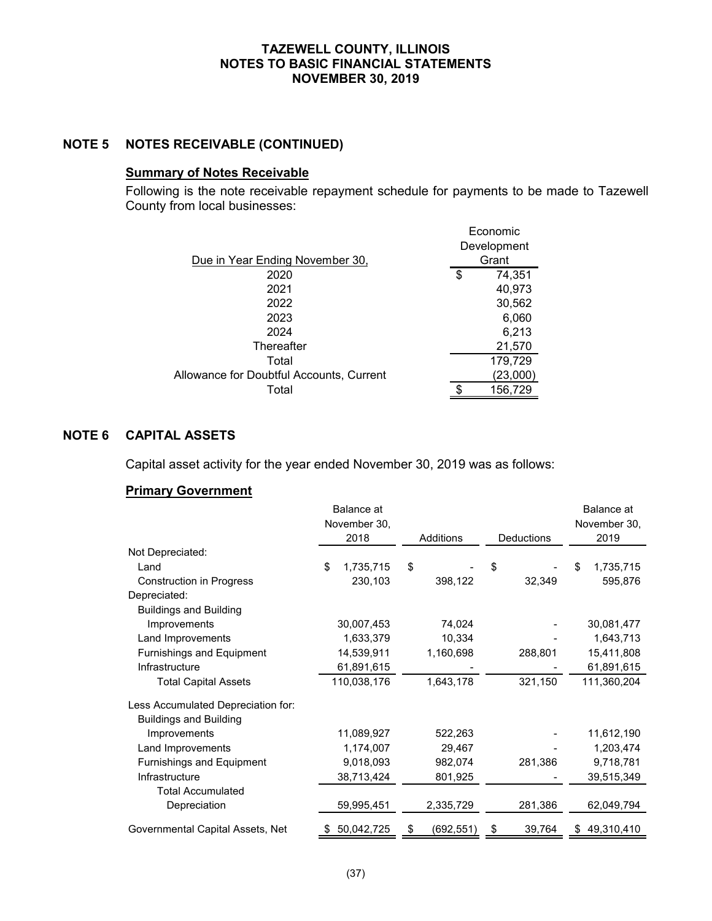TAZEWELL COUNTY, ILLINOIS
NOTES TO BASIC FINANCIAL STATEMENTS
NOVEMBER 30, 2019

## NOTE 5 NOTES RECEIVABLE (CONTINUED)

### Summary of Notes Receivable

Following is the note receivable repayment schedule for payments to be made to Tazewell County from local businesses:

| Due in Year Ending November 30, | Economic Development Grant |
|---|---|
| 2020 | $ 74,351 |
| 2021 | 40,973 |
| 2022 | 30,562 |
| 2023 | 6,060 |
| 2024 | 6,213 |
| Thereafter | 21,570 |
| Total | 179,729 |
| Allowance for Doubtful Accounts, Current | (23,000) |
| Total | $ 156,729 |

## NOTE 6 CAPITAL ASSETS

Capital asset activity for the year ended November 30, 2019 was as follows:

### Primary Government

| | Balance at November 30, 2018 | Additions | Deductions | Balance at November 30, 2019 |
|---|---|---|---|---|
| Not Depreciated: | | | | |
| Land | $ 1,735,715 | $ - | $ - | $ 1,735,715 |
| Construction in Progress | 230,103 | 398,122 | 32,349 | 595,876 |
| Depreciated: | | | | |
| Buildings and Building Improvements | 30,007,453 | 74,024 | - | 30,081,477 |
| Land Improvements | 1,633,379 | 10,334 | - | 1,643,713 |
| Furnishings and Equipment | 14,539,911 | 1,160,698 | 288,801 | 15,411,808 |
| Infrastructure | 61,891,615 | - | - | 61,891,615 |
| Total Capital Assets | 110,038,176 | 1,643,178 | 321,150 | 111,360,204 |
| Less Accumulated Depreciation for: | | | | |
| Buildings and Building Improvements | 11,089,927 | 522,263 | - | 11,612,190 |
| Land Improvements | 1,174,007 | 29,467 | - | 1,203,474 |
| Furnishings and Equipment | 9,018,093 | 982,074 | 281,386 | 9,718,781 |
| Infrastructure | 38,713,424 | 801,925 | - | 39,515,349 |
| Total Accumulated Depreciation | 59,995,451 | 2,335,729 | 281,386 | 62,049,794 |
| Governmental Capital Assets, Net | $ 50,042,725 | $ (692,551) | $ 39,764 | $ 49,310,410 |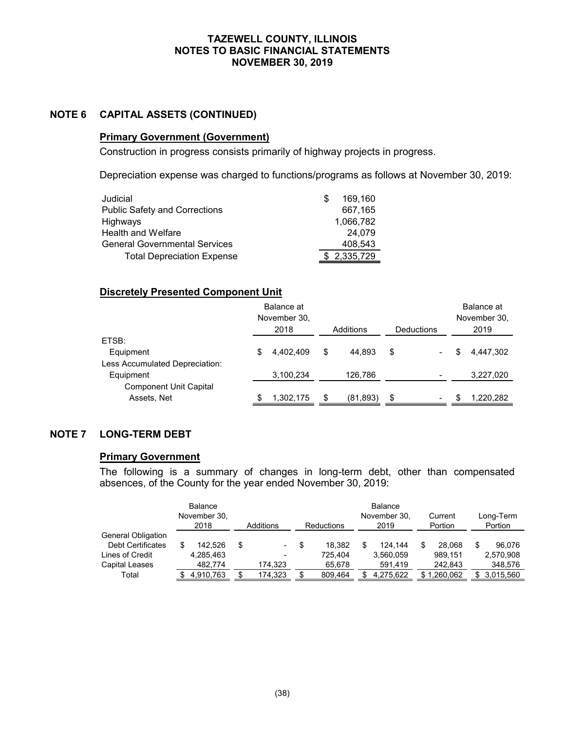**TAZEWELL COUNTY, ILLINOIS**
**NOTES TO BASIC FINANCIAL STATEMENTS**
**NOVEMBER 30, 2019**

## NOTE 6 CAPITAL ASSETS (CONTINUED)

### Primary Government (Government)

Construction in progress consists primarily of highway projects in progress.

Depreciation expense was charged to functions/programs as follows at November 30, 2019:

| | |
|---|---|
| Judicial | $ 169,160 |
| Public Safety and Corrections | 667,165 |
| Highways | 1,066,782 |
| Health and Welfare | 24,079 |
| General Governmental Services | 408,543 |
| Total Depreciation Expense | $ 2,335,729 |

### Discretely Presented Component Unit

| | Balance at November 30, 2018 | Additions | Deductions | Balance at November 30, 2019 |
|---|---|---|---|---|
| ETSB: | | | | |
| Equipment | $ 4,402,409 | $ 44,893 | $ - | $ 4,447,302 |
| Less Accumulated Depreciation: | | | | |
| Equipment | 3,100,234 | 126,786 | - | 3,227,020 |
| Component Unit Capital Assets, Net | $ 1,302,175 | $ (81,893) | $ - | $ 1,220,282 |

## NOTE 7 LONG-TERM DEBT

### Primary Government

The following is a summary of changes in long-term debt, other than compensated absences, of the County for the year ended November 30, 2019:

| | Balance November 30, 2018 | Additions | Reductions | Balance November 30, 2019 | Current Portion | Long-Term Portion |
|---|---|---|---|---|---|---|
| General Obligation Debt Certificates | $ 142,526 | $ - | $ 18,382 | $ 124,144 | $ 28,068 | $ 96,076 |
| Lines of Credit | 4,285,463 | - | 725,404 | 3,560,059 | 989,151 | 2,570,908 |
| Capital Leases | 482,774 | 174,323 | 65,678 | 591,419 | 242,843 | 348,576 |
| Total | $ 4,910,763 | $ 174,323 | $ 809,464 | $ 4,275,622 | $ 1,260,062 | $ 3,015,560 |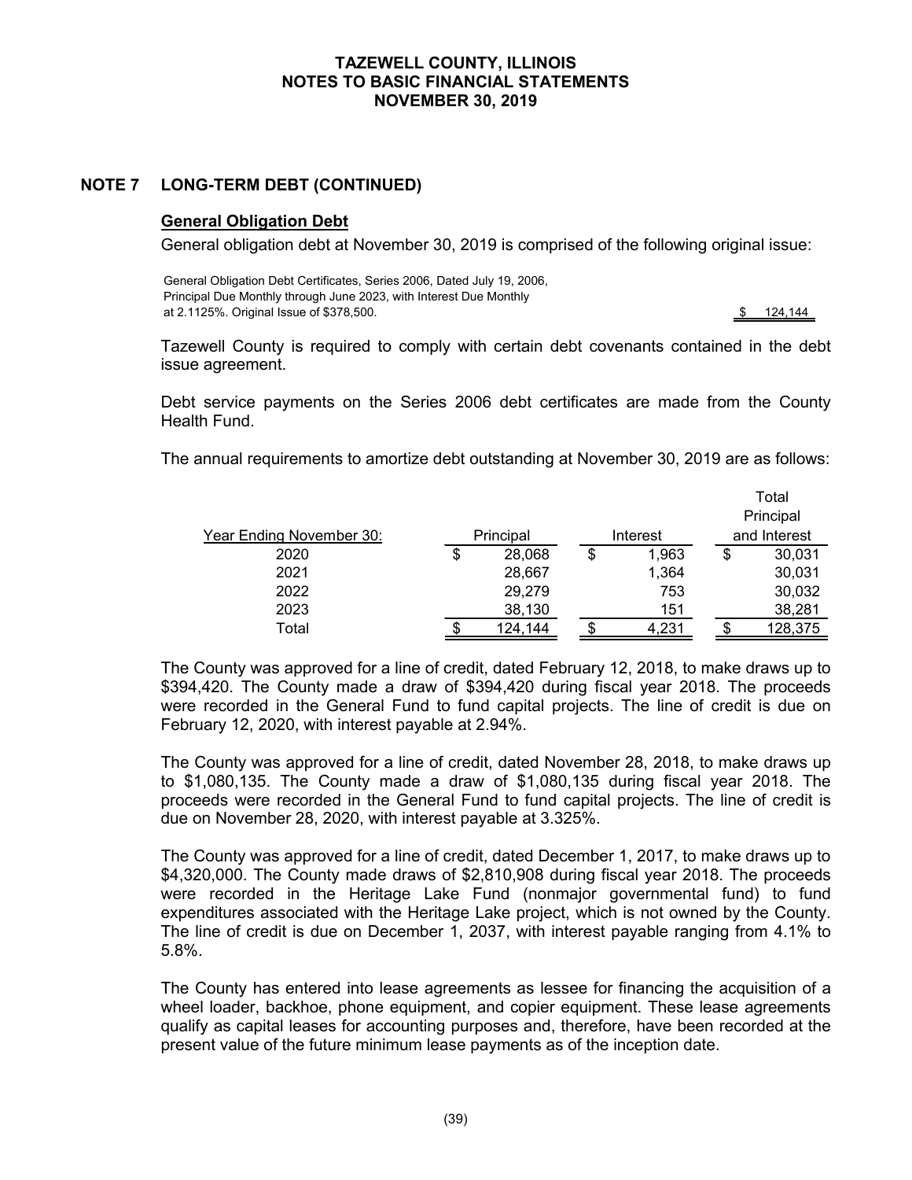## NOTE 7 LONG-TERM DEBT (CONTINUED)

### General Obligation Debt

General obligation debt at November 30, 2019 is comprised of the following original issue:

| | |
|---|---|
| General Obligation Debt Certificates, Series 2006, Dated July 19, 2006, Principal Due Monthly through June 2023, with Interest Due Monthly at 2.1125%. Original Issue of $378,500. | $ 124,144 |

Tazewell County is required to comply with certain debt covenants contained in the debt issue agreement.

Debt service payments on the Series 2006 debt certificates are made from the County Health Fund.

The annual requirements to amortize debt outstanding at November 30, 2019 are as follows:

| Year Ending November 30: | Principal | Interest | Total Principal and Interest |
|---|---|---|---|
| 2020 | $ 28,068 | $ 1,963 | $ 30,031 |
| 2021 | 28,667 | 1,364 | 30,031 |
| 2022 | 29,279 | 753 | 30,032 |
| 2023 | 38,130 | 151 | 38,281 |
| Total | $ 124,144 | $ 4,231 | $ 128,375 |

The County was approved for a line of credit, dated February 12, 2018, to make draws up to $394,420. The County made a draw of $394,420 during fiscal year 2018. The proceeds were recorded in the General Fund to fund capital projects. The line of credit is due on February 12, 2020, with interest payable at 2.94%.

The County was approved for a line of credit, dated November 28, 2018, to make draws up to $1,080,135. The County made a draw of $1,080,135 during fiscal year 2018. The proceeds were recorded in the General Fund to fund capital projects. The line of credit is due on November 28, 2020, with interest payable at 3.325%.

The County was approved for a line of credit, dated December 1, 2017, to make draws up to $4,320,000. The County made draws of $2,810,908 during fiscal year 2018. The proceeds were recorded in the Heritage Lake Fund (nonmajor governmental fund) to fund expenditures associated with the Heritage Lake project, which is not owned by the County. The line of credit is due on December 1, 2037, with interest payable ranging from 4.1% to 5.8%.

The County has entered into lease agreements as lessee for financing the acquisition of a wheel loader, backhoe, phone equipment, and copier equipment. These lease agreements qualify as capital leases for accounting purposes and, therefore, have been recorded at the present value of the future minimum lease payments as of the inception date.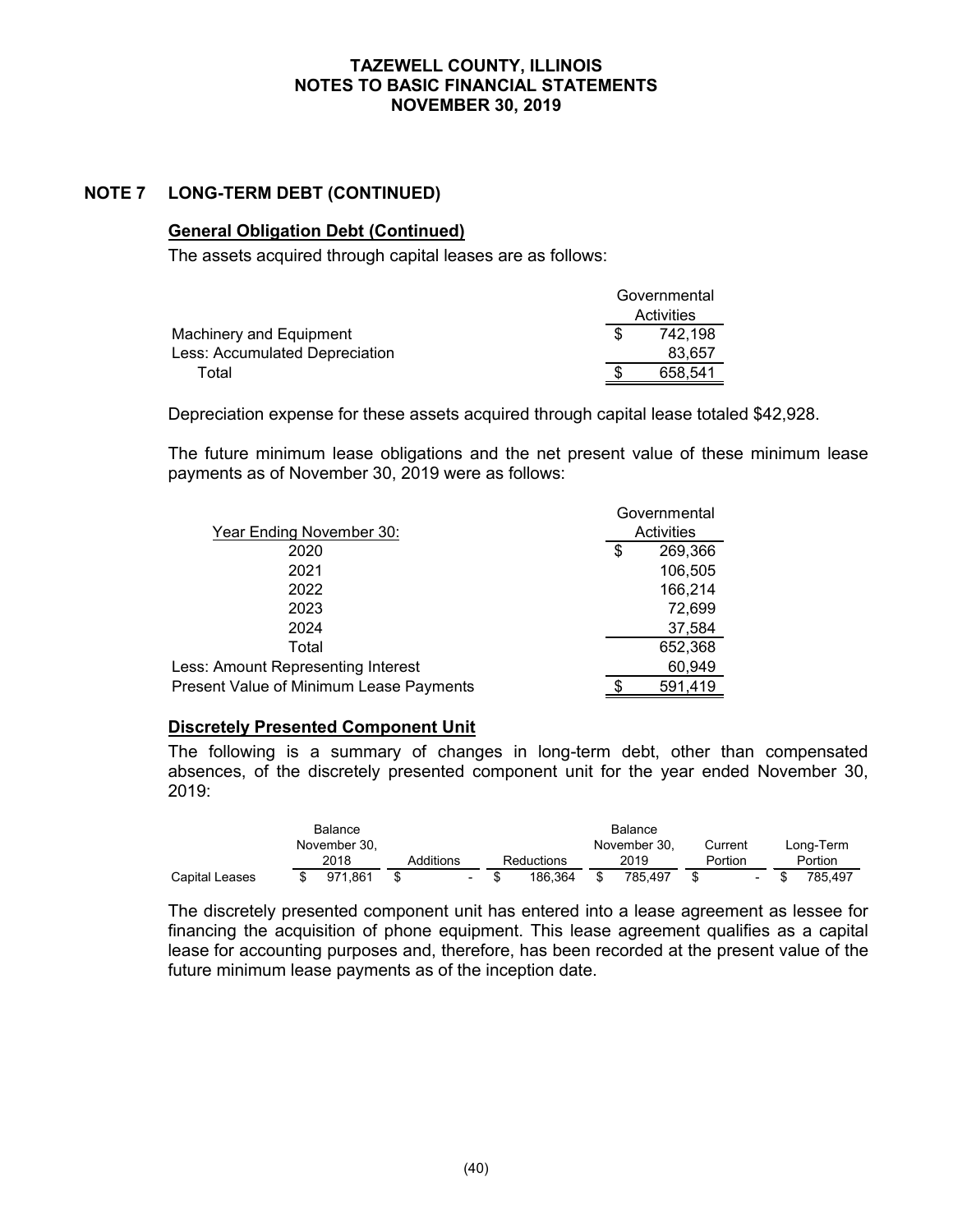# TAZEWELL COUNTY, ILLINOIS
# NOTES TO BASIC FINANCIAL STATEMENTS
# NOVEMBER 30, 2019

## NOTE 7 LONG-TERM DEBT (CONTINUED)

### General Obligation Debt (Continued)

The assets acquired through capital leases are as follows:

| | Governmental Activities |
|---|---|
| Machinery and Equipment | $ 742,198 |
| Less: Accumulated Depreciation | 83,657 |
| Total | $ 658,541 |

Depreciation expense for these assets acquired through capital lease totaled $42,928.

The future minimum lease obligations and the net present value of these minimum lease payments as of November 30, 2019 were as follows:

| Year Ending November 30: | Governmental Activities |
|---|---|
| 2020 | $ 269,366 |
| 2021 | 106,505 |
| 2022 | 166,214 |
| 2023 | 72,699 |
| 2024 | 37,584 |
| Total | 652,368 |
| Less: Amount Representing Interest | 60,949 |
| Present Value of Minimum Lease Payments | $ 591,419 |

### Discretely Presented Component Unit

The following is a summary of changes in long-term debt, other than compensated absences, of the discretely presented component unit for the year ended November 30, 2019:

| | Balance November 30, 2018 | Additions | Reductions | Balance November 30, 2019 | Current Portion | Long-Term Portion |
|---|---|---|---|---|---|---|
| Capital Leases | $ 971,861 | $ - | $ 186,364 | $ 785,497 | $ - | $ 785,497 |

The discretely presented component unit has entered into a lease agreement as lessee for financing the acquisition of phone equipment. This lease agreement qualifies as a capital lease for accounting purposes and, therefore, has been recorded at the present value of the future minimum lease payments as of the inception date.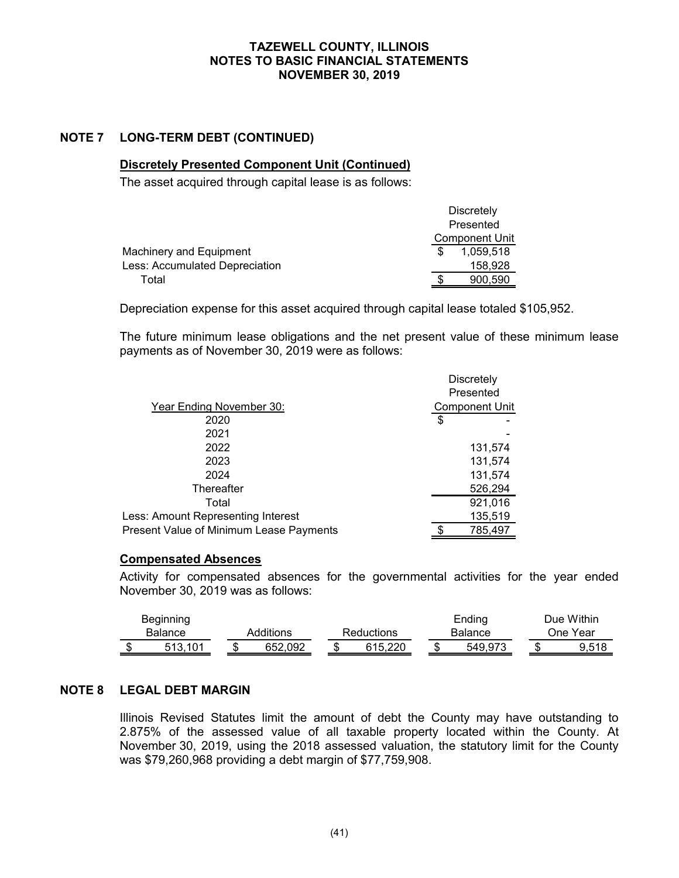## NOTE 7 LONG-TERM DEBT (CONTINUED)

### Discretely Presented Component Unit (Continued)

The asset acquired through capital lease is as follows:

| | Discretely Presented Component Unit |
|---|---|
| Machinery and Equipment | $ 1,059,518 |
| Less: Accumulated Depreciation | 158,928 |
| Total | $ 900,590 |

Depreciation expense for this asset acquired through capital lease totaled $105,952.

The future minimum lease obligations and the net present value of these minimum lease payments as of November 30, 2019 were as follows:

| Year Ending November 30: | Discretely Presented Component Unit |
|---|---|
| 2020 | $ - |
| 2021 | - |
| 2022 | 131,574 |
| 2023 | 131,574 |
| 2024 | 131,574 |
| Thereafter | 526,294 |
| Total | 921,016 |
| Less: Amount Representing Interest | 135,519 |
| Present Value of Minimum Lease Payments | $ 785,497 |

### Compensated Absences

Activity for compensated absences for the governmental activities for the year ended November 30, 2019 was as follows:

| Beginning Balance | Additions | Reductions | Ending Balance | Due Within One Year |
|---|---|---|---|---|
| $ 513,101 | $ 652,092 | $ 615,220 | $ 549,973 | $ 9,518 |

## NOTE 8 LEGAL DEBT MARGIN

Illinois Revised Statutes limit the amount of debt the County may have outstanding to 2.875% of the assessed value of all taxable property located within the County. At November 30, 2019, using the 2018 assessed valuation, the statutory limit for the County was $79,260,968 providing a debt margin of $77,759,908.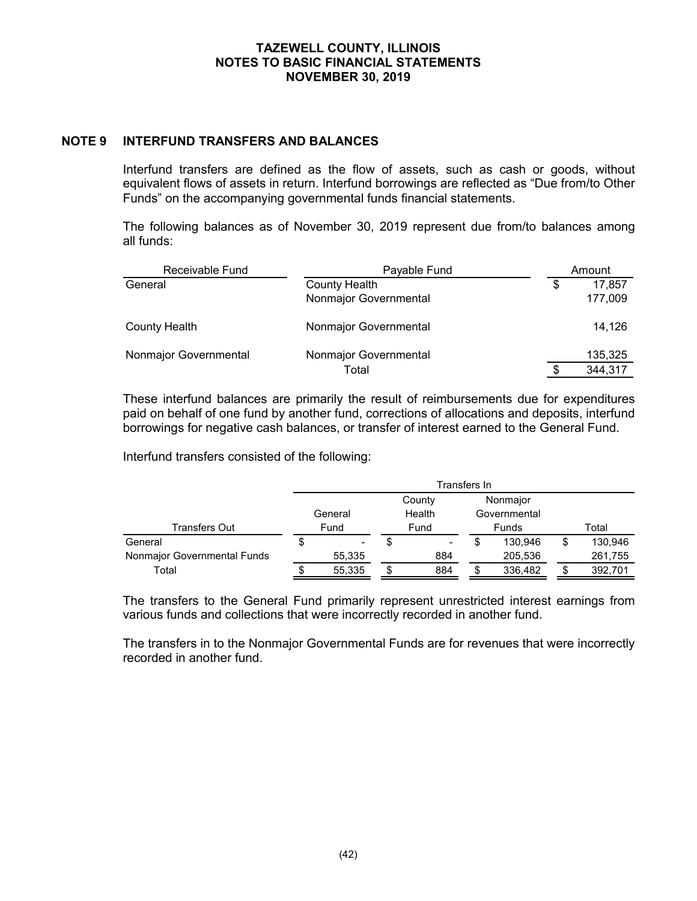## NOTE 9 INTERFUND TRANSFERS AND BALANCES

Interfund transfers are defined as the flow of assets, such as cash or goods, without equivalent flows of assets in return. Interfund borrowings are reflected as "Due from/to Other Funds" on the accompanying governmental funds financial statements.

The following balances as of November 30, 2019 represent due from/to balances among all funds:

| Receivable Fund | Payable Fund | Amount |
|---|---|---|
| General | County Health | $ 17,857 |
| | Nonmajor Governmental | 177,009 |
| County Health | Nonmajor Governmental | 14,126 |
| Nonmajor Governmental | Nonmajor Governmental | 135,325 |
| | Total | $ 344,317 |

These interfund balances are primarily the result of reimbursements due for expenditures paid on behalf of one fund by another fund, corrections of allocations and deposits, interfund borrowings for negative cash balances, or transfer of interest earned to the General Fund.

Interfund transfers consisted of the following:

| | Transfers In | | | |
|---|---|---|---|---|
| Transfers Out | General Fund | County Health Fund | Nonmajor Governmental Funds | Total |
| General | $ - | $ - | $ 130,946 | $ 130,946 |
| Nonmajor Governmental Funds | 55,335 | 884 | 205,536 | 261,755 |
| Total | $ 55,335 | $ 884 | $ 336,482 | $ 392,701 |

The transfers to the General Fund primarily represent unrestricted interest earnings from various funds and collections that were incorrectly recorded in another fund.

The transfers in to the Nonmajor Governmental Funds are for revenues that were incorrectly recorded in another fund.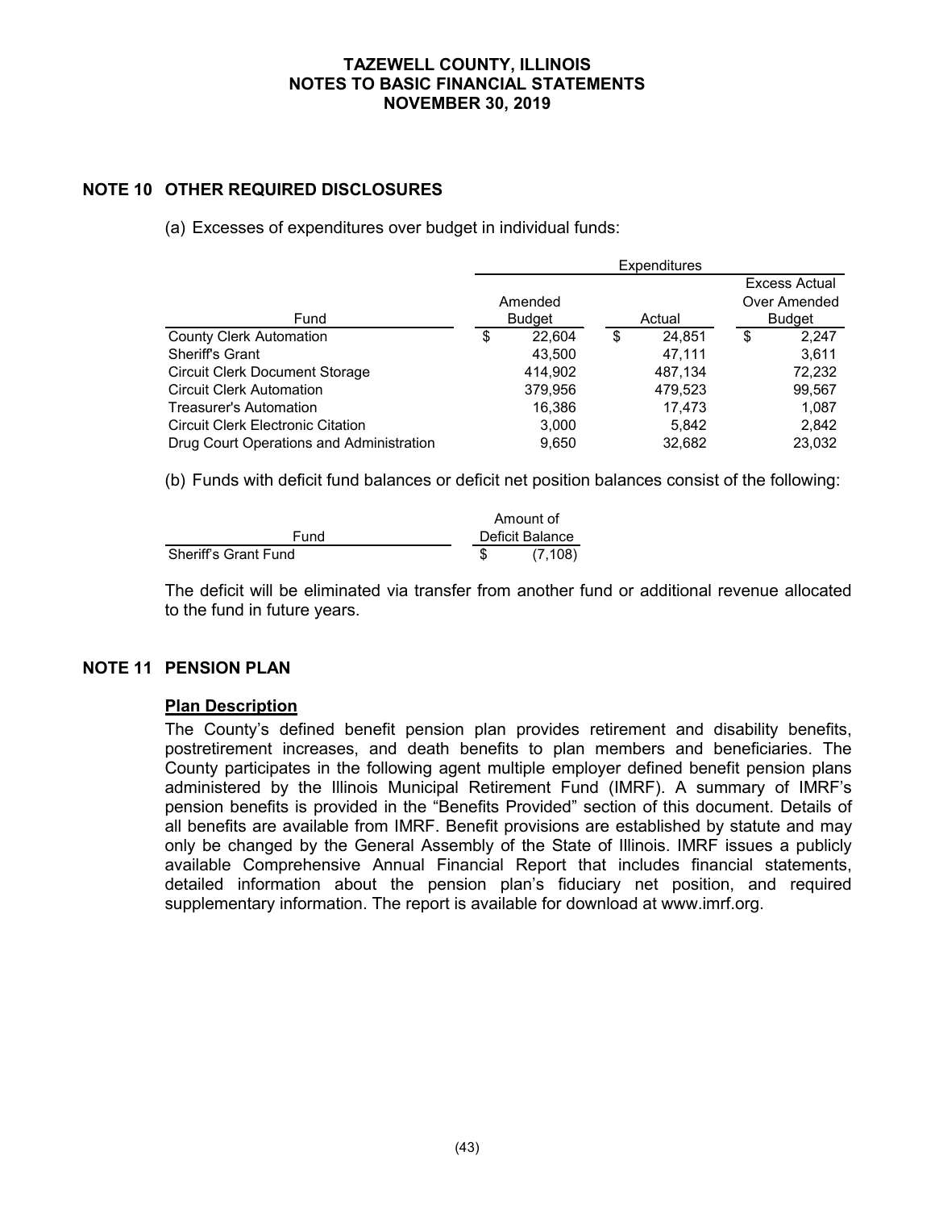# TAZEWELL COUNTY, ILLINOIS
# NOTES TO BASIC FINANCIAL STATEMENTS
# NOVEMBER 30, 2019

## NOTE 10 OTHER REQUIRED DISCLOSURES

(a) Excesses of expenditures over budget in individual funds:

| | Expenditures | | |
|---|---|---|---|
| Fund | Amended Budget | Actual | Excess Actual Over Amended Budget |
| County Clerk Automation | $ 22,604 | $ 24,851 | $ 2,247 |
| Sheriff's Grant | 43,500 | 47,111 | 3,611 |
| Circuit Clerk Document Storage | 414,902 | 487,134 | 72,232 |
| Circuit Clerk Automation | 379,956 | 479,523 | 99,567 |
| Treasurer's Automation | 16,386 | 17,473 | 1,087 |
| Circuit Clerk Electronic Citation | 3,000 | 5,842 | 2,842 |
| Drug Court Operations and Administration | 9,650 | 32,682 | 23,032 |

(b) Funds with deficit fund balances or deficit net position balances consist of the following:

| Fund | Amount of Deficit Balance |
|---|---|
| Sheriff's Grant Fund | $ (7,108) |

The deficit will be eliminated via transfer from another fund or additional revenue allocated to the fund in future years.

## NOTE 11 PENSION PLAN

### Plan Description

The County's defined benefit pension plan provides retirement and disability benefits, postretirement increases, and death benefits to plan members and beneficiaries. The County participates in the following agent multiple employer defined benefit pension plans administered by the Illinois Municipal Retirement Fund (IMRF). A summary of IMRF's pension benefits is provided in the "Benefits Provided" section of this document. Details of all benefits are available from IMRF. Benefit provisions are established by statute and may only be changed by the General Assembly of the State of Illinois. IMRF issues a publicly available Comprehensive Annual Financial Report that includes financial statements, detailed information about the pension plan's fiduciary net position, and required supplementary information. The report is available for download at www.imrf.org.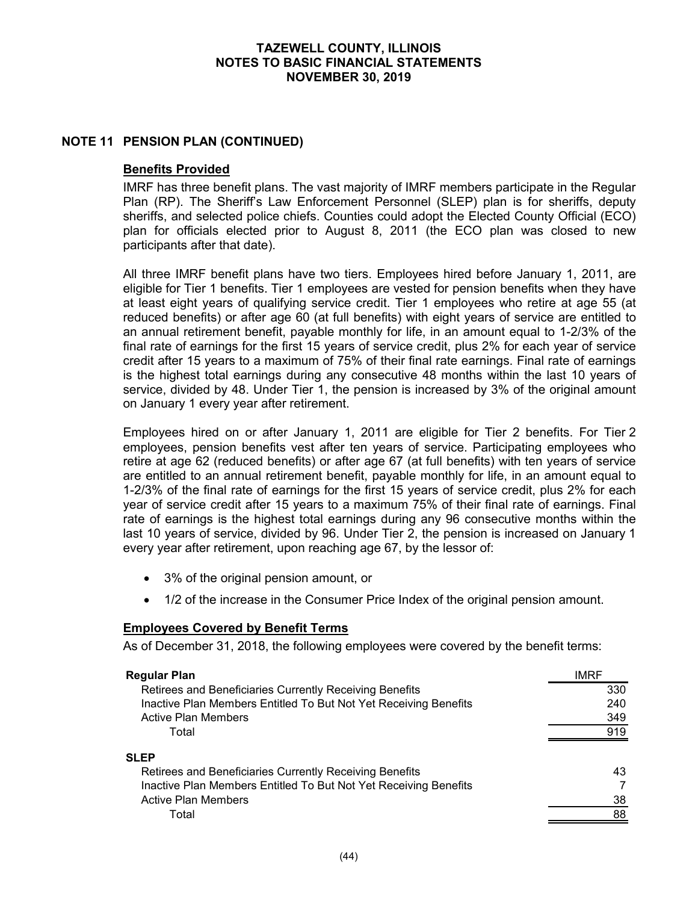## NOTE 11 PENSION PLAN (CONTINUED)

### Benefits Provided

IMRF has three benefit plans. The vast majority of IMRF members participate in the Regular Plan (RP). The Sheriff's Law Enforcement Personnel (SLEP) plan is for sheriffs, deputy sheriffs, and selected police chiefs. Counties could adopt the Elected County Official (ECO) plan for officials elected prior to August 8, 2011 (the ECO plan was closed to new participants after that date).

All three IMRF benefit plans have two tiers. Employees hired before January 1, 2011, are eligible for Tier 1 benefits. Tier 1 employees are vested for pension benefits when they have at least eight years of qualifying service credit. Tier 1 employees who retire at age 55 (at reduced benefits) or after age 60 (at full benefits) with eight years of service are entitled to an annual retirement benefit, payable monthly for life, in an amount equal to 1-2/3% of the final rate of earnings for the first 15 years of service credit, plus 2% for each year of service credit after 15 years to a maximum of 75% of their final rate earnings. Final rate of earnings is the highest total earnings during any consecutive 48 months within the last 10 years of service, divided by 48. Under Tier 1, the pension is increased by 3% of the original amount on January 1 every year after retirement.

Employees hired on or after January 1, 2011 are eligible for Tier 2 benefits. For Tier 2 employees, pension benefits vest after ten years of service. Participating employees who retire at age 62 (reduced benefits) or after age 67 (at full benefits) with ten years of service are entitled to an annual retirement benefit, payable monthly for life, in an amount equal to 1-2/3% of the final rate of earnings for the first 15 years of service credit, plus 2% for each year of service credit after 15 years to a maximum 75% of their final rate of earnings. Final rate of earnings is the highest total earnings during any 96 consecutive months within the last 10 years of service, divided by 96. Under Tier 2, the pension is increased on January 1 every year after retirement, upon reaching age 67, by the lessor of:

- 3% of the original pension amount, or
- 1/2 of the increase in the Consumer Price Index of the original pension amount.

### Employees Covered by Benefit Terms

As of December 31, 2018, the following employees were covered by the benefit terms:

| Regular Plan | IMRF |
|---|---|
| Retirees and Beneficiaries Currently Receiving Benefits | 330 |
| Inactive Plan Members Entitled To But Not Yet Receiving Benefits | 240 |
| Active Plan Members | 349 |
| Total | 919 |
| **SLEP** | |
| Retirees and Beneficiaries Currently Receiving Benefits | 43 |
| Inactive Plan Members Entitled To But Not Yet Receiving Benefits | 7 |
| Active Plan Members | 38 |
| Total | 88 |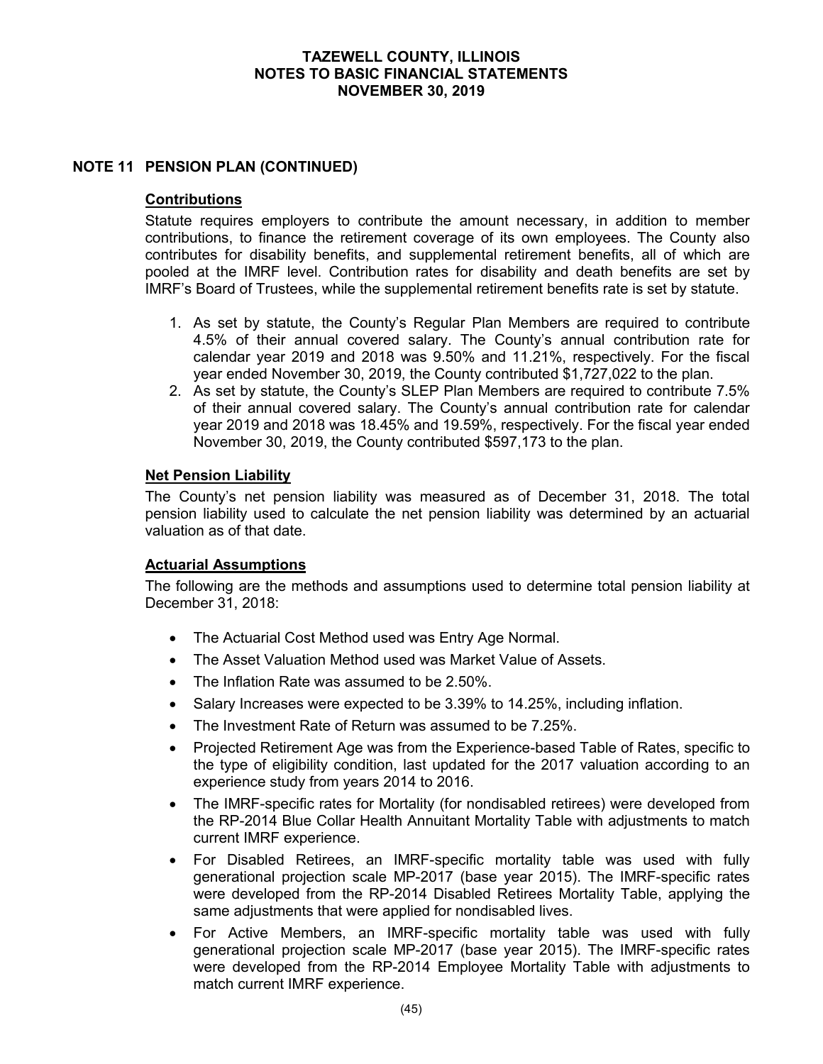## NOTE 11 PENSION PLAN (CONTINUED)

### Contributions

Statute requires employers to contribute the amount necessary, in addition to member contributions, to finance the retirement coverage of its own employees. The County also contributes for disability benefits, and supplemental retirement benefits, all of which are pooled at the IMRF level. Contribution rates for disability and death benefits are set by IMRF's Board of Trustees, while the supplemental retirement benefits rate is set by statute.

1. As set by statute, the County's Regular Plan Members are required to contribute 4.5% of their annual covered salary. The County's annual contribution rate for calendar year 2019 and 2018 was 9.50% and 11.21%, respectively. For the fiscal year ended November 30, 2019, the County contributed $1,727,022 to the plan.
2. As set by statute, the County's SLEP Plan Members are required to contribute 7.5% of their annual covered salary. The County's annual contribution rate for calendar year 2019 and 2018 was 18.45% and 19.59%, respectively. For the fiscal year ended November 30, 2019, the County contributed $597,173 to the plan.

### Net Pension Liability

The County's net pension liability was measured as of December 31, 2018. The total pension liability used to calculate the net pension liability was determined by an actuarial valuation as of that date.

### Actuarial Assumptions

The following are the methods and assumptions used to determine total pension liability at December 31, 2018:

- The Actuarial Cost Method used was Entry Age Normal.
- The Asset Valuation Method used was Market Value of Assets.
- The Inflation Rate was assumed to be 2.50%.
- Salary Increases were expected to be 3.39% to 14.25%, including inflation.
- The Investment Rate of Return was assumed to be 7.25%.
- Projected Retirement Age was from the Experience-based Table of Rates, specific to the type of eligibility condition, last updated for the 2017 valuation according to an experience study from years 2014 to 2016.
- The IMRF-specific rates for Mortality (for nondisabled retirees) were developed from the RP-2014 Blue Collar Health Annuitant Mortality Table with adjustments to match current IMRF experience.
- For Disabled Retirees, an IMRF-specific mortality table was used with fully generational projection scale MP-2017 (base year 2015). The IMRF-specific rates were developed from the RP-2014 Disabled Retirees Mortality Table, applying the same adjustments that were applied for nondisabled lives.
- For Active Members, an IMRF-specific mortality table was used with fully generational projection scale MP-2017 (base year 2015). The IMRF-specific rates were developed from the RP-2014 Employee Mortality Table with adjustments to match current IMRF experience.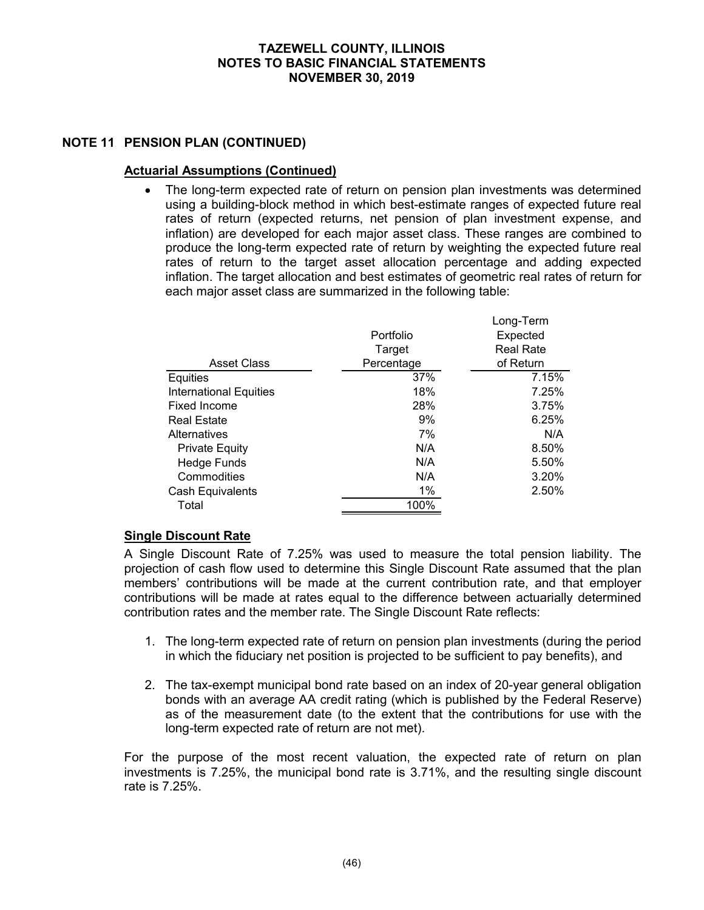## NOTE 11 PENSION PLAN (CONTINUED)

### Actuarial Assumptions (Continued)

- The long-term expected rate of return on pension plan investments was determined using a building-block method in which best-estimate ranges of expected future real rates of return (expected returns, net pension of plan investment expense, and inflation) are developed for each major asset class. These ranges are combined to produce the long-term expected rate of return by weighting the expected future real rates of return to the target asset allocation percentage and adding expected inflation. The target allocation and best estimates of geometric real rates of return for each major asset class are summarized in the following table:

| Asset Class | Portfolio Target Percentage | Long-Term Expected Real Rate of Return |
|---|---|---|
| Equities | 37% | 7.15% |
| International Equities | 18% | 7.25% |
| Fixed Income | 28% | 3.75% |
| Real Estate | 9% | 6.25% |
| Alternatives | 7% | N/A |
| Private Equity | N/A | 8.50% |
| Hedge Funds | N/A | 5.50% |
| Commodities | N/A | 3.20% |
| Cash Equivalents | 1% | 2.50% |
| Total | 100% | |

### Single Discount Rate

A Single Discount Rate of 7.25% was used to measure the total pension liability. The projection of cash flow used to determine this Single Discount Rate assumed that the plan members' contributions will be made at the current contribution rate, and that employer contributions will be made at rates equal to the difference between actuarially determined contribution rates and the member rate. The Single Discount Rate reflects:

1. The long-term expected rate of return on pension plan investments (during the period in which the fiduciary net position is projected to be sufficient to pay benefits), and
2. The tax-exempt municipal bond rate based on an index of 20-year general obligation bonds with an average AA credit rating (which is published by the Federal Reserve) as of the measurement date (to the extent that the contributions for use with the long-term expected rate of return are not met).

For the purpose of the most recent valuation, the expected rate of return on plan investments is 7.25%, the municipal bond rate is 3.71%, and the resulting single discount rate is 7.25%.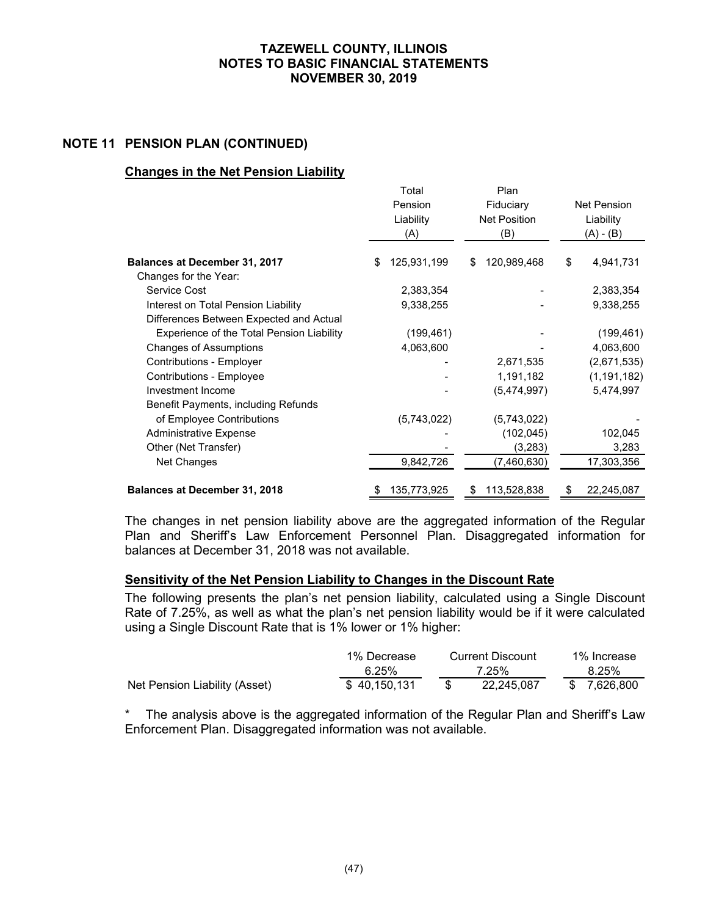TAZEWELL COUNTY, ILLINOIS
NOTES TO BASIC FINANCIAL STATEMENTS
NOVEMBER 30, 2019

## NOTE 11 PENSION PLAN (CONTINUED)

### Changes in the Net Pension Liability

| | Total Pension Liability (A) | Plan Fiduciary Net Position (B) | Net Pension Liability (A) - (B) |
|---|---|---|---|
| **Balances at December 31, 2017** | $ 125,931,199 | $ 120,989,468 | $ 4,941,731 |
| Changes for the Year: | | | |
| Service Cost | 2,383,354 | - | 2,383,354 |
| Interest on Total Pension Liability | 9,338,255 | - | 9,338,255 |
| Differences Between Expected and Actual Experience of the Total Pension Liability | (199,461) | - | (199,461) |
| Changes of Assumptions | 4,063,600 | - | 4,063,600 |
| Contributions - Employer | - | 2,671,535 | (2,671,535) |
| Contributions - Employee | - | 1,191,182 | (1,191,182) |
| Investment Income | - | (5,474,997) | 5,474,997 |
| Benefit Payments, including Refunds of Employee Contributions | (5,743,022) | (5,743,022) | - |
| Administrative Expense | - | (102,045) | 102,045 |
| Other (Net Transfer) | - | (3,283) | 3,283 |
| Net Changes | 9,842,726 | (7,460,630) | 17,303,356 |
| **Balances at December 31, 2018** | $ 135,773,925 | $ 113,528,838 | $ 22,245,087 |

The changes in net pension liability above are the aggregated information of the Regular Plan and Sheriff's Law Enforcement Personnel Plan. Disaggregated information for balances at December 31, 2018 was not available.

### Sensitivity of the Net Pension Liability to Changes in the Discount Rate

The following presents the plan's net pension liability, calculated using a Single Discount Rate of 7.25%, as well as what the plan's net pension liability would be if it were calculated using a Single Discount Rate that is 1% lower or 1% higher:

| | 1% Decrease 6.25% | Current Discount 7.25% | 1% Increase 8.25% |
|---|---|---|---|
| Net Pension Liability (Asset) | $ 40,150,131 | $ 22,245,087 | $ 7,626,800 |

\* The analysis above is the aggregated information of the Regular Plan and Sheriff's Law Enforcement Plan. Disaggregated information was not available.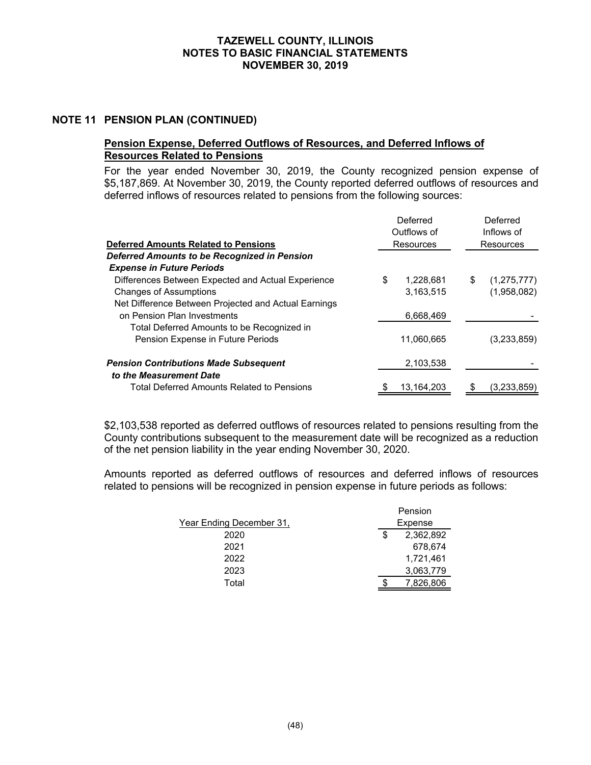**TAZEWELL COUNTY, ILLINOIS**
**NOTES TO BASIC FINANCIAL STATEMENTS**
**NOVEMBER 30, 2019**

## NOTE 11 PENSION PLAN (CONTINUED)

### Pension Expense, Deferred Outflows of Resources, and Deferred Inflows of Resources Related to Pensions

For the year ended November 30, 2019, the County recognized pension expense of $5,187,869. At November 30, 2019, the County reported deferred outflows of resources and deferred inflows of resources related to pensions from the following sources:

| Deferred Amounts Related to Pensions | Deferred Outflows of Resources | Deferred Inflows of Resources |
|---|---|---|
| ***Deferred Amounts to be Recognized in Pension Expense in Future Periods*** | | |
| Differences Between Expected and Actual Experience | $ 1,228,681 | $ (1,275,777) |
| Changes of Assumptions | 3,163,515 | (1,958,082) |
| Net Difference Between Projected and Actual Earnings on Pension Plan Investments | 6,668,469 | - |
| Total Deferred Amounts to be Recognized in Pension Expense in Future Periods | 11,060,665 | (3,233,859) |
| ***Pension Contributions Made Subsequent to the Measurement Date*** | 2,103,538 | - |
| Total Deferred Amounts Related to Pensions | $ 13,164,203 | $ (3,233,859) |

$2,103,538 reported as deferred outflows of resources related to pensions resulting from the County contributions subsequent to the measurement date will be recognized as a reduction of the net pension liability in the year ending November 30, 2020.

Amounts reported as deferred outflows of resources and deferred inflows of resources related to pensions will be recognized in pension expense in future periods as follows:

| Year Ending December 31, | Pension Expense |
|---|---|
| 2020 | $ 2,362,892 |
| 2021 | 678,674 |
| 2022 | 1,721,461 |
| 2023 | 3,063,779 |
| Total | $ 7,826,806 |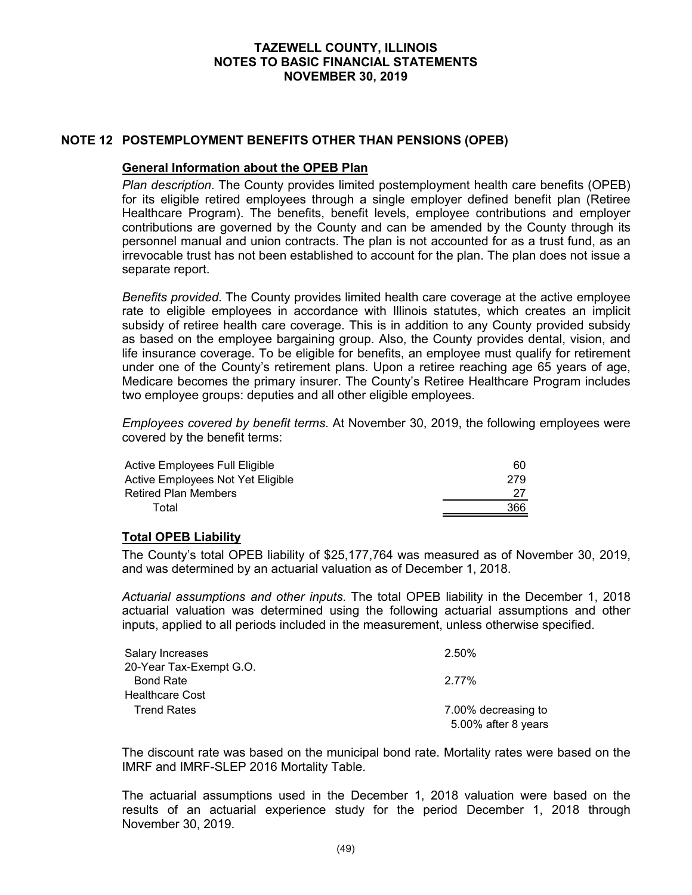**TAZEWELL COUNTY, ILLINOIS**
**NOTES TO BASIC FINANCIAL STATEMENTS**
**NOVEMBER 30, 2019**

## NOTE 12 POSTEMPLOYMENT BENEFITS OTHER THAN PENSIONS (OPEB)

### General Information about the OPEB Plan

*Plan description*. The County provides limited postemployment health care benefits (OPEB) for its eligible retired employees through a single employer defined benefit plan (Retiree Healthcare Program). The benefits, benefit levels, employee contributions and employer contributions are governed by the County and can be amended by the County through its personnel manual and union contracts. The plan is not accounted for as a trust fund, as an irrevocable trust has not been established to account for the plan. The plan does not issue a separate report.

*Benefits provided*. The County provides limited health care coverage at the active employee rate to eligible employees in accordance with Illinois statutes, which creates an implicit subsidy of retiree health care coverage. This is in addition to any County provided subsidy as based on the employee bargaining group. Also, the County provides dental, vision, and life insurance coverage. To be eligible for benefits, an employee must qualify for retirement under one of the County's retirement plans. Upon a retiree reaching age 65 years of age, Medicare becomes the primary insurer. The County's Retiree Healthcare Program includes two employee groups: deputies and all other eligible employees.

*Employees covered by benefit terms*. At November 30, 2019, the following employees were covered by the benefit terms:

| | |
|---|---|
| Active Employees Full Eligible | 60 |
| Active Employees Not Yet Eligible | 279 |
| Retired Plan Members | 27 |
| Total | 366 |

### Total OPEB Liability

The County's total OPEB liability of $25,177,764 was measured as of November 30, 2019, and was determined by an actuarial valuation as of December 1, 2018.

*Actuarial assumptions and other inputs*. The total OPEB liability in the December 1, 2018 actuarial valuation was determined using the following actuarial assumptions and other inputs, applied to all periods included in the measurement, unless otherwise specified.

| | |
|---|---|
| Salary Increases | 2.50% |
| 20-Year Tax-Exempt G.O. Bond Rate | 2.77% |
| Healthcare Cost Trend Rates | 7.00% decreasing to 5.00% after 8 years |

The discount rate was based on the municipal bond rate. Mortality rates were based on the IMRF and IMRF-SLEP 2016 Mortality Table.

The actuarial assumptions used in the December 1, 2018 valuation were based on the results of an actuarial experience study for the period December 1, 2018 through November 30, 2019.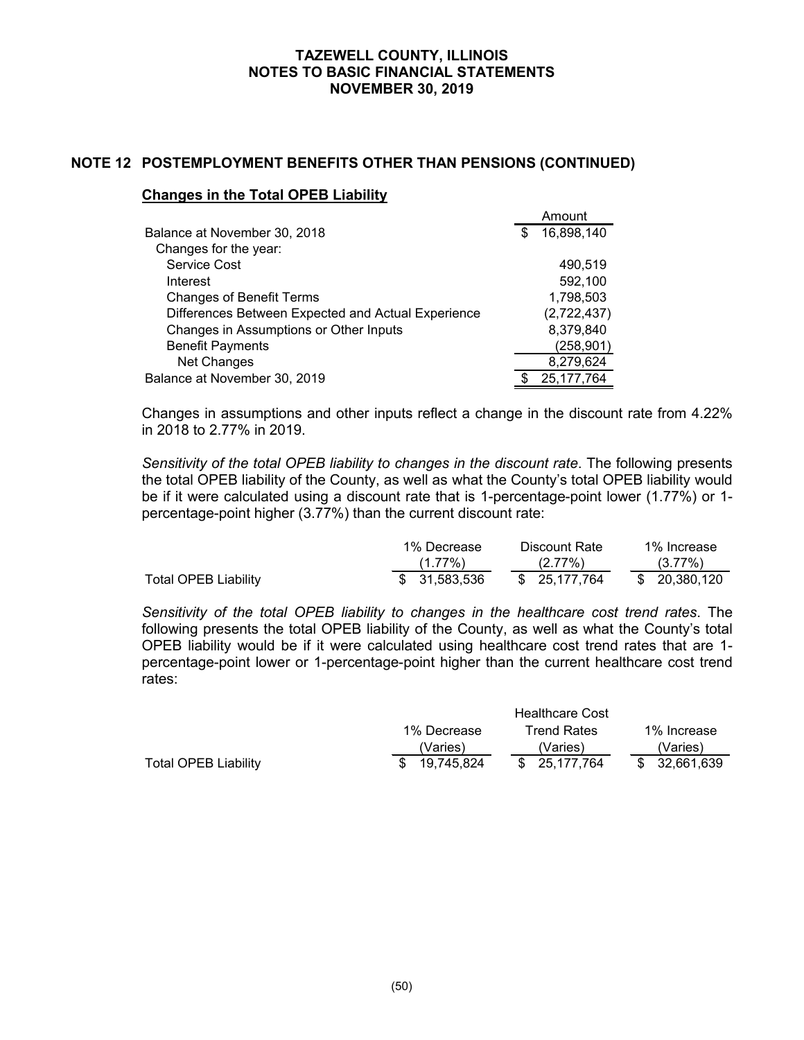# TAZEWELL COUNTY, ILLINOIS
# NOTES TO BASIC FINANCIAL STATEMENTS
# NOVEMBER 30, 2019

## NOTE 12 POSTEMPLOYMENT BENEFITS OTHER THAN PENSIONS (CONTINUED)

**Changes in the Total OPEB Liability**

| | Amount |
|---|---|
| Balance at November 30, 2018 | $ 16,898,140 |
| Changes for the year: | |
| Service Cost | 490,519 |
| Interest | 592,100 |
| Changes of Benefit Terms | 1,798,503 |
| Differences Between Expected and Actual Experience | (2,722,437) |
| Changes in Assumptions or Other Inputs | 8,379,840 |
| Benefit Payments | (258,901) |
| Net Changes | 8,279,624 |
| Balance at November 30, 2019 | $ 25,177,764 |

Changes in assumptions and other inputs reflect a change in the discount rate from 4.22% in 2018 to 2.77% in 2019.

*Sensitivity of the total OPEB liability to changes in the discount rate*. The following presents the total OPEB liability of the County, as well as what the County's total OPEB liability would be if it were calculated using a discount rate that is 1-percentage-point lower (1.77%) or 1-percentage-point higher (3.77%) than the current discount rate:

| | 1% Decrease (1.77%) | Discount Rate (2.77%) | 1% Increase (3.77%) |
|---|---|---|---|
| Total OPEB Liability | $ 31,583,536 | $ 25,177,764 | $ 20,380,120 |

*Sensitivity of the total OPEB liability to changes in the healthcare cost trend rates*. The following presents the total OPEB liability of the County, as well as what the County's total OPEB liability would be if it were calculated using healthcare cost trend rates that are 1-percentage-point lower or 1-percentage-point higher than the current healthcare cost trend rates:

| | 1% Decrease (Varies) | Healthcare Cost Trend Rates (Varies) | 1% Increase (Varies) |
|---|---|---|---|
| Total OPEB Liability | $ 19,745,824 | $ 25,177,764 | $ 32,661,639 |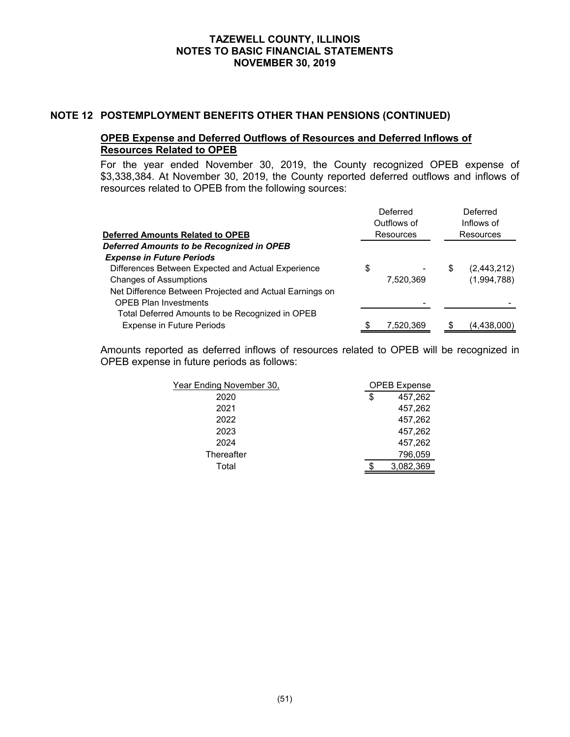**TAZEWELL COUNTY, ILLINOIS**
**NOTES TO BASIC FINANCIAL STATEMENTS**
**NOVEMBER 30, 2019**

## NOTE 12 POSTEMPLOYMENT BENEFITS OTHER THAN PENSIONS (CONTINUED)

### OPEB Expense and Deferred Outflows of Resources and Deferred Inflows of Resources Related to OPEB

For the year ended November 30, 2019, the County recognized OPEB expense of $3,338,384. At November 30, 2019, the County reported deferred outflows and inflows of resources related to OPEB from the following sources:

| Deferred Amounts Related to OPEB | Deferred Outflows of Resources | Deferred Inflows of Resources |
|---|---|---|
| ***Deferred Amounts to be Recognized in OPEB Expense in Future Periods*** | | |
| Differences Between Expected and Actual Experience | $ - | $ (2,443,212) |
| Changes of Assumptions | 7,520,369 | (1,994,788) |
| Net Difference Between Projected and Actual Earnings on OPEB Plan Investments | - | - |
| Total Deferred Amounts to be Recognized in OPEB Expense in Future Periods | $ 7,520,369 | $ (4,438,000) |

Amounts reported as deferred inflows of resources related to OPEB will be recognized in OPEB expense in future periods as follows:

| Year Ending November 30, | OPEB Expense |
|---|---|
| 2020 | $ 457,262 |
| 2021 | 457,262 |
| 2022 | 457,262 |
| 2023 | 457,262 |
| 2024 | 457,262 |
| Thereafter | 796,059 |
| Total | $ 3,082,369 |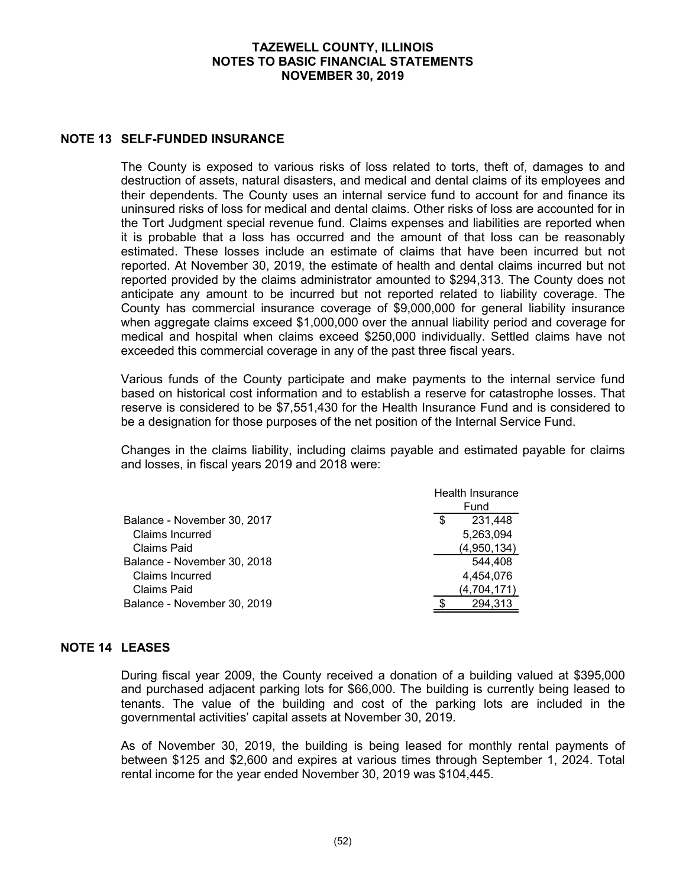## NOTE 13 SELF-FUNDED INSURANCE

The County is exposed to various risks of loss related to torts, theft of, damages to and destruction of assets, natural disasters, and medical and dental claims of its employees and their dependents. The County uses an internal service fund to account for and finance its uninsured risks of loss for medical and dental claims. Other risks of loss are accounted for in the Tort Judgment special revenue fund. Claims expenses and liabilities are reported when it is probable that a loss has occurred and the amount of that loss can be reasonably estimated. These losses include an estimate of claims that have been incurred but not reported. At November 30, 2019, the estimate of health and dental claims incurred but not reported provided by the claims administrator amounted to $294,313. The County does not anticipate any amount to be incurred but not reported related to liability coverage. The County has commercial insurance coverage of $9,000,000 for general liability insurance when aggregate claims exceed $1,000,000 over the annual liability period and coverage for medical and hospital when claims exceed $250,000 individually. Settled claims have not exceeded this commercial coverage in any of the past three fiscal years.

Various funds of the County participate and make payments to the internal service fund based on historical cost information and to establish a reserve for catastrophe losses. That reserve is considered to be $7,551,430 for the Health Insurance Fund and is considered to be a designation for those purposes of the net position of the Internal Service Fund.

Changes in the claims liability, including claims payable and estimated payable for claims and losses, in fiscal years 2019 and 2018 were:

| | Health Insurance Fund |
|---|---|
| Balance - November 30, 2017 | $ 231,448 |
| Claims Incurred | 5,263,094 |
| Claims Paid | (4,950,134) |
| Balance - November 30, 2018 | 544,408 |
| Claims Incurred | 4,454,076 |
| Claims Paid | (4,704,171) |
| Balance - November 30, 2019 | $ 294,313 |

## NOTE 14 LEASES

During fiscal year 2009, the County received a donation of a building valued at $395,000 and purchased adjacent parking lots for $66,000. The building is currently being leased to tenants. The value of the building and cost of the parking lots are included in the governmental activities' capital assets at November 30, 2019.

As of November 30, 2019, the building is being leased for monthly rental payments of between $125 and $2,600 and expires at various times through September 1, 2024. Total rental income for the year ended November 30, 2019 was $104,445.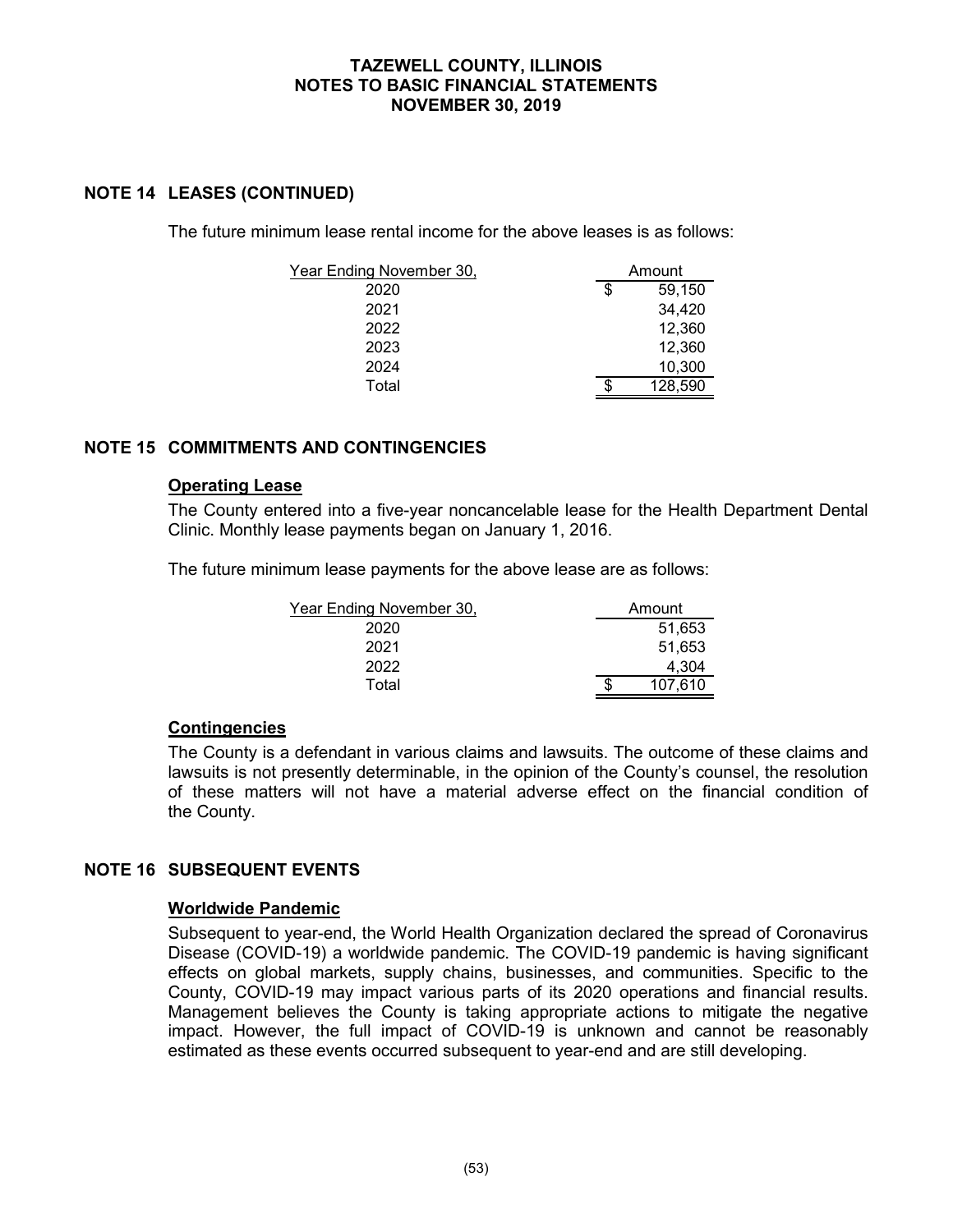## NOTE 14 LEASES (CONTINUED)

The future minimum lease rental income for the above leases is as follows:

| Year Ending November 30, | Amount |
|---|---|
| 2020 | $ 59,150 |
| 2021 | 34,420 |
| 2022 | 12,360 |
| 2023 | 12,360 |
| 2024 | 10,300 |
| Total | $ 128,590 |

## NOTE 15 COMMITMENTS AND CONTINGENCIES

### Operating Lease

The County entered into a five-year noncancelable lease for the Health Department Dental Clinic. Monthly lease payments began on January 1, 2016.

The future minimum lease payments for the above lease are as follows:

| Year Ending November 30, | Amount |
|---|---|
| 2020 | 51,653 |
| 2021 | 51,653 |
| 2022 | 4,304 |
| Total | $ 107,610 |

### Contingencies

The County is a defendant in various claims and lawsuits. The outcome of these claims and lawsuits is not presently determinable, in the opinion of the County's counsel, the resolution of these matters will not have a material adverse effect on the financial condition of the County.

## NOTE 16 SUBSEQUENT EVENTS

### Worldwide Pandemic

Subsequent to year-end, the World Health Organization declared the spread of Coronavirus Disease (COVID-19) a worldwide pandemic. The COVID-19 pandemic is having significant effects on global markets, supply chains, businesses, and communities. Specific to the County, COVID-19 may impact various parts of its 2020 operations and financial results. Management believes the County is taking appropriate actions to mitigate the negative impact. However, the full impact of COVID-19 is unknown and cannot be reasonably estimated as these events occurred subsequent to year-end and are still developing.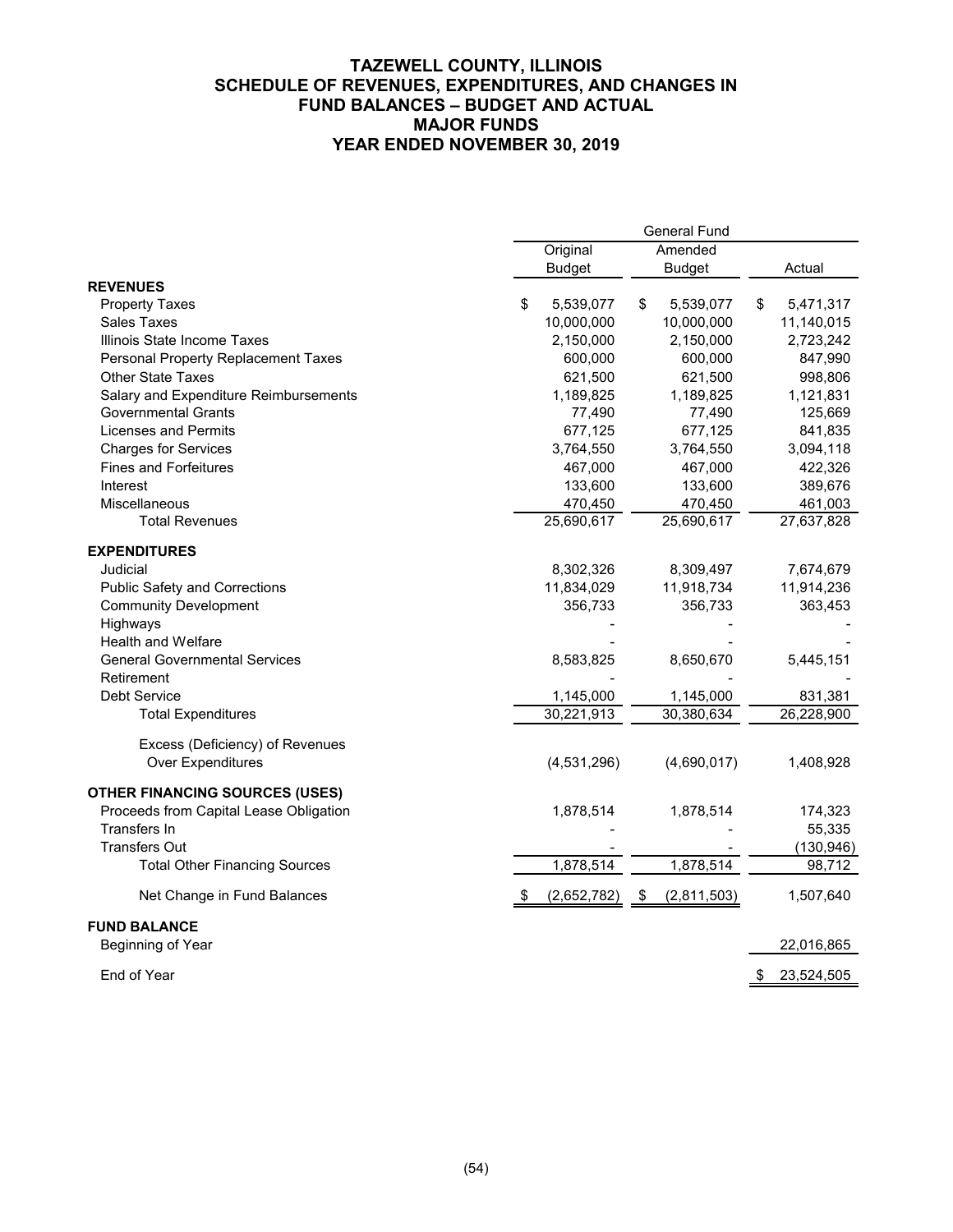# TAZEWELL COUNTY, ILLINOIS
## SCHEDULE OF REVENUES, EXPENDITURES, AND CHANGES IN FUND BALANCES – BUDGET AND ACTUAL MAJOR FUNDS
### YEAR ENDED NOVEMBER 30, 2019

| | General Fund | | |
|---|---|---|---|
| | Original Budget | Amended Budget | Actual |
| **REVENUES** | | | |
| Property Taxes | $ 5,539,077 | $ 5,539,077 | $ 5,471,317 |
| Sales Taxes | 10,000,000 | 10,000,000 | 11,140,015 |
| Illinois State Income Taxes | 2,150,000 | 2,150,000 | 2,723,242 |
| Personal Property Replacement Taxes | 600,000 | 600,000 | 847,990 |
| Other State Taxes | 621,500 | 621,500 | 998,806 |
| Salary and Expenditure Reimbursements | 1,189,825 | 1,189,825 | 1,121,831 |
| Governmental Grants | 77,490 | 77,490 | 125,669 |
| Licenses and Permits | 677,125 | 677,125 | 841,835 |
| Charges for Services | 3,764,550 | 3,764,550 | 3,094,118 |
| Fines and Forfeitures | 467,000 | 467,000 | 422,326 |
| Interest | 133,600 | 133,600 | 389,676 |
| Miscellaneous | 470,450 | 470,450 | 461,003 |
| Total Revenues | 25,690,617 | 25,690,617 | 27,637,828 |
| **EXPENDITURES** | | | |
| Judicial | 8,302,326 | 8,309,497 | 7,674,679 |
| Public Safety and Corrections | 11,834,029 | 11,918,734 | 11,914,236 |
| Community Development | 356,733 | 356,733 | 363,453 |
| Highways | - | - | - |
| Health and Welfare | - | - | - |
| General Governmental Services | 8,583,825 | 8,650,670 | 5,445,151 |
| Retirement | - | - | - |
| Debt Service | 1,145,000 | 1,145,000 | 831,381 |
| Total Expenditures | 30,221,913 | 30,380,634 | 26,228,900 |
| Excess (Deficiency) of Revenues Over Expenditures | (4,531,296) | (4,690,017) | 1,408,928 |
| **OTHER FINANCING SOURCES (USES)** | | | |
| Proceeds from Capital Lease Obligation | 1,878,514 | 1,878,514 | 174,323 |
| Transfers In | - | - | 55,335 |
| Transfers Out | - | - | (130,946) |
| Total Other Financing Sources | 1,878,514 | 1,878,514 | 98,712 |
| Net Change in Fund Balances | $ (2,652,782) | $ (2,811,503) | 1,507,640 |
| **FUND BALANCE** | | | |
| Beginning of Year | | | 22,016,865 |
| End of Year | | | $ 23,524,505 |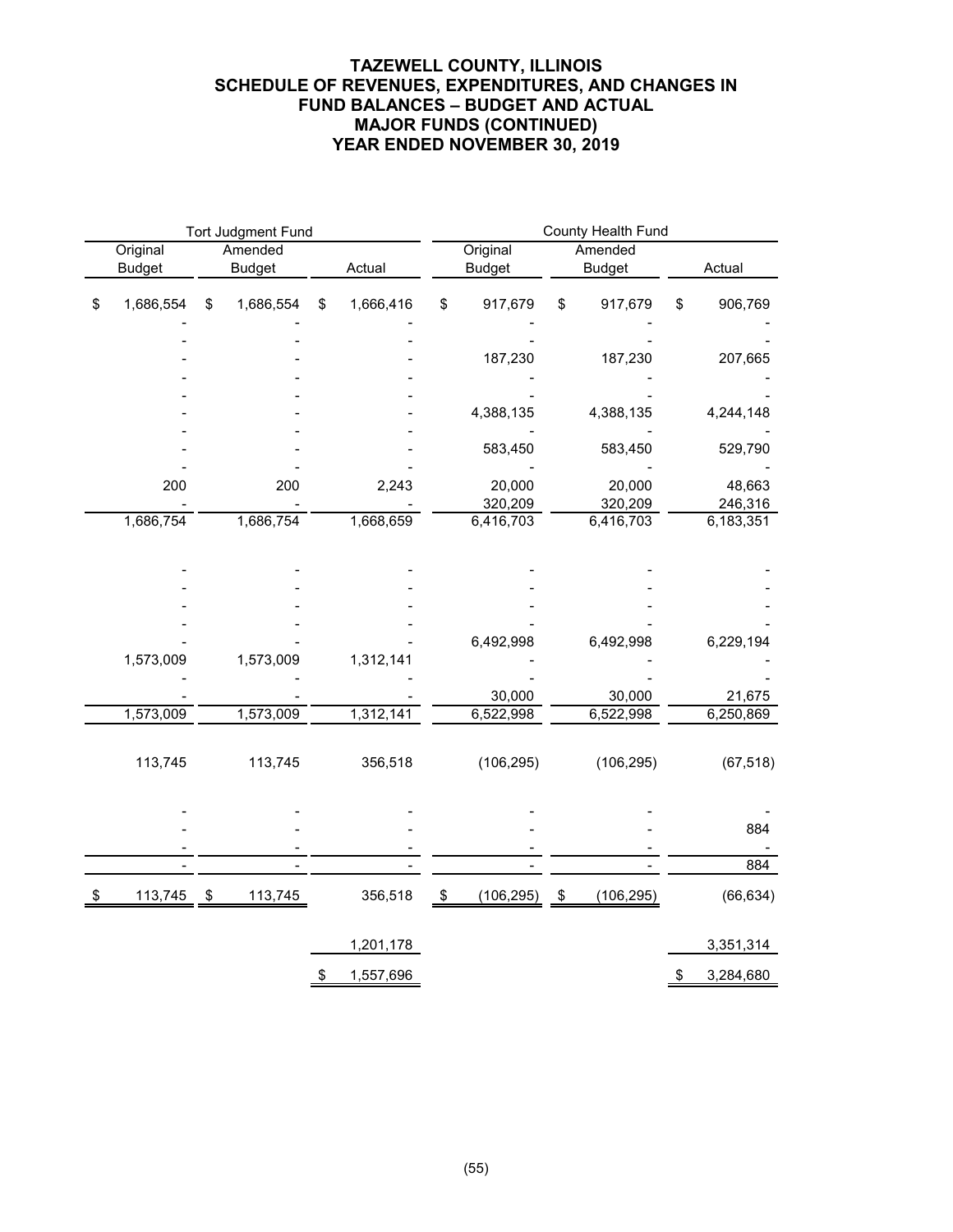# TAZEWELL COUNTY, ILLINOIS
## SCHEDULE OF REVENUES, EXPENDITURES, AND CHANGES IN FUND BALANCES – BUDGET AND ACTUAL
## MAJOR FUNDS (CONTINUED)
## YEAR ENDED NOVEMBER 30, 2019

| Tort Judgment Fund | | | County Health Fund | | |
|---|---|---|---|---|---|
| Original Budget | Amended Budget | Actual | Original Budget | Amended Budget | Actual |
| $ 1,686,554 | $ 1,686,554 | $ 1,666,416 | $ 917,679 | $ 917,679 | $ 906,769 |
| - | - | - | - | - | - |
| - | - | - | - | - | - |
| - | - | - | 187,230 | 187,230 | 207,665 |
| - | - | - | - | - | - |
| - | - | - | - | - | - |
| - | - | - | 4,388,135 | 4,388,135 | 4,244,148 |
| - | - | - | - | - | - |
| - | - | - | 583,450 | 583,450 | 529,790 |
| - | - | - | - | - | - |
| 200 | 200 | 2,243 | 20,000 | 20,000 | 48,663 |
| - | - | - | 320,209 | 320,209 | 246,316 |
| 1,686,754 | 1,686,754 | 1,668,659 | 6,416,703 | 6,416,703 | 6,183,351 |
| | | | | | |
| - | - | - | - | - | - |
| - | - | - | - | - | - |
| - | - | - | - | - | - |
| - | - | - | - | - | - |
| - | - | - | 6,492,998 | 6,492,998 | 6,229,194 |
| 1,573,009 | 1,573,009 | 1,312,141 | - | - | - |
| - | - | - | - | - | - |
| - | - | - | 30,000 | 30,000 | 21,675 |
| 1,573,009 | 1,573,009 | 1,312,141 | 6,522,998 | 6,522,998 | 6,250,869 |
| | | | | | |
| 113,745 | 113,745 | 356,518 | (106,295) | (106,295) | (67,518) |
| | | | | | |
| - | - | - | - | - | - |
| - | - | - | - | - | 884 |
| - | - | - | - | - | - |
| - | - | - | - | - | 884 |
| | | | | | |
| $ 113,745 | $ 113,745 | 356,518 | $ (106,295) | $ (106,295) | (66,634) |
| | | | | | |
| | | 1,201,178 | | | 3,351,314 |
| | | $ 1,557,696 | | | $ 3,284,680 |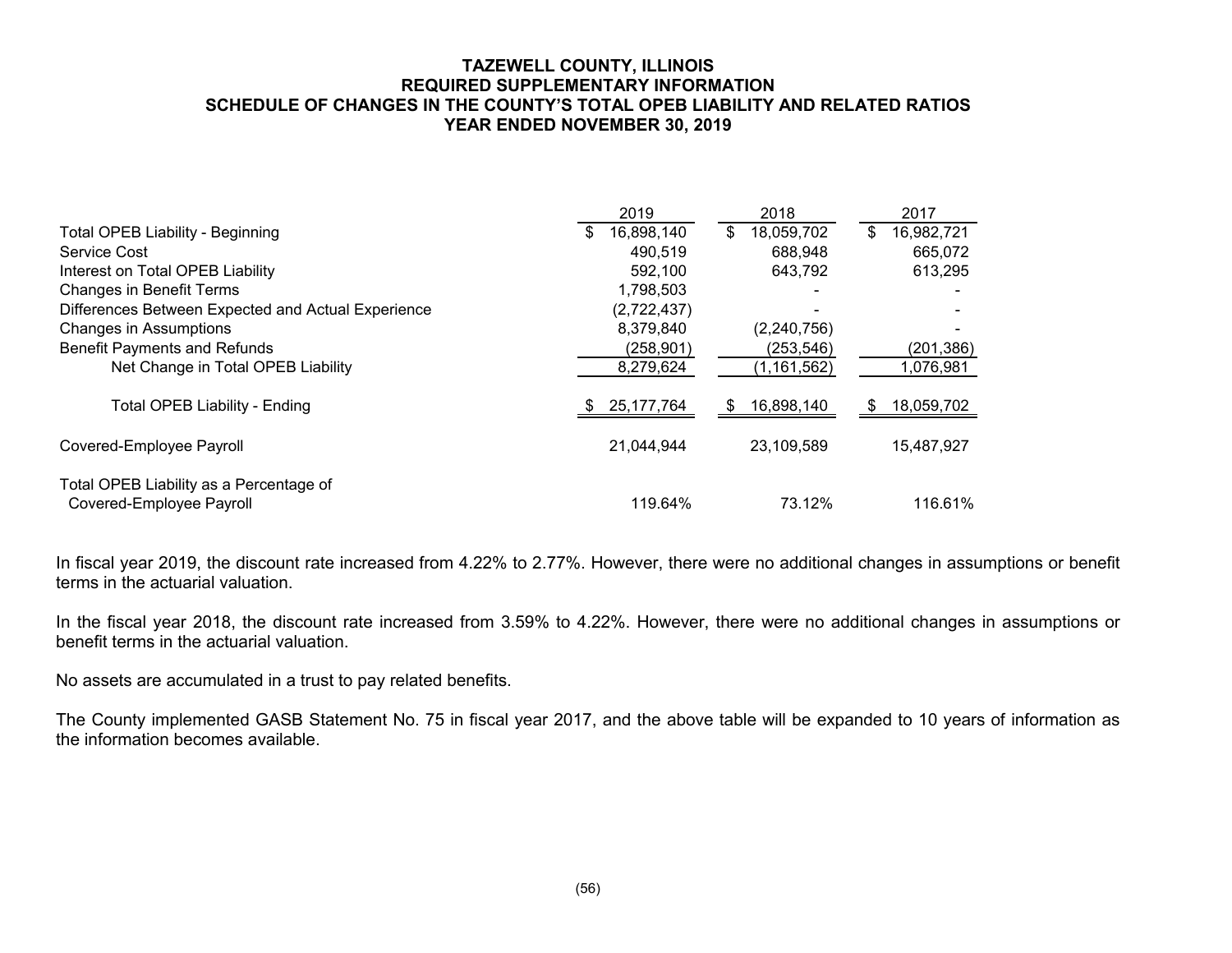# TAZEWELL COUNTY, ILLINOIS
## REQUIRED SUPPLEMENTARY INFORMATION
## SCHEDULE OF CHANGES IN THE COUNTY'S TOTAL OPEB LIABILITY AND RELATED RATIOS
## YEAR ENDED NOVEMBER 30, 2019

| | 2019 | 2018 | 2017 |
|---|---|---|---|
| Total OPEB Liability - Beginning | $ 16,898,140 | $ 18,059,702 | $ 16,982,721 |
| Service Cost | 490,519 | 688,948 | 665,072 |
| Interest on Total OPEB Liability | 592,100 | 643,792 | 613,295 |
| Changes in Benefit Terms | 1,798,503 | - | - |
| Differences Between Expected and Actual Experience | (2,722,437) | - | - |
| Changes in Assumptions | 8,379,840 | (2,240,756) | - |
| Benefit Payments and Refunds | (258,901) | (253,546) | (201,386) |
| Net Change in Total OPEB Liability | 8,279,624 | (1,161,562) | 1,076,981 |
| Total OPEB Liability - Ending | $ 25,177,764 | $ 16,898,140 | $ 18,059,702 |
| Covered-Employee Payroll | 21,044,944 | 23,109,589 | 15,487,927 |
| Total OPEB Liability as a Percentage of Covered-Employee Payroll | 119.64% | 73.12% | 116.61% |

In fiscal year 2019, the discount rate increased from 4.22% to 2.77%. However, there were no additional changes in assumptions or benefit terms in the actuarial valuation.

In the fiscal year 2018, the discount rate increased from 3.59% to 4.22%. However, there were no additional changes in assumptions or benefit terms in the actuarial valuation.

No assets are accumulated in a trust to pay related benefits.

The County implemented GASB Statement No. 75 in fiscal year 2017, and the above table will be expanded to 10 years of information as the information becomes available.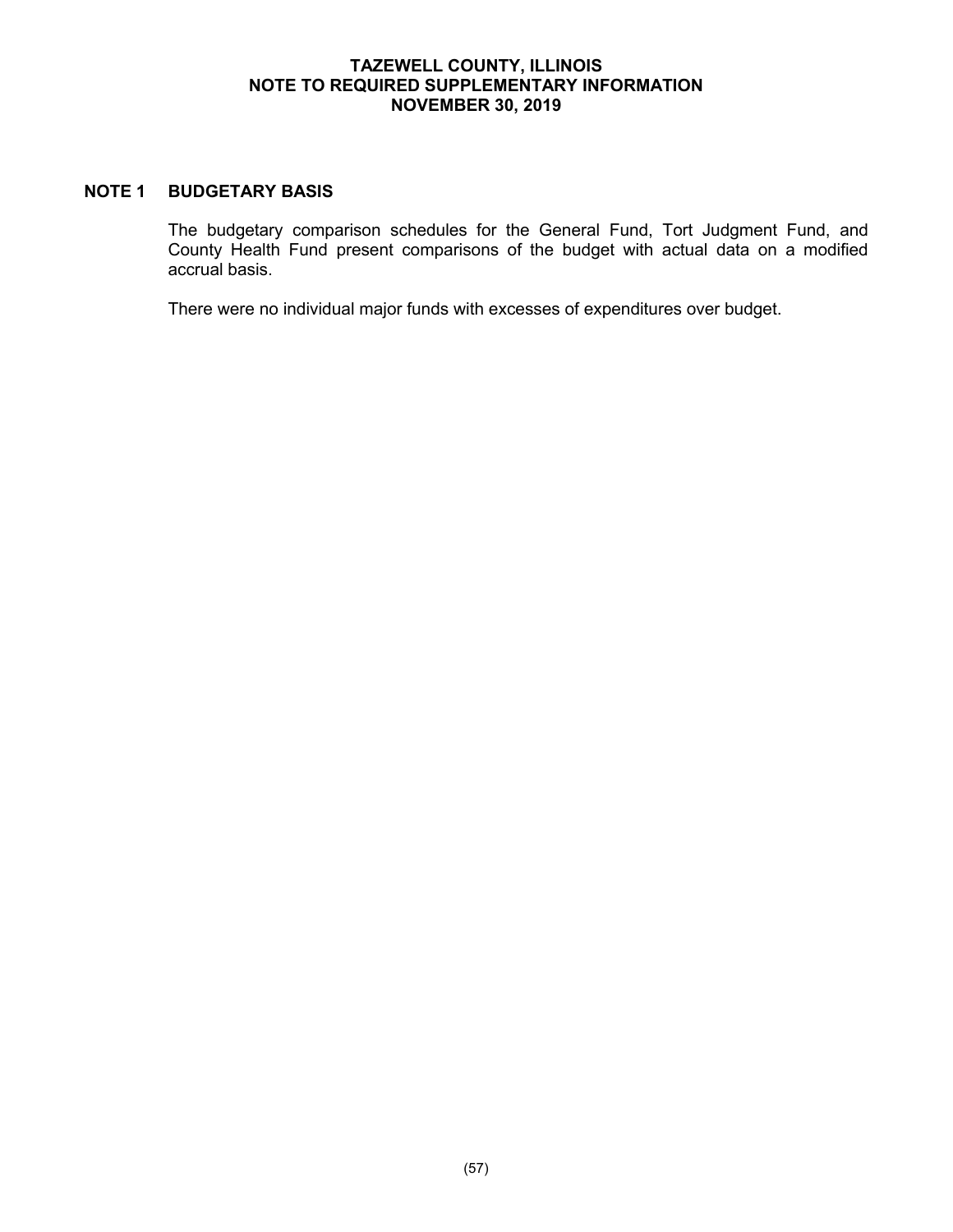# TAZEWELL COUNTY, ILLINOIS
# NOTE TO REQUIRED SUPPLEMENTARY INFORMATION
# NOVEMBER 30, 2019

## NOTE 1 BUDGETARY BASIS

The budgetary comparison schedules for the General Fund, Tort Judgment Fund, and County Health Fund present comparisons of the budget with actual data on a modified accrual basis.

There were no individual major funds with excesses of expenditures over budget.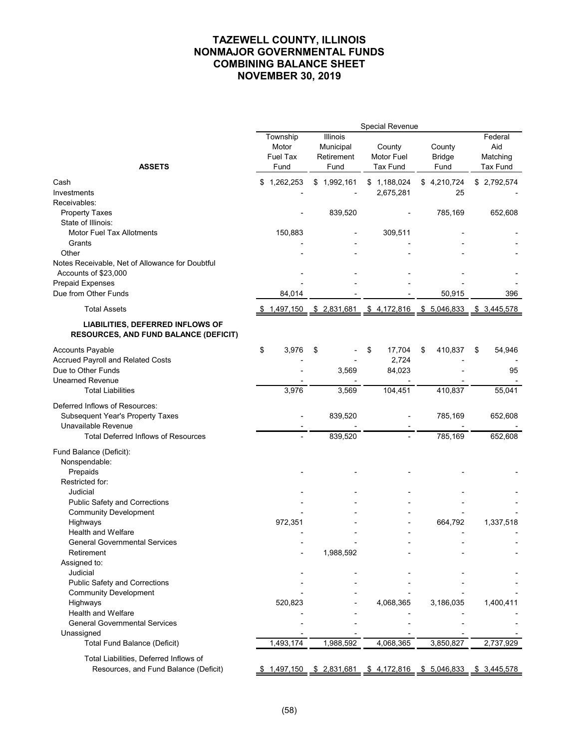# TAZEWELL COUNTY, ILLINOIS
# NONMAJOR GOVERNMENTAL FUNDS
# COMBINING BALANCE SHEET
# NOVEMBER 30, 2019

| | Special Revenue | | | | |
|---|---|---|---|---|---|
| **ASSETS** | Township Motor Fuel Tax Fund | Illinois Municipal Retirement Fund | County Motor Fuel Tax Fund | County Bridge Fund | Federal Aid Matching Tax Fund |
| Cash | $ 1,262,253 | $ 1,992,161 | $ 1,188,024 | $ 4,210,724 | $ 2,792,574 |
| Investments | - | - | 2,675,281 | 25 | - |
| Receivables: | | | | | |
| Property Taxes | - | 839,520 | - | 785,169 | 652,608 |
| State of Illinois: | | | | | |
| Motor Fuel Tax Allotments | 150,883 | - | 309,511 | - | - |
| Grants | - | - | - | - | - |
| Other | - | - | - | - | - |
| Notes Receivable, Net of Allowance for Doubtful Accounts of $23,000 | - | - | - | - | - |
| Prepaid Expenses | - | - | - | - | - |
| Due from Other Funds | 84,014 | - | - | 50,915 | 396 |
| Total Assets | $ 1,497,150 | $ 2,831,681 | $ 4,172,816 | $ 5,046,833 | $ 3,445,578 |
| **LIABILITIES, DEFERRED INFLOWS OF RESOURCES, AND FUND BALANCE (DEFICIT)** | | | | | |
| Accounts Payable | $ 3,976 | $ - | $ 17,704 | $ 410,837 | $ 54,946 |
| Accrued Payroll and Related Costs | - | - | 2,724 | - | - |
| Due to Other Funds | - | 3,569 | 84,023 | - | 95 |
| Unearned Revenue | - | - | - | - | - |
| Total Liabilities | 3,976 | 3,569 | 104,451 | 410,837 | 55,041 |
| Deferred Inflows of Resources: | | | | | |
| Subsequent Year's Property Taxes | - | 839,520 | - | 785,169 | 652,608 |
| Unavailable Revenue | - | - | - | - | - |
| Total Deferred Inflows of Resources | - | 839,520 | - | 785,169 | 652,608 |
| Fund Balance (Deficit): | | | | | |
| Nonspendable: | | | | | |
| Prepaids | - | - | - | - | - |
| Restricted for: | | | | | |
| Judicial | - | - | - | - | - |
| Public Safety and Corrections | - | - | - | - | - |
| Community Development | - | - | - | - | - |
| Highways | 972,351 | - | - | 664,792 | 1,337,518 |
| Health and Welfare | - | - | - | - | - |
| General Governmental Services | - | - | - | - | - |
| Retirement | - | 1,988,592 | - | - | - |
| Assigned to: | | | | | |
| Judicial | - | - | - | - | - |
| Public Safety and Corrections | - | - | - | - | - |
| Community Development | - | - | - | - | - |
| Highways | 520,823 | - | 4,068,365 | 3,186,035 | 1,400,411 |
| Health and Welfare | - | - | - | - | - |
| General Governmental Services | - | - | - | - | - |
| Unassigned | - | - | - | - | - |
| Total Fund Balance (Deficit) | 1,493,174 | 1,988,592 | 4,068,365 | 3,850,827 | 2,737,929 |
| Total Liabilities, Deferred Inflows of Resources, and Fund Balance (Deficit) | $ 1,497,150 | $ 2,831,681 | $ 4,172,816 | $ 5,046,833 | $ 3,445,578 |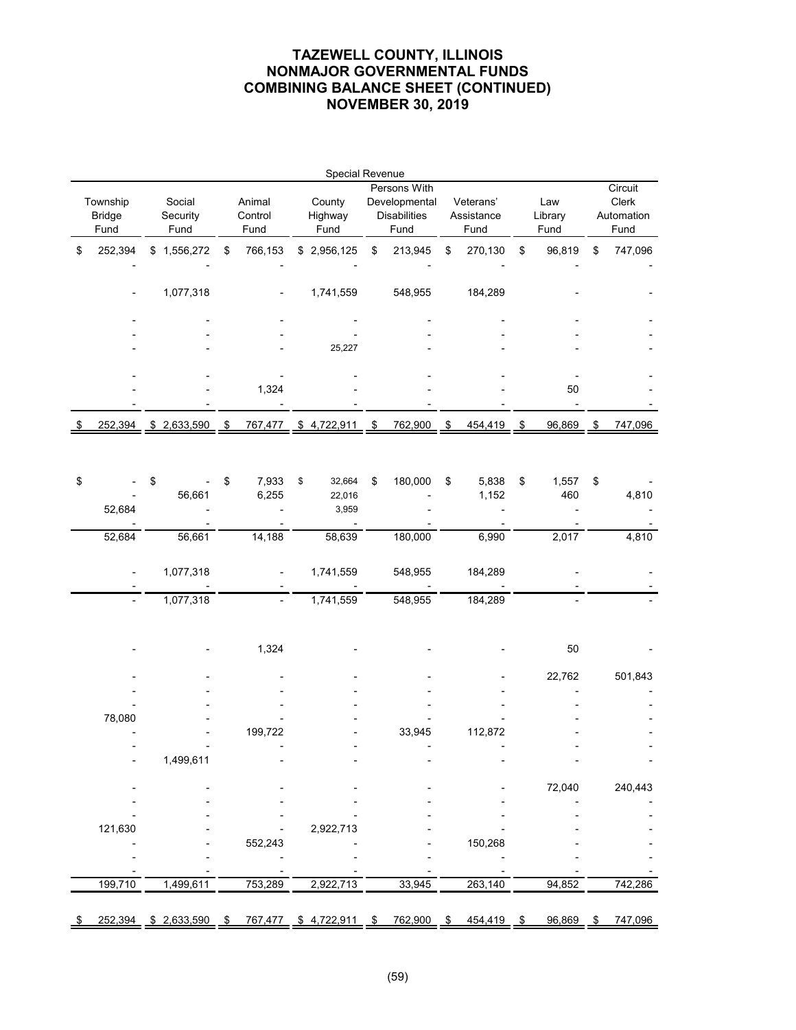# TAZEWELL COUNTY, ILLINOIS
# NONMAJOR GOVERNMENTAL FUNDS
# COMBINING BALANCE SHEET (CONTINUED)
# NOVEMBER 30, 2019

| Special Revenue | | | | | | | |
|---|---|---|---|---|---|---|---|
| Township Bridge Fund | Social Security Fund | Animal Control Fund | County Highway Fund | Persons With Developmental Disabilities Fund | Veterans' Assistance Fund | Law Library Fund | Circuit Clerk Automation Fund |
| $ 252,394 | $ 1,556,272 | $ 766,153 | $ 2,956,125 | $ 213,945 | $ 270,130 | $ 96,819 | $ 747,096 |
| - | - | - | - | - | - | - | - |
| - | 1,077,318 | - | 1,741,559 | 548,955 | 184,289 | - | - |
| - | - | - | - | - | - | - | - |
| - | - | - | - | - | - | - | - |
| - | - | - | 25,227 | - | - | - | - |
| - | - | - | - | - | - | - | - |
| - | - | 1,324 | - | - | - | 50 | - |
| - | - | - | - | - | - | - | - |
| $ 252,394 | $ 2,633,590 | $ 767,477 | $ 4,722,911 | $ 762,900 | $ 454,419 | $ 96,869 | $ 747,096 |
| | | | | | | | |
| $ - | $ - | $ 7,933 | $ 32,664 | $ 180,000 | $ 5,838 | $ 1,557 | $ - |
| - | 56,661 | 6,255 | 22,016 | - | 1,152 | 460 | 4,810 |
| 52,684 | - | - | 3,959 | - | - | - | - |
| - | - | - | - | - | - | - | - |
| 52,684 | 56,661 | 14,188 | 58,639 | 180,000 | 6,990 | 2,017 | 4,810 |
| | | | | | | | |
| - | 1,077,318 | - | 1,741,559 | 548,955 | 184,289 | - | - |
| - | - | - | - | - | - | - | - |
| - | 1,077,318 | - | 1,741,559 | 548,955 | 184,289 | - | - |
| | | | | | | | |
| - | - | 1,324 | - | - | - | 50 | - |
| - | - | - | - | - | - | 22,762 | 501,843 |
| - | - | - | - | - | - | - | - |
| - | - | - | - | - | - | - | - |
| 78,080 | - | - | - | - | - | - | - |
| - | - | 199,722 | - | 33,945 | 112,872 | - | - |
| - | - | - | - | - | - | - | - |
| - | 1,499,611 | - | - | - | - | - | - |
| - | - | - | - | - | - | 72,040 | 240,443 |
| - | - | - | - | - | - | - | - |
| - | - | - | - | - | - | - | - |
| 121,630 | - | - | 2,922,713 | - | - | - | - |
| - | - | 552,243 | - | - | 150,268 | - | - |
| - | - | - | - | - | - | - | - |
| - | - | - | - | - | - | - | - |
| 199,710 | 1,499,611 | 753,289 | 2,922,713 | 33,945 | 263,140 | 94,852 | 742,286 |
| | | | | | | | |
| $ 252,394 | $ 2,633,590 | $ 767,477 | $ 4,722,911 | $ 762,900 | $ 454,419 | $ 96,869 | $ 747,096 |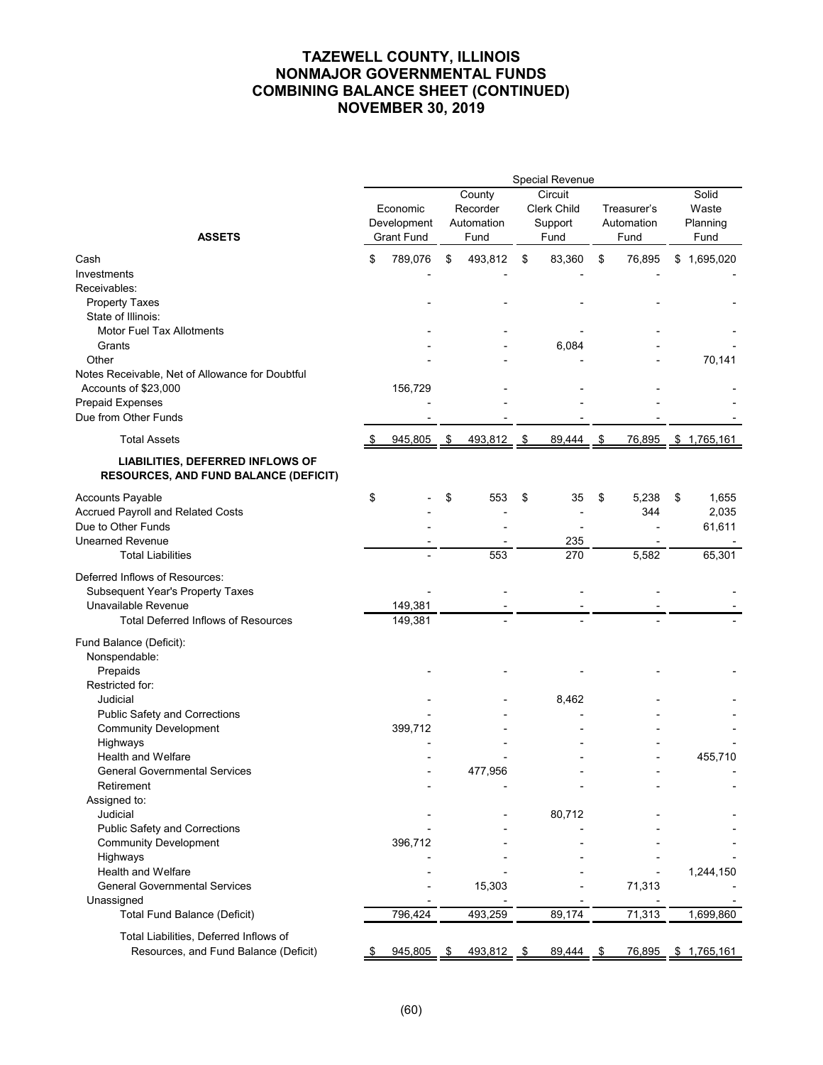# TAZEWELL COUNTY, ILLINOIS
# NONMAJOR GOVERNMENTAL FUNDS
# COMBINING BALANCE SHEET (CONTINUED)
# NOVEMBER 30, 2019

| | Special Revenue | | | | |
|---|---|---|---|---|---|
| **ASSETS** | Economic Development Grant Fund | County Recorder Automation Fund | Circuit Clerk Child Support Fund | Treasurer's Automation Fund | Solid Waste Planning Fund |
| Cash | $ 789,076 | $ 493,812 | $ 83,360 | $ 76,895 | $ 1,695,020 |
| Investments | - | - | - | - | - |
| Receivables: | | | | | |
| Property Taxes | - | - | - | - | - |
| State of Illinois: | | | | | |
| Motor Fuel Tax Allotments | - | - | - | - | - |
| Grants | - | - | 6,084 | - | - |
| Other | - | - | - | - | 70,141 |
| Notes Receivable, Net of Allowance for Doubtful Accounts of $23,000 | 156,729 | - | - | - | - |
| Prepaid Expenses | - | - | - | - | - |
| Due from Other Funds | - | - | - | - | - |
| Total Assets | $ 945,805 | $ 493,812 | $ 89,444 | $ 76,895 | $ 1,765,161 |
| **LIABILITIES, DEFERRED INFLOWS OF RESOURCES, AND FUND BALANCE (DEFICIT)** | | | | | |
| Accounts Payable | $ - | $ 553 | $ 35 | $ 5,238 | $ 1,655 |
| Accrued Payroll and Related Costs | - | - | - | 344 | 2,035 |
| Due to Other Funds | - | - | - | - | 61,611 |
| Unearned Revenue | - | - | 235 | - | - |
| Total Liabilities | - | 553 | 270 | 5,582 | 65,301 |
| Deferred Inflows of Resources: | | | | | |
| Subsequent Year's Property Taxes | - | - | - | - | - |
| Unavailable Revenue | 149,381 | - | - | - | - |
| Total Deferred Inflows of Resources | 149,381 | - | - | - | - |
| Fund Balance (Deficit): | | | | | |
| Nonspendable: | | | | | |
| Prepaids | - | - | - | - | - |
| Restricted for: | | | | | |
| Judicial | - | - | 8,462 | - | - |
| Public Safety and Corrections | - | - | - | - | - |
| Community Development | 399,712 | - | - | - | - |
| Highways | - | - | - | - | - |
| Health and Welfare | - | - | - | - | 455,710 |
| General Governmental Services | - | 477,956 | - | - | - |
| Retirement | - | - | - | - | - |
| Assigned to: | | | | | |
| Judicial | - | - | 80,712 | - | - |
| Public Safety and Corrections | - | - | - | - | - |
| Community Development | 396,712 | - | - | - | - |
| Highways | - | - | - | - | - |
| Health and Welfare | - | - | - | - | 1,244,150 |
| General Governmental Services | - | 15,303 | - | 71,313 | - |
| Unassigned | - | - | - | - | - |
| Total Fund Balance (Deficit) | 796,424 | 493,259 | 89,174 | 71,313 | 1,699,860 |
| Total Liabilities, Deferred Inflows of Resources, and Fund Balance (Deficit) | $ 945,805 | $ 493,812 | $ 89,444 | $ 76,895 | $ 1,765,161 |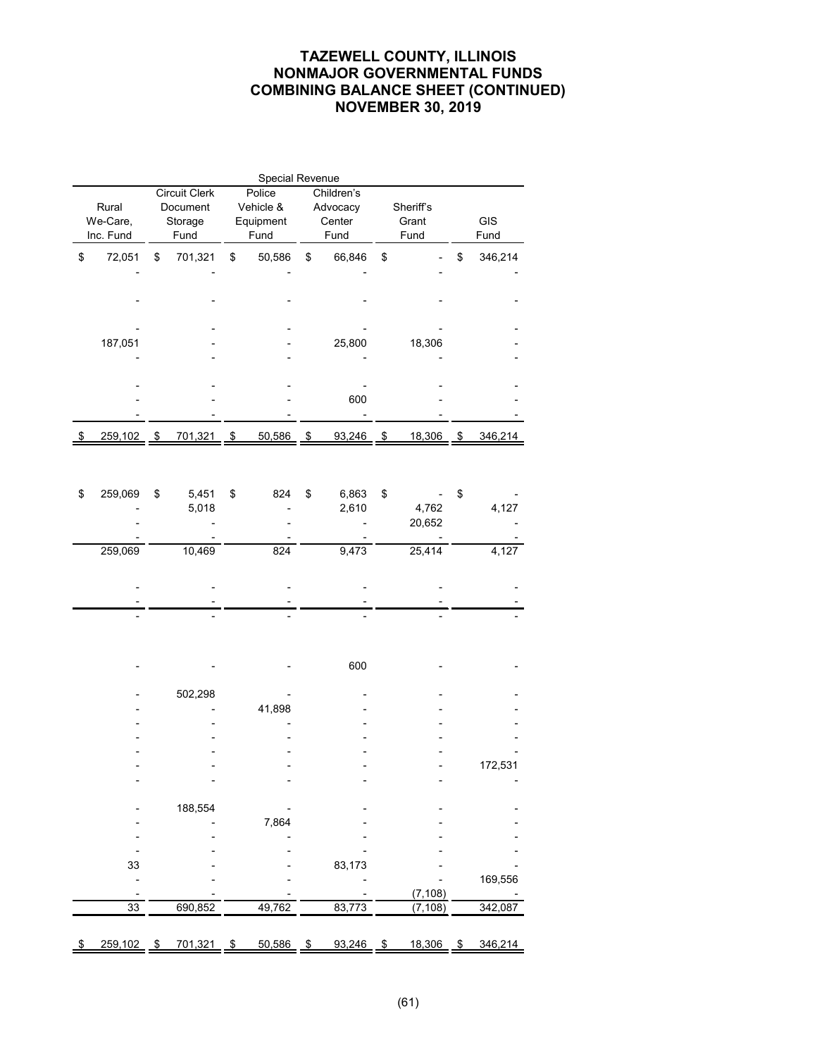# TAZEWELL COUNTY, ILLINOIS
# NONMAJOR GOVERNMENTAL FUNDS
# COMBINING BALANCE SHEET (CONTINUED)
# NOVEMBER 30, 2019

| Special Revenue | | | | | |
|---|---|---|---|---|---|
| Rural We-Care, Inc. Fund | Circuit Clerk Document Storage Fund | Police Vehicle & Equipment Fund | Children's Advocacy Center Fund | Sheriff's Grant Fund | GIS Fund |
| $ 72,051 | $ 701,321 | $ 50,586 | $ 66,846 | $ - | $ 346,214 |
| - | - | - | - | - | - |
| - | - | - | - | - | - |
| - | - | - | - | - | - |
| 187,051 | - | - | 25,800 | 18,306 | - |
| - | - | - | - | - | - |
| - | - | - | - | - | - |
| - | - | - | 600 | - | - |
| - | - | - | - | - | - |
| $ 259,102 | $ 701,321 | $ 50,586 | $ 93,246 | $ 18,306 | $ 346,214 |
| | | | | | |
| $ 259,069 | $ 5,451 | $ 824 | $ 6,863 | $ - | $ - |
| - | 5,018 | - | 2,610 | 4,762 | 4,127 |
| - | - | - | - | 20,652 | - |
| - | - | - | - | - | - |
| 259,069 | 10,469 | 824 | 9,473 | 25,414 | 4,127 |
| | | | | | |
| - | - | - | - | - | - |
| - | - | - | - | - | - |
| - | - | - | - | - | - |
| | | | | | |
| - | - | - | 600 | - | - |
| - | 502,298 | - | - | - | - |
| - | - | 41,898 | - | - | - |
| - | - | - | - | - | - |
| - | - | - | - | - | - |
| - | - | - | - | - | - |
| - | - | - | - | - | 172,531 |
| - | - | - | - | - | - |
| - | 188,554 | - | - | - | - |
| - | - | 7,864 | - | - | - |
| - | - | - | - | - | - |
| - | - | - | - | - | - |
| 33 | - | - | 83,173 | - | - |
| - | - | - | - | - | 169,556 |
| - | - | - | - | (7,108) | - |
| 33 | 690,852 | 49,762 | 83,773 | (7,108) | 342,087 |
| | | | | | |
| $ 259,102 | $ 701,321 | $ 50,586 | $ 93,246 | $ 18,306 | $ 346,214 |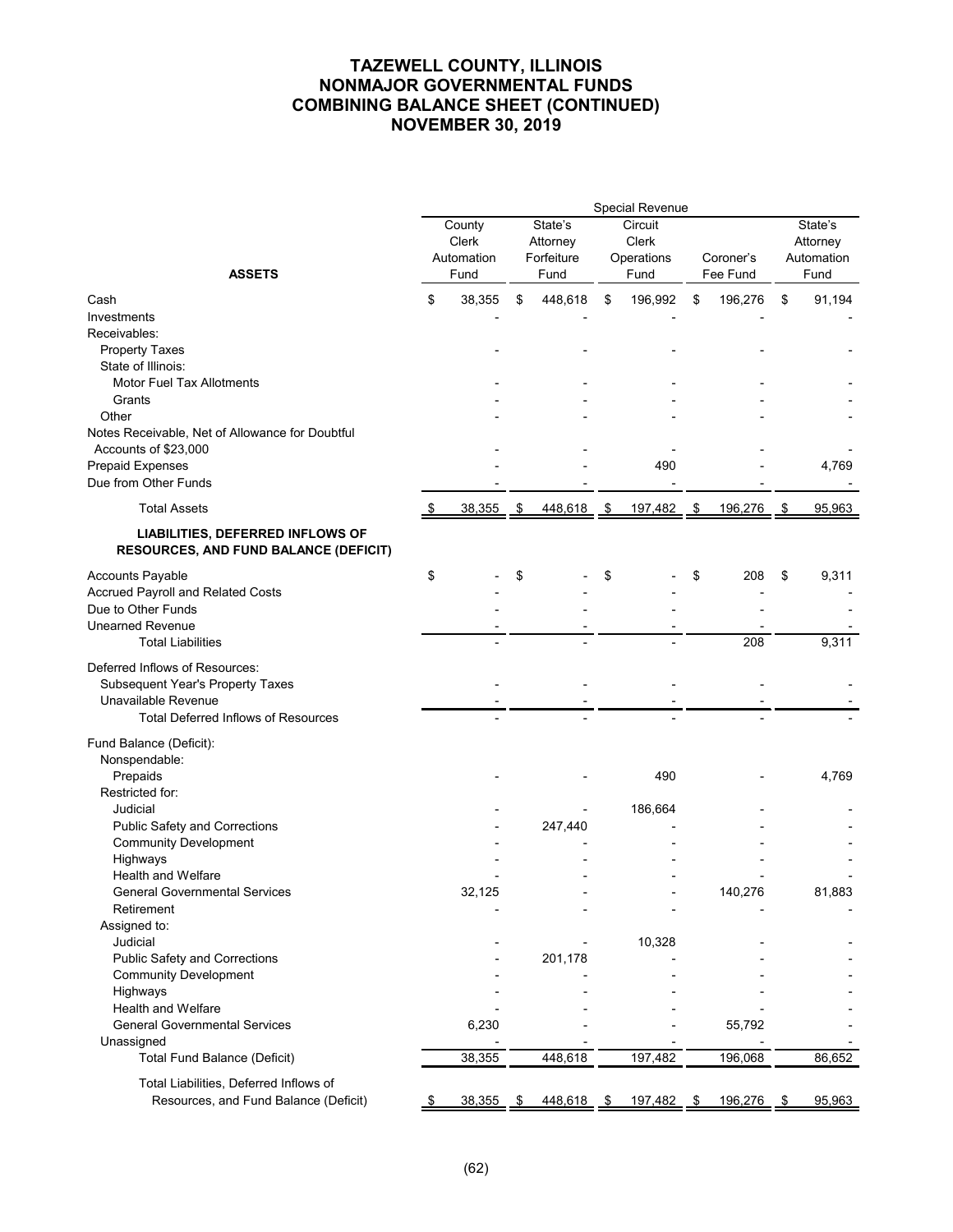# TAZEWELL COUNTY, ILLINOIS
# NONMAJOR GOVERNMENTAL FUNDS
# COMBINING BALANCE SHEET (CONTINUED)
# NOVEMBER 30, 2019

| | Special Revenue | | | | |
|---|---|---|---|---|---|
| **ASSETS** | County Clerk Automation Fund | State's Attorney Forfeiture Fund | Circuit Clerk Operations Fund | Coroner's Fee Fund | State's Attorney Automation Fund |
| Cash | $ 38,355 | $ 448,618 | $ 196,992 | $ 196,276 | $ 91,194 |
| Investments | - | - | - | - | - |
| Receivables: | | | | | |
| Property Taxes | - | - | - | - | - |
| State of Illinois: | | | | | |
| Motor Fuel Tax Allotments | - | - | - | - | - |
| Grants | - | - | - | - | - |
| Other | - | - | - | - | - |
| Notes Receivable, Net of Allowance for Doubtful Accounts of $23,000 | - | - | - | - | - |
| Prepaid Expenses | - | - | 490 | - | 4,769 |
| Due from Other Funds | - | - | - | - | - |
| Total Assets | $ 38,355 | $ 448,618 | $ 197,482 | $ 196,276 | $ 95,963 |
| **LIABILITIES, DEFERRED INFLOWS OF RESOURCES, AND FUND BALANCE (DEFICIT)** | | | | | |
| Accounts Payable | $ - | $ - | $ - | $ 208 | $ 9,311 |
| Accrued Payroll and Related Costs | - | - | - | - | - |
| Due to Other Funds | - | - | - | - | - |
| Unearned Revenue | - | - | - | - | - |
| Total Liabilities | - | - | - | 208 | 9,311 |
| Deferred Inflows of Resources: | | | | | |
| Subsequent Year's Property Taxes | - | - | - | - | - |
| Unavailable Revenue | - | - | - | - | - |
| Total Deferred Inflows of Resources | - | - | - | - | - |
| Fund Balance (Deficit): | | | | | |
| Nonspendable: | | | | | |
| Prepaids | - | - | 490 | - | 4,769 |
| Restricted for: | | | | | |
| Judicial | - | - | 186,664 | - | - |
| Public Safety and Corrections | - | 247,440 | - | - | - |
| Community Development | - | - | - | - | - |
| Highways | - | - | - | - | - |
| Health and Welfare | - | - | - | - | - |
| General Governmental Services | 32,125 | - | - | 140,276 | 81,883 |
| Retirement | - | - | - | - | - |
| Assigned to: | | | | | |
| Judicial | - | - | 10,328 | - | - |
| Public Safety and Corrections | - | 201,178 | - | - | - |
| Community Development | - | - | - | - | - |
| Highways | - | - | - | - | - |
| Health and Welfare | - | - | - | - | - |
| General Governmental Services | 6,230 | - | - | 55,792 | - |
| Unassigned | - | - | - | - | - |
| Total Fund Balance (Deficit) | 38,355 | 448,618 | 197,482 | 196,068 | 86,652 |
| Total Liabilities, Deferred Inflows of Resources, and Fund Balance (Deficit) | $ 38,355 | $ 448,618 | $ 197,482 | $ 196,276 | $ 95,963 |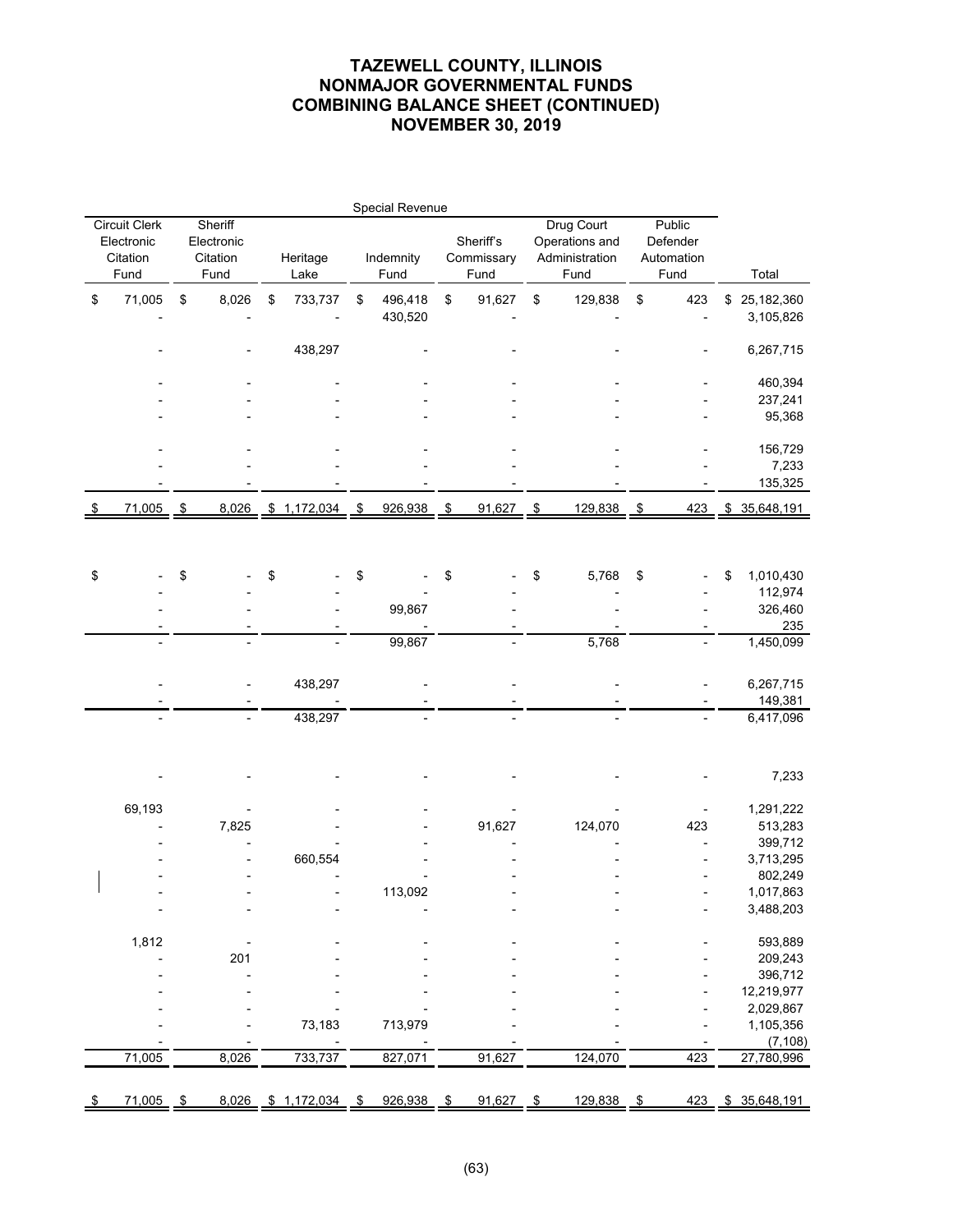# TAZEWELL COUNTY, ILLINOIS
# NONMAJOR GOVERNMENTAL FUNDS
# COMBINING BALANCE SHEET (CONTINUED)
# NOVEMBER 30, 2019

| Special Revenue | | | | | | | |
|---|---|---|---|---|---|---|---|
| Circuit Clerk Electronic Citation Fund | Sheriff Electronic Citation Fund | Heritage Lake | Indemnity Fund | Sheriff's Commissary Fund | Drug Court Operations and Administration Fund | Public Defender Automation Fund | Total |
| $ 71,005 | $ 8,026 | $ 733,737 | $ 496,418 | $ 91,627 | $ 129,838 | $ 423 | $ 25,182,360 |
| - | - | - | 430,520 | - | - | - | 3,105,826 |
| - | - | 438,297 | - | - | - | - | 6,267,715 |
| - | - | - | - | - | - | - | 460,394 |
| - | - | - | - | - | - | - | 237,241 |
| - | - | - | - | - | - | - | 95,368 |
| - | - | - | - | - | - | - | 156,729 |
| - | - | - | - | - | - | - | 7,233 |
| - | - | - | - | - | - | - | 135,325 |
| $ 71,005 | $ 8,026 | $ 1,172,034 | $ 926,938 | $ 91,627 | $ 129,838 | $ 423 | $ 35,648,191 |
| | | | | | | | |
| $ - | $ - | $ - | $ - | $ - | $ 5,768 | $ - | $ 1,010,430 |
| - | - | - | - | - | - | - | 112,974 |
| - | - | - | 99,867 | - | - | - | 326,460 |
| - | - | - | - | - | - | - | 235 |
| - | - | - | 99,867 | - | 5,768 | - | 1,450,099 |
| | | | | | | | |
| - | - | 438,297 | - | - | - | - | 6,267,715 |
| - | - | - | - | - | - | - | 149,381 |
| - | - | 438,297 | - | - | - | - | 6,417,096 |
| | | | | | | | |
| - | - | - | - | - | - | - | 7,233 |
| 69,193 | - | - | - | - | - | - | 1,291,222 |
| - | 7,825 | - | - | 91,627 | 124,070 | 423 | 513,283 |
| - | - | - | - | - | - | - | 399,712 |
| - | - | 660,554 | - | - | - | - | 3,713,295 |
| - | - | - | - | - | - | - | 802,249 |
| - | - | - | 113,092 | - | - | - | 1,017,863 |
| - | - | - | - | - | - | - | 3,488,203 |
| 1,812 | - | - | - | - | - | - | 593,889 |
| - | 201 | - | - | - | - | - | 209,243 |
| - | - | - | - | - | - | - | 396,712 |
| - | - | - | - | - | - | - | 12,219,977 |
| - | - | - | - | - | - | - | 2,029,867 |
| - | - | 73,183 | 713,979 | - | - | - | 1,105,356 |
| - | - | - | - | - | - | - | (7,108) |
| 71,005 | 8,026 | 733,737 | 827,071 | 91,627 | 124,070 | 423 | 27,780,996 |
| | | | | | | | |
| $ 71,005 | $ 8,026 | $ 1,172,034 | $ 926,938 | $ 91,627 | $ 129,838 | $ 423 | $ 35,648,191 |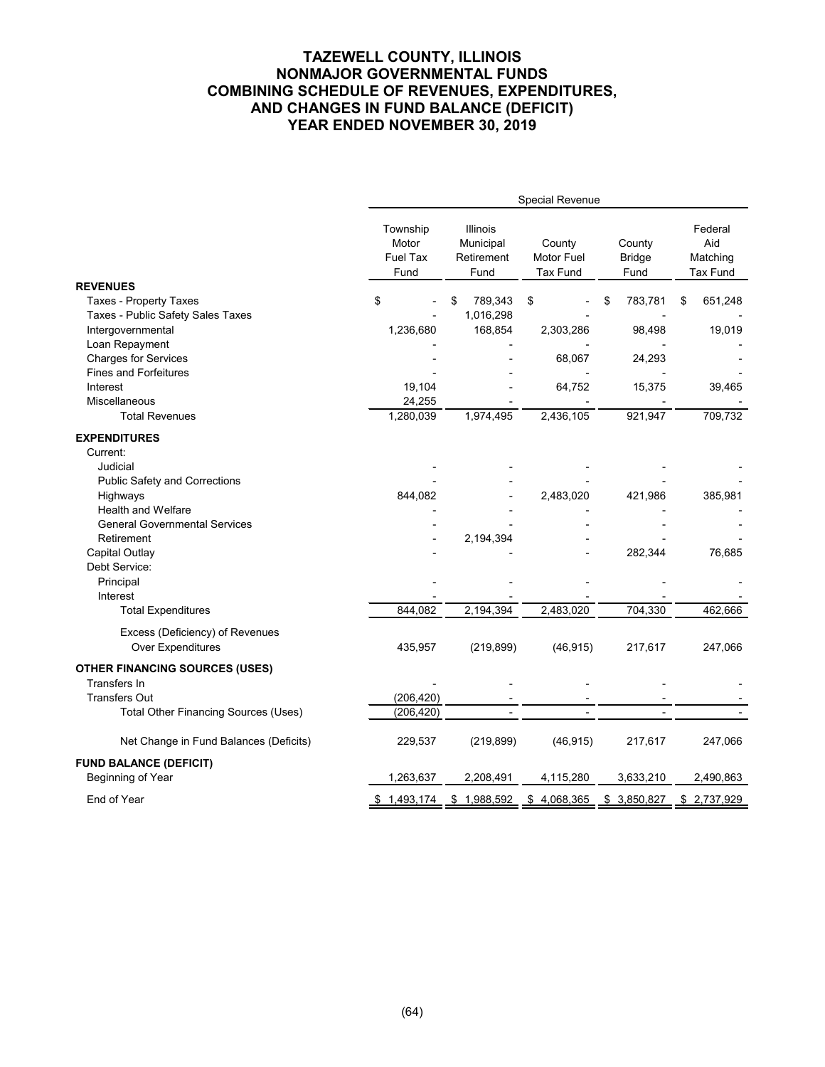# TAZEWELL COUNTY, ILLINOIS
# NONMAJOR GOVERNMENTAL FUNDS
# COMBINING SCHEDULE OF REVENUES, EXPENDITURES, AND CHANGES IN FUND BALANCE (DEFICIT)
# YEAR ENDED NOVEMBER 30, 2019

| | Special Revenue | | | | |
|---|---|---|---|---|---|
| | Township Motor Fuel Tax Fund | Illinois Municipal Retirement Fund | County Motor Fuel Tax Fund | County Bridge Fund | Federal Aid Matching Tax Fund |
| **REVENUES** | | | | | |
| Taxes - Property Taxes | $ - | $ 789,343 | $ - | $ 783,781 | $ 651,248 |
| Taxes - Public Safety Sales Taxes | - | 1,016,298 | - | - | - |
| Intergovernmental | 1,236,680 | 168,854 | 2,303,286 | 98,498 | 19,019 |
| Loan Repayment | - | - | - | - | - |
| Charges for Services | - | - | 68,067 | 24,293 | - |
| Fines and Forfeitures | - | - | - | - | - |
| Interest | 19,104 | - | 64,752 | 15,375 | 39,465 |
| Miscellaneous | 24,255 | - | - | - | - |
| Total Revenues | 1,280,039 | 1,974,495 | 2,436,105 | 921,947 | 709,732 |
| **EXPENDITURES** | | | | | |
| Current: | | | | | |
| Judicial | - | - | - | - | - |
| Public Safety and Corrections | - | - | - | - | - |
| Highways | 844,082 | - | 2,483,020 | 421,986 | 385,981 |
| Health and Welfare | - | - | - | - | - |
| General Governmental Services | - | - | - | - | - |
| Retirement | - | 2,194,394 | - | - | - |
| Capital Outlay | - | - | - | 282,344 | 76,685 |
| Debt Service: | | | | | |
| Principal | - | - | - | - | - |
| Interest | - | - | - | - | - |
| Total Expenditures | 844,082 | 2,194,394 | 2,483,020 | 704,330 | 462,666 |
| Excess (Deficiency) of Revenues Over Expenditures | 435,957 | (219,899) | (46,915) | 217,617 | 247,066 |
| **OTHER FINANCING SOURCES (USES)** | | | | | |
| Transfers In | - | - | - | - | - |
| Transfers Out | (206,420) | - | - | - | - |
| Total Other Financing Sources (Uses) | (206,420) | - | - | - | - |
| Net Change in Fund Balances (Deficits) | 229,537 | (219,899) | (46,915) | 217,617 | 247,066 |
| **FUND BALANCE (DEFICIT)** | | | | | |
| Beginning of Year | 1,263,637 | 2,208,491 | 4,115,280 | 3,633,210 | 2,490,863 |
| End of Year | $ 1,493,174 | $ 1,988,592 | $ 4,068,365 | $ 3,850,827 | $ 2,737,929 |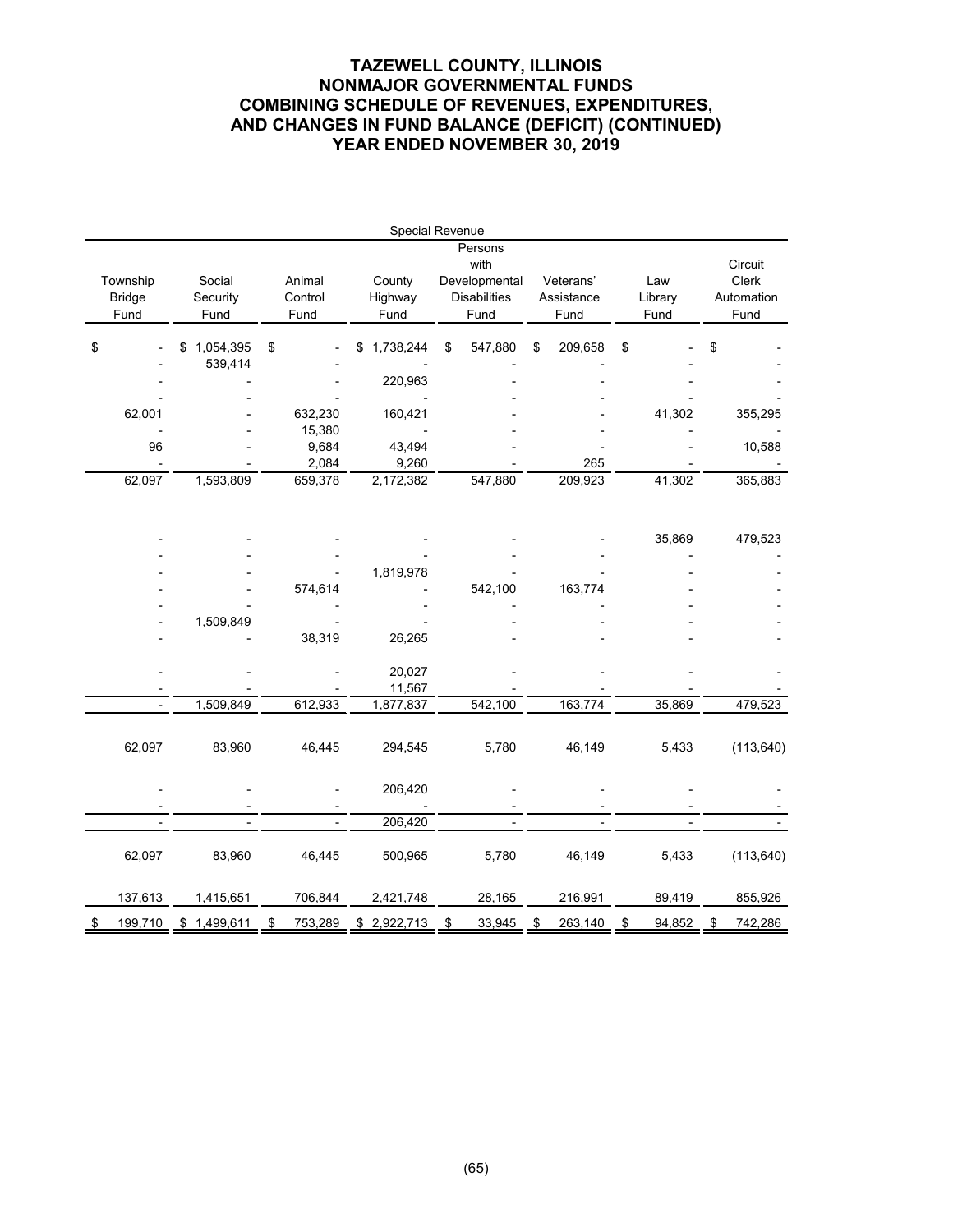# TAZEWELL COUNTY, ILLINOIS
## NONMAJOR GOVERNMENTAL FUNDS
## COMBINING SCHEDULE OF REVENUES, EXPENDITURES, AND CHANGES IN FUND BALANCE (DEFICIT) (CONTINUED)
## YEAR ENDED NOVEMBER 30, 2019

| Special Revenue | | | | | | | |
|---|---|---|---|---|---|---|---|
| Township Bridge Fund | Social Security Fund | Animal Control Fund | County Highway Fund | Persons with Developmental Disabilities Fund | Veterans' Assistance Fund | Law Library Fund | Circuit Clerk Automation Fund |
| $ - | $ 1,054,395 | $ - | $ 1,738,244 | $ 547,880 | $ 209,658 | $ - | $ - |
| - | 539,414 | - | - | - | - | - | - |
| - | - | - | 220,963 | - | - | - | - |
| - | - | - | - | - | - | - | - |
| 62,001 | - | 632,230 | 160,421 | - | - | 41,302 | 355,295 |
| - | - | 15,380 | - | - | - | - | - |
| 96 | - | 9,684 | 43,494 | - | - | - | 10,588 |
| - | - | 2,084 | 9,260 | - | 265 | - | - |
| 62,097 | 1,593,809 | 659,378 | 2,172,382 | 547,880 | 209,923 | 41,302 | 365,883 |
| | | | | | | | |
| - | - | - | - | - | - | 35,869 | 479,523 |
| - | - | - | - | - | - | - | - |
| - | - | - | 1,819,978 | - | - | - | - |
| - | - | 574,614 | - | 542,100 | 163,774 | - | - |
| - | - | - | - | - | - | - | - |
| - | 1,509,849 | - | - | - | - | - | - |
| - | - | 38,319 | 26,265 | - | - | - | - |
| - | - | - | 20,027 | - | - | - | - |
| - | - | - | 11,567 | - | - | - | - |
| - | 1,509,849 | 612,933 | 1,877,837 | 542,100 | 163,774 | 35,869 | 479,523 |
| | | | | | | | |
| 62,097 | 83,960 | 46,445 | 294,545 | 5,780 | 46,149 | 5,433 | (113,640) |
| | | | | | | | |
| - | - | - | 206,420 | - | - | - | - |
| - | - | - | - | - | - | - | - |
| - | - | - | 206,420 | - | - | - | - |
| | | | | | | | |
| 62,097 | 83,960 | 46,445 | 500,965 | 5,780 | 46,149 | 5,433 | (113,640) |
| | | | | | | | |
| 137,613 | 1,415,651 | 706,844 | 2,421,748 | 28,165 | 216,991 | 89,419 | 855,926 |
| $ 199,710 | $ 1,499,611 | $ 753,289 | $ 2,922,713 | $ 33,945 | $ 263,140 | $ 94,852 | $ 742,286 |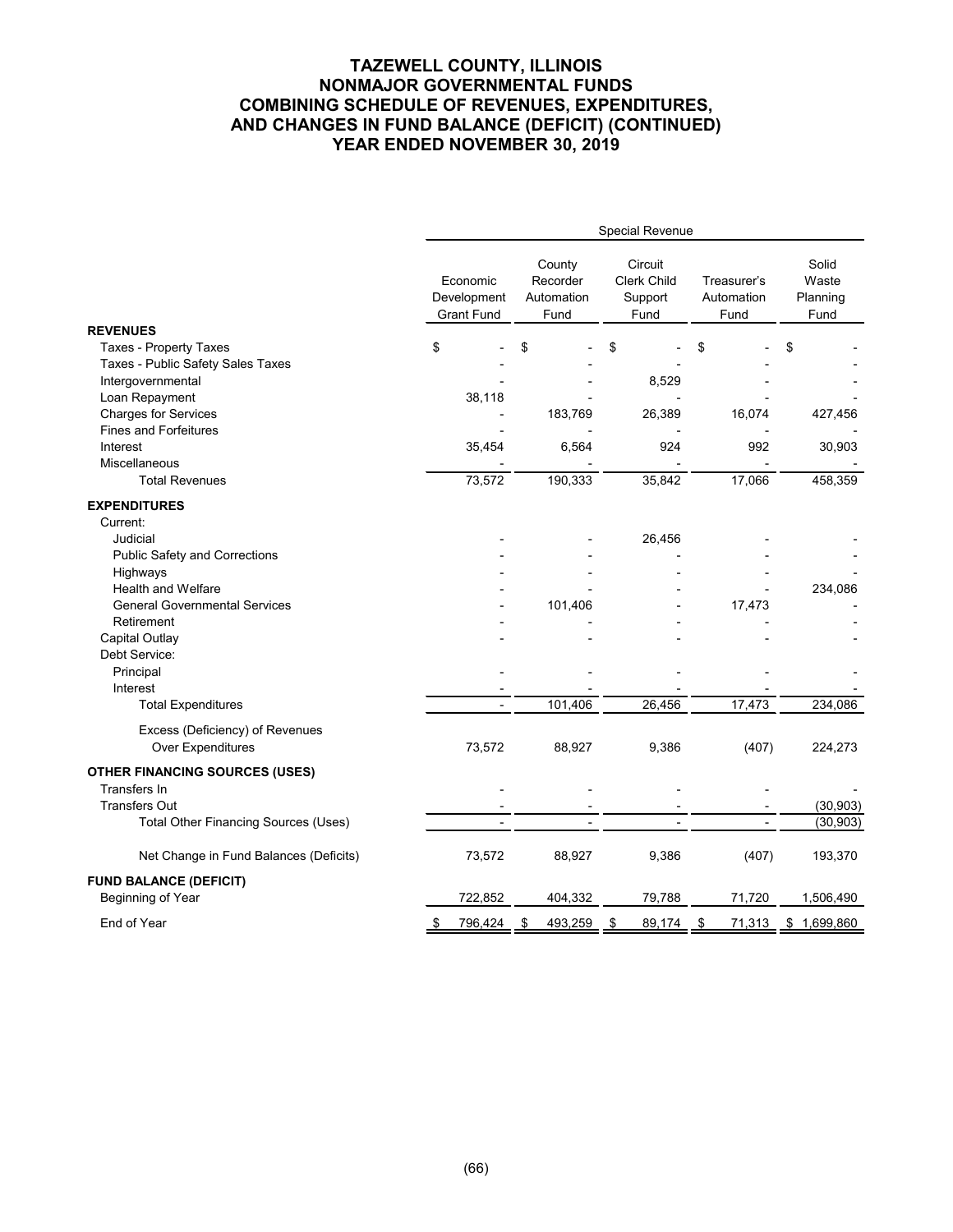# TAZEWELL COUNTY, ILLINOIS
# NONMAJOR GOVERNMENTAL FUNDS
# COMBINING SCHEDULE OF REVENUES, EXPENDITURES, AND CHANGES IN FUND BALANCE (DEFICIT) (CONTINUED)
# YEAR ENDED NOVEMBER 30, 2019

| | Special Revenue | | | | |
|---|---|---|---|---|---|
| | Economic Development Grant Fund | County Recorder Automation Fund | Circuit Clerk Child Support Fund | Treasurer's Automation Fund | Solid Waste Planning Fund |
| **REVENUES** | | | | | |
| Taxes - Property Taxes | $ - | $ - | $ - | $ - | $ - |
| Taxes - Public Safety Sales Taxes | - | - | - | - | - |
| Intergovernmental | - | - | 8,529 | - | - |
| Loan Repayment | 38,118 | - | - | - | - |
| Charges for Services | - | 183,769 | 26,389 | 16,074 | 427,456 |
| Fines and Forfeitures | - | - | - | - | - |
| Interest | 35,454 | 6,564 | 924 | 992 | 30,903 |
| Miscellaneous | - | - | - | - | - |
| Total Revenues | 73,572 | 190,333 | 35,842 | 17,066 | 458,359 |
| **EXPENDITURES** | | | | | |
| Current: | | | | | |
| Judicial | - | - | 26,456 | - | - |
| Public Safety and Corrections | - | - | - | - | - |
| Highways | - | - | - | - | - |
| Health and Welfare | - | - | - | - | 234,086 |
| General Governmental Services | - | 101,406 | - | 17,473 | - |
| Retirement | - | - | - | - | - |
| Capital Outlay | - | - | - | - | - |
| Debt Service: | | | | | |
| Principal | - | - | - | - | - |
| Interest | - | - | - | - | - |
| Total Expenditures | - | 101,406 | 26,456 | 17,473 | 234,086 |
| Excess (Deficiency) of Revenues Over Expenditures | 73,572 | 88,927 | 9,386 | (407) | 224,273 |
| **OTHER FINANCING SOURCES (USES)** | | | | | |
| Transfers In | - | - | - | - | - |
| Transfers Out | - | - | - | - | (30,903) |
| Total Other Financing Sources (Uses) | - | - | - | - | (30,903) |
| Net Change in Fund Balances (Deficits) | 73,572 | 88,927 | 9,386 | (407) | 193,370 |
| **FUND BALANCE (DEFICIT)** | | | | | |
| Beginning of Year | 722,852 | 404,332 | 79,788 | 71,720 | 1,506,490 |
| End of Year | $ 796,424 | $ 493,259 | $ 89,174 | $ 71,313 | $ 1,699,860 |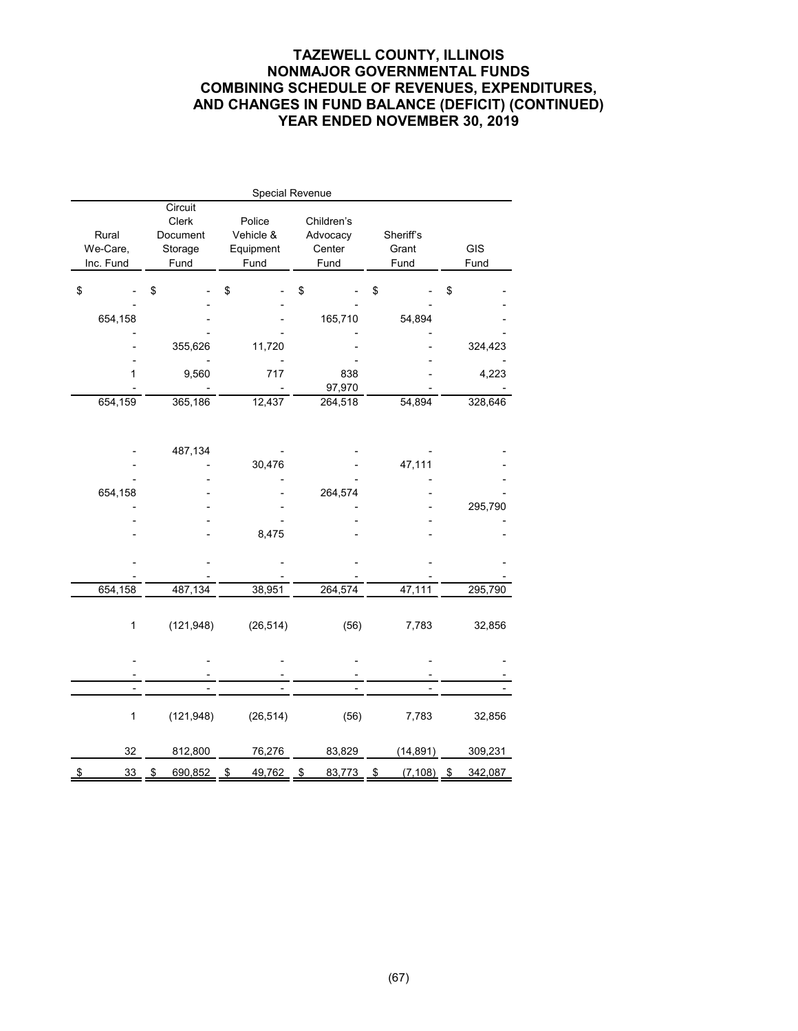# TAZEWELL COUNTY, ILLINOIS
## NONMAJOR GOVERNMENTAL FUNDS
## COMBINING SCHEDULE OF REVENUES, EXPENDITURES, AND CHANGES IN FUND BALANCE (DEFICIT) (CONTINUED)
## YEAR ENDED NOVEMBER 30, 2019

| Special Revenue | | | | | |
|---|---|---|---|---|---|
| Rural We-Care, Inc. Fund | Circuit Clerk Document Storage Fund | Police Vehicle & Equipment Fund | Children's Advocacy Center Fund | Sheriff's Grant Fund | GIS Fund |
| $ - | $ - | $ - | $ - | $ - | $ - |
| - | - | - | - | - | - |
| 654,158 | - | - | 165,710 | 54,894 | - |
| - | - | - | - | - | - |
| - | 355,626 | 11,720 | - | - | 324,423 |
| - | - | - | - | - | - |
| 1 | 9,560 | 717 | 838 | - | 4,223 |
| - | - | - | 97,970 | - | - |
| 654,159 | 365,186 | 12,437 | 264,518 | 54,894 | 328,646 |
| | | | | | |
| - | 487,134 | - | - | - | - |
| - | - | 30,476 | - | 47,111 | - |
| - | - | - | - | - | - |
| 654,158 | - | - | 264,574 | - | - |
| - | - | - | - | - | 295,790 |
| - | - | - | - | - | - |
| - | - | 8,475 | - | - | - |
| | | | | | |
| - | - | - | - | - | - |
| - | - | - | - | - | - |
| 654,158 | 487,134 | 38,951 | 264,574 | 47,111 | 295,790 |
| | | | | | |
| 1 | (121,948) | (26,514) | (56) | 7,783 | 32,856 |
| | | | | | |
| - | - | - | - | - | - |
| - | - | - | - | - | - |
| - | - | - | - | - | - |
| | | | | | |
| 1 | (121,948) | (26,514) | (56) | 7,783 | 32,856 |
| | | | | | |
| 32 | 812,800 | 76,276 | 83,829 | (14,891) | 309,231 |
| $ 33 | $ 690,852 | $ 49,762 | $ 83,773 | $ (7,108) | $ 342,087 |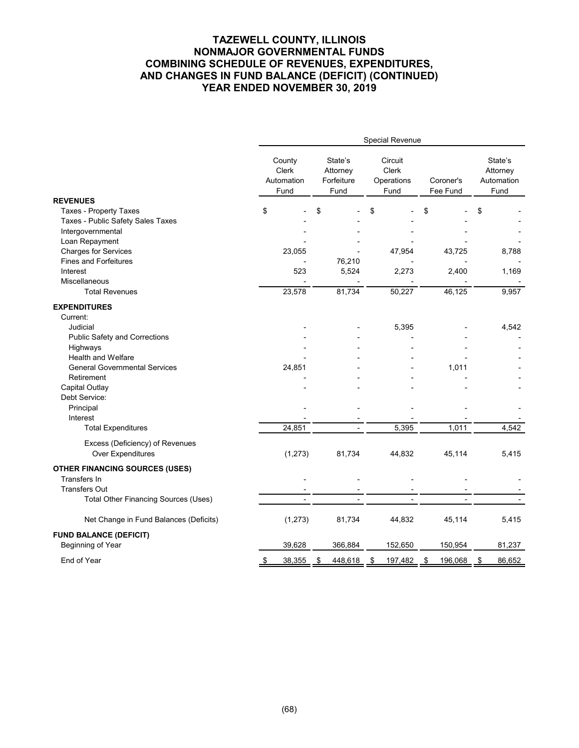# TAZEWELL COUNTY, ILLINOIS
## NONMAJOR GOVERNMENTAL FUNDS
## COMBINING SCHEDULE OF REVENUES, EXPENDITURES, AND CHANGES IN FUND BALANCE (DEFICIT) (CONTINUED)
## YEAR ENDED NOVEMBER 30, 2019

| | Special Revenue | | | | |
|---|---|---|---|---|---|
| | County Clerk Automation Fund | State's Attorney Forfeiture Fund | Circuit Clerk Operations Fund | Coroner's Fee Fund | State's Attorney Automation Fund |
| **REVENUES** | | | | | |
| Taxes - Property Taxes | $ - | $ - | $ - | $ - | $ - |
| Taxes - Public Safety Sales Taxes | - | - | - | - | - |
| Intergovernmental | - | - | - | - | - |
| Loan Repayment | - | - | - | - | - |
| Charges for Services | 23,055 | - | 47,954 | 43,725 | 8,788 |
| Fines and Forfeitures | - | 76,210 | - | - | - |
| Interest | 523 | 5,524 | 2,273 | 2,400 | 1,169 |
| Miscellaneous | - | - | - | - | - |
| Total Revenues | 23,578 | 81,734 | 50,227 | 46,125 | 9,957 |
| **EXPENDITURES** | | | | | |
| Current: | | | | | |
| Judicial | - | - | 5,395 | - | 4,542 |
| Public Safety and Corrections | - | - | - | - | - |
| Highways | - | - | - | - | - |
| Health and Welfare | - | - | - | - | - |
| General Governmental Services | 24,851 | - | - | 1,011 | - |
| Retirement | - | - | - | - | - |
| Capital Outlay | - | - | - | - | - |
| Debt Service: | | | | | |
| Principal | - | - | - | - | - |
| Interest | - | - | - | - | - |
| Total Expenditures | 24,851 | - | 5,395 | 1,011 | 4,542 |
| Excess (Deficiency) of Revenues Over Expenditures | (1,273) | 81,734 | 44,832 | 45,114 | 5,415 |
| **OTHER FINANCING SOURCES (USES)** | | | | | |
| Transfers In | - | - | - | - | - |
| Transfers Out | - | - | - | - | - |
| Total Other Financing Sources (Uses) | - | - | - | - | - |
| Net Change in Fund Balances (Deficits) | (1,273) | 81,734 | 44,832 | 45,114 | 5,415 |
| **FUND BALANCE (DEFICIT)** | | | | | |
| Beginning of Year | 39,628 | 366,884 | 152,650 | 150,954 | 81,237 |
| End of Year | $ 38,355 | $ 448,618 | $ 197,482 | $ 196,068 | $ 86,652 |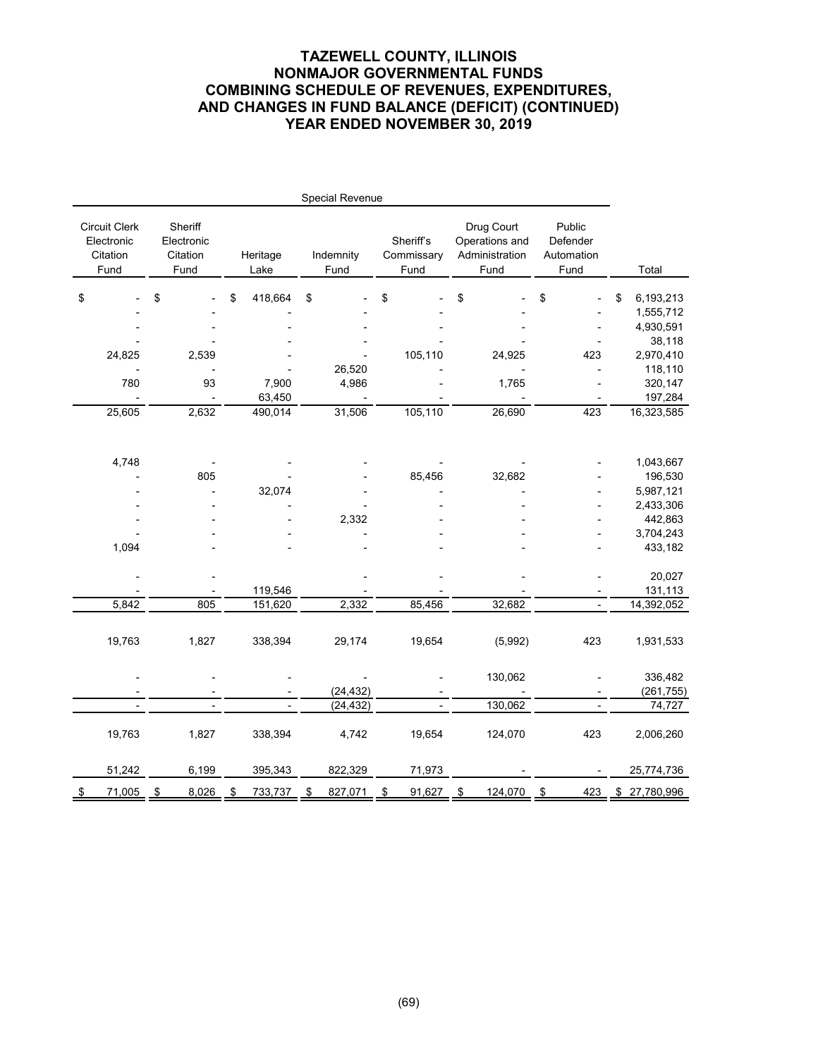# TAZEWELL COUNTY, ILLINOIS
## NONMAJOR GOVERNMENTAL FUNDS
## COMBINING SCHEDULE OF REVENUES, EXPENDITURES, AND CHANGES IN FUND BALANCE (DEFICIT) (CONTINUED)
## YEAR ENDED NOVEMBER 30, 2019

| Special Revenue | | | | | | | |
|---|---|---|---|---|---|---|---|
| Circuit Clerk Electronic Citation Fund | Sheriff Electronic Citation Fund | Heritage Lake | Indemnity Fund | Sheriff's Commissary Fund | Drug Court Operations and Administration Fund | Public Defender Automation Fund | Total |
| $ - | $ - | $ 418,664 | $ - | $ - | $ - | $ - | $ 6,193,213 |
| - | - | - | - | - | - | - | 1,555,712 |
| - | - | - | - | - | - | - | 4,930,591 |
| - | - | - | - | - | - | - | 38,118 |
| 24,825 | 2,539 | - | - | 105,110 | 24,925 | 423 | 2,970,410 |
| - | - | - | 26,520 | - | - | - | 118,110 |
| 780 | 93 | 7,900 | 4,986 | - | 1,765 | - | 320,147 |
| - | - | 63,450 | - | - | - | - | 197,284 |
| 25,605 | 2,632 | 490,014 | 31,506 | 105,110 | 26,690 | 423 | 16,323,585 |
| | | | | | | | |
| 4,748 | - | - | - | - | - | - | 1,043,667 |
| - | 805 | - | - | 85,456 | 32,682 | - | 196,530 |
| - | - | 32,074 | - | - | - | - | 5,987,121 |
| - | - | - | - | - | - | - | 2,433,306 |
| - | - | - | 2,332 | - | - | - | 442,863 |
| - | - | - | - | - | - | - | 3,704,243 |
| 1,094 | - | - | - | - | - | - | 433,182 |
| | | | | | | | |
| - | - | - | - | - | - | - | 20,027 |
| - | - | 119,546 | - | - | - | - | 131,113 |
| 5,842 | 805 | 151,620 | 2,332 | 85,456 | 32,682 | - | 14,392,052 |
| | | | | | | | |
| 19,763 | 1,827 | 338,394 | 29,174 | 19,654 | (5,992) | 423 | 1,931,533 |
| | | | | | | | |
| - | - | - | - | - | 130,062 | - | 336,482 |
| - | - | - | (24,432) | - | - | - | (261,755) |
| - | - | - | (24,432) | - | 130,062 | - | 74,727 |
| | | | | | | | |
| 19,763 | 1,827 | 338,394 | 4,742 | 19,654 | 124,070 | 423 | 2,006,260 |
| | | | | | | | |
| 51,242 | 6,199 | 395,343 | 822,329 | 71,973 | - | - | 25,774,736 |
| $ 71,005 | $ 8,026 | $ 733,737 | $ 827,071 | $ 91,627 | $ 124,070 | $ 423 | $ 27,780,996 |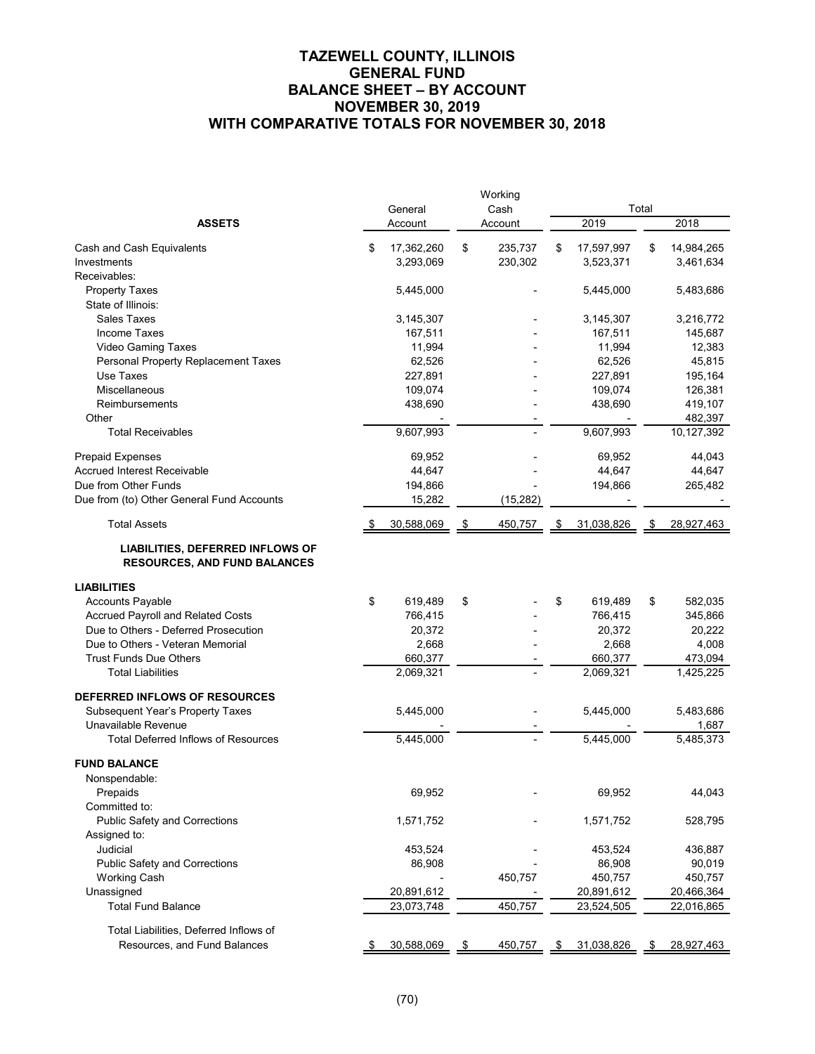# TAZEWELL COUNTY, ILLINOIS
## GENERAL FUND
## BALANCE SHEET – BY ACCOUNT
## NOVEMBER 30, 2019
## WITH COMPARATIVE TOTALS FOR NOVEMBER 30, 2018

| | General Account | Working Cash Account | Total 2019 | Total 2018 |
|---|---|---|---|---|
| **ASSETS** | | | | |
| Cash and Cash Equivalents | $ 17,362,260 | $ 235,737 | $ 17,597,997 | $ 14,984,265 |
| Investments | 3,293,069 | 230,302 | 3,523,371 | 3,461,634 |
| Receivables: | | | | |
| Property Taxes | 5,445,000 | - | 5,445,000 | 5,483,686 |
| State of Illinois: | | | | |
| Sales Taxes | 3,145,307 | - | 3,145,307 | 3,216,772 |
| Income Taxes | 167,511 | - | 167,511 | 145,687 |
| Video Gaming Taxes | 11,994 | - | 11,994 | 12,383 |
| Personal Property Replacement Taxes | 62,526 | - | 62,526 | 45,815 |
| Use Taxes | 227,891 | - | 227,891 | 195,164 |
| Miscellaneous | 109,074 | - | 109,074 | 126,381 |
| Reimbursements | 438,690 | - | 438,690 | 419,107 |
| Other | - | - | - | 482,397 |
| Total Receivables | 9,607,993 | - | 9,607,993 | 10,127,392 |
| Prepaid Expenses | 69,952 | - | 69,952 | 44,043 |
| Accrued Interest Receivable | 44,647 | - | 44,647 | 44,647 |
| Due from Other Funds | 194,866 | - | 194,866 | 265,482 |
| Due from (to) Other General Fund Accounts | 15,282 | (15,282) | - | - |
| Total Assets | $ 30,588,069 | $ 450,757 | $ 31,038,826 | $ 28,927,463 |
| **LIABILITIES, DEFERRED INFLOWS OF RESOURCES, AND FUND BALANCES** | | | | |
| **LIABILITIES** | | | | |
| Accounts Payable | $ 619,489 | $ - | $ 619,489 | $ 582,035 |
| Accrued Payroll and Related Costs | 766,415 | - | 766,415 | 345,866 |
| Due to Others - Deferred Prosecution | 20,372 | - | 20,372 | 20,222 |
| Due to Others - Veteran Memorial | 2,668 | - | 2,668 | 4,008 |
| Trust Funds Due Others | 660,377 | - | 660,377 | 473,094 |
| Total Liabilities | 2,069,321 | - | 2,069,321 | 1,425,225 |
| **DEFERRED INFLOWS OF RESOURCES** | | | | |
| Subsequent Year's Property Taxes | 5,445,000 | - | 5,445,000 | 5,483,686 |
| Unavailable Revenue | - | - | - | 1,687 |
| Total Deferred Inflows of Resources | 5,445,000 | - | 5,445,000 | 5,485,373 |
| **FUND BALANCE** | | | | |
| Nonspendable: | | | | |
| Prepaids | 69,952 | - | 69,952 | 44,043 |
| Committed to: | | | | |
| Public Safety and Corrections | 1,571,752 | - | 1,571,752 | 528,795 |
| Assigned to: | | | | |
| Judicial | 453,524 | - | 453,524 | 436,887 |
| Public Safety and Corrections | 86,908 | - | 86,908 | 90,019 |
| Working Cash | - | 450,757 | 450,757 | 450,757 |
| Unassigned | 20,891,612 | - | 20,891,612 | 20,466,364 |
| Total Fund Balance | 23,073,748 | 450,757 | 23,524,505 | 22,016,865 |
| Total Liabilities, Deferred Inflows of Resources, and Fund Balances | $ 30,588,069 | $ 450,757 | $ 31,038,826 | $ 28,927,463 |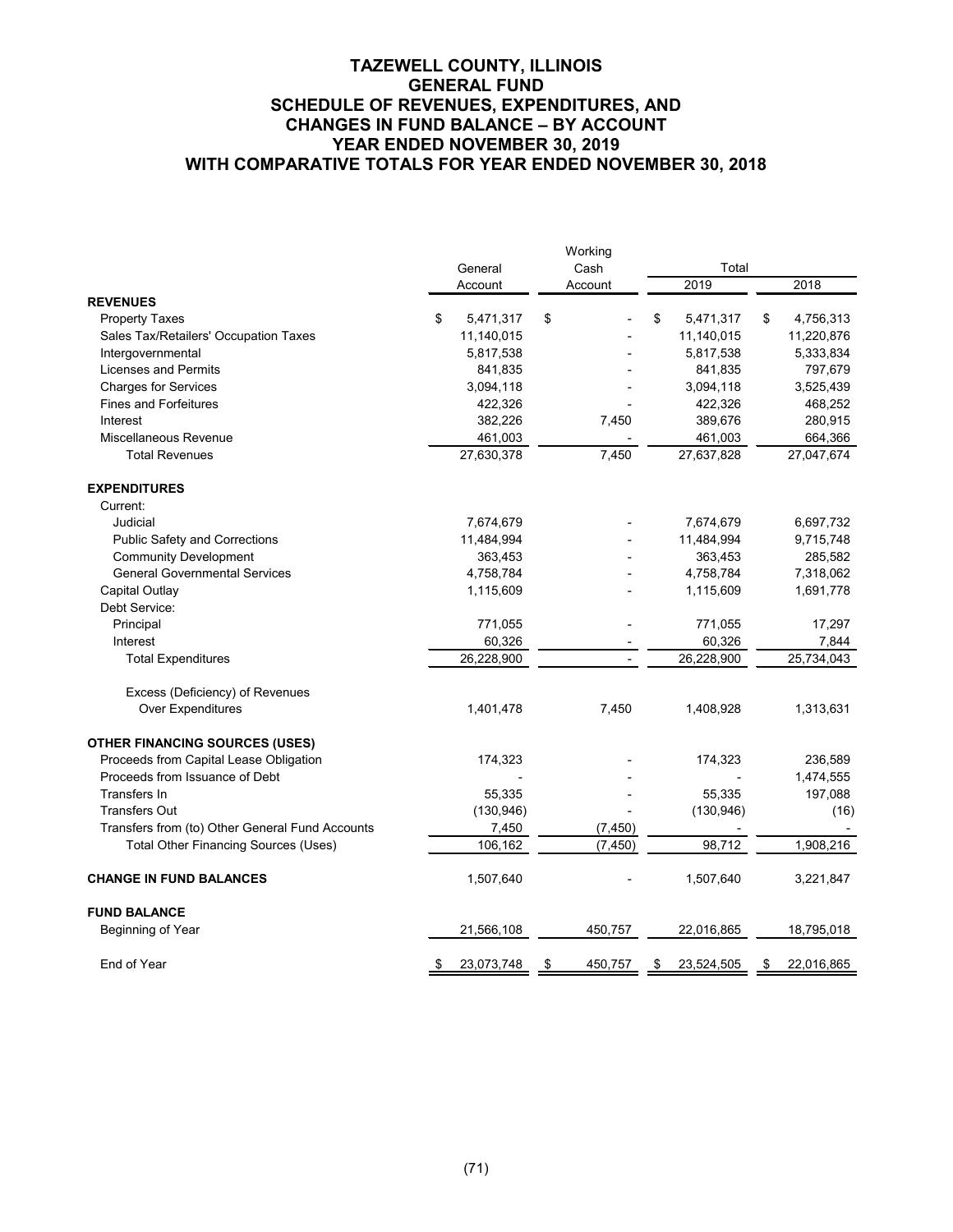# TAZEWELL COUNTY, ILLINOIS
## GENERAL FUND
## SCHEDULE OF REVENUES, EXPENDITURES, AND CHANGES IN FUND BALANCE – BY ACCOUNT
## YEAR ENDED NOVEMBER 30, 2019
## WITH COMPARATIVE TOTALS FOR YEAR ENDED NOVEMBER 30, 2018

| | General Account | Working Cash Account | Total 2019 | Total 2018 |
|---|---|---|---|---|
| **REVENUES** | | | | |
| Property Taxes | $ 5,471,317 | $ - | $ 5,471,317 | $ 4,756,313 |
| Sales Tax/Retailers' Occupation Taxes | 11,140,015 | - | 11,140,015 | 11,220,876 |
| Intergovernmental | 5,817,538 | - | 5,817,538 | 5,333,834 |
| Licenses and Permits | 841,835 | - | 841,835 | 797,679 |
| Charges for Services | 3,094,118 | - | 3,094,118 | 3,525,439 |
| Fines and Forfeitures | 422,326 | - | 422,326 | 468,252 |
| Interest | 382,226 | 7,450 | 389,676 | 280,915 |
| Miscellaneous Revenue | 461,003 | - | 461,003 | 664,366 |
| Total Revenues | 27,630,378 | 7,450 | 27,637,828 | 27,047,674 |
| **EXPENDITURES** | | | | |
| Current: | | | | |
| Judicial | 7,674,679 | - | 7,674,679 | 6,697,732 |
| Public Safety and Corrections | 11,484,994 | - | 11,484,994 | 9,715,748 |
| Community Development | 363,453 | - | 363,453 | 285,582 |
| General Governmental Services | 4,758,784 | - | 4,758,784 | 7,318,062 |
| Capital Outlay | 1,115,609 | - | 1,115,609 | 1,691,778 |
| Debt Service: | | | | |
| Principal | 771,055 | - | 771,055 | 17,297 |
| Interest | 60,326 | - | 60,326 | 7,844 |
| Total Expenditures | 26,228,900 | - | 26,228,900 | 25,734,043 |
| Excess (Deficiency) of Revenues Over Expenditures | 1,401,478 | 7,450 | 1,408,928 | 1,313,631 |
| **OTHER FINANCING SOURCES (USES)** | | | | |
| Proceeds from Capital Lease Obligation | 174,323 | - | 174,323 | 236,589 |
| Proceeds from Issuance of Debt | - | - | - | 1,474,555 |
| Transfers In | 55,335 | - | 55,335 | 197,088 |
| Transfers Out | (130,946) | - | (130,946) | (16) |
| Transfers from (to) Other General Fund Accounts | 7,450 | (7,450) | - | - |
| Total Other Financing Sources (Uses) | 106,162 | (7,450) | 98,712 | 1,908,216 |
| **CHANGE IN FUND BALANCES** | 1,507,640 | - | 1,507,640 | 3,221,847 |
| **FUND BALANCE** | | | | |
| Beginning of Year | 21,566,108 | 450,757 | 22,016,865 | 18,795,018 |
| End of Year | $ 23,073,748 | $ 450,757 | $ 23,524,505 | $ 22,016,865 |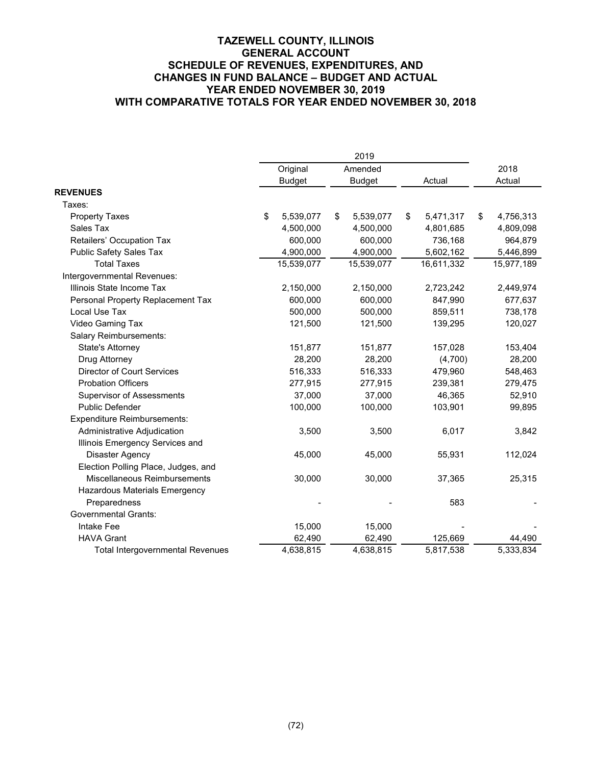# TAZEWELL COUNTY, ILLINOIS
## GENERAL ACCOUNT
## SCHEDULE OF REVENUES, EXPENDITURES, AND CHANGES IN FUND BALANCE – BUDGET AND ACTUAL
## YEAR ENDED NOVEMBER 30, 2019
## WITH COMPARATIVE TOTALS FOR YEAR ENDED NOVEMBER 30, 2018

| | 2019 | | | |
|---|---|---|---|---|
| | Original Budget | Amended Budget | Actual | 2018 Actual |
| **REVENUES** | | | | |
| Taxes: | | | | |
| Property Taxes | $ 5,539,077 | $ 5,539,077 | $ 5,471,317 | $ 4,756,313 |
| Sales Tax | 4,500,000 | 4,500,000 | 4,801,685 | 4,809,098 |
| Retailers' Occupation Tax | 600,000 | 600,000 | 736,168 | 964,879 |
| Public Safety Sales Tax | 4,900,000 | 4,900,000 | 5,602,162 | 5,446,899 |
| Total Taxes | 15,539,077 | 15,539,077 | 16,611,332 | 15,977,189 |
| Intergovernmental Revenues: | | | | |
| Illinois State Income Tax | 2,150,000 | 2,150,000 | 2,723,242 | 2,449,974 |
| Personal Property Replacement Tax | 600,000 | 600,000 | 847,990 | 677,637 |
| Local Use Tax | 500,000 | 500,000 | 859,511 | 738,178 |
| Video Gaming Tax | 121,500 | 121,500 | 139,295 | 120,027 |
| Salary Reimbursements: | | | | |
| State's Attorney | 151,877 | 151,877 | 157,028 | 153,404 |
| Drug Attorney | 28,200 | 28,200 | (4,700) | 28,200 |
| Director of Court Services | 516,333 | 516,333 | 479,960 | 548,463 |
| Probation Officers | 277,915 | 277,915 | 239,381 | 279,475 |
| Supervisor of Assessments | 37,000 | 37,000 | 46,365 | 52,910 |
| Public Defender | 100,000 | 100,000 | 103,901 | 99,895 |
| Expenditure Reimbursements: | | | | |
| Administrative Adjudication | 3,500 | 3,500 | 6,017 | 3,842 |
| Illinois Emergency Services and Disaster Agency | 45,000 | 45,000 | 55,931 | 112,024 |
| Election Polling Place, Judges, and Miscellaneous Reimbursements | 30,000 | 30,000 | 37,365 | 25,315 |
| Hazardous Materials Emergency Preparedness | - | - | 583 | - |
| Governmental Grants: | | | | |
| Intake Fee | 15,000 | 15,000 | - | - |
| HAVA Grant | 62,490 | 62,490 | 125,669 | 44,490 |
| Total Intergovernmental Revenues | 4,638,815 | 4,638,815 | 5,817,538 | 5,333,834 |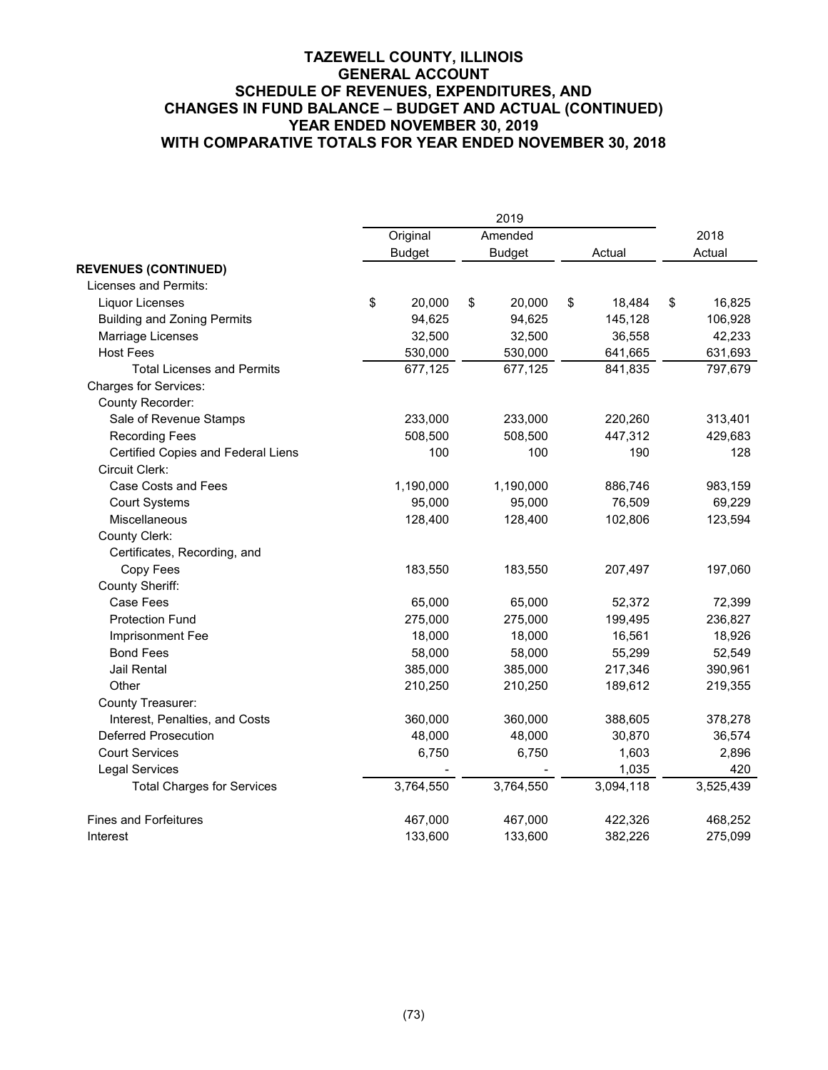# TAZEWELL COUNTY, ILLINOIS
## GENERAL ACCOUNT
## SCHEDULE OF REVENUES, EXPENDITURES, AND CHANGES IN FUND BALANCE – BUDGET AND ACTUAL (CONTINUED)
## YEAR ENDED NOVEMBER 30, 2019
## WITH COMPARATIVE TOTALS FOR YEAR ENDED NOVEMBER 30, 2018

| | 2019 | | | |
|---|---|---|---|---|
| | Original Budget | Amended Budget | Actual | 2018 Actual |
| **REVENUES (CONTINUED)** | | | | |
| Licenses and Permits: | | | | |
| Liquor Licenses | $ 20,000 | $ 20,000 | $ 18,484 | $ 16,825 |
| Building and Zoning Permits | 94,625 | 94,625 | 145,128 | 106,928 |
| Marriage Licenses | 32,500 | 32,500 | 36,558 | 42,233 |
| Host Fees | 530,000 | 530,000 | 641,665 | 631,693 |
| Total Licenses and Permits | 677,125 | 677,125 | 841,835 | 797,679 |
| Charges for Services: | | | | |
| County Recorder: | | | | |
| Sale of Revenue Stamps | 233,000 | 233,000 | 220,260 | 313,401 |
| Recording Fees | 508,500 | 508,500 | 447,312 | 429,683 |
| Certified Copies and Federal Liens | 100 | 100 | 190 | 128 |
| Circuit Clerk: | | | | |
| Case Costs and Fees | 1,190,000 | 1,190,000 | 886,746 | 983,159 |
| Court Systems | 95,000 | 95,000 | 76,509 | 69,229 |
| Miscellaneous | 128,400 | 128,400 | 102,806 | 123,594 |
| County Clerk: | | | | |
| Certificates, Recording, and Copy Fees | 183,550 | 183,550 | 207,497 | 197,060 |
| County Sheriff: | | | | |
| Case Fees | 65,000 | 65,000 | 52,372 | 72,399 |
| Protection Fund | 275,000 | 275,000 | 199,495 | 236,827 |
| Imprisonment Fee | 18,000 | 18,000 | 16,561 | 18,926 |
| Bond Fees | 58,000 | 58,000 | 55,299 | 52,549 |
| Jail Rental | 385,000 | 385,000 | 217,346 | 390,961 |
| Other | 210,250 | 210,250 | 189,612 | 219,355 |
| County Treasurer: | | | | |
| Interest, Penalties, and Costs | 360,000 | 360,000 | 388,605 | 378,278 |
| Deferred Prosecution | 48,000 | 48,000 | 30,870 | 36,574 |
| Court Services | 6,750 | 6,750 | 1,603 | 2,896 |
| Legal Services | - | - | 1,035 | 420 |
| Total Charges for Services | 3,764,550 | 3,764,550 | 3,094,118 | 3,525,439 |
| Fines and Forfeitures | 467,000 | 467,000 | 422,326 | 468,252 |
| Interest | 133,600 | 133,600 | 382,226 | 275,099 |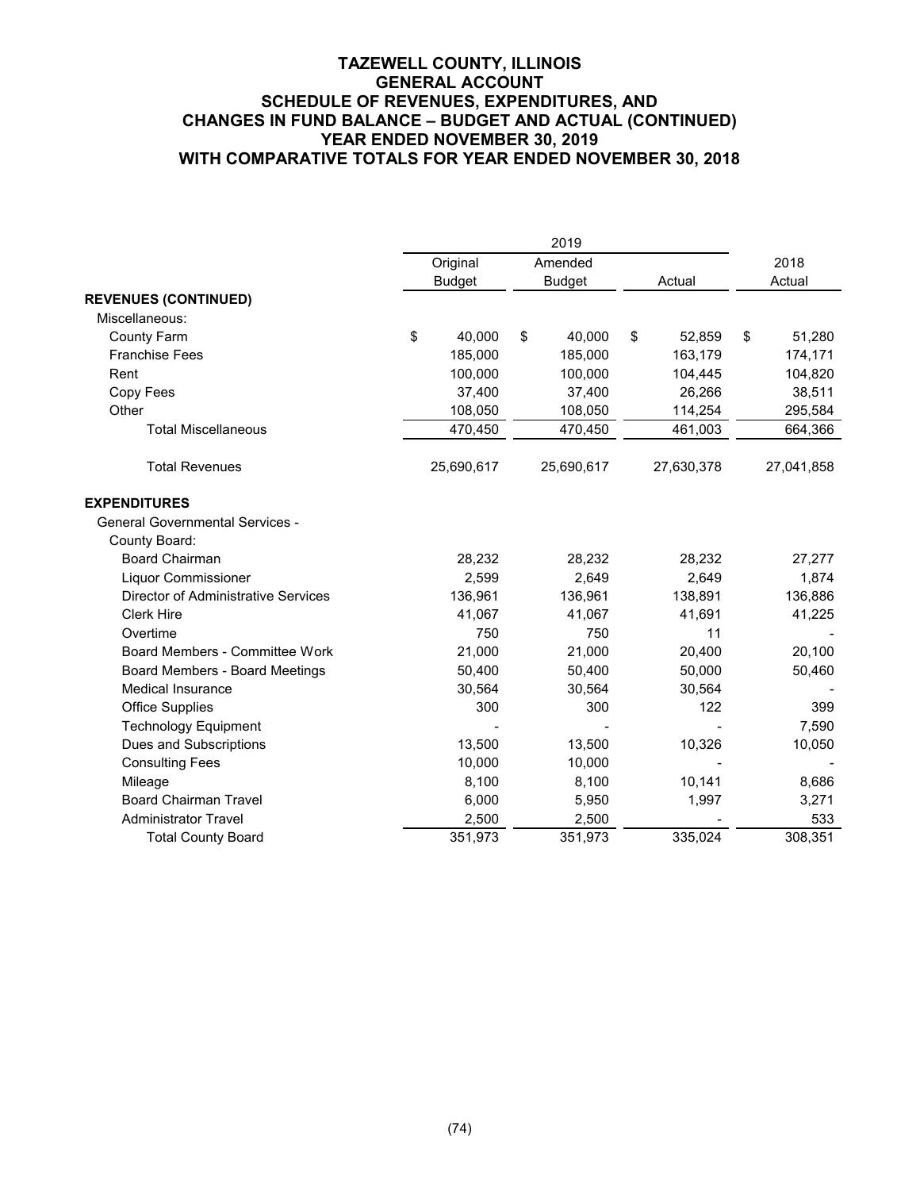# TAZEWELL COUNTY, ILLINOIS
## GENERAL ACCOUNT
## SCHEDULE OF REVENUES, EXPENDITURES, AND CHANGES IN FUND BALANCE – BUDGET AND ACTUAL (CONTINUED)
## YEAR ENDED NOVEMBER 30, 2019
## WITH COMPARATIVE TOTALS FOR YEAR ENDED NOVEMBER 30, 2018

| | 2019 | | | |
|---|---|---|---|---|
| | Original Budget | Amended Budget | Actual | 2018 Actual |
| **REVENUES (CONTINUED)** | | | | |
| Miscellaneous: | | | | |
| County Farm | $ 40,000 | $ 40,000 | $ 52,859 | $ 51,280 |
| Franchise Fees | 185,000 | 185,000 | 163,179 | 174,171 |
| Rent | 100,000 | 100,000 | 104,445 | 104,820 |
| Copy Fees | 37,400 | 37,400 | 26,266 | 38,511 |
| Other | 108,050 | 108,050 | 114,254 | 295,584 |
| Total Miscellaneous | 470,450 | 470,450 | 461,003 | 664,366 |
| Total Revenues | 25,690,617 | 25,690,617 | 27,630,378 | 27,041,858 |
| **EXPENDITURES** | | | | |
| General Governmental Services - | | | | |
| County Board: | | | | |
| Board Chairman | 28,232 | 28,232 | 28,232 | 27,277 |
| Liquor Commissioner | 2,599 | 2,649 | 2,649 | 1,874 |
| Director of Administrative Services | 136,961 | 136,961 | 138,891 | 136,886 |
| Clerk Hire | 41,067 | 41,067 | 41,691 | 41,225 |
| Overtime | 750 | 750 | 11 | - |
| Board Members - Committee Work | 21,000 | 21,000 | 20,400 | 20,100 |
| Board Members - Board Meetings | 50,400 | 50,400 | 50,000 | 50,460 |
| Medical Insurance | 30,564 | 30,564 | 30,564 | - |
| Office Supplies | 300 | 300 | 122 | 399 |
| Technology Equipment | - | - | - | 7,590 |
| Dues and Subscriptions | 13,500 | 13,500 | 10,326 | 10,050 |
| Consulting Fees | 10,000 | 10,000 | - | - |
| Mileage | 8,100 | 8,100 | 10,141 | 8,686 |
| Board Chairman Travel | 6,000 | 5,950 | 1,997 | 3,271 |
| Administrator Travel | 2,500 | 2,500 | - | 533 |
| Total County Board | 351,973 | 351,973 | 335,024 | 308,351 |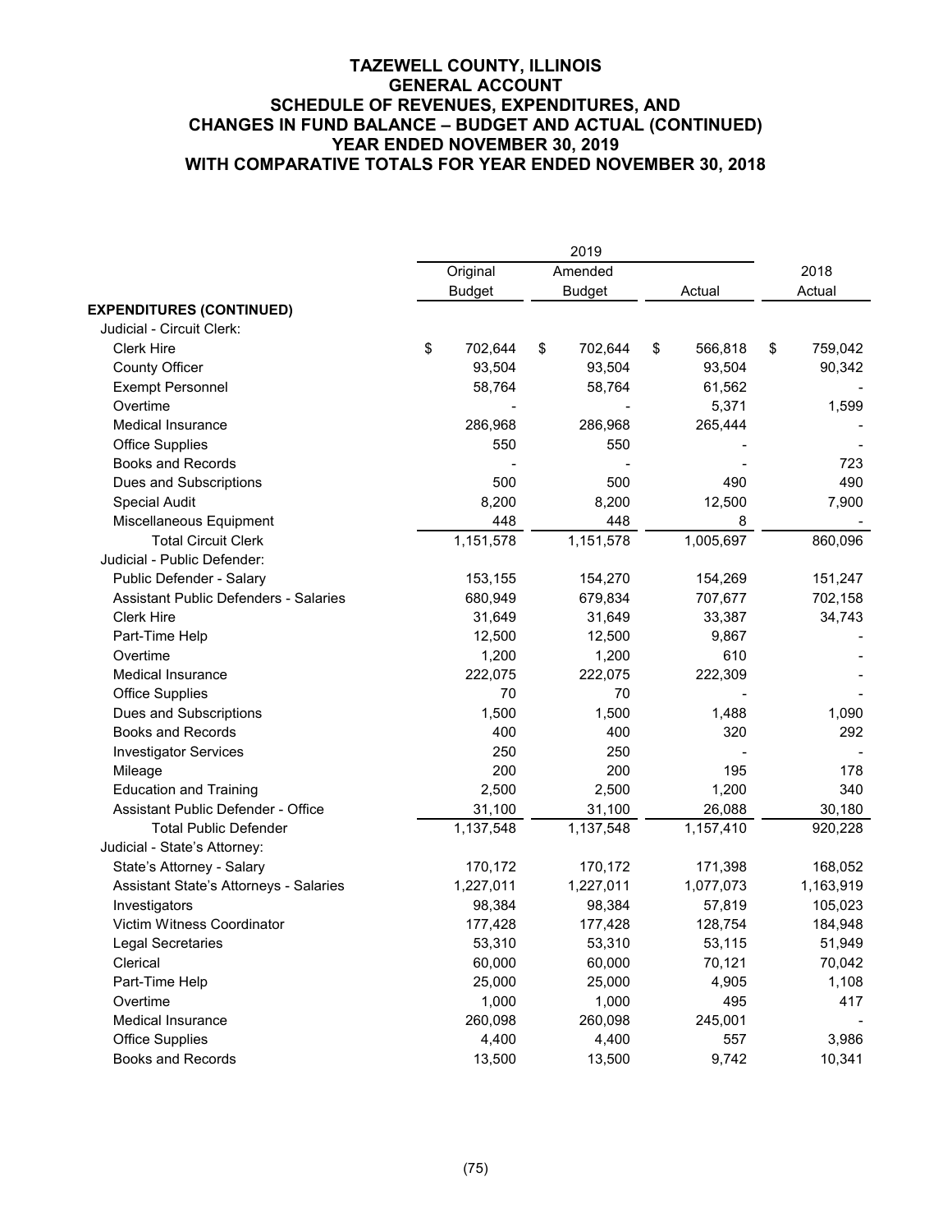# TAZEWELL COUNTY, ILLINOIS
## GENERAL ACCOUNT
## SCHEDULE OF REVENUES, EXPENDITURES, AND CHANGES IN FUND BALANCE – BUDGET AND ACTUAL (CONTINUED)
## YEAR ENDED NOVEMBER 30, 2019
## WITH COMPARATIVE TOTALS FOR YEAR ENDED NOVEMBER 30, 2018

| | 2019 | | | |
|---|---|---|---|---|
| | Original Budget | Amended Budget | Actual | 2018 Actual |
| **EXPENDITURES (CONTINUED)** | | | | |
| Judicial - Circuit Clerk: | | | | |
| Clerk Hire | $ 702,644 | $ 702,644 | $ 566,818 | $ 759,042 |
| County Officer | 93,504 | 93,504 | 93,504 | 90,342 |
| Exempt Personnel | 58,764 | 58,764 | 61,562 | - |
| Overtime | - | - | 5,371 | 1,599 |
| Medical Insurance | 286,968 | 286,968 | 265,444 | - |
| Office Supplies | 550 | 550 | - | - |
| Books and Records | - | - | - | 723 |
| Dues and Subscriptions | 500 | 500 | 490 | 490 |
| Special Audit | 8,200 | 8,200 | 12,500 | 7,900 |
| Miscellaneous Equipment | 448 | 448 | 8 | - |
| Total Circuit Clerk | 1,151,578 | 1,151,578 | 1,005,697 | 860,096 |
| Judicial - Public Defender: | | | | |
| Public Defender - Salary | 153,155 | 154,270 | 154,269 | 151,247 |
| Assistant Public Defenders - Salaries | 680,949 | 679,834 | 707,677 | 702,158 |
| Clerk Hire | 31,649 | 31,649 | 33,387 | 34,743 |
| Part-Time Help | 12,500 | 12,500 | 9,867 | - |
| Overtime | 1,200 | 1,200 | 610 | - |
| Medical Insurance | 222,075 | 222,075 | 222,309 | - |
| Office Supplies | 70 | 70 | - | - |
| Dues and Subscriptions | 1,500 | 1,500 | 1,488 | 1,090 |
| Books and Records | 400 | 400 | 320 | 292 |
| Investigator Services | 250 | 250 | - | - |
| Mileage | 200 | 200 | 195 | 178 |
| Education and Training | 2,500 | 2,500 | 1,200 | 340 |
| Assistant Public Defender - Office | 31,100 | 31,100 | 26,088 | 30,180 |
| Total Public Defender | 1,137,548 | 1,137,548 | 1,157,410 | 920,228 |
| Judicial - State's Attorney: | | | | |
| State's Attorney - Salary | 170,172 | 170,172 | 171,398 | 168,052 |
| Assistant State's Attorneys - Salaries | 1,227,011 | 1,227,011 | 1,077,073 | 1,163,919 |
| Investigators | 98,384 | 98,384 | 57,819 | 105,023 |
| Victim Witness Coordinator | 177,428 | 177,428 | 128,754 | 184,948 |
| Legal Secretaries | 53,310 | 53,310 | 53,115 | 51,949 |
| Clerical | 60,000 | 60,000 | 70,121 | 70,042 |
| Part-Time Help | 25,000 | 25,000 | 4,905 | 1,108 |
| Overtime | 1,000 | 1,000 | 495 | 417 |
| Medical Insurance | 260,098 | 260,098 | 245,001 | - |
| Office Supplies | 4,400 | 4,400 | 557 | 3,986 |
| Books and Records | 13,500 | 13,500 | 9,742 | 10,341 |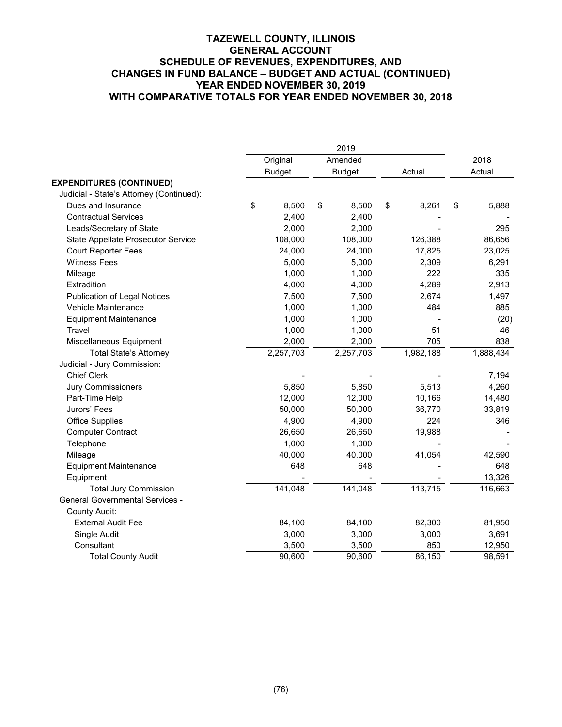# TAZEWELL COUNTY, ILLINOIS
## GENERAL ACCOUNT
## SCHEDULE OF REVENUES, EXPENDITURES, AND CHANGES IN FUND BALANCE – BUDGET AND ACTUAL (CONTINUED)
## YEAR ENDED NOVEMBER 30, 2019
## WITH COMPARATIVE TOTALS FOR YEAR ENDED NOVEMBER 30, 2018

| | 2019 | | | |
|---|---|---|---|---|
| | Original Budget | Amended Budget | Actual | 2018 Actual |
| **EXPENDITURES (CONTINUED)** | | | | |
| Judicial - State's Attorney (Continued): | | | | |
| Dues and Insurance | $ 8,500 | $ 8,500 | $ 8,261 | $ 5,888 |
| Contractual Services | 2,400 | 2,400 | - | - |
| Leads/Secretary of State | 2,000 | 2,000 | - | 295 |
| State Appellate Prosecutor Service | 108,000 | 108,000 | 126,388 | 86,656 |
| Court Reporter Fees | 24,000 | 24,000 | 17,825 | 23,025 |
| Witness Fees | 5,000 | 5,000 | 2,309 | 6,291 |
| Mileage | 1,000 | 1,000 | 222 | 335 |
| Extradition | 4,000 | 4,000 | 4,289 | 2,913 |
| Publication of Legal Notices | 7,500 | 7,500 | 2,674 | 1,497 |
| Vehicle Maintenance | 1,000 | 1,000 | 484 | 885 |
| Equipment Maintenance | 1,000 | 1,000 | - | (20) |
| Travel | 1,000 | 1,000 | 51 | 46 |
| Miscellaneous Equipment | 2,000 | 2,000 | 705 | 838 |
| Total State's Attorney | 2,257,703 | 2,257,703 | 1,982,188 | 1,888,434 |
| Judicial - Jury Commission: | | | | |
| Chief Clerk | - | - | - | 7,194 |
| Jury Commissioners | 5,850 | 5,850 | 5,513 | 4,260 |
| Part-Time Help | 12,000 | 12,000 | 10,166 | 14,480 |
| Jurors' Fees | 50,000 | 50,000 | 36,770 | 33,819 |
| Office Supplies | 4,900 | 4,900 | 224 | 346 |
| Computer Contract | 26,650 | 26,650 | 19,988 | - |
| Telephone | 1,000 | 1,000 | - | - |
| Mileage | 40,000 | 40,000 | 41,054 | 42,590 |
| Equipment Maintenance | 648 | 648 | - | 648 |
| Equipment | - | - | - | 13,326 |
| Total Jury Commission | 141,048 | 141,048 | 113,715 | 116,663 |
| General Governmental Services - | | | | |
| County Audit: | | | | |
| External Audit Fee | 84,100 | 84,100 | 82,300 | 81,950 |
| Single Audit | 3,000 | 3,000 | 3,000 | 3,691 |
| Consultant | 3,500 | 3,500 | 850 | 12,950 |
| Total County Audit | 90,600 | 90,600 | 86,150 | 98,591 |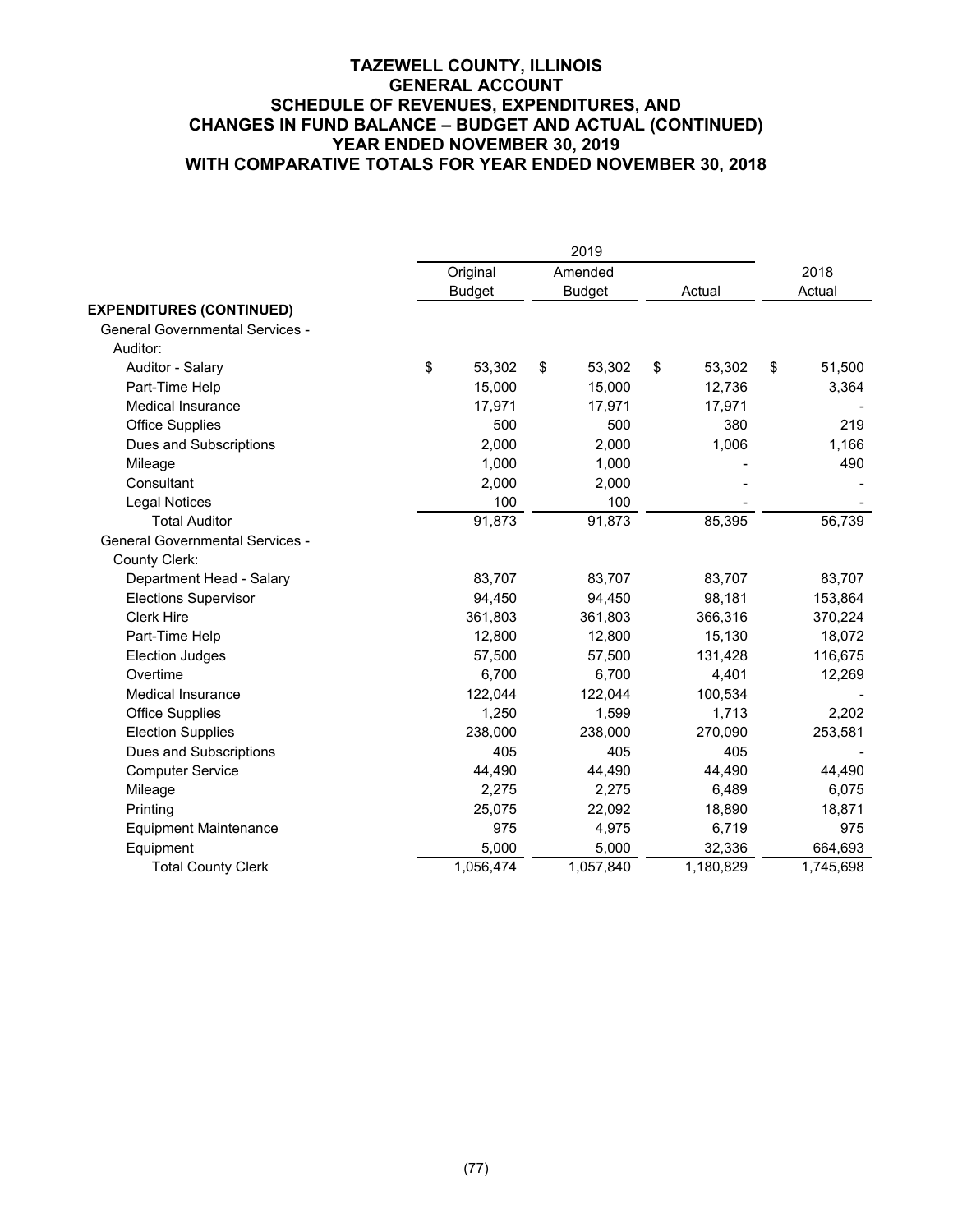# TAZEWELL COUNTY, ILLINOIS
## GENERAL ACCOUNT
## SCHEDULE OF REVENUES, EXPENDITURES, AND CHANGES IN FUND BALANCE – BUDGET AND ACTUAL (CONTINUED)
## YEAR ENDED NOVEMBER 30, 2019
## WITH COMPARATIVE TOTALS FOR YEAR ENDED NOVEMBER 30, 2018

| | 2019 | | | |
|---|---|---|---|---|
| | Original Budget | Amended Budget | Actual | 2018 Actual |
| **EXPENDITURES (CONTINUED)** | | | | |
| General Governmental Services - Auditor: | | | | |
| Auditor - Salary | $ 53,302 | $ 53,302 | $ 53,302 | $ 51,500 |
| Part-Time Help | 15,000 | 15,000 | 12,736 | 3,364 |
| Medical Insurance | 17,971 | 17,971 | 17,971 | - |
| Office Supplies | 500 | 500 | 380 | 219 |
| Dues and Subscriptions | 2,000 | 2,000 | 1,006 | 1,166 |
| Mileage | 1,000 | 1,000 | - | 490 |
| Consultant | 2,000 | 2,000 | - | - |
| Legal Notices | 100 | 100 | - | - |
| Total Auditor | 91,873 | 91,873 | 85,395 | 56,739 |
| General Governmental Services - County Clerk: | | | | |
| Department Head - Salary | 83,707 | 83,707 | 83,707 | 83,707 |
| Elections Supervisor | 94,450 | 94,450 | 98,181 | 153,864 |
| Clerk Hire | 361,803 | 361,803 | 366,316 | 370,224 |
| Part-Time Help | 12,800 | 12,800 | 15,130 | 18,072 |
| Election Judges | 57,500 | 57,500 | 131,428 | 116,675 |
| Overtime | 6,700 | 6,700 | 4,401 | 12,269 |
| Medical Insurance | 122,044 | 122,044 | 100,534 | - |
| Office Supplies | 1,250 | 1,599 | 1,713 | 2,202 |
| Election Supplies | 238,000 | 238,000 | 270,090 | 253,581 |
| Dues and Subscriptions | 405 | 405 | 405 | - |
| Computer Service | 44,490 | 44,490 | 44,490 | 44,490 |
| Mileage | 2,275 | 2,275 | 6,489 | 6,075 |
| Printing | 25,075 | 22,092 | 18,890 | 18,871 |
| Equipment Maintenance | 975 | 4,975 | 6,719 | 975 |
| Equipment | 5,000 | 5,000 | 32,336 | 664,693 |
| Total County Clerk | 1,056,474 | 1,057,840 | 1,180,829 | 1,745,698 |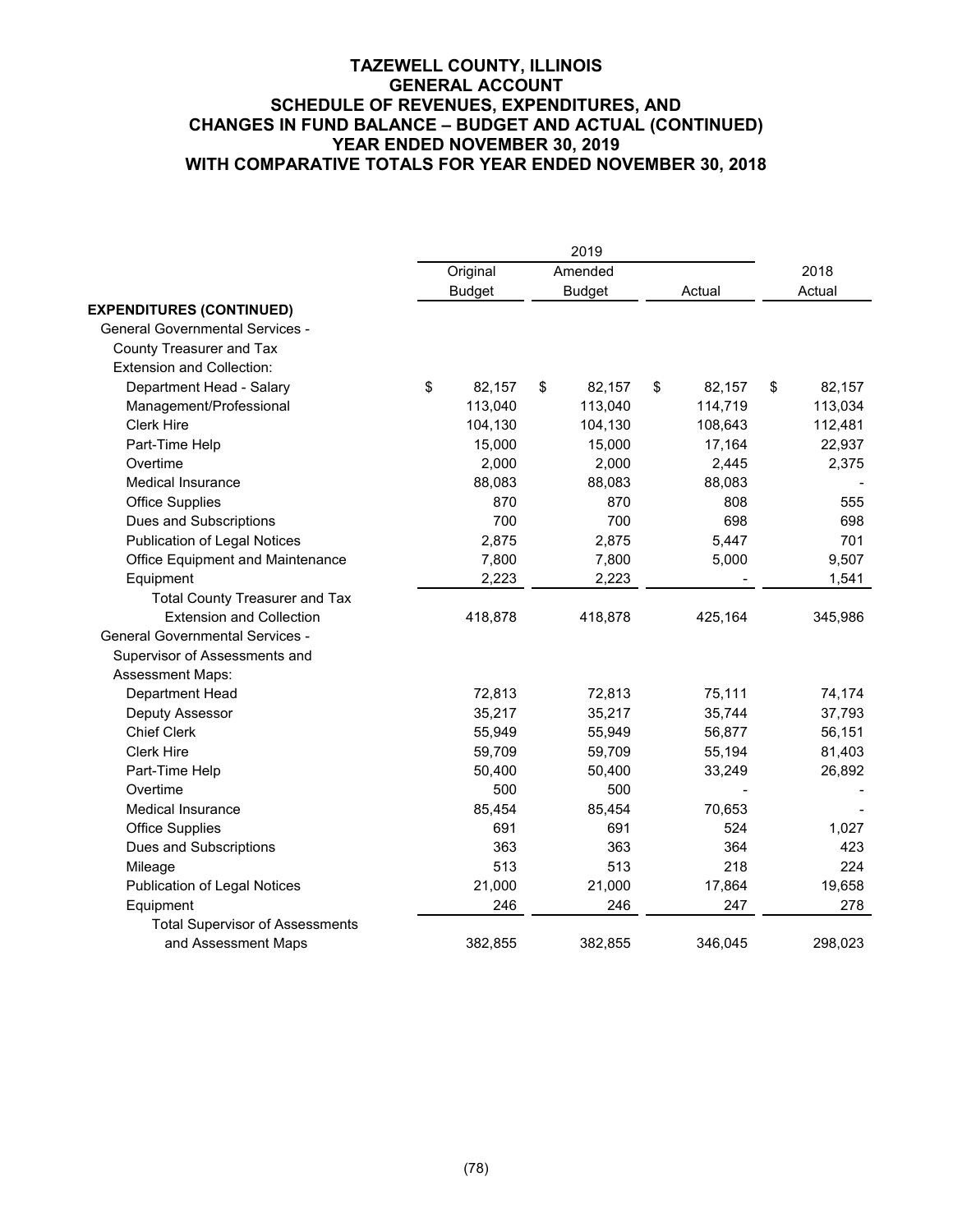# TAZEWELL COUNTY, ILLINOIS
## GENERAL ACCOUNT
## SCHEDULE OF REVENUES, EXPENDITURES, AND CHANGES IN FUND BALANCE – BUDGET AND ACTUAL (CONTINUED)
## YEAR ENDED NOVEMBER 30, 2019
## WITH COMPARATIVE TOTALS FOR YEAR ENDED NOVEMBER 30, 2018

| | 2019 | | | |
|---|---|---|---|---|
| | Original Budget | Amended Budget | Actual | 2018 Actual |
| **EXPENDITURES (CONTINUED)** | | | | |
| General Governmental Services - County Treasurer and Tax Extension and Collection: | | | | |
| Department Head - Salary | $ 82,157 | $ 82,157 | $ 82,157 | $ 82,157 |
| Management/Professional | 113,040 | 113,040 | 114,719 | 113,034 |
| Clerk Hire | 104,130 | 104,130 | 108,643 | 112,481 |
| Part-Time Help | 15,000 | 15,000 | 17,164 | 22,937 |
| Overtime | 2,000 | 2,000 | 2,445 | 2,375 |
| Medical Insurance | 88,083 | 88,083 | 88,083 | - |
| Office Supplies | 870 | 870 | 808 | 555 |
| Dues and Subscriptions | 700 | 700 | 698 | 698 |
| Publication of Legal Notices | 2,875 | 2,875 | 5,447 | 701 |
| Office Equipment and Maintenance | 7,800 | 7,800 | 5,000 | 9,507 |
| Equipment | 2,223 | 2,223 | - | 1,541 |
| Total County Treasurer and Tax Extension and Collection | 418,878 | 418,878 | 425,164 | 345,986 |
| General Governmental Services - Supervisor of Assessments and Assessment Maps: | | | | |
| Department Head | 72,813 | 72,813 | 75,111 | 74,174 |
| Deputy Assessor | 35,217 | 35,217 | 35,744 | 37,793 |
| Chief Clerk | 55,949 | 55,949 | 56,877 | 56,151 |
| Clerk Hire | 59,709 | 59,709 | 55,194 | 81,403 |
| Part-Time Help | 50,400 | 50,400 | 33,249 | 26,892 |
| Overtime | 500 | 500 | - | - |
| Medical Insurance | 85,454 | 85,454 | 70,653 | - |
| Office Supplies | 691 | 691 | 524 | 1,027 |
| Dues and Subscriptions | 363 | 363 | 364 | 423 |
| Mileage | 513 | 513 | 218 | 224 |
| Publication of Legal Notices | 21,000 | 21,000 | 17,864 | 19,658 |
| Equipment | 246 | 246 | 247 | 278 |
| Total Supervisor of Assessments and Assessment Maps | 382,855 | 382,855 | 346,045 | 298,023 |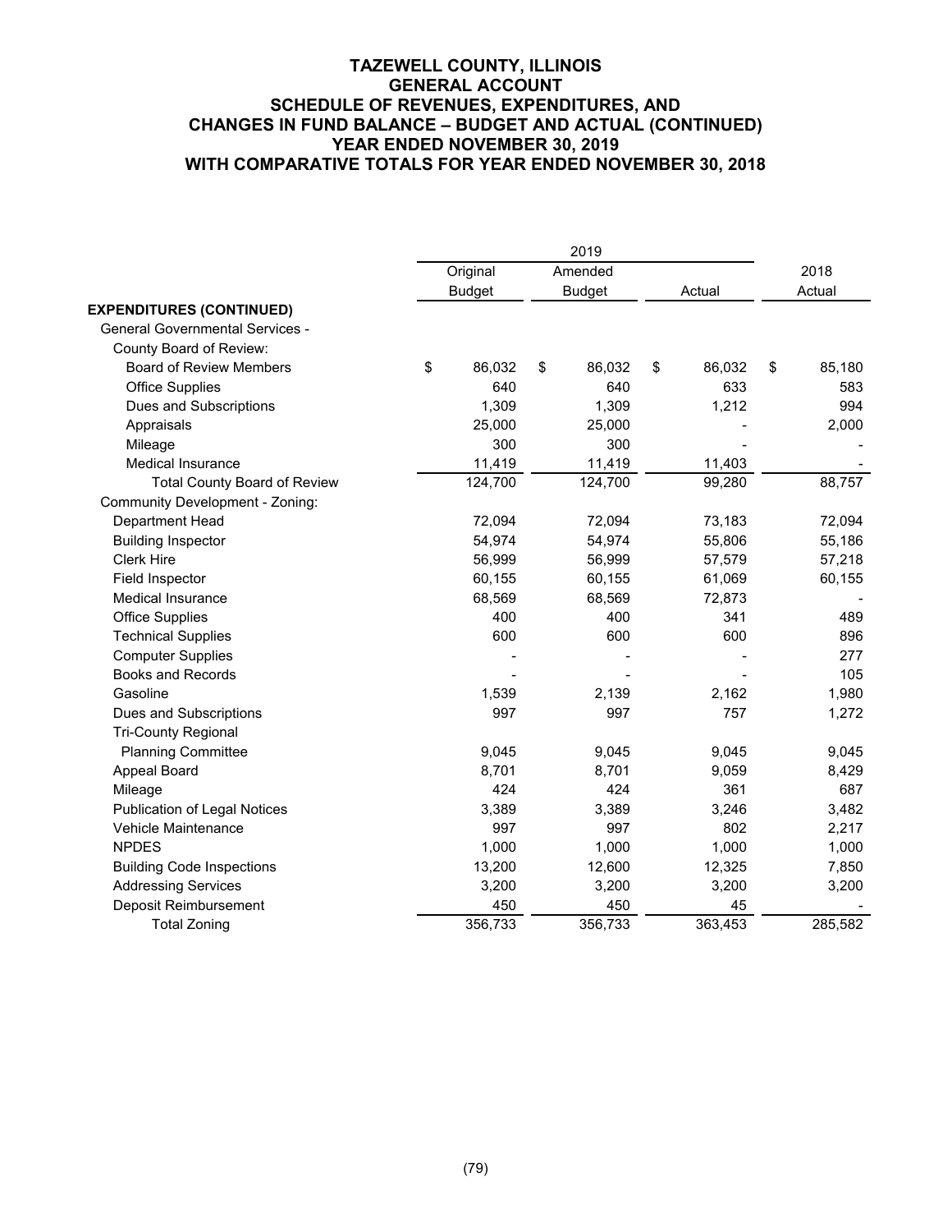# TAZEWELL COUNTY, ILLINOIS
## GENERAL ACCOUNT
## SCHEDULE OF REVENUES, EXPENDITURES, AND CHANGES IN FUND BALANCE – BUDGET AND ACTUAL (CONTINUED)
## YEAR ENDED NOVEMBER 30, 2019
## WITH COMPARATIVE TOTALS FOR YEAR ENDED NOVEMBER 30, 2018

| | 2019 | | | |
|---|---|---|---|---|
| | Original Budget | Amended Budget | Actual | 2018 Actual |
| **EXPENDITURES (CONTINUED)** | | | | |
| General Governmental Services - | | | | |
| County Board of Review: | | | | |
| Board of Review Members | $ 86,032 | $ 86,032 | $ 86,032 | $ 85,180 |
| Office Supplies | 640 | 640 | 633 | 583 |
| Dues and Subscriptions | 1,309 | 1,309 | 1,212 | 994 |
| Appraisals | 25,000 | 25,000 | - | 2,000 |
| Mileage | 300 | 300 | - | - |
| Medical Insurance | 11,419 | 11,419 | 11,403 | - |
| Total County Board of Review | 124,700 | 124,700 | 99,280 | 88,757 |
| Community Development - Zoning: | | | | |
| Department Head | 72,094 | 72,094 | 73,183 | 72,094 |
| Building Inspector | 54,974 | 54,974 | 55,806 | 55,186 |
| Clerk Hire | 56,999 | 56,999 | 57,579 | 57,218 |
| Field Inspector | 60,155 | 60,155 | 61,069 | 60,155 |
| Medical Insurance | 68,569 | 68,569 | 72,873 | - |
| Office Supplies | 400 | 400 | 341 | 489 |
| Technical Supplies | 600 | 600 | 600 | 896 |
| Computer Supplies | - | - | - | 277 |
| Books and Records | - | - | - | 105 |
| Gasoline | 1,539 | 2,139 | 2,162 | 1,980 |
| Dues and Subscriptions | 997 | 997 | 757 | 1,272 |
| Tri-County Regional Planning Committee | 9,045 | 9,045 | 9,045 | 9,045 |
| Appeal Board | 8,701 | 8,701 | 9,059 | 8,429 |
| Mileage | 424 | 424 | 361 | 687 |
| Publication of Legal Notices | 3,389 | 3,389 | 3,246 | 3,482 |
| Vehicle Maintenance | 997 | 997 | 802 | 2,217 |
| NPDES | 1,000 | 1,000 | 1,000 | 1,000 |
| Building Code Inspections | 13,200 | 12,600 | 12,325 | 7,850 |
| Addressing Services | 3,200 | 3,200 | 3,200 | 3,200 |
| Deposit Reimbursement | 450 | 450 | 45 | - |
| Total Zoning | 356,733 | 356,733 | 363,453 | 285,582 |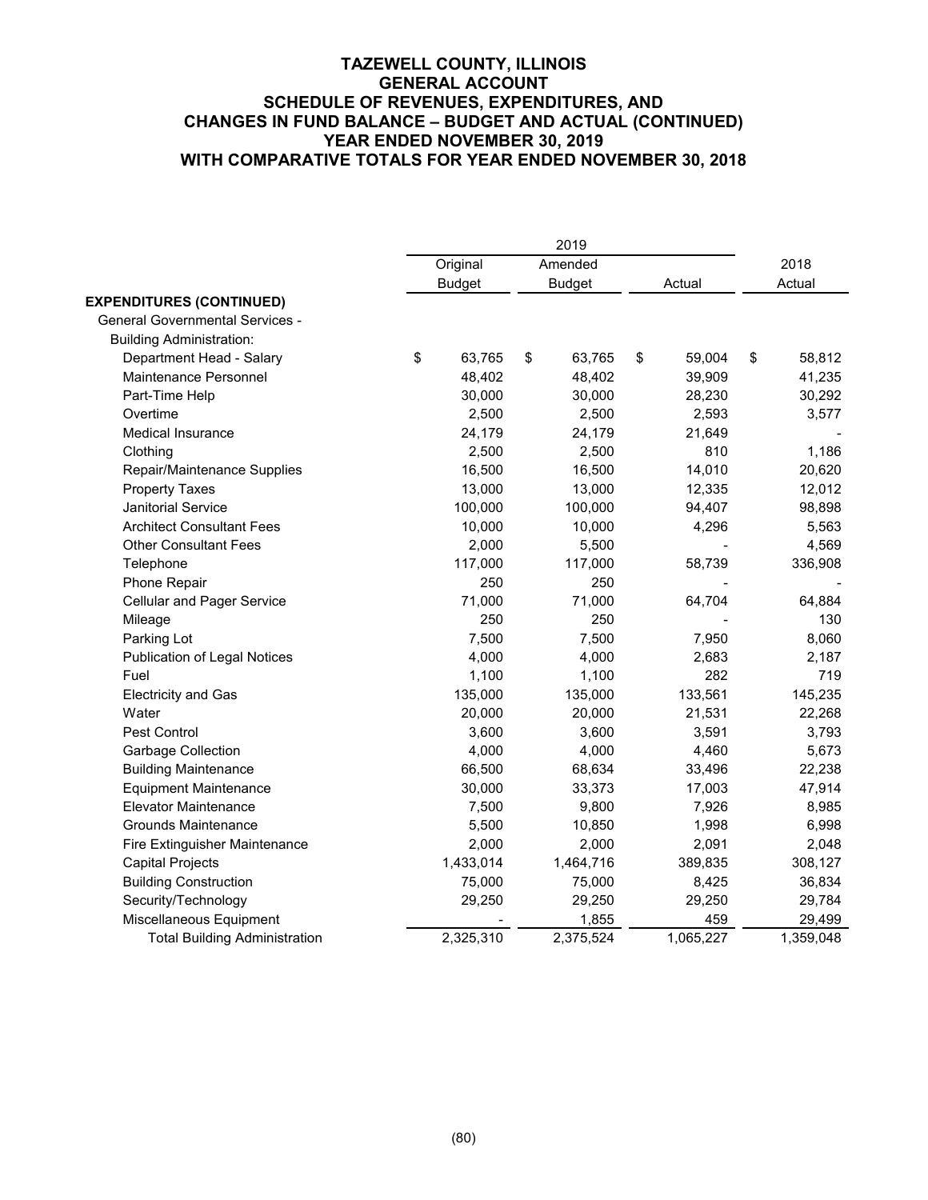# TAZEWELL COUNTY, ILLINOIS
## GENERAL ACCOUNT
## SCHEDULE OF REVENUES, EXPENDITURES, AND CHANGES IN FUND BALANCE – BUDGET AND ACTUAL (CONTINUED)
## YEAR ENDED NOVEMBER 30, 2019
## WITH COMPARATIVE TOTALS FOR YEAR ENDED NOVEMBER 30, 2018

| | 2019 | | | |
|---|---|---|---|---|
| | Original Budget | Amended Budget | Actual | 2018 Actual |
| **EXPENDITURES (CONTINUED)** | | | | |
| General Governmental Services - | | | | |
| Building Administration: | | | | |
| Department Head - Salary | $ 63,765 | $ 63,765 | $ 59,004 | $ 58,812 |
| Maintenance Personnel | 48,402 | 48,402 | 39,909 | 41,235 |
| Part-Time Help | 30,000 | 30,000 | 28,230 | 30,292 |
| Overtime | 2,500 | 2,500 | 2,593 | 3,577 |
| Medical Insurance | 24,179 | 24,179 | 21,649 | - |
| Clothing | 2,500 | 2,500 | 810 | 1,186 |
| Repair/Maintenance Supplies | 16,500 | 16,500 | 14,010 | 20,620 |
| Property Taxes | 13,000 | 13,000 | 12,335 | 12,012 |
| Janitorial Service | 100,000 | 100,000 | 94,407 | 98,898 |
| Architect Consultant Fees | 10,000 | 10,000 | 4,296 | 5,563 |
| Other Consultant Fees | 2,000 | 5,500 | - | 4,569 |
| Telephone | 117,000 | 117,000 | 58,739 | 336,908 |
| Phone Repair | 250 | 250 | - | - |
| Cellular and Pager Service | 71,000 | 71,000 | 64,704 | 64,884 |
| Mileage | 250 | 250 | - | 130 |
| Parking Lot | 7,500 | 7,500 | 7,950 | 8,060 |
| Publication of Legal Notices | 4,000 | 4,000 | 2,683 | 2,187 |
| Fuel | 1,100 | 1,100 | 282 | 719 |
| Electricity and Gas | 135,000 | 135,000 | 133,561 | 145,235 |
| Water | 20,000 | 20,000 | 21,531 | 22,268 |
| Pest Control | 3,600 | 3,600 | 3,591 | 3,793 |
| Garbage Collection | 4,000 | 4,000 | 4,460 | 5,673 |
| Building Maintenance | 66,500 | 68,634 | 33,496 | 22,238 |
| Equipment Maintenance | 30,000 | 33,373 | 17,003 | 47,914 |
| Elevator Maintenance | 7,500 | 9,800 | 7,926 | 8,985 |
| Grounds Maintenance | 5,500 | 10,850 | 1,998 | 6,998 |
| Fire Extinguisher Maintenance | 2,000 | 2,000 | 2,091 | 2,048 |
| Capital Projects | 1,433,014 | 1,464,716 | 389,835 | 308,127 |
| Building Construction | 75,000 | 75,000 | 8,425 | 36,834 |
| Security/Technology | 29,250 | 29,250 | 29,250 | 29,784 |
| Miscellaneous Equipment | - | 1,855 | 459 | 29,499 |
| Total Building Administration | 2,325,310 | 2,375,524 | 1,065,227 | 1,359,048 |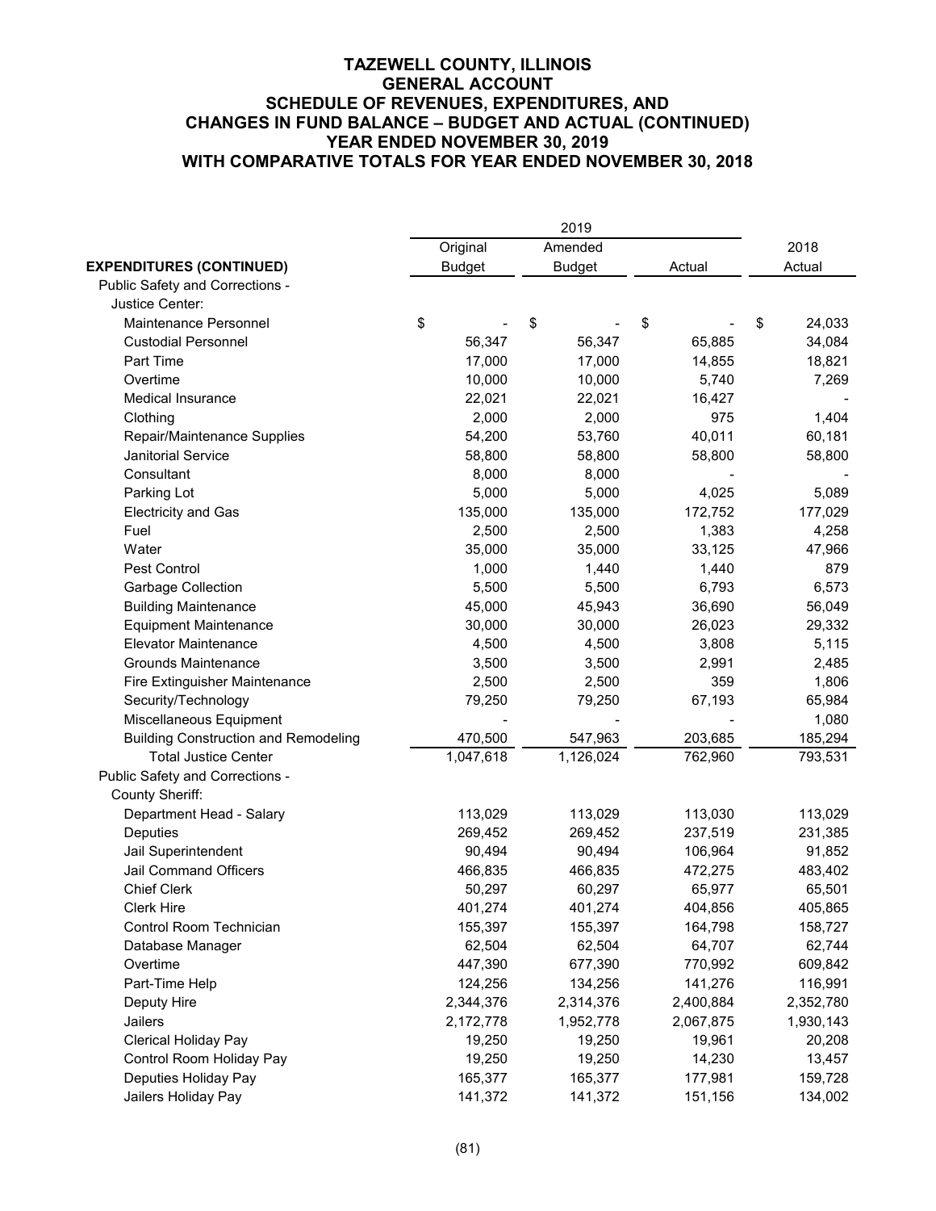# TAZEWELL COUNTY, ILLINOIS
## GENERAL ACCOUNT
## SCHEDULE OF REVENUES, EXPENDITURES, AND CHANGES IN FUND BALANCE – BUDGET AND ACTUAL (CONTINUED)
## YEAR ENDED NOVEMBER 30, 2019
## WITH COMPARATIVE TOTALS FOR YEAR ENDED NOVEMBER 30, 2018

| | 2019 | | | |
|---|---|---|---|---|
| **EXPENDITURES (CONTINUED)** | Original Budget | Amended Budget | Actual | 2018 Actual |
| Public Safety and Corrections - | | | | |
| Justice Center: | | | | |
| Maintenance Personnel | $ - | $ - | $ - | $ 24,033 |
| Custodial Personnel | 56,347 | 56,347 | 65,885 | 34,084 |
| Part Time | 17,000 | 17,000 | 14,855 | 18,821 |
| Overtime | 10,000 | 10,000 | 5,740 | 7,269 |
| Medical Insurance | 22,021 | 22,021 | 16,427 | - |
| Clothing | 2,000 | 2,000 | 975 | 1,404 |
| Repair/Maintenance Supplies | 54,200 | 53,760 | 40,011 | 60,181 |
| Janitorial Service | 58,800 | 58,800 | 58,800 | 58,800 |
| Consultant | 8,000 | 8,000 | - | - |
| Parking Lot | 5,000 | 5,000 | 4,025 | 5,089 |
| Electricity and Gas | 135,000 | 135,000 | 172,752 | 177,029 |
| Fuel | 2,500 | 2,500 | 1,383 | 4,258 |
| Water | 35,000 | 35,000 | 33,125 | 47,966 |
| Pest Control | 1,000 | 1,440 | 1,440 | 879 |
| Garbage Collection | 5,500 | 5,500 | 6,793 | 6,573 |
| Building Maintenance | 45,000 | 45,943 | 36,690 | 56,049 |
| Equipment Maintenance | 30,000 | 30,000 | 26,023 | 29,332 |
| Elevator Maintenance | 4,500 | 4,500 | 3,808 | 5,115 |
| Grounds Maintenance | 3,500 | 3,500 | 2,991 | 2,485 |
| Fire Extinguisher Maintenance | 2,500 | 2,500 | 359 | 1,806 |
| Security/Technology | 79,250 | 79,250 | 67,193 | 65,984 |
| Miscellaneous Equipment | - | - | - | 1,080 |
| Building Construction and Remodeling | 470,500 | 547,963 | 203,685 | 185,294 |
| Total Justice Center | 1,047,618 | 1,126,024 | 762,960 | 793,531 |
| Public Safety and Corrections - | | | | |
| County Sheriff: | | | | |
| Department Head - Salary | 113,029 | 113,029 | 113,030 | 113,029 |
| Deputies | 269,452 | 269,452 | 237,519 | 231,385 |
| Jail Superintendent | 90,494 | 90,494 | 106,964 | 91,852 |
| Jail Command Officers | 466,835 | 466,835 | 472,275 | 483,402 |
| Chief Clerk | 50,297 | 60,297 | 65,977 | 65,501 |
| Clerk Hire | 401,274 | 401,274 | 404,856 | 405,865 |
| Control Room Technician | 155,397 | 155,397 | 164,798 | 158,727 |
| Database Manager | 62,504 | 62,504 | 64,707 | 62,744 |
| Overtime | 447,390 | 677,390 | 770,992 | 609,842 |
| Part-Time Help | 124,256 | 134,256 | 141,276 | 116,991 |
| Deputy Hire | 2,344,376 | 2,314,376 | 2,400,884 | 2,352,780 |
| Jailers | 2,172,778 | 1,952,778 | 2,067,875 | 1,930,143 |
| Clerical Holiday Pay | 19,250 | 19,250 | 19,961 | 20,208 |
| Control Room Holiday Pay | 19,250 | 19,250 | 14,230 | 13,457 |
| Deputies Holiday Pay | 165,377 | 165,377 | 177,981 | 159,728 |
| Jailers Holiday Pay | 141,372 | 141,372 | 151,156 | 134,002 |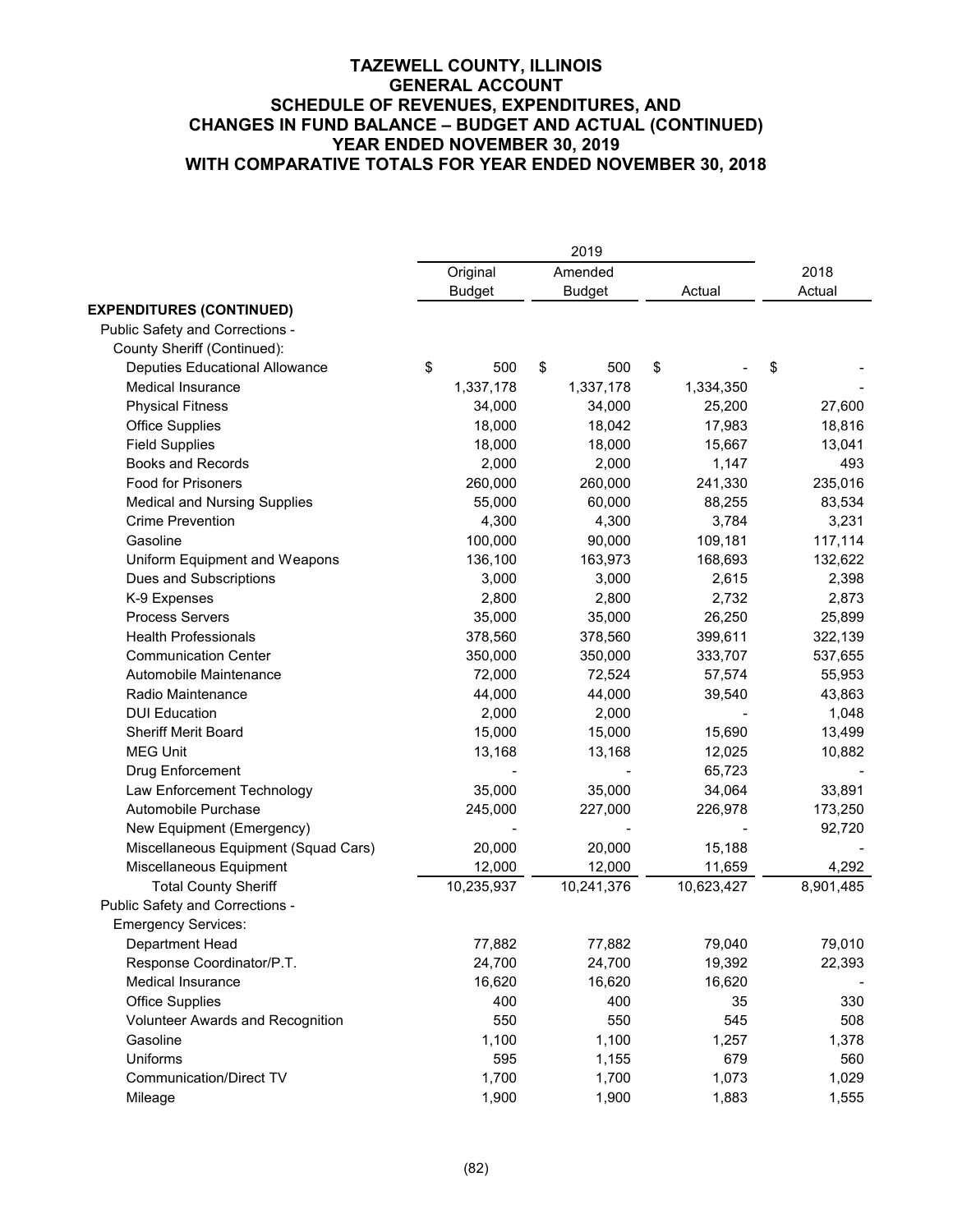# TAZEWELL COUNTY, ILLINOIS
## GENERAL ACCOUNT
## SCHEDULE OF REVENUES, EXPENDITURES, AND CHANGES IN FUND BALANCE – BUDGET AND ACTUAL (CONTINUED)
## YEAR ENDED NOVEMBER 30, 2019
## WITH COMPARATIVE TOTALS FOR YEAR ENDED NOVEMBER 30, 2018

| | 2019 | | | |
|---|---|---|---|---|
| | Original Budget | Amended Budget | Actual | 2018 Actual |
| **EXPENDITURES (CONTINUED)** | | | | |
| Public Safety and Corrections - | | | | |
| County Sheriff (Continued): | | | | |
| Deputies Educational Allowance | $ 500 | $ 500 | $ - | $ - |
| Medical Insurance | 1,337,178 | 1,337,178 | 1,334,350 | - |
| Physical Fitness | 34,000 | 34,000 | 25,200 | 27,600 |
| Office Supplies | 18,000 | 18,042 | 17,983 | 18,816 |
| Field Supplies | 18,000 | 18,000 | 15,667 | 13,041 |
| Books and Records | 2,000 | 2,000 | 1,147 | 493 |
| Food for Prisoners | 260,000 | 260,000 | 241,330 | 235,016 |
| Medical and Nursing Supplies | 55,000 | 60,000 | 88,255 | 83,534 |
| Crime Prevention | 4,300 | 4,300 | 3,784 | 3,231 |
| Gasoline | 100,000 | 90,000 | 109,181 | 117,114 |
| Uniform Equipment and Weapons | 136,100 | 163,973 | 168,693 | 132,622 |
| Dues and Subscriptions | 3,000 | 3,000 | 2,615 | 2,398 |
| K-9 Expenses | 2,800 | 2,800 | 2,732 | 2,873 |
| Process Servers | 35,000 | 35,000 | 26,250 | 25,899 |
| Health Professionals | 378,560 | 378,560 | 399,611 | 322,139 |
| Communication Center | 350,000 | 350,000 | 333,707 | 537,655 |
| Automobile Maintenance | 72,000 | 72,524 | 57,574 | 55,953 |
| Radio Maintenance | 44,000 | 44,000 | 39,540 | 43,863 |
| DUI Education | 2,000 | 2,000 | - | 1,048 |
| Sheriff Merit Board | 15,000 | 15,000 | 15,690 | 13,499 |
| MEG Unit | 13,168 | 13,168 | 12,025 | 10,882 |
| Drug Enforcement | - | - | 65,723 | - |
| Law Enforcement Technology | 35,000 | 35,000 | 34,064 | 33,891 |
| Automobile Purchase | 245,000 | 227,000 | 226,978 | 173,250 |
| New Equipment (Emergency) | - | - | - | 92,720 |
| Miscellaneous Equipment (Squad Cars) | 20,000 | 20,000 | 15,188 | - |
| Miscellaneous Equipment | 12,000 | 12,000 | 11,659 | 4,292 |
| Total County Sheriff | 10,235,937 | 10,241,376 | 10,623,427 | 8,901,485 |
| Public Safety and Corrections - | | | | |
| Emergency Services: | | | | |
| Department Head | 77,882 | 77,882 | 79,040 | 79,010 |
| Response Coordinator/P.T. | 24,700 | 24,700 | 19,392 | 22,393 |
| Medical Insurance | 16,620 | 16,620 | 16,620 | - |
| Office Supplies | 400 | 400 | 35 | 330 |
| Volunteer Awards and Recognition | 550 | 550 | 545 | 508 |
| Gasoline | 1,100 | 1,100 | 1,257 | 1,378 |
| Uniforms | 595 | 1,155 | 679 | 560 |
| Communication/Direct TV | 1,700 | 1,700 | 1,073 | 1,029 |
| Mileage | 1,900 | 1,900 | 1,883 | 1,555 |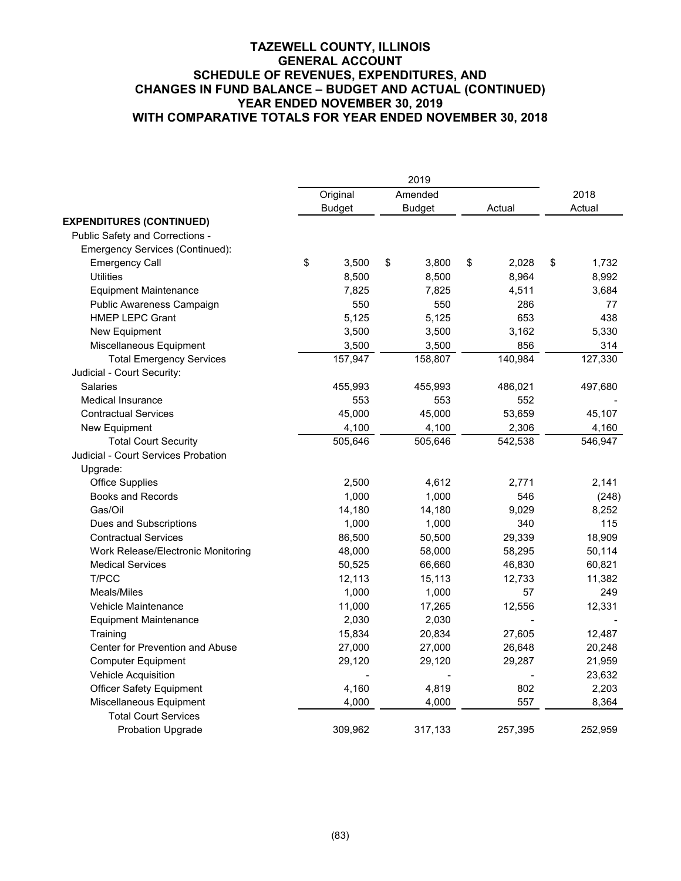# TAZEWELL COUNTY, ILLINOIS
## GENERAL ACCOUNT
## SCHEDULE OF REVENUES, EXPENDITURES, AND CHANGES IN FUND BALANCE – BUDGET AND ACTUAL (CONTINUED)
## YEAR ENDED NOVEMBER 30, 2019
## WITH COMPARATIVE TOTALS FOR YEAR ENDED NOVEMBER 30, 2018

| | 2019 | | | |
|---|---|---|---|---|
| | Original Budget | Amended Budget | Actual | 2018 Actual |
| **EXPENDITURES (CONTINUED)** | | | | |
| Public Safety and Corrections - | | | | |
| Emergency Services (Continued): | | | | |
| Emergency Call | $ 3,500 | $ 3,800 | $ 2,028 | $ 1,732 |
| Utilities | 8,500 | 8,500 | 8,964 | 8,992 |
| Equipment Maintenance | 7,825 | 7,825 | 4,511 | 3,684 |
| Public Awareness Campaign | 550 | 550 | 286 | 77 |
| HMEP LEPC Grant | 5,125 | 5,125 | 653 | 438 |
| New Equipment | 3,500 | 3,500 | 3,162 | 5,330 |
| Miscellaneous Equipment | 3,500 | 3,500 | 856 | 314 |
| Total Emergency Services | 157,947 | 158,807 | 140,984 | 127,330 |
| Judicial - Court Security: | | | | |
| Salaries | 455,993 | 455,993 | 486,021 | 497,680 |
| Medical Insurance | 553 | 553 | 552 | - |
| Contractual Services | 45,000 | 45,000 | 53,659 | 45,107 |
| New Equipment | 4,100 | 4,100 | 2,306 | 4,160 |
| Total Court Security | 505,646 | 505,646 | 542,538 | 546,947 |
| Judicial - Court Services Probation Upgrade: | | | | |
| Office Supplies | 2,500 | 4,612 | 2,771 | 2,141 |
| Books and Records | 1,000 | 1,000 | 546 | (248) |
| Gas/Oil | 14,180 | 14,180 | 9,029 | 8,252 |
| Dues and Subscriptions | 1,000 | 1,000 | 340 | 115 |
| Contractual Services | 86,500 | 50,500 | 29,339 | 18,909 |
| Work Release/Electronic Monitoring | 48,000 | 58,000 | 58,295 | 50,114 |
| Medical Services | 50,525 | 66,660 | 46,830 | 60,821 |
| T/PCC | 12,113 | 15,113 | 12,733 | 11,382 |
| Meals/Miles | 1,000 | 1,000 | 57 | 249 |
| Vehicle Maintenance | 11,000 | 17,265 | 12,556 | 12,331 |
| Equipment Maintenance | 2,030 | 2,030 | - | - |
| Training | 15,834 | 20,834 | 27,605 | 12,487 |
| Center for Prevention and Abuse | 27,000 | 27,000 | 26,648 | 20,248 |
| Computer Equipment | 29,120 | 29,120 | 29,287 | 21,959 |
| Vehicle Acquisition | - | - | - | 23,632 |
| Officer Safety Equipment | 4,160 | 4,819 | 802 | 2,203 |
| Miscellaneous Equipment | 4,000 | 4,000 | 557 | 8,364 |
| Total Court Services Probation Upgrade | 309,962 | 317,133 | 257,395 | 252,959 |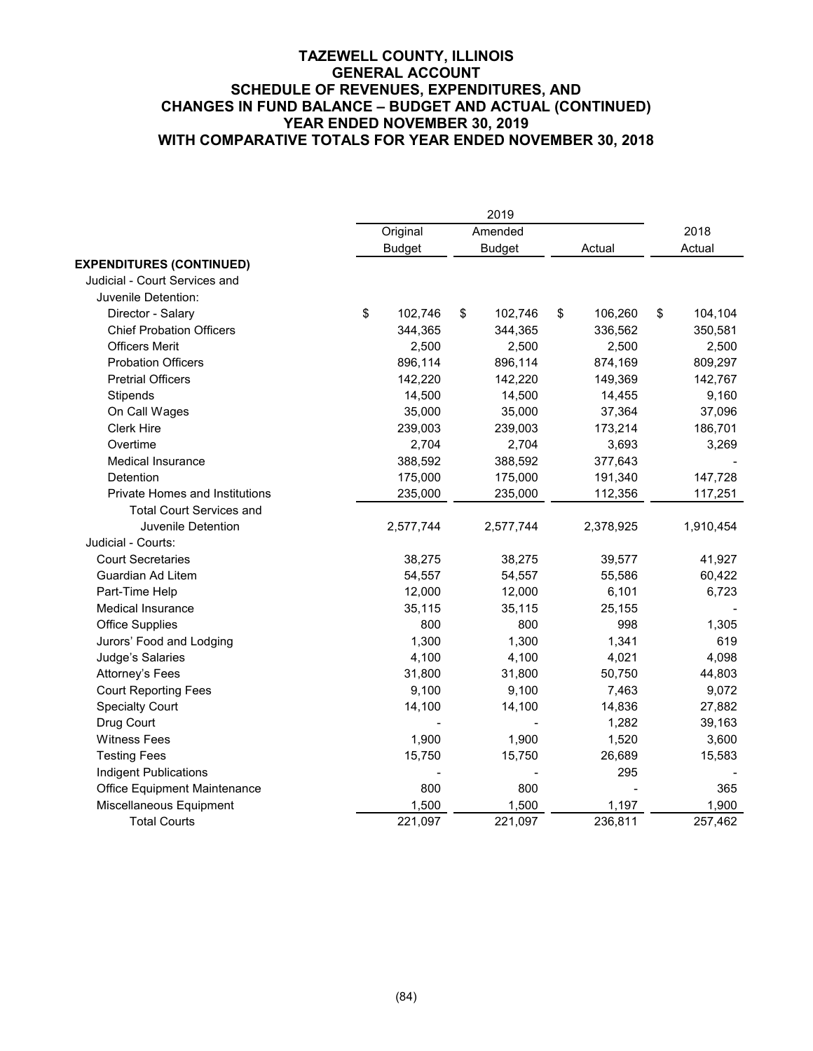# TAZEWELL COUNTY, ILLINOIS
## GENERAL ACCOUNT
## SCHEDULE OF REVENUES, EXPENDITURES, AND CHANGES IN FUND BALANCE – BUDGET AND ACTUAL (CONTINUED)
## YEAR ENDED NOVEMBER 30, 2019
## WITH COMPARATIVE TOTALS FOR YEAR ENDED NOVEMBER 30, 2018

| | 2019 | | | |
|---|---|---|---|---|
| | Original Budget | Amended Budget | Actual | 2018 Actual |
| **EXPENDITURES (CONTINUED)** | | | | |
| Judicial - Court Services and Juvenile Detention: | | | | |
| Director - Salary | $ 102,746 | $ 102,746 | $ 106,260 | $ 104,104 |
| Chief Probation Officers | 344,365 | 344,365 | 336,562 | 350,581 |
| Officers Merit | 2,500 | 2,500 | 2,500 | 2,500 |
| Probation Officers | 896,114 | 896,114 | 874,169 | 809,297 |
| Pretrial Officers | 142,220 | 142,220 | 149,369 | 142,767 |
| Stipends | 14,500 | 14,500 | 14,455 | 9,160 |
| On Call Wages | 35,000 | 35,000 | 37,364 | 37,096 |
| Clerk Hire | 239,003 | 239,003 | 173,214 | 186,701 |
| Overtime | 2,704 | 2,704 | 3,693 | 3,269 |
| Medical Insurance | 388,592 | 388,592 | 377,643 | - |
| Detention | 175,000 | 175,000 | 191,340 | 147,728 |
| Private Homes and Institutions | 235,000 | 235,000 | 112,356 | 117,251 |
| Total Court Services and Juvenile Detention | 2,577,744 | 2,577,744 | 2,378,925 | 1,910,454 |
| Judicial - Courts: | | | | |
| Court Secretaries | 38,275 | 38,275 | 39,577 | 41,927 |
| Guardian Ad Litem | 54,557 | 54,557 | 55,586 | 60,422 |
| Part-Time Help | 12,000 | 12,000 | 6,101 | 6,723 |
| Medical Insurance | 35,115 | 35,115 | 25,155 | - |
| Office Supplies | 800 | 800 | 998 | 1,305 |
| Jurors' Food and Lodging | 1,300 | 1,300 | 1,341 | 619 |
| Judge's Salaries | 4,100 | 4,100 | 4,021 | 4,098 |
| Attorney's Fees | 31,800 | 31,800 | 50,750 | 44,803 |
| Court Reporting Fees | 9,100 | 9,100 | 7,463 | 9,072 |
| Specialty Court | 14,100 | 14,100 | 14,836 | 27,882 |
| Drug Court | - | - | 1,282 | 39,163 |
| Witness Fees | 1,900 | 1,900 | 1,520 | 3,600 |
| Testing Fees | 15,750 | 15,750 | 26,689 | 15,583 |
| Indigent Publications | - | - | 295 | - |
| Office Equipment Maintenance | 800 | 800 | - | 365 |
| Miscellaneous Equipment | 1,500 | 1,500 | 1,197 | 1,900 |
| Total Courts | 221,097 | 221,097 | 236,811 | 257,462 |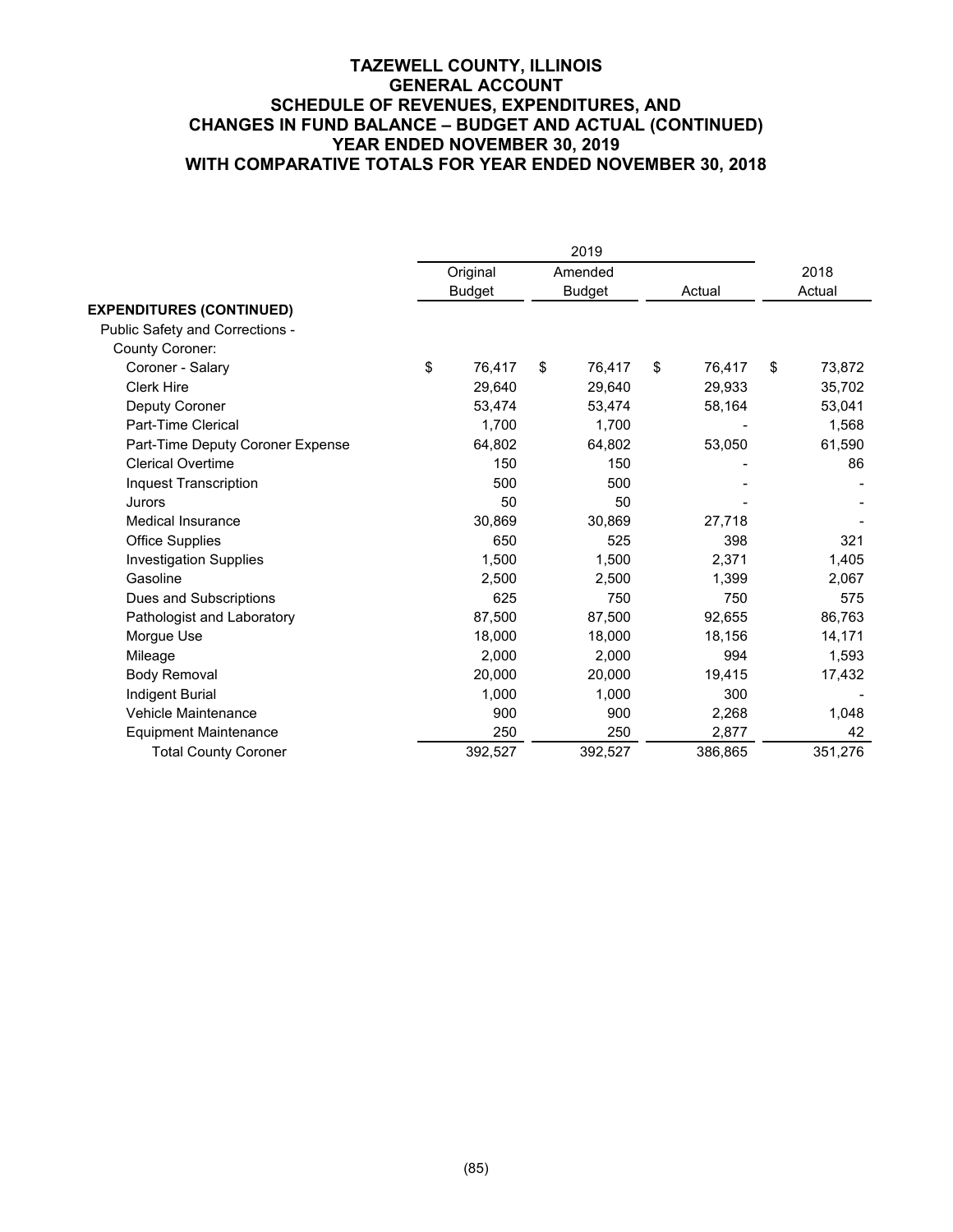# TAZEWELL COUNTY, ILLINOIS
## GENERAL ACCOUNT
## SCHEDULE OF REVENUES, EXPENDITURES, AND CHANGES IN FUND BALANCE – BUDGET AND ACTUAL (CONTINUED)
## YEAR ENDED NOVEMBER 30, 2019
## WITH COMPARATIVE TOTALS FOR YEAR ENDED NOVEMBER 30, 2018

| | 2019 | | | |
|---|---|---|---|---|
| | Original Budget | Amended Budget | Actual | 2018 Actual |
| **EXPENDITURES (CONTINUED)** | | | | |
| Public Safety and Corrections - | | | | |
| County Coroner: | | | | |
| Coroner - Salary | $ 76,417 | $ 76,417 | $ 76,417 | $ 73,872 |
| Clerk Hire | 29,640 | 29,640 | 29,933 | 35,702 |
| Deputy Coroner | 53,474 | 53,474 | 58,164 | 53,041 |
| Part-Time Clerical | 1,700 | 1,700 | - | 1,568 |
| Part-Time Deputy Coroner Expense | 64,802 | 64,802 | 53,050 | 61,590 |
| Clerical Overtime | 150 | 150 | - | 86 |
| Inquest Transcription | 500 | 500 | - | - |
| Jurors | 50 | 50 | - | - |
| Medical Insurance | 30,869 | 30,869 | 27,718 | - |
| Office Supplies | 650 | 525 | 398 | 321 |
| Investigation Supplies | 1,500 | 1,500 | 2,371 | 1,405 |
| Gasoline | 2,500 | 2,500 | 1,399 | 2,067 |
| Dues and Subscriptions | 625 | 750 | 750 | 575 |
| Pathologist and Laboratory | 87,500 | 87,500 | 92,655 | 86,763 |
| Morgue Use | 18,000 | 18,000 | 18,156 | 14,171 |
| Mileage | 2,000 | 2,000 | 994 | 1,593 |
| Body Removal | 20,000 | 20,000 | 19,415 | 17,432 |
| Indigent Burial | 1,000 | 1,000 | 300 | - |
| Vehicle Maintenance | 900 | 900 | 2,268 | 1,048 |
| Equipment Maintenance | 250 | 250 | 2,877 | 42 |
| Total County Coroner | 392,527 | 392,527 | 386,865 | 351,276 |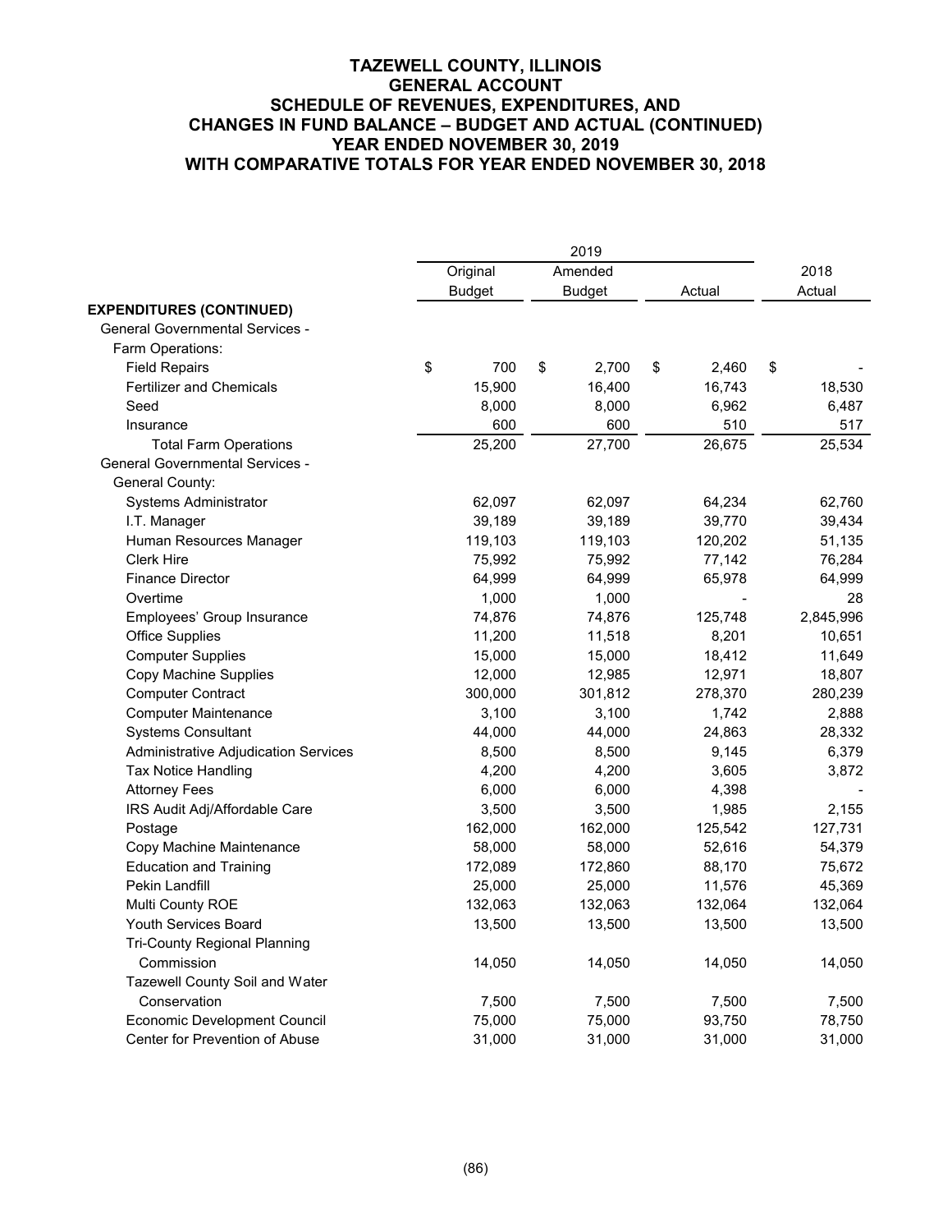# TAZEWELL COUNTY, ILLINOIS
## GENERAL ACCOUNT
## SCHEDULE OF REVENUES, EXPENDITURES, AND CHANGES IN FUND BALANCE – BUDGET AND ACTUAL (CONTINUED)
## YEAR ENDED NOVEMBER 30, 2019
## WITH COMPARATIVE TOTALS FOR YEAR ENDED NOVEMBER 30, 2018

| | 2019 | | | |
|---|---|---|---|---|
| | Original Budget | Amended Budget | Actual | 2018 Actual |
| **EXPENDITURES (CONTINUED)** | | | | |
| General Governmental Services - | | | | |
| Farm Operations: | | | | |
| Field Repairs | $ 700 | $ 2,700 | $ 2,460 | $ - |
| Fertilizer and Chemicals | 15,900 | 16,400 | 16,743 | 18,530 |
| Seed | 8,000 | 8,000 | 6,962 | 6,487 |
| Insurance | 600 | 600 | 510 | 517 |
| Total Farm Operations | 25,200 | 27,700 | 26,675 | 25,534 |
| General Governmental Services - | | | | |
| General County: | | | | |
| Systems Administrator | 62,097 | 62,097 | 64,234 | 62,760 |
| I.T. Manager | 39,189 | 39,189 | 39,770 | 39,434 |
| Human Resources Manager | 119,103 | 119,103 | 120,202 | 51,135 |
| Clerk Hire | 75,992 | 75,992 | 77,142 | 76,284 |
| Finance Director | 64,999 | 64,999 | 65,978 | 64,999 |
| Overtime | 1,000 | 1,000 | - | 28 |
| Employees' Group Insurance | 74,876 | 74,876 | 125,748 | 2,845,996 |
| Office Supplies | 11,200 | 11,518 | 8,201 | 10,651 |
| Computer Supplies | 15,000 | 15,000 | 18,412 | 11,649 |
| Copy Machine Supplies | 12,000 | 12,985 | 12,971 | 18,807 |
| Computer Contract | 300,000 | 301,812 | 278,370 | 280,239 |
| Computer Maintenance | 3,100 | 3,100 | 1,742 | 2,888 |
| Systems Consultant | 44,000 | 44,000 | 24,863 | 28,332 |
| Administrative Adjudication Services | 8,500 | 8,500 | 9,145 | 6,379 |
| Tax Notice Handling | 4,200 | 4,200 | 3,605 | 3,872 |
| Attorney Fees | 6,000 | 6,000 | 4,398 | - |
| IRS Audit Adj/Affordable Care | 3,500 | 3,500 | 1,985 | 2,155 |
| Postage | 162,000 | 162,000 | 125,542 | 127,731 |
| Copy Machine Maintenance | 58,000 | 58,000 | 52,616 | 54,379 |
| Education and Training | 172,089 | 172,860 | 88,170 | 75,672 |
| Pekin Landfill | 25,000 | 25,000 | 11,576 | 45,369 |
| Multi County ROE | 132,063 | 132,063 | 132,064 | 132,064 |
| Youth Services Board | 13,500 | 13,500 | 13,500 | 13,500 |
| Tri-County Regional Planning Commission | 14,050 | 14,050 | 14,050 | 14,050 |
| Tazewell County Soil and Water Conservation | 7,500 | 7,500 | 7,500 | 7,500 |
| Economic Development Council | 75,000 | 75,000 | 93,750 | 78,750 |
| Center for Prevention of Abuse | 31,000 | 31,000 | 31,000 | 31,000 |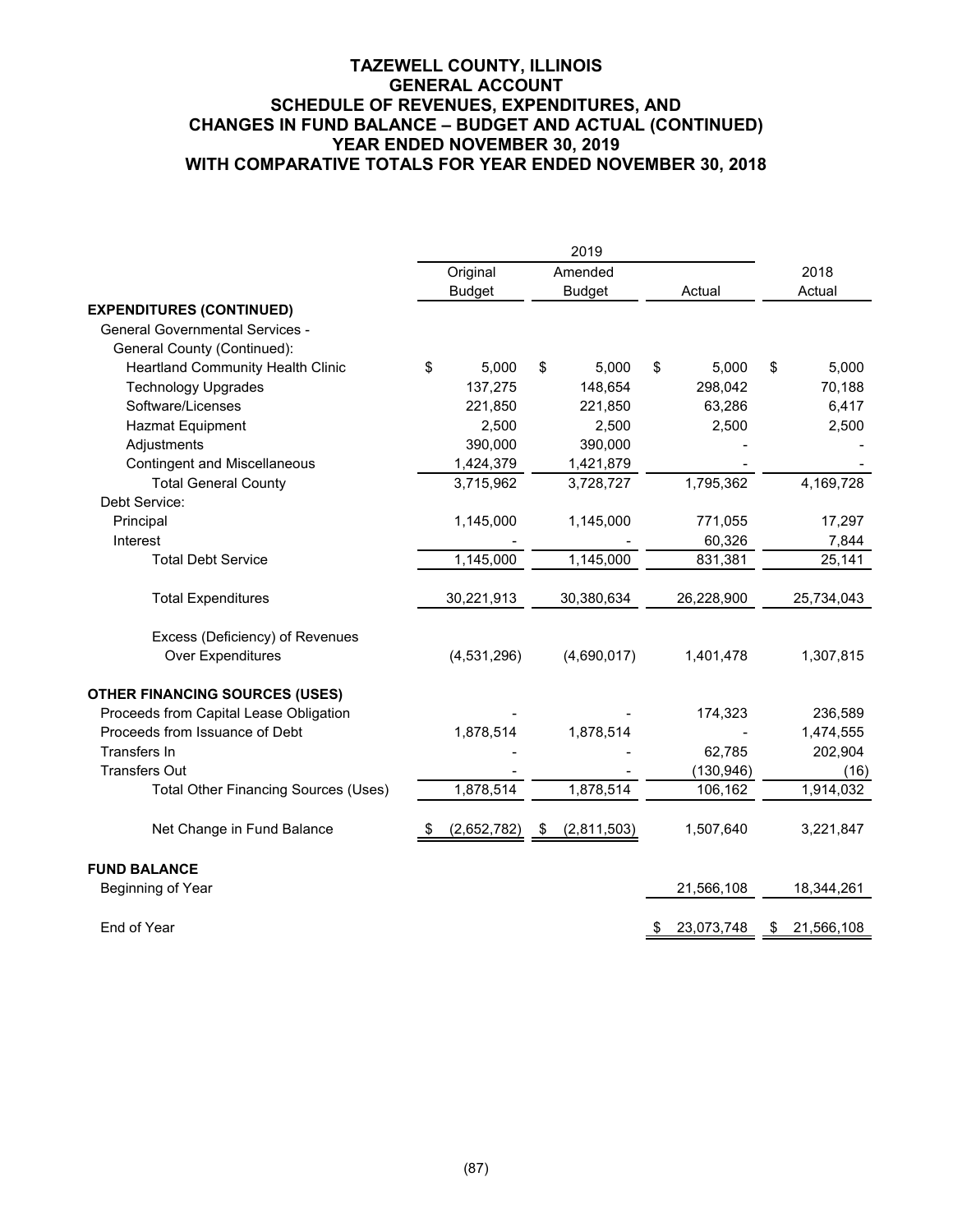# TAZEWELL COUNTY, ILLINOIS
## GENERAL ACCOUNT
## SCHEDULE OF REVENUES, EXPENDITURES, AND CHANGES IN FUND BALANCE – BUDGET AND ACTUAL (CONTINUED)
## YEAR ENDED NOVEMBER 30, 2019
## WITH COMPARATIVE TOTALS FOR YEAR ENDED NOVEMBER 30, 2018

| | 2019 | | | |
|---|---|---|---|---|
| | Original Budget | Amended Budget | Actual | 2018 Actual |
| **EXPENDITURES (CONTINUED)** | | | | |
| General Governmental Services - | | | | |
| General County (Continued): | | | | |
| Heartland Community Health Clinic | $ 5,000 | $ 5,000 | $ 5,000 | $ 5,000 |
| Technology Upgrades | 137,275 | 148,654 | 298,042 | 70,188 |
| Software/Licenses | 221,850 | 221,850 | 63,286 | 6,417 |
| Hazmat Equipment | 2,500 | 2,500 | 2,500 | 2,500 |
| Adjustments | 390,000 | 390,000 | - | - |
| Contingent and Miscellaneous | 1,424,379 | 1,421,879 | - | - |
| Total General County | 3,715,962 | 3,728,727 | 1,795,362 | 4,169,728 |
| Debt Service: | | | | |
| Principal | 1,145,000 | 1,145,000 | 771,055 | 17,297 |
| Interest | - | - | 60,326 | 7,844 |
| Total Debt Service | 1,145,000 | 1,145,000 | 831,381 | 25,141 |
| Total Expenditures | 30,221,913 | 30,380,634 | 26,228,900 | 25,734,043 |
| Excess (Deficiency) of Revenues Over Expenditures | (4,531,296) | (4,690,017) | 1,401,478 | 1,307,815 |
| **OTHER FINANCING SOURCES (USES)** | | | | |
| Proceeds from Capital Lease Obligation | - | - | 174,323 | 236,589 |
| Proceeds from Issuance of Debt | 1,878,514 | 1,878,514 | - | 1,474,555 |
| Transfers In | - | - | 62,785 | 202,904 |
| Transfers Out | - | - | (130,946) | (16) |
| Total Other Financing Sources (Uses) | 1,878,514 | 1,878,514 | 106,162 | 1,914,032 |
| Net Change in Fund Balance | $ (2,652,782) | $ (2,811,503) | 1,507,640 | 3,221,847 |
| **FUND BALANCE** | | | | |
| Beginning of Year | | | 21,566,108 | 18,344,261 |
| End of Year | | | $ 23,073,748 | $ 21,566,108 |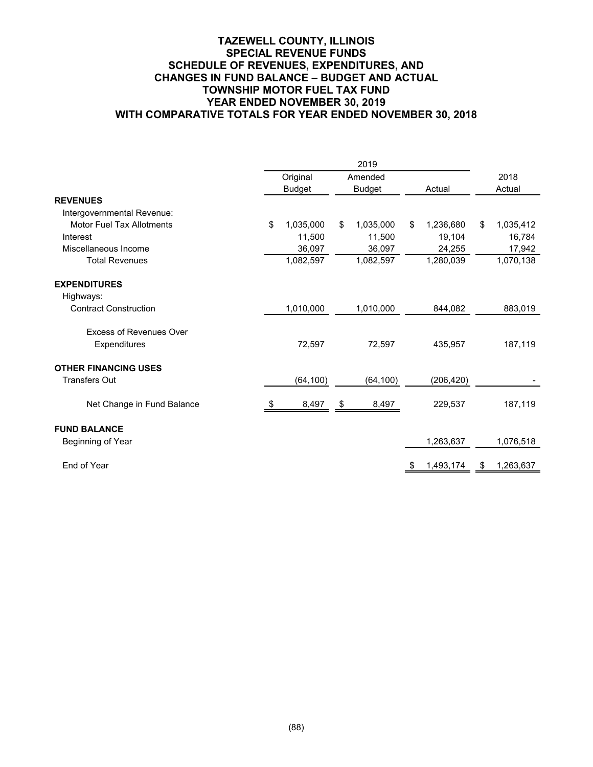# TAZEWELL COUNTY, ILLINOIS
## SPECIAL REVENUE FUNDS
## SCHEDULE OF REVENUES, EXPENDITURES, AND CHANGES IN FUND BALANCE – BUDGET AND ACTUAL
## TOWNSHIP MOTOR FUEL TAX FUND
## YEAR ENDED NOVEMBER 30, 2019
## WITH COMPARATIVE TOTALS FOR YEAR ENDED NOVEMBER 30, 2018

| | 2019 | | | |
|---|---|---|---|---|
| | Original Budget | Amended Budget | Actual | 2018 Actual |
| **REVENUES** | | | | |
| Intergovernmental Revenue: | | | | |
| Motor Fuel Tax Allotments | $ 1,035,000 | $ 1,035,000 | $ 1,236,680 | $ 1,035,412 |
| Interest | 11,500 | 11,500 | 19,104 | 16,784 |
| Miscellaneous Income | 36,097 | 36,097 | 24,255 | 17,942 |
| Total Revenues | 1,082,597 | 1,082,597 | 1,280,039 | 1,070,138 |
| **EXPENDITURES** | | | | |
| Highways: | | | | |
| Contract Construction | 1,010,000 | 1,010,000 | 844,082 | 883,019 |
| Excess of Revenues Over Expenditures | 72,597 | 72,597 | 435,957 | 187,119 |
| **OTHER FINANCING USES** | | | | |
| Transfers Out | (64,100) | (64,100) | (206,420) | - |
| Net Change in Fund Balance | $ 8,497 | $ 8,497 | 229,537 | 187,119 |
| **FUND BALANCE** | | | | |
| Beginning of Year | | | 1,263,637 | 1,076,518 |
| End of Year | | | $ 1,493,174 | $ 1,263,637 |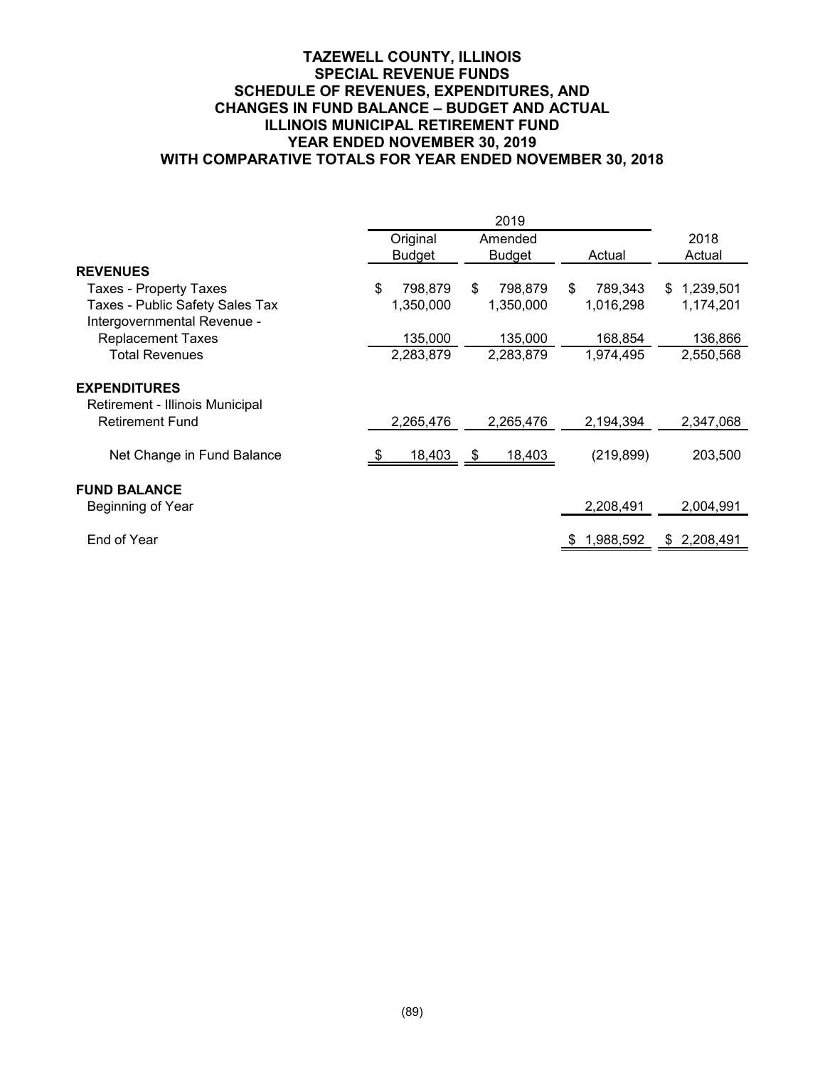# TAZEWELL COUNTY, ILLINOIS
## SPECIAL REVENUE FUNDS
## SCHEDULE OF REVENUES, EXPENDITURES, AND CHANGES IN FUND BALANCE – BUDGET AND ACTUAL
## ILLINOIS MUNICIPAL RETIREMENT FUND
## YEAR ENDED NOVEMBER 30, 2019
## WITH COMPARATIVE TOTALS FOR YEAR ENDED NOVEMBER 30, 2018

| | 2019 | | | |
|---|---|---|---|---|
| | Original Budget | Amended Budget | Actual | 2018 Actual |
| **REVENUES** | | | | |
| Taxes - Property Taxes | $ 798,879 | $ 798,879 | $ 789,343 | $ 1,239,501 |
| Taxes - Public Safety Sales Tax | 1,350,000 | 1,350,000 | 1,016,298 | 1,174,201 |
| Intergovernmental Revenue - Replacement Taxes | 135,000 | 135,000 | 168,854 | 136,866 |
| Total Revenues | 2,283,879 | 2,283,879 | 1,974,495 | 2,550,568 |
| **EXPENDITURES** | | | | |
| Retirement - Illinois Municipal Retirement Fund | 2,265,476 | 2,265,476 | 2,194,394 | 2,347,068 |
| Net Change in Fund Balance | $ 18,403 | $ 18,403 | (219,899) | 203,500 |
| **FUND BALANCE** | | | | |
| Beginning of Year | | | 2,208,491 | 2,004,991 |
| End of Year | | | $ 1,988,592 | $ 2,208,491 |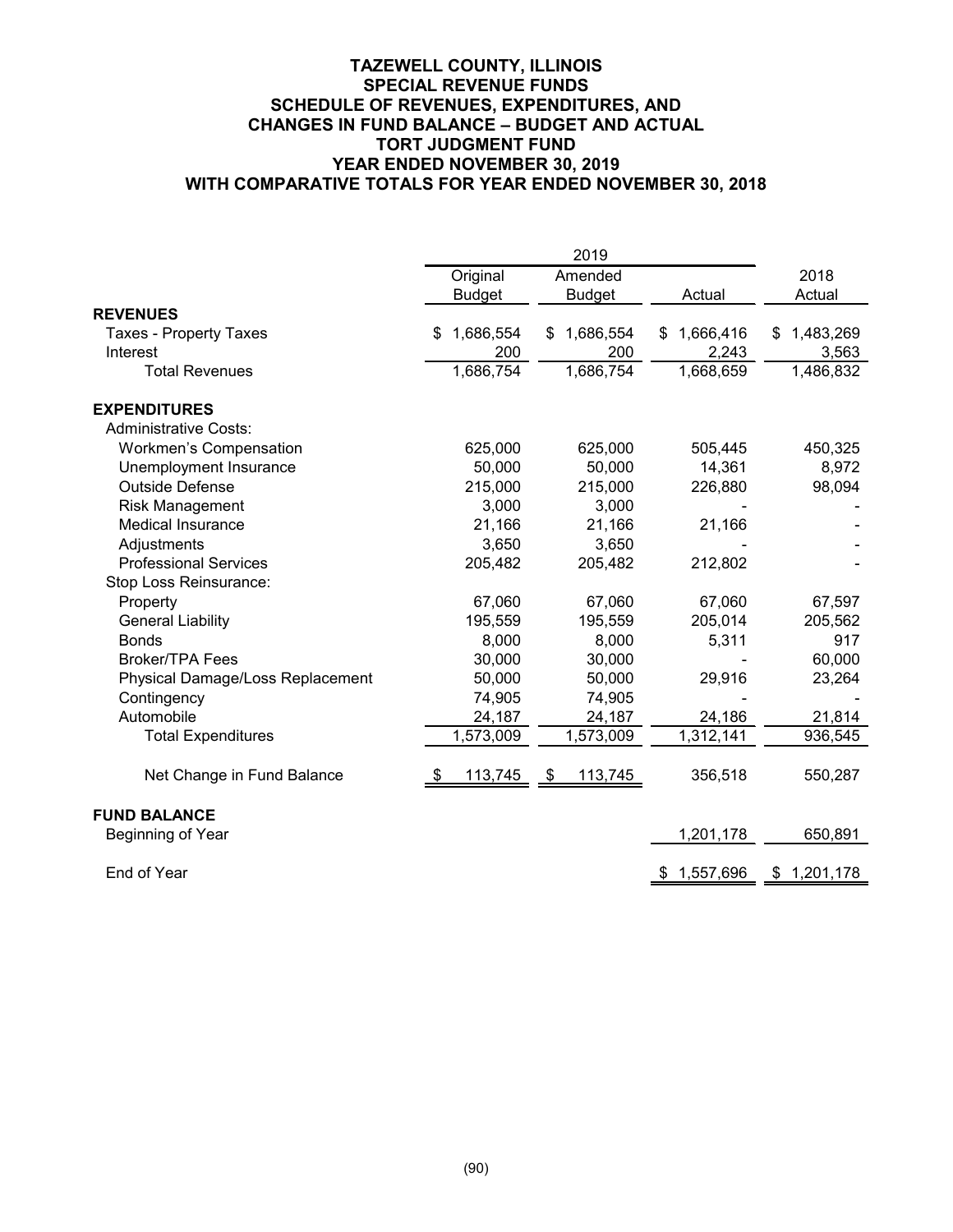# TAZEWELL COUNTY, ILLINOIS
## SPECIAL REVENUE FUNDS
## SCHEDULE OF REVENUES, EXPENDITURES, AND CHANGES IN FUND BALANCE – BUDGET AND ACTUAL
## TORT JUDGMENT FUND
## YEAR ENDED NOVEMBER 30, 2019
## WITH COMPARATIVE TOTALS FOR YEAR ENDED NOVEMBER 30, 2018

| | 2019 | | | |
|---|---|---|---|---|
| | Original Budget | Amended Budget | Actual | 2018 Actual |
| **REVENUES** | | | | |
| Taxes - Property Taxes | $ 1,686,554 | $ 1,686,554 | $ 1,666,416 | $ 1,483,269 |
| Interest | 200 | 200 | 2,243 | 3,563 |
| Total Revenues | 1,686,754 | 1,686,754 | 1,668,659 | 1,486,832 |
| **EXPENDITURES** | | | | |
| Administrative Costs: | | | | |
| Workmen's Compensation | 625,000 | 625,000 | 505,445 | 450,325 |
| Unemployment Insurance | 50,000 | 50,000 | 14,361 | 8,972 |
| Outside Defense | 215,000 | 215,000 | 226,880 | 98,094 |
| Risk Management | 3,000 | 3,000 | - | - |
| Medical Insurance | 21,166 | 21,166 | 21,166 | - |
| Adjustments | 3,650 | 3,650 | - | - |
| Professional Services | 205,482 | 205,482 | 212,802 | - |
| Stop Loss Reinsurance: | | | | |
| Property | 67,060 | 67,060 | 67,060 | 67,597 |
| General Liability | 195,559 | 195,559 | 205,014 | 205,562 |
| Bonds | 8,000 | 8,000 | 5,311 | 917 |
| Broker/TPA Fees | 30,000 | 30,000 | - | 60,000 |
| Physical Damage/Loss Replacement | 50,000 | 50,000 | 29,916 | 23,264 |
| Contingency | 74,905 | 74,905 | - | - |
| Automobile | 24,187 | 24,187 | 24,186 | 21,814 |
| Total Expenditures | 1,573,009 | 1,573,009 | 1,312,141 | 936,545 |
| Net Change in Fund Balance | $ 113,745 | $ 113,745 | 356,518 | 550,287 |
| **FUND BALANCE** | | | | |
| Beginning of Year | | | 1,201,178 | 650,891 |
| End of Year | | | $ 1,557,696 | $ 1,201,178 |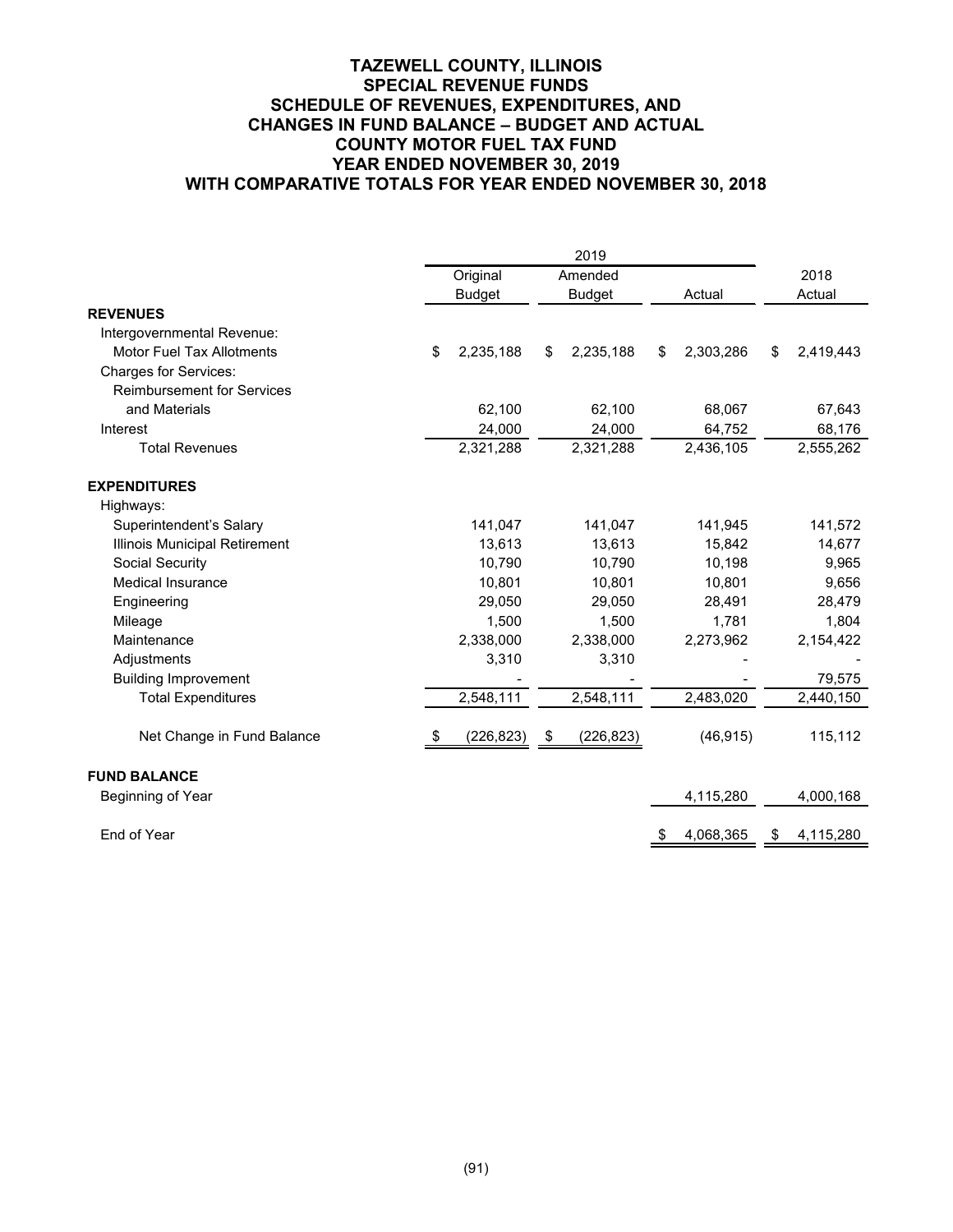# TAZEWELL COUNTY, ILLINOIS
## SPECIAL REVENUE FUNDS
## SCHEDULE OF REVENUES, EXPENDITURES, AND CHANGES IN FUND BALANCE – BUDGET AND ACTUAL
## COUNTY MOTOR FUEL TAX FUND
## YEAR ENDED NOVEMBER 30, 2019
## WITH COMPARATIVE TOTALS FOR YEAR ENDED NOVEMBER 30, 2018

| | 2019 | | | |
|---|---|---|---|---|
| | Original Budget | Amended Budget | Actual | 2018 Actual |
| **REVENUES** | | | | |
| Intergovernmental Revenue: | | | | |
| Motor Fuel Tax Allotments | $ 2,235,188 | $ 2,235,188 | $ 2,303,286 | $ 2,419,443 |
| Charges for Services: | | | | |
| Reimbursement for Services and Materials | 62,100 | 62,100 | 68,067 | 67,643 |
| Interest | 24,000 | 24,000 | 64,752 | 68,176 |
| Total Revenues | 2,321,288 | 2,321,288 | 2,436,105 | 2,555,262 |
| **EXPENDITURES** | | | | |
| Highways: | | | | |
| Superintendent's Salary | 141,047 | 141,047 | 141,945 | 141,572 |
| Illinois Municipal Retirement | 13,613 | 13,613 | 15,842 | 14,677 |
| Social Security | 10,790 | 10,790 | 10,198 | 9,965 |
| Medical Insurance | 10,801 | 10,801 | 10,801 | 9,656 |
| Engineering | 29,050 | 29,050 | 28,491 | 28,479 |
| Mileage | 1,500 | 1,500 | 1,781 | 1,804 |
| Maintenance | 2,338,000 | 2,338,000 | 2,273,962 | 2,154,422 |
| Adjustments | 3,310 | 3,310 | - | - |
| Building Improvement | - | - | - | 79,575 |
| Total Expenditures | 2,548,111 | 2,548,111 | 2,483,020 | 2,440,150 |
| Net Change in Fund Balance | $ (226,823) | $ (226,823) | (46,915) | 115,112 |
| **FUND BALANCE** | | | | |
| Beginning of Year | | | 4,115,280 | 4,000,168 |
| End of Year | | | $ 4,068,365 | $ 4,115,280 |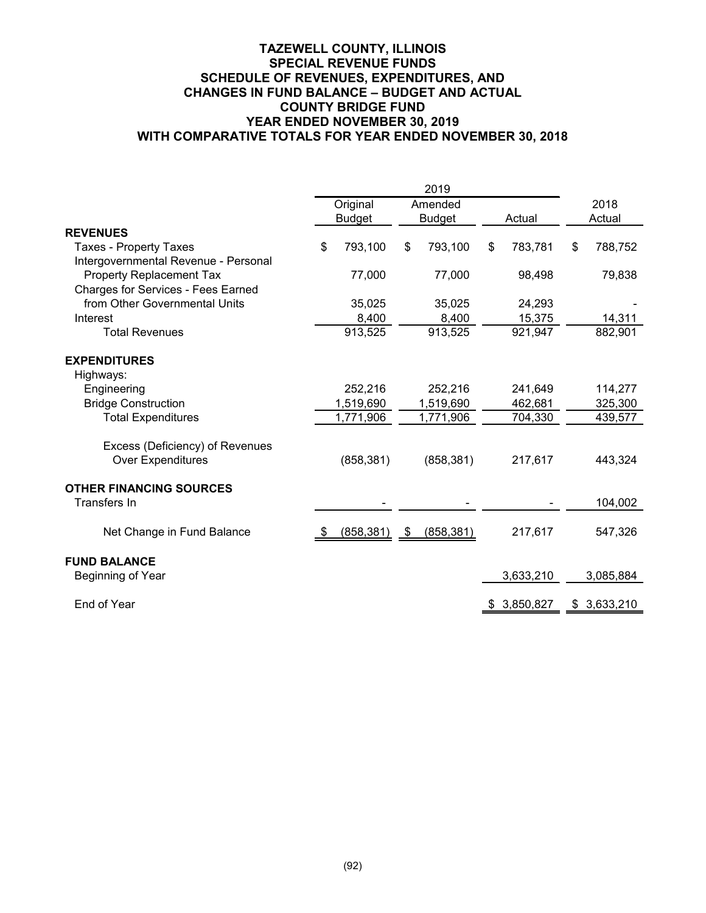# TAZEWELL COUNTY, ILLINOIS
## SPECIAL REVENUE FUNDS
## SCHEDULE OF REVENUES, EXPENDITURES, AND CHANGES IN FUND BALANCE – BUDGET AND ACTUAL
## COUNTY BRIDGE FUND
## YEAR ENDED NOVEMBER 30, 2019
## WITH COMPARATIVE TOTALS FOR YEAR ENDED NOVEMBER 30, 2018

| | 2019 | | | |
|---|---|---|---|---|
| | Original Budget | Amended Budget | Actual | 2018 Actual |
| **REVENUES** | | | | |
| Taxes - Property Taxes | $ 793,100 | $ 793,100 | $ 783,781 | $ 788,752 |
| Intergovernmental Revenue - Personal Property Replacement Tax | 77,000 | 77,000 | 98,498 | 79,838 |
| Charges for Services - Fees Earned from Other Governmental Units | 35,025 | 35,025 | 24,293 | - |
| Interest | 8,400 | 8,400 | 15,375 | 14,311 |
| Total Revenues | 913,525 | 913,525 | 921,947 | 882,901 |
| **EXPENDITURES** | | | | |
| Highways: | | | | |
| Engineering | 252,216 | 252,216 | 241,649 | 114,277 |
| Bridge Construction | 1,519,690 | 1,519,690 | 462,681 | 325,300 |
| Total Expenditures | 1,771,906 | 1,771,906 | 704,330 | 439,577 |
| Excess (Deficiency) of Revenues Over Expenditures | (858,381) | (858,381) | 217,617 | 443,324 |
| **OTHER FINANCING SOURCES** | | | | |
| Transfers In | - | - | - | 104,002 |
| Net Change in Fund Balance | $ (858,381) | $ (858,381) | 217,617 | 547,326 |
| **FUND BALANCE** | | | | |
| Beginning of Year | | | 3,633,210 | 3,085,884 |
| End of Year | | | $ 3,850,827 | $ 3,633,210 |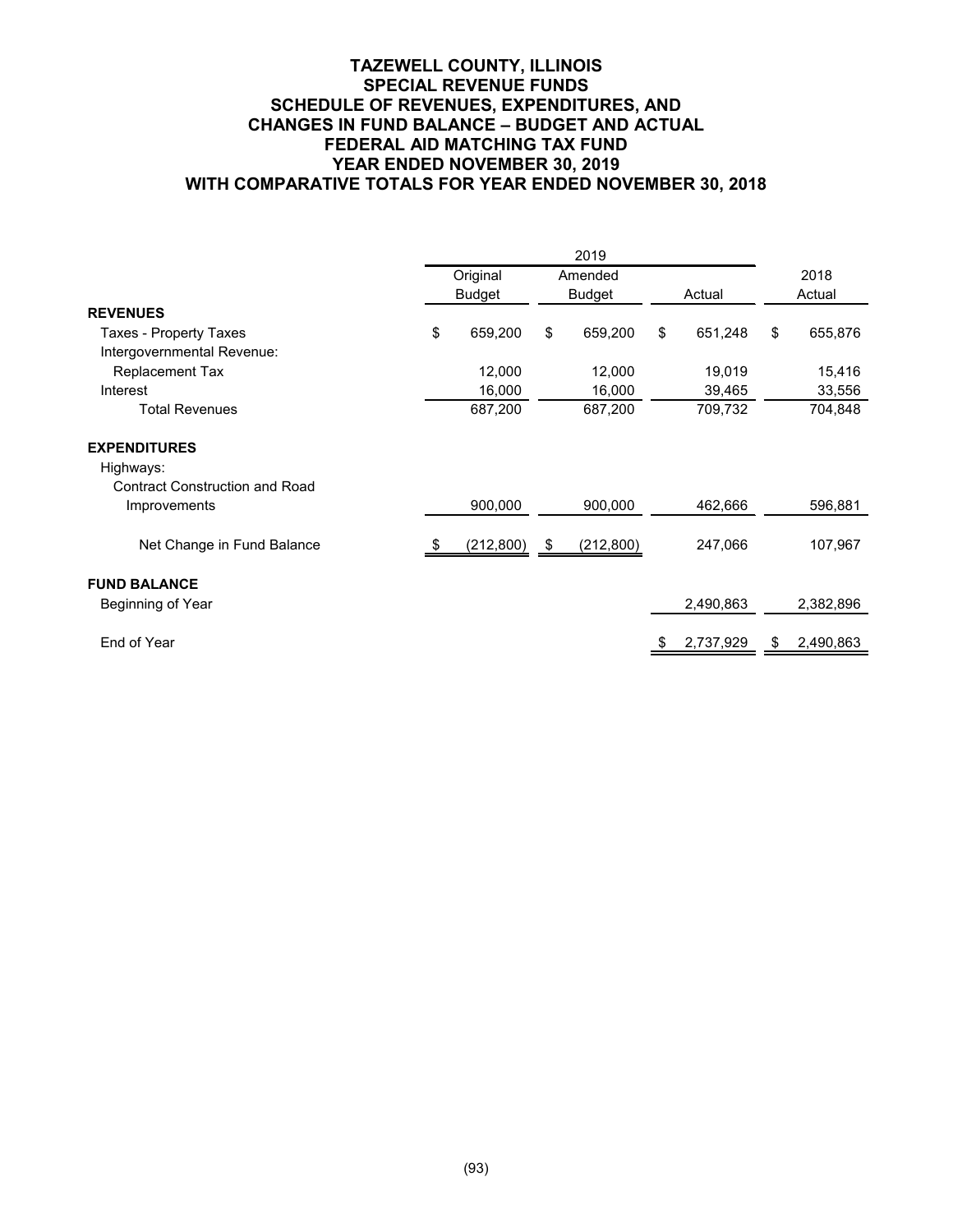# TAZEWELL COUNTY, ILLINOIS
## SPECIAL REVENUE FUNDS
## SCHEDULE OF REVENUES, EXPENDITURES, AND CHANGES IN FUND BALANCE – BUDGET AND ACTUAL
## FEDERAL AID MATCHING TAX FUND
## YEAR ENDED NOVEMBER 30, 2019
## WITH COMPARATIVE TOTALS FOR YEAR ENDED NOVEMBER 30, 2018

| | 2019 | | | |
|---|---|---|---|---|
| | Original Budget | Amended Budget | Actual | 2018 Actual |
| **REVENUES** | | | | |
| Taxes - Property Taxes | $ 659,200 | $ 659,200 | $ 651,248 | $ 655,876 |
| Intergovernmental Revenue: | | | | |
| Replacement Tax | 12,000 | 12,000 | 19,019 | 15,416 |
| Interest | 16,000 | 16,000 | 39,465 | 33,556 |
| Total Revenues | 687,200 | 687,200 | 709,732 | 704,848 |
| **EXPENDITURES** | | | | |
| Highways: | | | | |
| Contract Construction and Road Improvements | 900,000 | 900,000 | 462,666 | 596,881 |
| Net Change in Fund Balance | $ (212,800) | $ (212,800) | 247,066 | 107,967 |
| **FUND BALANCE** | | | | |
| Beginning of Year | | | 2,490,863 | 2,382,896 |
| End of Year | | | $ 2,737,929 | $ 2,490,863 |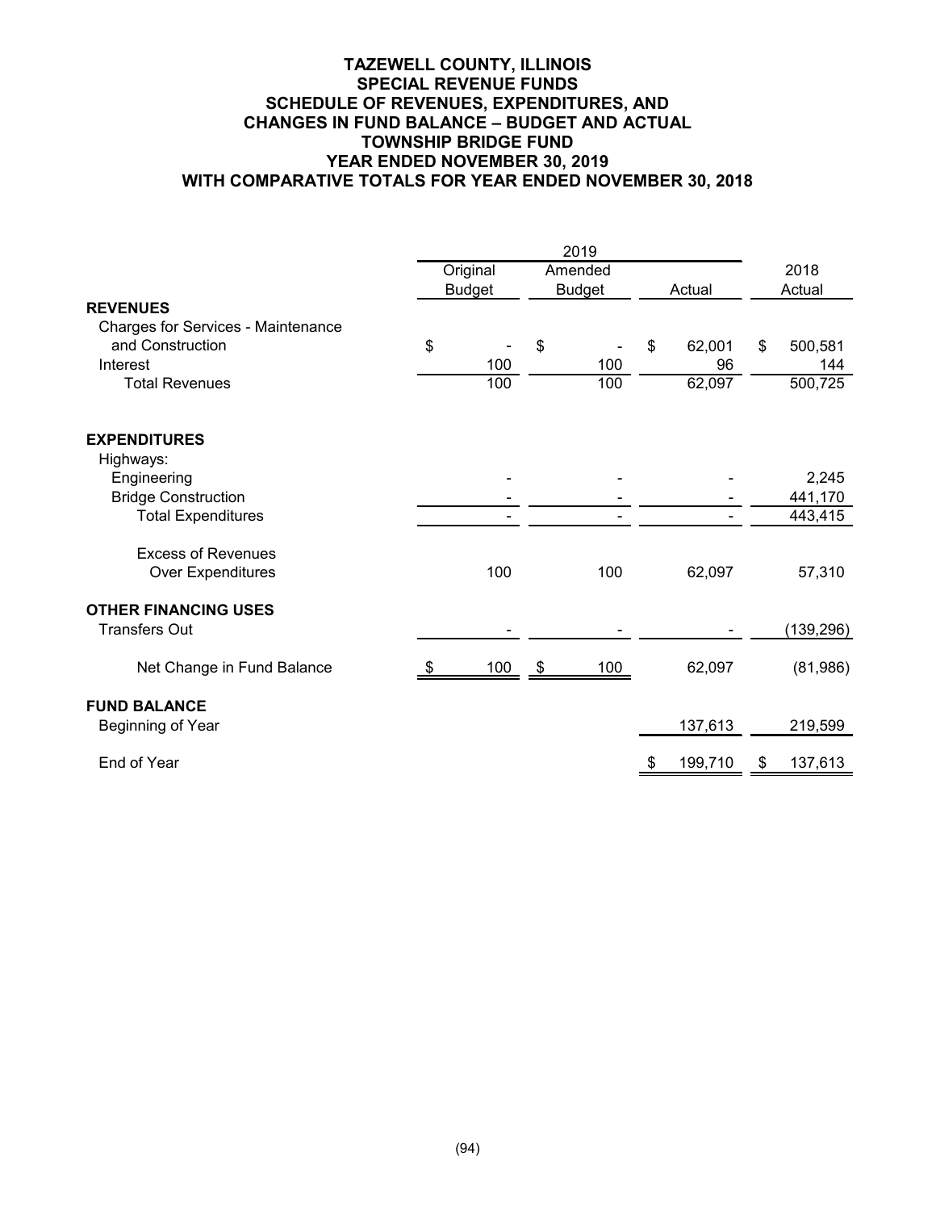# TAZEWELL COUNTY, ILLINOIS
## SPECIAL REVENUE FUNDS
## SCHEDULE OF REVENUES, EXPENDITURES, AND CHANGES IN FUND BALANCE – BUDGET AND ACTUAL
## TOWNSHIP BRIDGE FUND
## YEAR ENDED NOVEMBER 30, 2019
## WITH COMPARATIVE TOTALS FOR YEAR ENDED NOVEMBER 30, 2018

| | 2019 | | | |
|---|---|---|---|---|
| | Original Budget | Amended Budget | Actual | 2018 Actual |
| **REVENUES** | | | | |
| Charges for Services - Maintenance and Construction | $ - | $ - | $ 62,001 | $ 500,581 |
| Interest | 100 | 100 | 96 | 144 |
| Total Revenues | 100 | 100 | 62,097 | 500,725 |
| **EXPENDITURES** | | | | |
| Highways: | | | | |
| Engineering | - | - | - | 2,245 |
| Bridge Construction | - | - | - | 441,170 |
| Total Expenditures | - | - | - | 443,415 |
| Excess of Revenues Over Expenditures | 100 | 100 | 62,097 | 57,310 |
| **OTHER FINANCING USES** | | | | |
| Transfers Out | - | - | - | (139,296) |
| Net Change in Fund Balance | $ 100 | $ 100 | 62,097 | (81,986) |
| **FUND BALANCE** | | | | |
| Beginning of Year | | | 137,613 | 219,599 |
| End of Year | | | $ 199,710 | $ 137,613 |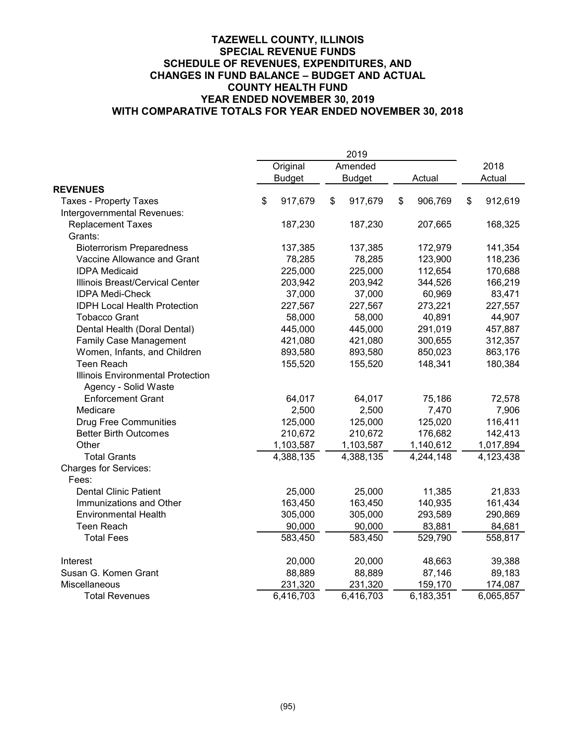# TAZEWELL COUNTY, ILLINOIS
## SPECIAL REVENUE FUNDS
## SCHEDULE OF REVENUES, EXPENDITURES, AND CHANGES IN FUND BALANCE – BUDGET AND ACTUAL
## COUNTY HEALTH FUND
## YEAR ENDED NOVEMBER 30, 2019
## WITH COMPARATIVE TOTALS FOR YEAR ENDED NOVEMBER 30, 2018

| | 2019 | | | |
|---|---|---|---|---|
| | Original Budget | Amended Budget | Actual | 2018 Actual |
| **REVENUES** | | | | |
| Taxes - Property Taxes | $ 917,679 | $ 917,679 | $ 906,769 | $ 912,619 |
| Intergovernmental Revenues: | | | | |
| Replacement Taxes | 187,230 | 187,230 | 207,665 | 168,325 |
| Grants: | | | | |
| Bioterrorism Preparedness | 137,385 | 137,385 | 172,979 | 141,354 |
| Vaccine Allowance and Grant | 78,285 | 78,285 | 123,900 | 118,236 |
| IDPA Medicaid | 225,000 | 225,000 | 112,654 | 170,688 |
| Illinois Breast/Cervical Center | 203,942 | 203,942 | 344,526 | 166,219 |
| IDPA Medi-Check | 37,000 | 37,000 | 60,969 | 83,471 |
| IDPH Local Health Protection | 227,567 | 227,567 | 273,221 | 227,557 |
| Tobacco Grant | 58,000 | 58,000 | 40,891 | 44,907 |
| Dental Health (Doral Dental) | 445,000 | 445,000 | 291,019 | 457,887 |
| Family Case Management | 421,080 | 421,080 | 300,655 | 312,357 |
| Women, Infants, and Children | 893,580 | 893,580 | 850,023 | 863,176 |
| Teen Reach | 155,520 | 155,520 | 148,341 | 180,384 |
| Illinois Environmental Protection Agency - Solid Waste Enforcement Grant | 64,017 | 64,017 | 75,186 | 72,578 |
| Medicare | 2,500 | 2,500 | 7,470 | 7,906 |
| Drug Free Communities | 125,000 | 125,000 | 125,020 | 116,411 |
| Better Birth Outcomes | 210,672 | 210,672 | 176,682 | 142,413 |
| Other | 1,103,587 | 1,103,587 | 1,140,612 | 1,017,894 |
| Total Grants | 4,388,135 | 4,388,135 | 4,244,148 | 4,123,438 |
| Charges for Services: | | | | |
| Fees: | | | | |
| Dental Clinic Patient | 25,000 | 25,000 | 11,385 | 21,833 |
| Immunizations and Other | 163,450 | 163,450 | 140,935 | 161,434 |
| Environmental Health | 305,000 | 305,000 | 293,589 | 290,869 |
| Teen Reach | 90,000 | 90,000 | 83,881 | 84,681 |
| Total Fees | 583,450 | 583,450 | 529,790 | 558,817 |
| Interest | 20,000 | 20,000 | 48,663 | 39,388 |
| Susan G. Komen Grant | 88,889 | 88,889 | 87,146 | 89,183 |
| Miscellaneous | 231,320 | 231,320 | 159,170 | 174,087 |
| Total Revenues | 6,416,703 | 6,416,703 | 6,183,351 | 6,065,857 |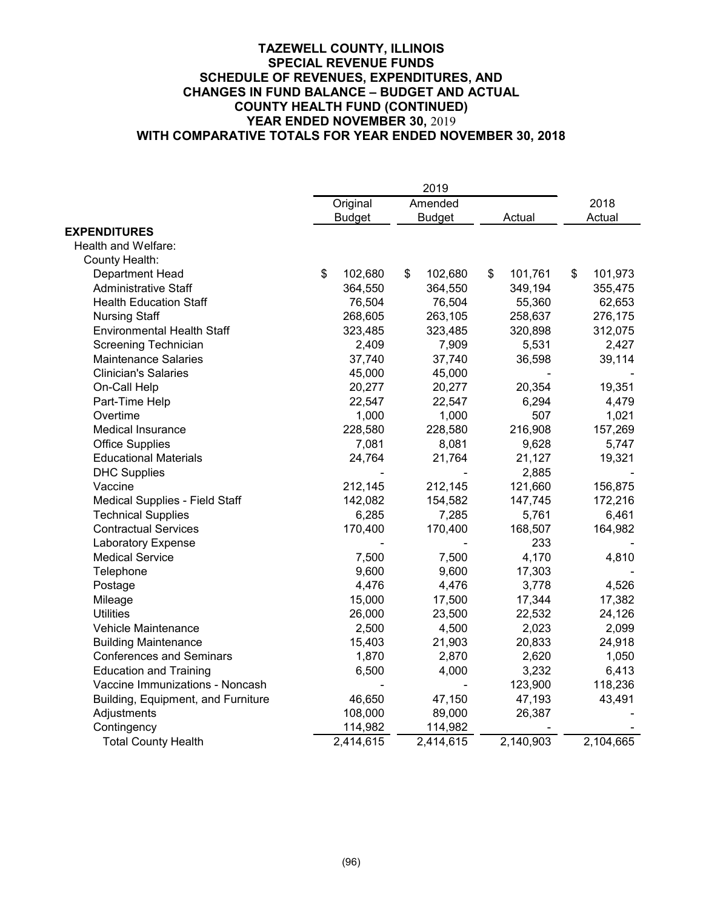# TAZEWELL COUNTY, ILLINOIS
## SPECIAL REVENUE FUNDS
## SCHEDULE OF REVENUES, EXPENDITURES, AND CHANGES IN FUND BALANCE – BUDGET AND ACTUAL
## COUNTY HEALTH FUND (CONTINUED)
## YEAR ENDED NOVEMBER 30, 2019
## WITH COMPARATIVE TOTALS FOR YEAR ENDED NOVEMBER 30, 2018

| | 2019 | | | |
|---|---|---|---|---|
| | Original Budget | Amended Budget | Actual | 2018 Actual |
| **EXPENDITURES** | | | | |
| Health and Welfare: | | | | |
| County Health: | | | | |
| Department Head | $ 102,680 | $ 102,680 | $ 101,761 | $ 101,973 |
| Administrative Staff | 364,550 | 364,550 | 349,194 | 355,475 |
| Health Education Staff | 76,504 | 76,504 | 55,360 | 62,653 |
| Nursing Staff | 268,605 | 263,105 | 258,637 | 276,175 |
| Environmental Health Staff | 323,485 | 323,485 | 320,898 | 312,075 |
| Screening Technician | 2,409 | 7,909 | 5,531 | 2,427 |
| Maintenance Salaries | 37,740 | 37,740 | 36,598 | 39,114 |
| Clinician's Salaries | 45,000 | 45,000 | - | - |
| On-Call Help | 20,277 | 20,277 | 20,354 | 19,351 |
| Part-Time Help | 22,547 | 22,547 | 6,294 | 4,479 |
| Overtime | 1,000 | 1,000 | 507 | 1,021 |
| Medical Insurance | 228,580 | 228,580 | 216,908 | 157,269 |
| Office Supplies | 7,081 | 8,081 | 9,628 | 5,747 |
| Educational Materials | 24,764 | 21,764 | 21,127 | 19,321 |
| DHC Supplies | - | - | 2,885 | - |
| Vaccine | 212,145 | 212,145 | 121,660 | 156,875 |
| Medical Supplies - Field Staff | 142,082 | 154,582 | 147,745 | 172,216 |
| Technical Supplies | 6,285 | 7,285 | 5,761 | 6,461 |
| Contractual Services | 170,400 | 170,400 | 168,507 | 164,982 |
| Laboratory Expense | - | - | 233 | - |
| Medical Service | 7,500 | 7,500 | 4,170 | 4,810 |
| Telephone | 9,600 | 9,600 | 17,303 | - |
| Postage | 4,476 | 4,476 | 3,778 | 4,526 |
| Mileage | 15,000 | 17,500 | 17,344 | 17,382 |
| Utilities | 26,000 | 23,500 | 22,532 | 24,126 |
| Vehicle Maintenance | 2,500 | 4,500 | 2,023 | 2,099 |
| Building Maintenance | 15,403 | 21,903 | 20,833 | 24,918 |
| Conferences and Seminars | 1,870 | 2,870 | 2,620 | 1,050 |
| Education and Training | 6,500 | 4,000 | 3,232 | 6,413 |
| Vaccine Immunizations - Noncash | - | - | 123,900 | 118,236 |
| Building, Equipment, and Furniture | 46,650 | 47,150 | 47,193 | 43,491 |
| Adjustments | 108,000 | 89,000 | 26,387 | - |
| Contingency | 114,982 | 114,982 | - | - |
| Total County Health | 2,414,615 | 2,414,615 | 2,140,903 | 2,104,665 |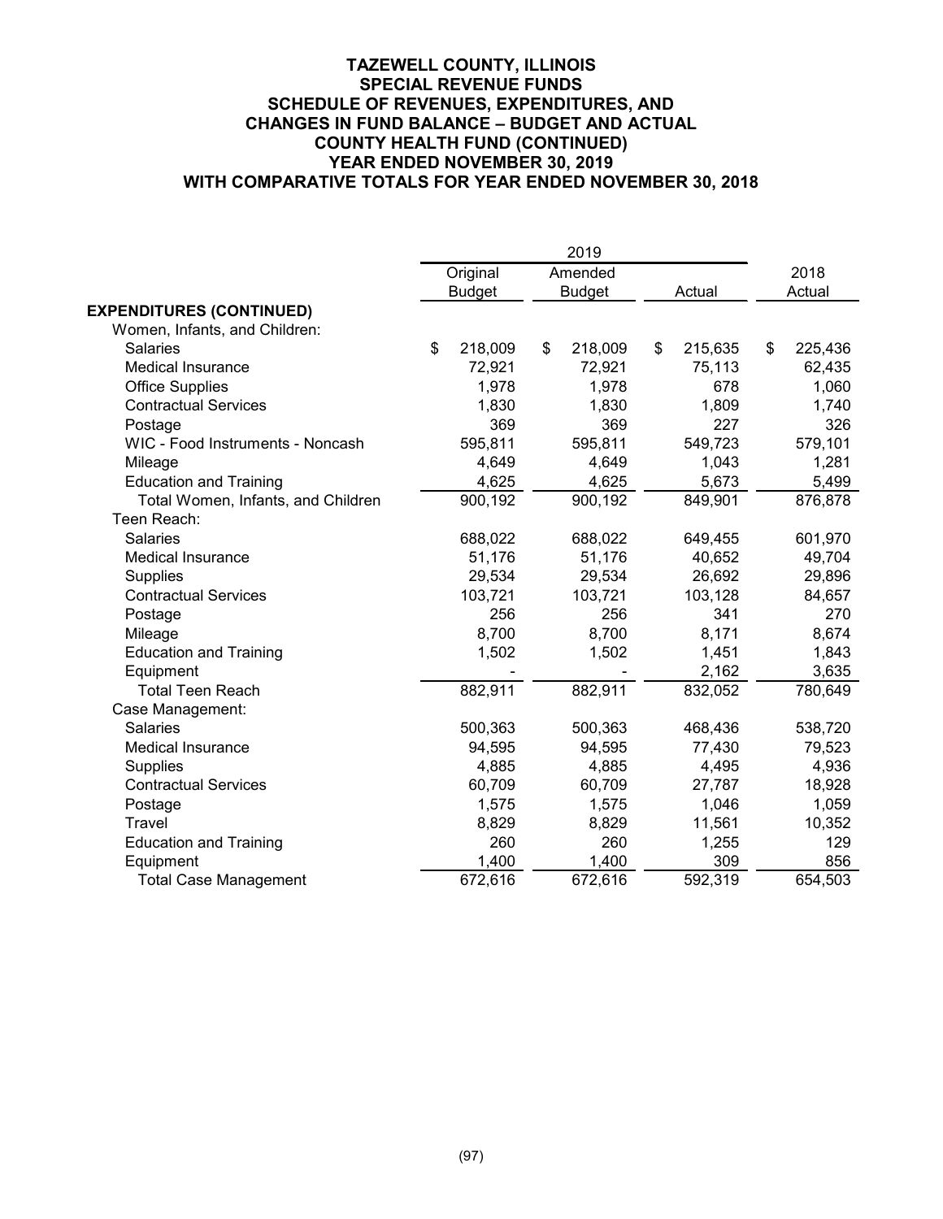# TAZEWELL COUNTY, ILLINOIS
## SPECIAL REVENUE FUNDS
## SCHEDULE OF REVENUES, EXPENDITURES, AND CHANGES IN FUND BALANCE – BUDGET AND ACTUAL
## COUNTY HEALTH FUND (CONTINUED)
## YEAR ENDED NOVEMBER 30, 2019
## WITH COMPARATIVE TOTALS FOR YEAR ENDED NOVEMBER 30, 2018

| | 2019 | | | |
|---|---|---|---|---|
| | Original Budget | Amended Budget | Actual | 2018 Actual |
| **EXPENDITURES (CONTINUED)** | | | | |
| Women, Infants, and Children: | | | | |
| Salaries | $ 218,009 | $ 218,009 | $ 215,635 | $ 225,436 |
| Medical Insurance | 72,921 | 72,921 | 75,113 | 62,435 |
| Office Supplies | 1,978 | 1,978 | 678 | 1,060 |
| Contractual Services | 1,830 | 1,830 | 1,809 | 1,740 |
| Postage | 369 | 369 | 227 | 326 |
| WIC - Food Instruments - Noncash | 595,811 | 595,811 | 549,723 | 579,101 |
| Mileage | 4,649 | 4,649 | 1,043 | 1,281 |
| Education and Training | 4,625 | 4,625 | 5,673 | 5,499 |
| Total Women, Infants, and Children | 900,192 | 900,192 | 849,901 | 876,878 |
| Teen Reach: | | | | |
| Salaries | 688,022 | 688,022 | 649,455 | 601,970 |
| Medical Insurance | 51,176 | 51,176 | 40,652 | 49,704 |
| Supplies | 29,534 | 29,534 | 26,692 | 29,896 |
| Contractual Services | 103,721 | 103,721 | 103,128 | 84,657 |
| Postage | 256 | 256 | 341 | 270 |
| Mileage | 8,700 | 8,700 | 8,171 | 8,674 |
| Education and Training | 1,502 | 1,502 | 1,451 | 1,843 |
| Equipment | - | - | 2,162 | 3,635 |
| Total Teen Reach | 882,911 | 882,911 | 832,052 | 780,649 |
| Case Management: | | | | |
| Salaries | 500,363 | 500,363 | 468,436 | 538,720 |
| Medical Insurance | 94,595 | 94,595 | 77,430 | 79,523 |
| Supplies | 4,885 | 4,885 | 4,495 | 4,936 |
| Contractual Services | 60,709 | 60,709 | 27,787 | 18,928 |
| Postage | 1,575 | 1,575 | 1,046 | 1,059 |
| Travel | 8,829 | 8,829 | 11,561 | 10,352 |
| Education and Training | 260 | 260 | 1,255 | 129 |
| Equipment | 1,400 | 1,400 | 309 | 856 |
| Total Case Management | 672,616 | 672,616 | 592,319 | 654,503 |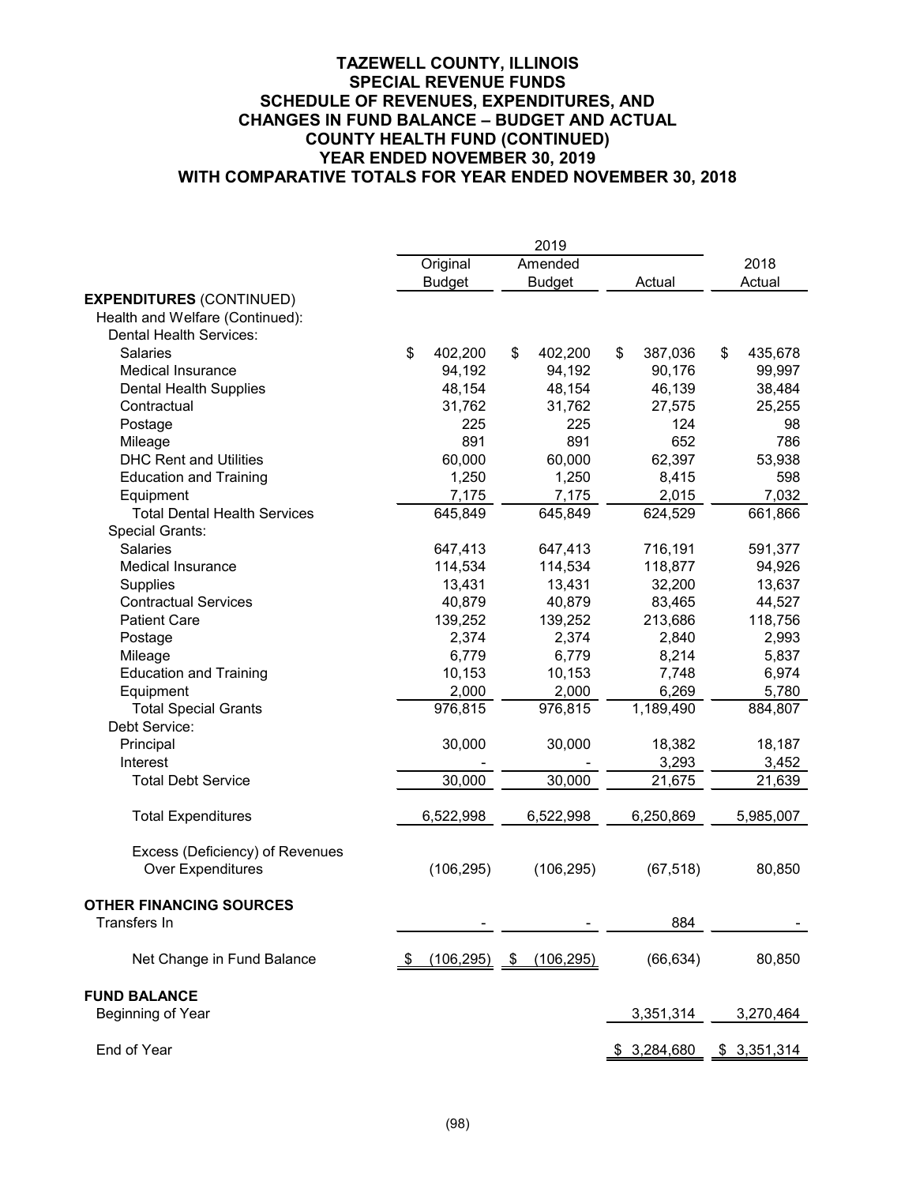# TAZEWELL COUNTY, ILLINOIS
## SPECIAL REVENUE FUNDS
## SCHEDULE OF REVENUES, EXPENDITURES, AND CHANGES IN FUND BALANCE – BUDGET AND ACTUAL
## COUNTY HEALTH FUND (CONTINUED)
## YEAR ENDED NOVEMBER 30, 2019
## WITH COMPARATIVE TOTALS FOR YEAR ENDED NOVEMBER 30, 2018

| | 2019 | | | |
|---|---|---|---|---|
| | Original Budget | Amended Budget | Actual | 2018 Actual |
| **EXPENDITURES** (CONTINUED) | | | | |
| Health and Welfare (Continued): | | | | |
| Dental Health Services: | | | | |
| Salaries | $ 402,200 | $ 402,200 | $ 387,036 | $ 435,678 |
| Medical Insurance | 94,192 | 94,192 | 90,176 | 99,997 |
| Dental Health Supplies | 48,154 | 48,154 | 46,139 | 38,484 |
| Contractual | 31,762 | 31,762 | 27,575 | 25,255 |
| Postage | 225 | 225 | 124 | 98 |
| Mileage | 891 | 891 | 652 | 786 |
| DHC Rent and Utilities | 60,000 | 60,000 | 62,397 | 53,938 |
| Education and Training | 1,250 | 1,250 | 8,415 | 598 |
| Equipment | 7,175 | 7,175 | 2,015 | 7,032 |
| Total Dental Health Services | 645,849 | 645,849 | 624,529 | 661,866 |
| Special Grants: | | | | |
| Salaries | 647,413 | 647,413 | 716,191 | 591,377 |
| Medical Insurance | 114,534 | 114,534 | 118,877 | 94,926 |
| Supplies | 13,431 | 13,431 | 32,200 | 13,637 |
| Contractual Services | 40,879 | 40,879 | 83,465 | 44,527 |
| Patient Care | 139,252 | 139,252 | 213,686 | 118,756 |
| Postage | 2,374 | 2,374 | 2,840 | 2,993 |
| Mileage | 6,779 | 6,779 | 8,214 | 5,837 |
| Education and Training | 10,153 | 10,153 | 7,748 | 6,974 |
| Equipment | 2,000 | 2,000 | 6,269 | 5,780 |
| Total Special Grants | 976,815 | 976,815 | 1,189,490 | 884,807 |
| Debt Service: | | | | |
| Principal | 30,000 | 30,000 | 18,382 | 18,187 |
| Interest | - | - | 3,293 | 3,452 |
| Total Debt Service | 30,000 | 30,000 | 21,675 | 21,639 |
| Total Expenditures | 6,522,998 | 6,522,998 | 6,250,869 | 5,985,007 |
| Excess (Deficiency) of Revenues Over Expenditures | (106,295) | (106,295) | (67,518) | 80,850 |
| **OTHER FINANCING SOURCES** | | | | |
| Transfers In | - | - | 884 | - |
| Net Change in Fund Balance | $ (106,295) | $ (106,295) | (66,634) | 80,850 |
| **FUND BALANCE** | | | | |
| Beginning of Year | | | 3,351,314 | 3,270,464 |
| End of Year | | | $ 3,284,680 | $ 3,351,314 |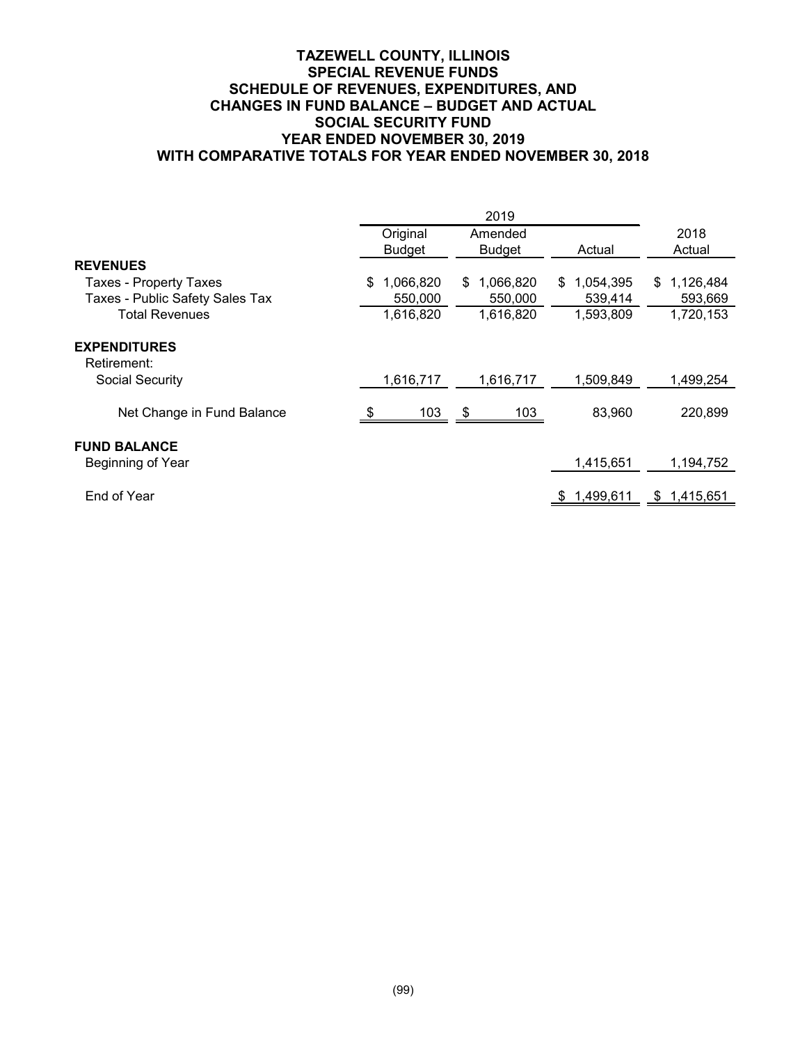# TAZEWELL COUNTY, ILLINOIS
## SPECIAL REVENUE FUNDS
## SCHEDULE OF REVENUES, EXPENDITURES, AND CHANGES IN FUND BALANCE – BUDGET AND ACTUAL
## SOCIAL SECURITY FUND
## YEAR ENDED NOVEMBER 30, 2019
## WITH COMPARATIVE TOTALS FOR YEAR ENDED NOVEMBER 30, 2018

| | 2019 | | | |
|---|---|---|---|---|
| | Original Budget | Amended Budget | Actual | 2018 Actual |
| **REVENUES** | | | | |
| Taxes - Property Taxes | $ 1,066,820 | $ 1,066,820 | $ 1,054,395 | $ 1,126,484 |
| Taxes - Public Safety Sales Tax | 550,000 | 550,000 | 539,414 | 593,669 |
| Total Revenues | 1,616,820 | 1,616,820 | 1,593,809 | 1,720,153 |
| **EXPENDITURES** | | | | |
| Retirement: | | | | |
| Social Security | 1,616,717 | 1,616,717 | 1,509,849 | 1,499,254 |
| Net Change in Fund Balance | $ 103 | $ 103 | 83,960 | 220,899 |
| **FUND BALANCE** | | | | |
| Beginning of Year | | | 1,415,651 | 1,194,752 |
| End of Year | | | $ 1,499,611 | $ 1,415,651 |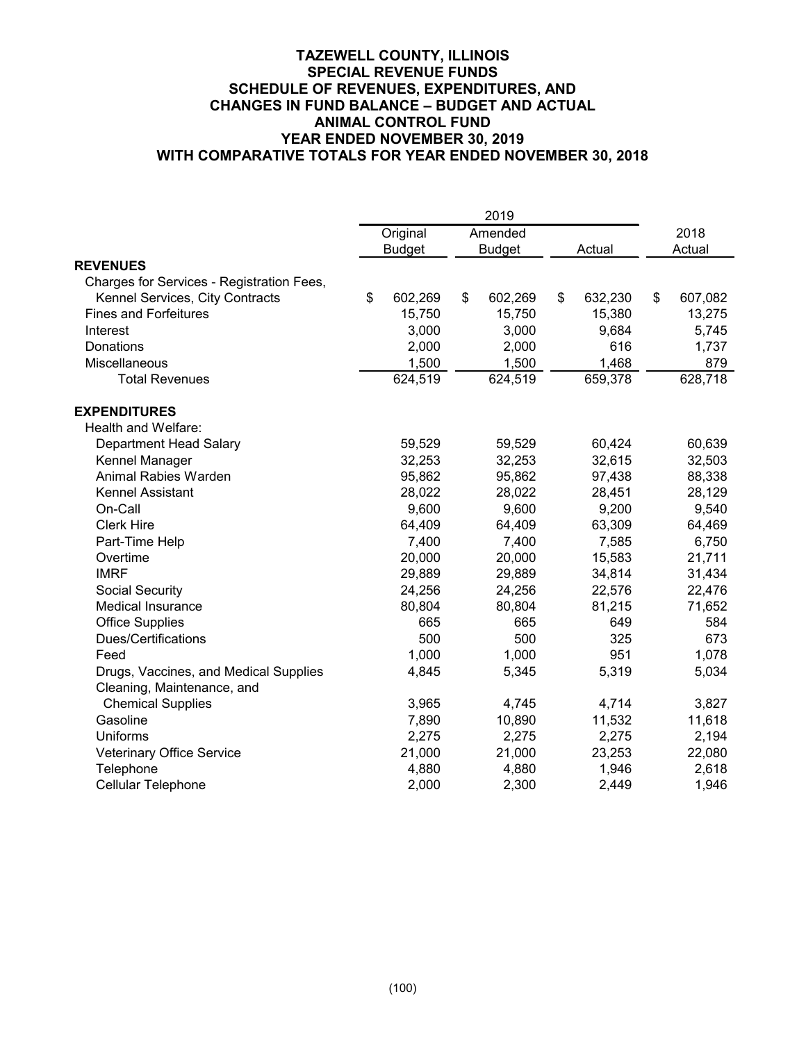# TAZEWELL COUNTY, ILLINOIS
## SPECIAL REVENUE FUNDS
## SCHEDULE OF REVENUES, EXPENDITURES, AND CHANGES IN FUND BALANCE – BUDGET AND ACTUAL
## ANIMAL CONTROL FUND
## YEAR ENDED NOVEMBER 30, 2019
## WITH COMPARATIVE TOTALS FOR YEAR ENDED NOVEMBER 30, 2018

| | 2019 | | | |
|---|---|---|---|---|
| | Original Budget | Amended Budget | Actual | 2018 Actual |
| **REVENUES** | | | | |
| Charges for Services - Registration Fees, Kennel Services, City Contracts | $ 602,269 | $ 602,269 | $ 632,230 | $ 607,082 |
| Fines and Forfeitures | 15,750 | 15,750 | 15,380 | 13,275 |
| Interest | 3,000 | 3,000 | 9,684 | 5,745 |
| Donations | 2,000 | 2,000 | 616 | 1,737 |
| Miscellaneous | 1,500 | 1,500 | 1,468 | 879 |
| Total Revenues | 624,519 | 624,519 | 659,378 | 628,718 |
| **EXPENDITURES** | | | | |
| Health and Welfare: | | | | |
| Department Head Salary | 59,529 | 59,529 | 60,424 | 60,639 |
| Kennel Manager | 32,253 | 32,253 | 32,615 | 32,503 |
| Animal Rabies Warden | 95,862 | 95,862 | 97,438 | 88,338 |
| Kennel Assistant | 28,022 | 28,022 | 28,451 | 28,129 |
| On-Call | 9,600 | 9,600 | 9,200 | 9,540 |
| Clerk Hire | 64,409 | 64,409 | 63,309 | 64,469 |
| Part-Time Help | 7,400 | 7,400 | 7,585 | 6,750 |
| Overtime | 20,000 | 20,000 | 15,583 | 21,711 |
| IMRF | 29,889 | 29,889 | 34,814 | 31,434 |
| Social Security | 24,256 | 24,256 | 22,576 | 22,476 |
| Medical Insurance | 80,804 | 80,804 | 81,215 | 71,652 |
| Office Supplies | 665 | 665 | 649 | 584 |
| Dues/Certifications | 500 | 500 | 325 | 673 |
| Feed | 1,000 | 1,000 | 951 | 1,078 |
| Drugs, Vaccines, and Medical Supplies | 4,845 | 5,345 | 5,319 | 5,034 |
| Cleaning, Maintenance, and Chemical Supplies | 3,965 | 4,745 | 4,714 | 3,827 |
| Gasoline | 7,890 | 10,890 | 11,532 | 11,618 |
| Uniforms | 2,275 | 2,275 | 2,275 | 2,194 |
| Veterinary Office Service | 21,000 | 21,000 | 23,253 | 22,080 |
| Telephone | 4,880 | 4,880 | 1,946 | 2,618 |
| Cellular Telephone | 2,000 | 2,300 | 2,449 | 1,946 |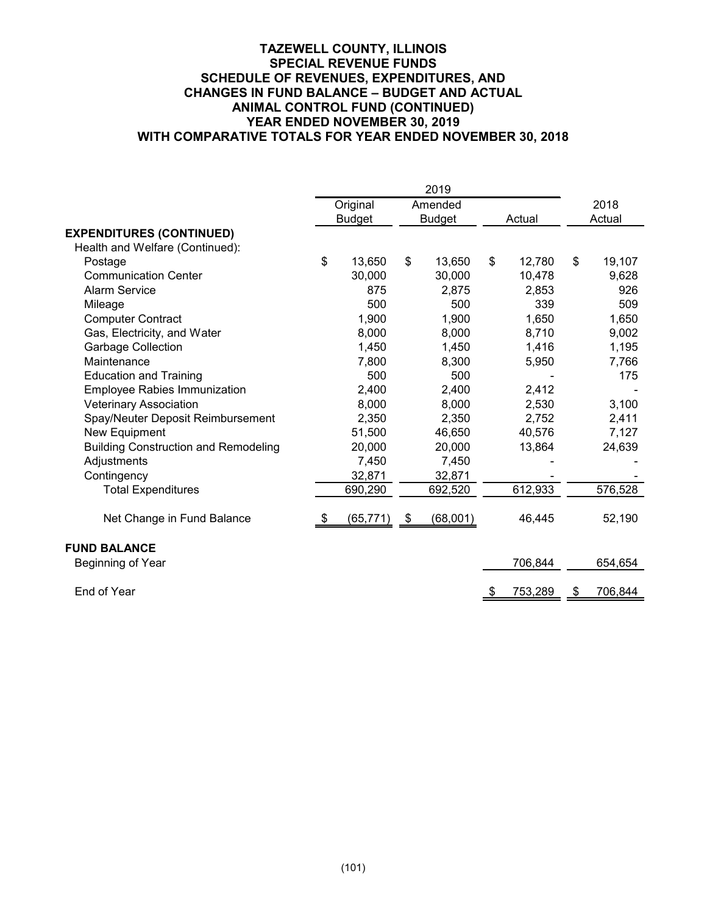**TAZEWELL COUNTY, ILLINOIS**
**SPECIAL REVENUE FUNDS**
**SCHEDULE OF REVENUES, EXPENDITURES, AND CHANGES IN FUND BALANCE – BUDGET AND ACTUAL**
**ANIMAL CONTROL FUND (CONTINUED)**
**YEAR ENDED NOVEMBER 30, 2019**
**WITH COMPARATIVE TOTALS FOR YEAR ENDED NOVEMBER 30, 2018**

| | 2019 | | | |
|---|---|---|---|---|
| | Original Budget | Amended Budget | Actual | 2018 Actual |
| **EXPENDITURES (CONTINUED)** | | | | |
| Health and Welfare (Continued): | | | | |
| Postage | $ 13,650 | $ 13,650 | $ 12,780 | $ 19,107 |
| Communication Center | 30,000 | 30,000 | 10,478 | 9,628 |
| Alarm Service | 875 | 2,875 | 2,853 | 926 |
| Mileage | 500 | 500 | 339 | 509 |
| Computer Contract | 1,900 | 1,900 | 1,650 | 1,650 |
| Gas, Electricity, and Water | 8,000 | 8,000 | 8,710 | 9,002 |
| Garbage Collection | 1,450 | 1,450 | 1,416 | 1,195 |
| Maintenance | 7,800 | 8,300 | 5,950 | 7,766 |
| Education and Training | 500 | 500 | - | 175 |
| Employee Rabies Immunization | 2,400 | 2,400 | 2,412 | - |
| Veterinary Association | 8,000 | 8,000 | 2,530 | 3,100 |
| Spay/Neuter Deposit Reimbursement | 2,350 | 2,350 | 2,752 | 2,411 |
| New Equipment | 51,500 | 46,650 | 40,576 | 7,127 |
| Building Construction and Remodeling | 20,000 | 20,000 | 13,864 | 24,639 |
| Adjustments | 7,450 | 7,450 | - | - |
| Contingency | 32,871 | 32,871 | - | - |
| Total Expenditures | 690,290 | 692,520 | 612,933 | 576,528 |
| Net Change in Fund Balance | $ (65,771) | $ (68,001) | 46,445 | 52,190 |
| **FUND BALANCE** | | | | |
| Beginning of Year | | | 706,844 | 654,654 |
| End of Year | | | $ 753,289 | $ 706,844 |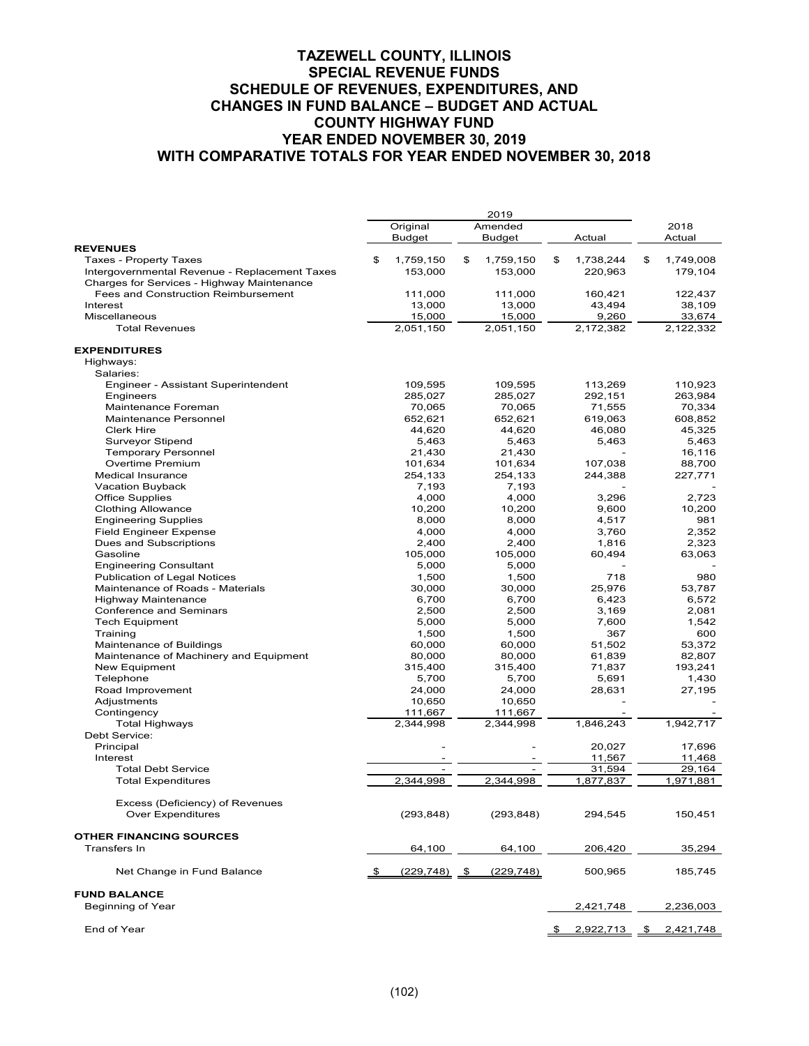# TAZEWELL COUNTY, ILLINOIS
## SPECIAL REVENUE FUNDS
## SCHEDULE OF REVENUES, EXPENDITURES, AND CHANGES IN FUND BALANCE – BUDGET AND ACTUAL
## COUNTY HIGHWAY FUND
## YEAR ENDED NOVEMBER 30, 2019
## WITH COMPARATIVE TOTALS FOR YEAR ENDED NOVEMBER 30, 2018

| | 2019 | | | |
|---|---|---|---|---|
| | Original Budget | Amended Budget | Actual | 2018 Actual |
| **REVENUES** | | | | |
| Taxes - Property Taxes | $ 1,759,150 | $ 1,759,150 | $ 1,738,244 | $ 1,749,008 |
| Intergovernmental Revenue - Replacement Taxes | 153,000 | 153,000 | 220,963 | 179,104 |
| Charges for Services - Highway Maintenance Fees and Construction Reimbursement | 111,000 | 111,000 | 160,421 | 122,437 |
| Interest | 13,000 | 13,000 | 43,494 | 38,109 |
| Miscellaneous | 15,000 | 15,000 | 9,260 | 33,674 |
| Total Revenues | 2,051,150 | 2,051,150 | 2,172,382 | 2,122,332 |
| **EXPENDITURES** | | | | |
| Highways: | | | | |
| Salaries: | | | | |
| Engineer - Assistant Superintendent | 109,595 | 109,595 | 113,269 | 110,923 |
| Engineers | 285,027 | 285,027 | 292,151 | 263,984 |
| Maintenance Foreman | 70,065 | 70,065 | 71,555 | 70,334 |
| Maintenance Personnel | 652,621 | 652,621 | 619,063 | 608,852 |
| Clerk Hire | 44,620 | 44,620 | 46,080 | 45,325 |
| Surveyor Stipend | 5,463 | 5,463 | 5,463 | 5,463 |
| Temporary Personnel | 21,430 | 21,430 | - | 16,116 |
| Overtime Premium | 101,634 | 101,634 | 107,038 | 88,700 |
| Medical Insurance | 254,133 | 254,133 | 244,388 | 227,771 |
| Vacation Buyback | 7,193 | 7,193 | - | - |
| Office Supplies | 4,000 | 4,000 | 3,296 | 2,723 |
| Clothing Allowance | 10,200 | 10,200 | 9,600 | 10,200 |
| Engineering Supplies | 8,000 | 8,000 | 4,517 | 981 |
| Field Engineer Expense | 4,000 | 4,000 | 3,760 | 2,352 |
| Dues and Subscriptions | 2,400 | 2,400 | 1,816 | 2,323 |
| Gasoline | 105,000 | 105,000 | 60,494 | 63,063 |
| Engineering Consultant | 5,000 | 5,000 | - | - |
| Publication of Legal Notices | 1,500 | 1,500 | 718 | 980 |
| Maintenance of Roads - Materials | 30,000 | 30,000 | 25,976 | 53,787 |
| Highway Maintenance | 6,700 | 6,700 | 6,423 | 6,572 |
| Conference and Seminars | 2,500 | 2,500 | 3,169 | 2,081 |
| Tech Equipment | 5,000 | 5,000 | 7,600 | 1,542 |
| Training | 1,500 | 1,500 | 367 | 600 |
| Maintenance of Buildings | 60,000 | 60,000 | 51,502 | 53,372 |
| Maintenance of Machinery and Equipment | 80,000 | 80,000 | 61,839 | 82,807 |
| New Equipment | 315,400 | 315,400 | 71,837 | 193,241 |
| Telephone | 5,700 | 5,700 | 5,691 | 1,430 |
| Road Improvement | 24,000 | 24,000 | 28,631 | 27,195 |
| Adjustments | 10,650 | 10,650 | - | - |
| Contingency | 111,667 | 111,667 | - | - |
| Total Highways | 2,344,998 | 2,344,998 | 1,846,243 | 1,942,717 |
| Debt Service: | | | | |
| Principal | - | - | 20,027 | 17,696 |
| Interest | - | - | 11,567 | 11,468 |
| Total Debt Service | - | - | 31,594 | 29,164 |
| Total Expenditures | 2,344,998 | 2,344,998 | 1,877,837 | 1,971,881 |
| Excess (Deficiency) of Revenues Over Expenditures | (293,848) | (293,848) | 294,545 | 150,451 |
| **OTHER FINANCING SOURCES** | | | | |
| Transfers In | 64,100 | 64,100 | 206,420 | 35,294 |
| Net Change in Fund Balance | $ (229,748) | $ (229,748) | 500,965 | 185,745 |
| **FUND BALANCE** | | | | |
| Beginning of Year | | | 2,421,748 | 2,236,003 |
| End of Year | | | $ 2,922,713 | $ 2,421,748 |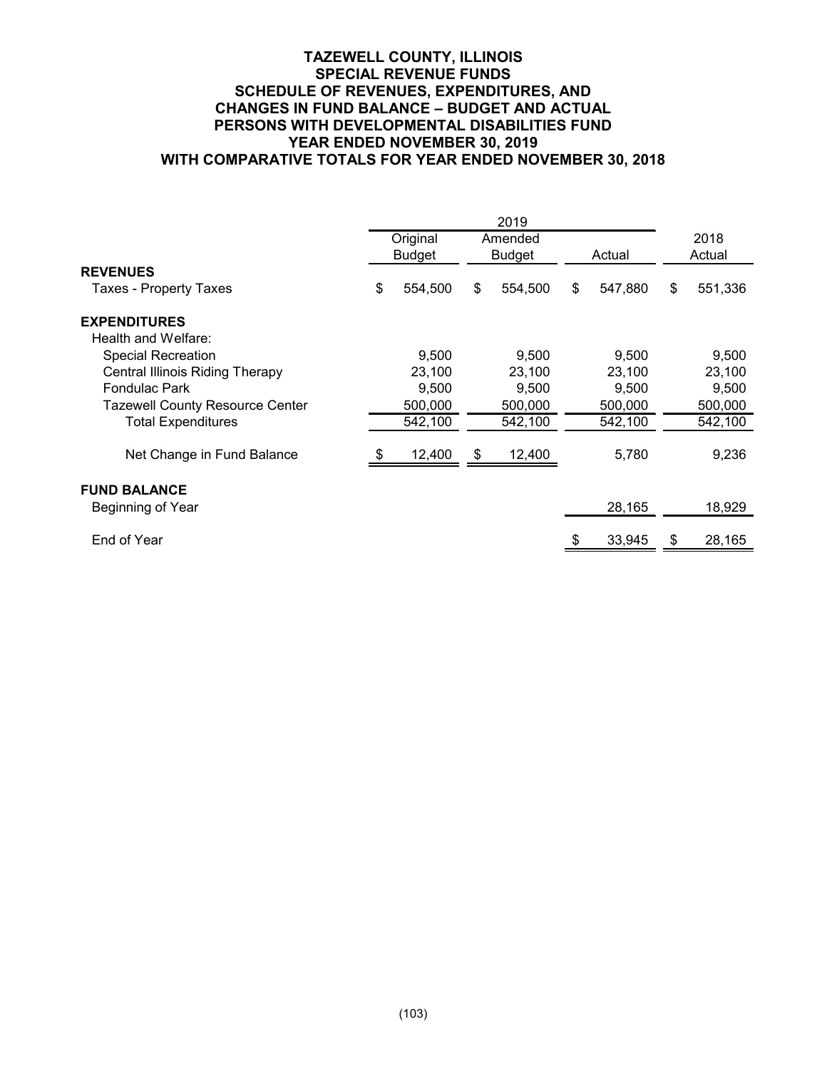# TAZEWELL COUNTY, ILLINOIS
## SPECIAL REVENUE FUNDS
## SCHEDULE OF REVENUES, EXPENDITURES, AND CHANGES IN FUND BALANCE – BUDGET AND ACTUAL
## PERSONS WITH DEVELOPMENTAL DISABILITIES FUND
## YEAR ENDED NOVEMBER 30, 2019
## WITH COMPARATIVE TOTALS FOR YEAR ENDED NOVEMBER 30, 2018

| | 2019 | | | |
|---|---|---|---|---|
| | Original Budget | Amended Budget | Actual | 2018 Actual |
| **REVENUES** | | | | |
| Taxes - Property Taxes | $ 554,500 | $ 554,500 | $ 547,880 | $ 551,336 |
| **EXPENDITURES** | | | | |
| Health and Welfare: | | | | |
| Special Recreation | 9,500 | 9,500 | 9,500 | 9,500 |
| Central Illinois Riding Therapy | 23,100 | 23,100 | 23,100 | 23,100 |
| Fondulac Park | 9,500 | 9,500 | 9,500 | 9,500 |
| Tazewell County Resource Center | 500,000 | 500,000 | 500,000 | 500,000 |
| Total Expenditures | 542,100 | 542,100 | 542,100 | 542,100 |
| Net Change in Fund Balance | $ 12,400 | $ 12,400 | 5,780 | 9,236 |
| **FUND BALANCE** | | | | |
| Beginning of Year | | | 28,165 | 18,929 |
| End of Year | | | $ 33,945 | $ 28,165 |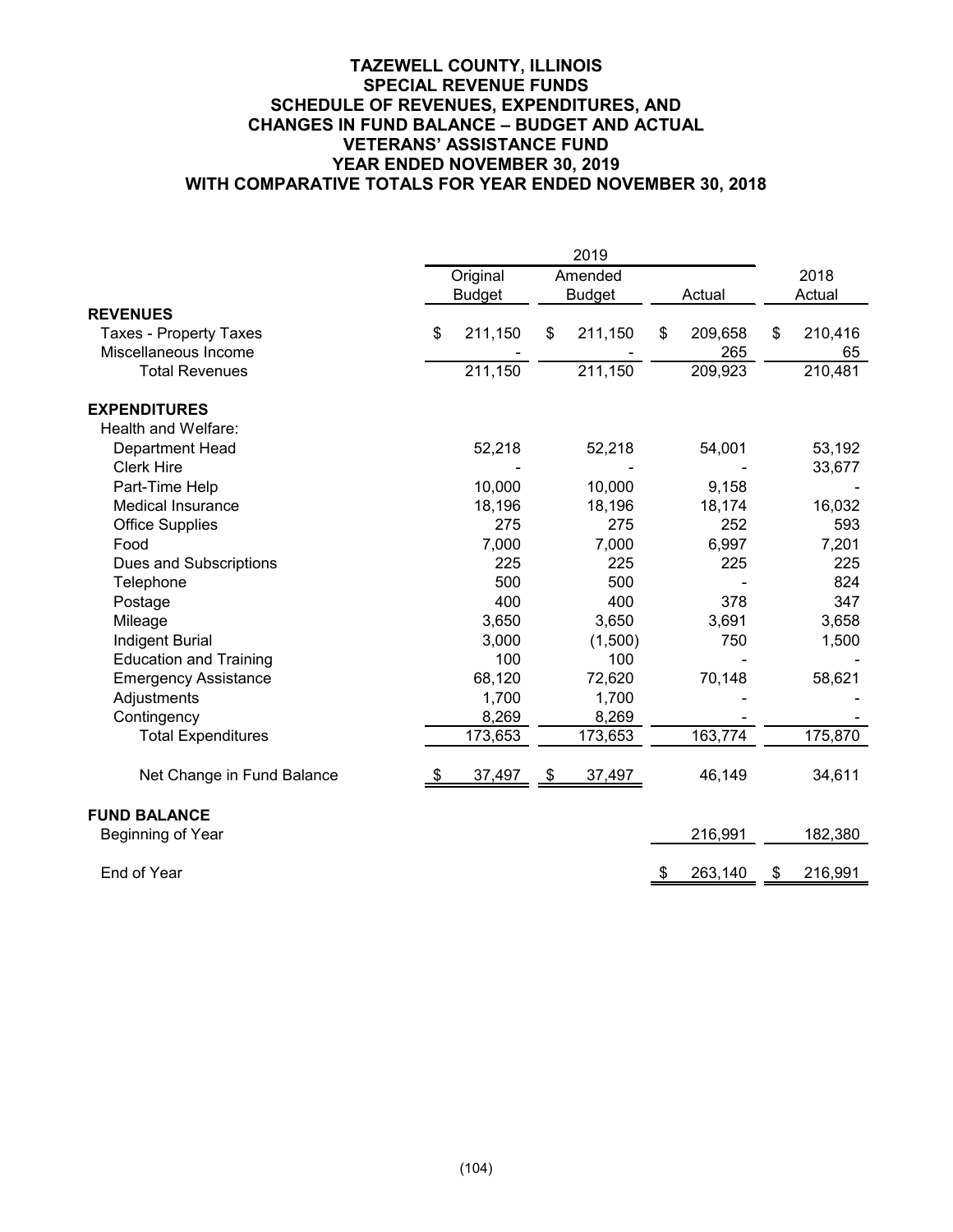# TAZEWELL COUNTY, ILLINOIS
## SPECIAL REVENUE FUNDS
## SCHEDULE OF REVENUES, EXPENDITURES, AND CHANGES IN FUND BALANCE – BUDGET AND ACTUAL
## VETERANS' ASSISTANCE FUND
## YEAR ENDED NOVEMBER 30, 2019
## WITH COMPARATIVE TOTALS FOR YEAR ENDED NOVEMBER 30, 2018

| | 2019 | | | |
|---|---|---|---|---|
| | Original Budget | Amended Budget | Actual | 2018 Actual |
| **REVENUES** | | | | |
| Taxes - Property Taxes | $ 211,150 | $ 211,150 | $ 209,658 | $ 210,416 |
| Miscellaneous Income | - | - | 265 | 65 |
| Total Revenues | 211,150 | 211,150 | 209,923 | 210,481 |
| **EXPENDITURES** | | | | |
| Health and Welfare: | | | | |
| Department Head | 52,218 | 52,218 | 54,001 | 53,192 |
| Clerk Hire | - | - | - | 33,677 |
| Part-Time Help | 10,000 | 10,000 | 9,158 | - |
| Medical Insurance | 18,196 | 18,196 | 18,174 | 16,032 |
| Office Supplies | 275 | 275 | 252 | 593 |
| Food | 7,000 | 7,000 | 6,997 | 7,201 |
| Dues and Subscriptions | 225 | 225 | 225 | 225 |
| Telephone | 500 | 500 | - | 824 |
| Postage | 400 | 400 | 378 | 347 |
| Mileage | 3,650 | 3,650 | 3,691 | 3,658 |
| Indigent Burial | 3,000 | (1,500) | 750 | 1,500 |
| Education and Training | 100 | 100 | - | - |
| Emergency Assistance | 68,120 | 72,620 | 70,148 | 58,621 |
| Adjustments | 1,700 | 1,700 | - | - |
| Contingency | 8,269 | 8,269 | - | - |
| Total Expenditures | 173,653 | 173,653 | 163,774 | 175,870 |
| Net Change in Fund Balance | $ 37,497 | $ 37,497 | 46,149 | 34,611 |
| **FUND BALANCE** | | | | |
| Beginning of Year | | | 216,991 | 182,380 |
| End of Year | | | $ 263,140 | $ 216,991 |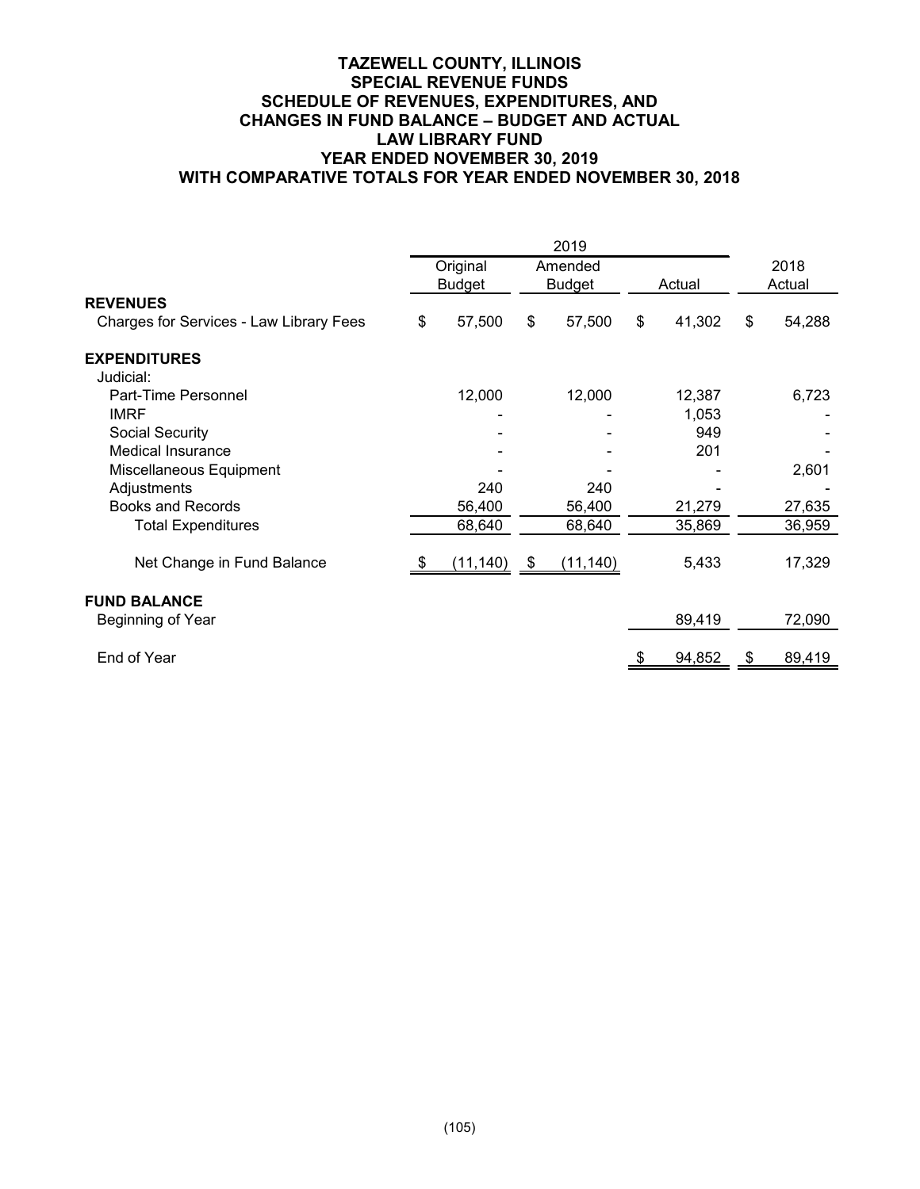# TAZEWELL COUNTY, ILLINOIS
## SPECIAL REVENUE FUNDS
## SCHEDULE OF REVENUES, EXPENDITURES, AND CHANGES IN FUND BALANCE – BUDGET AND ACTUAL
## LAW LIBRARY FUND
## YEAR ENDED NOVEMBER 30, 2019
## WITH COMPARATIVE TOTALS FOR YEAR ENDED NOVEMBER 30, 2018

| | 2019 | | | |
|---|---|---|---|---|
| | Original Budget | Amended Budget | Actual | 2018 Actual |
| **REVENUES** | | | | |
| Charges for Services - Law Library Fees | $ 57,500 | $ 57,500 | $ 41,302 | $ 54,288 |
| **EXPENDITURES** | | | | |
| Judicial: | | | | |
| Part-Time Personnel | 12,000 | 12,000 | 12,387 | 6,723 |
| IMRF | - | - | 1,053 | - |
| Social Security | - | - | 949 | - |
| Medical Insurance | - | - | 201 | - |
| Miscellaneous Equipment | - | - | - | 2,601 |
| Adjustments | 240 | 240 | - | - |
| Books and Records | 56,400 | 56,400 | 21,279 | 27,635 |
| Total Expenditures | 68,640 | 68,640 | 35,869 | 36,959 |
| Net Change in Fund Balance | $ (11,140) | $ (11,140) | 5,433 | 17,329 |
| **FUND BALANCE** | | | | |
| Beginning of Year | | | 89,419 | 72,090 |
| End of Year | | | $ 94,852 | $ 89,419 |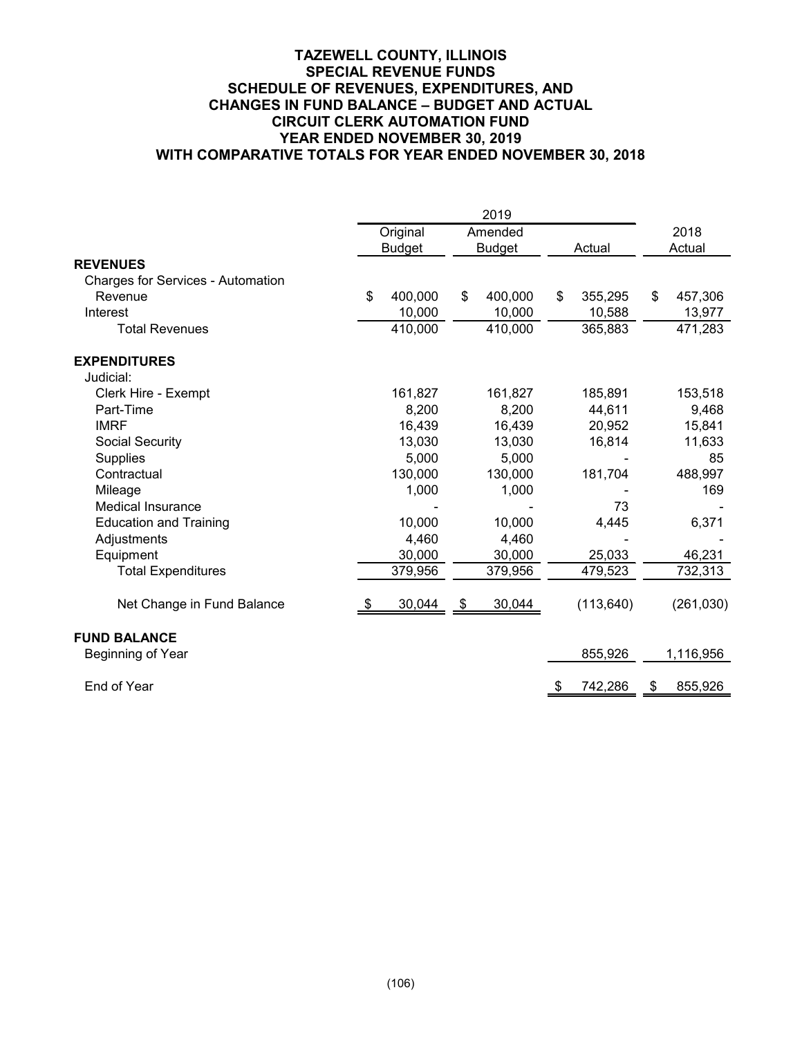# TAZEWELL COUNTY, ILLINOIS
## SPECIAL REVENUE FUNDS
## SCHEDULE OF REVENUES, EXPENDITURES, AND CHANGES IN FUND BALANCE – BUDGET AND ACTUAL
## CIRCUIT CLERK AUTOMATION FUND
## YEAR ENDED NOVEMBER 30, 2019
## WITH COMPARATIVE TOTALS FOR YEAR ENDED NOVEMBER 30, 2018

| | 2019 | | | |
|---|---|---|---|---|
| | Original Budget | Amended Budget | Actual | 2018 Actual |
| **REVENUES** | | | | |
| Charges for Services - Automation | | | | |
| Revenue | $ 400,000 | $ 400,000 | $ 355,295 | $ 457,306 |
| Interest | 10,000 | 10,000 | 10,588 | 13,977 |
| Total Revenues | 410,000 | 410,000 | 365,883 | 471,283 |
| **EXPENDITURES** | | | | |
| Judicial: | | | | |
| Clerk Hire - Exempt | 161,827 | 161,827 | 185,891 | 153,518 |
| Part-Time | 8,200 | 8,200 | 44,611 | 9,468 |
| IMRF | 16,439 | 16,439 | 20,952 | 15,841 |
| Social Security | 13,030 | 13,030 | 16,814 | 11,633 |
| Supplies | 5,000 | 5,000 | - | 85 |
| Contractual | 130,000 | 130,000 | 181,704 | 488,997 |
| Mileage | 1,000 | 1,000 | - | 169 |
| Medical Insurance | - | - | 73 | - |
| Education and Training | 10,000 | 10,000 | 4,445 | 6,371 |
| Adjustments | 4,460 | 4,460 | - | - |
| Equipment | 30,000 | 30,000 | 25,033 | 46,231 |
| Total Expenditures | 379,956 | 379,956 | 479,523 | 732,313 |
| Net Change in Fund Balance | $ 30,044 | $ 30,044 | (113,640) | (261,030) |
| **FUND BALANCE** | | | | |
| Beginning of Year | | | 855,926 | 1,116,956 |
| End of Year | | | $ 742,286 | $ 855,926 |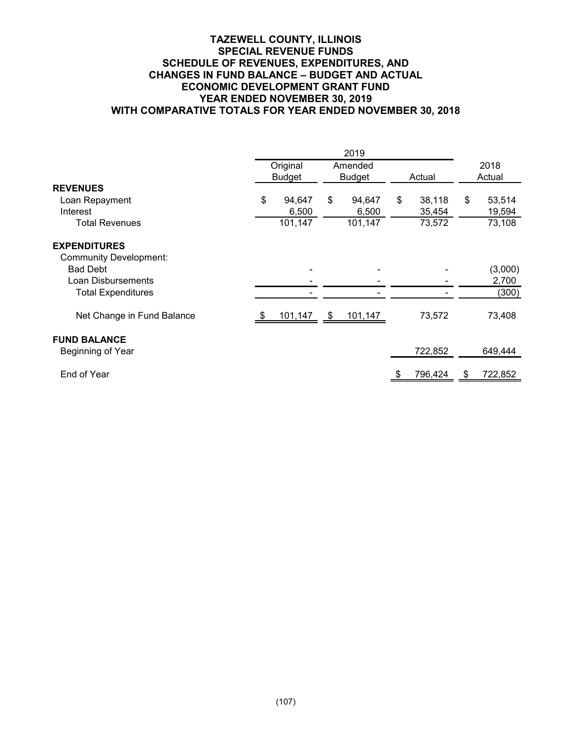# TAZEWELL COUNTY, ILLINOIS
## SPECIAL REVENUE FUNDS
## SCHEDULE OF REVENUES, EXPENDITURES, AND CHANGES IN FUND BALANCE – BUDGET AND ACTUAL
## ECONOMIC DEVELOPMENT GRANT FUND
## YEAR ENDED NOVEMBER 30, 2019
## WITH COMPARATIVE TOTALS FOR YEAR ENDED NOVEMBER 30, 2018

| | 2019 | | | |
|---|---|---|---|---|
| | Original Budget | Amended Budget | Actual | 2018 Actual |
| **REVENUES** | | | | |
| Loan Repayment | $ 94,647 | $ 94,647 | $ 38,118 | $ 53,514 |
| Interest | 6,500 | 6,500 | 35,454 | 19,594 |
| Total Revenues | 101,147 | 101,147 | 73,572 | 73,108 |
| **EXPENDITURES** | | | | |
| Community Development: | | | | |
| Bad Debt | - | - | - | (3,000) |
| Loan Disbursements | - | - | - | 2,700 |
| Total Expenditures | - | - | - | (300) |
| Net Change in Fund Balance | $ 101,147 | $ 101,147 | 73,572 | 73,408 |
| **FUND BALANCE** | | | | |
| Beginning of Year | | | 722,852 | 649,444 |
| End of Year | | | $ 796,424 | $ 722,852 |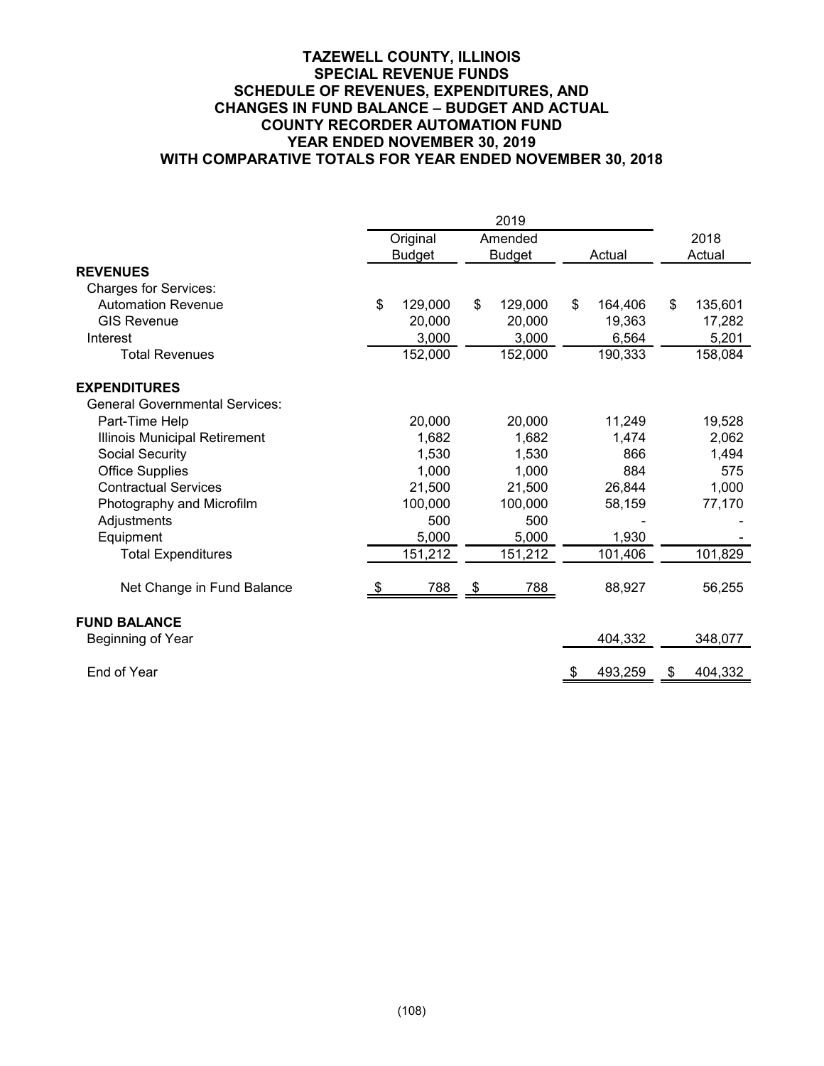# TAZEWELL COUNTY, ILLINOIS
## SPECIAL REVENUE FUNDS
## SCHEDULE OF REVENUES, EXPENDITURES, AND CHANGES IN FUND BALANCE – BUDGET AND ACTUAL
## COUNTY RECORDER AUTOMATION FUND
## YEAR ENDED NOVEMBER 30, 2019
## WITH COMPARATIVE TOTALS FOR YEAR ENDED NOVEMBER 30, 2018

| | 2019 | | | |
|---|---|---|---|---|
| | Original Budget | Amended Budget | Actual | 2018 Actual |
| **REVENUES** | | | | |
| Charges for Services: | | | | |
| Automation Revenue | $ 129,000 | $ 129,000 | $ 164,406 | $ 135,601 |
| GIS Revenue | 20,000 | 20,000 | 19,363 | 17,282 |
| Interest | 3,000 | 3,000 | 6,564 | 5,201 |
| Total Revenues | 152,000 | 152,000 | 190,333 | 158,084 |
| **EXPENDITURES** | | | | |
| General Governmental Services: | | | | |
| Part-Time Help | 20,000 | 20,000 | 11,249 | 19,528 |
| Illinois Municipal Retirement | 1,682 | 1,682 | 1,474 | 2,062 |
| Social Security | 1,530 | 1,530 | 866 | 1,494 |
| Office Supplies | 1,000 | 1,000 | 884 | 575 |
| Contractual Services | 21,500 | 21,500 | 26,844 | 1,000 |
| Photography and Microfilm | 100,000 | 100,000 | 58,159 | 77,170 |
| Adjustments | 500 | 500 | - | - |
| Equipment | 5,000 | 5,000 | 1,930 | - |
| Total Expenditures | 151,212 | 151,212 | 101,406 | 101,829 |
| Net Change in Fund Balance | $ 788 | $ 788 | 88,927 | 56,255 |
| **FUND BALANCE** | | | | |
| Beginning of Year | | | 404,332 | 348,077 |
| End of Year | | | $ 493,259 | $ 404,332 |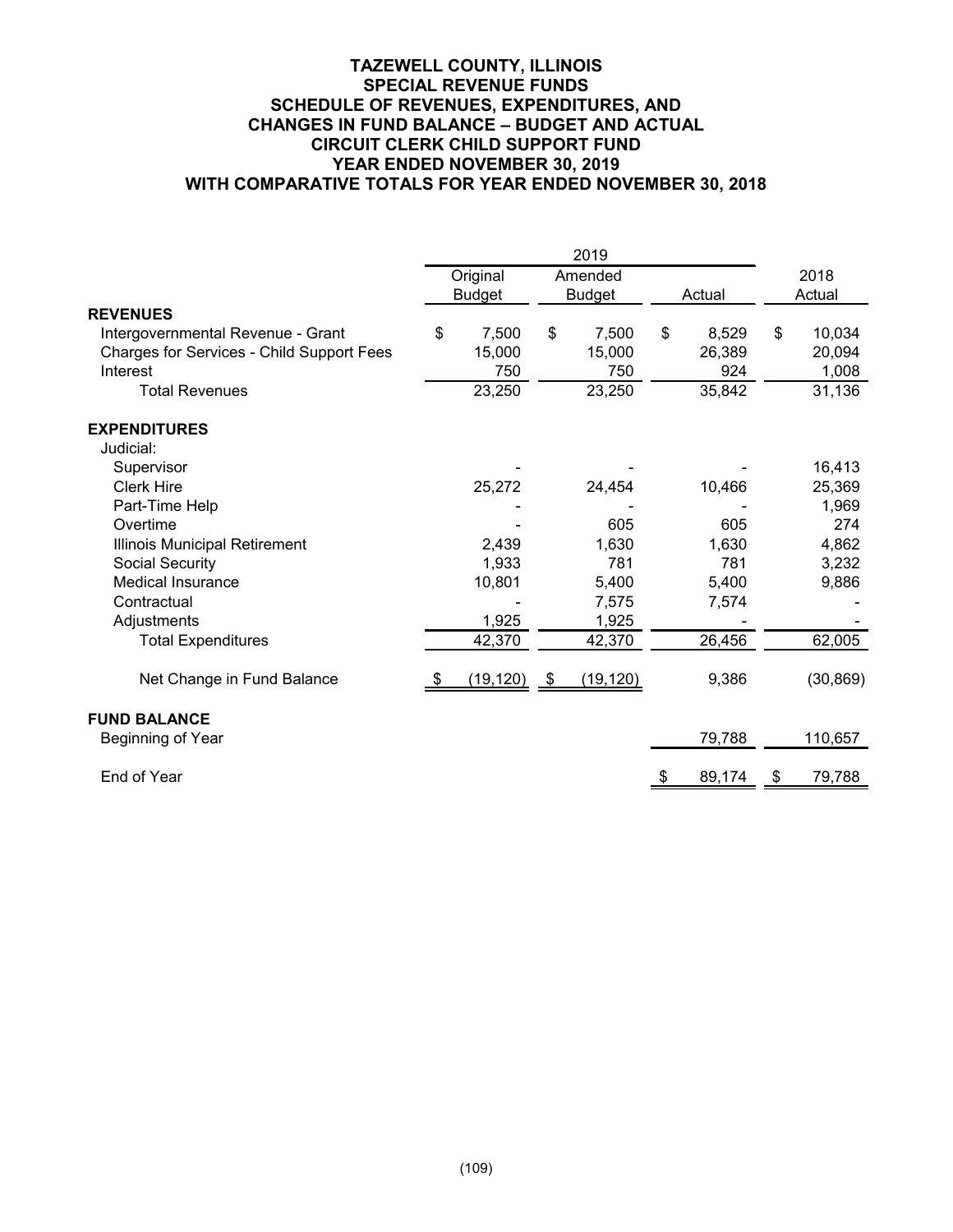# TAZEWELL COUNTY, ILLINOIS
## SPECIAL REVENUE FUNDS
## SCHEDULE OF REVENUES, EXPENDITURES, AND CHANGES IN FUND BALANCE – BUDGET AND ACTUAL
## CIRCUIT CLERK CHILD SUPPORT FUND
## YEAR ENDED NOVEMBER 30, 2019
## WITH COMPARATIVE TOTALS FOR YEAR ENDED NOVEMBER 30, 2018

| | 2019 | | | |
|---|---|---|---|---|
| | Original Budget | Amended Budget | Actual | 2018 Actual |
| **REVENUES** | | | | |
| Intergovernmental Revenue - Grant | $ 7,500 | $ 7,500 | $ 8,529 | $ 10,034 |
| Charges for Services - Child Support Fees | 15,000 | 15,000 | 26,389 | 20,094 |
| Interest | 750 | 750 | 924 | 1,008 |
| Total Revenues | 23,250 | 23,250 | 35,842 | 31,136 |
| **EXPENDITURES** | | | | |
| Judicial: | | | | |
| Supervisor | - | - | - | 16,413 |
| Clerk Hire | 25,272 | 24,454 | 10,466 | 25,369 |
| Part-Time Help | - | - | - | 1,969 |
| Overtime | - | 605 | 605 | 274 |
| Illinois Municipal Retirement | 2,439 | 1,630 | 1,630 | 4,862 |
| Social Security | 1,933 | 781 | 781 | 3,232 |
| Medical Insurance | 10,801 | 5,400 | 5,400 | 9,886 |
| Contractual | - | 7,575 | 7,574 | - |
| Adjustments | 1,925 | 1,925 | - | - |
| Total Expenditures | 42,370 | 42,370 | 26,456 | 62,005 |
| Net Change in Fund Balance | $ (19,120) | $ (19,120) | 9,386 | (30,869) |
| **FUND BALANCE** | | | | |
| Beginning of Year | | | 79,788 | 110,657 |
| End of Year | | | $ 89,174 | $ 79,788 |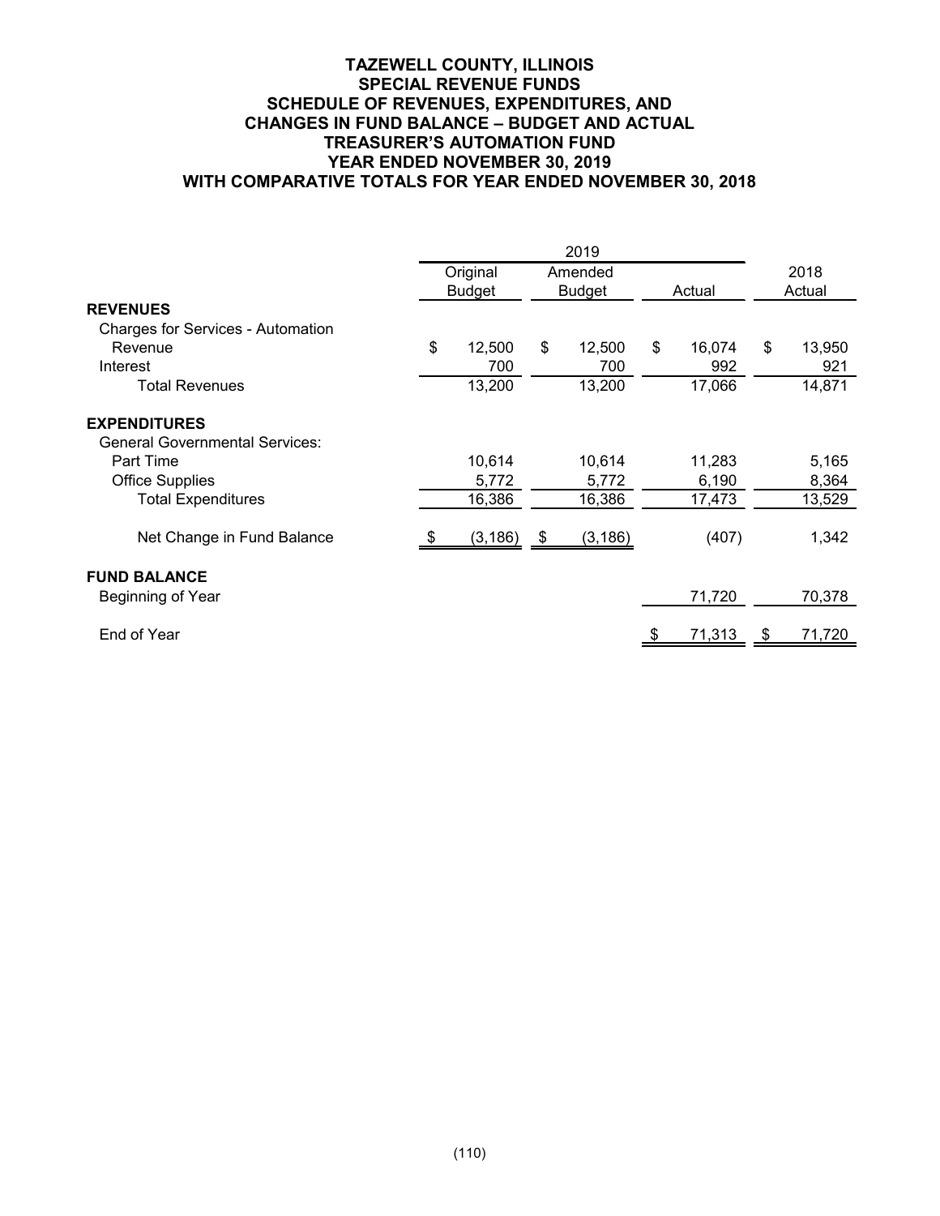# TAZEWELL COUNTY, ILLINOIS
## SPECIAL REVENUE FUNDS
## SCHEDULE OF REVENUES, EXPENDITURES, AND CHANGES IN FUND BALANCE – BUDGET AND ACTUAL
## TREASURER'S AUTOMATION FUND
## YEAR ENDED NOVEMBER 30, 2019
## WITH COMPARATIVE TOTALS FOR YEAR ENDED NOVEMBER 30, 2018

| | 2019 | | | |
|---|---|---|---|---|
| | Original Budget | Amended Budget | Actual | 2018 Actual |
| **REVENUES** | | | | |
| Charges for Services - Automation Revenue | $ 12,500 | $ 12,500 | $ 16,074 | $ 13,950 |
| Interest | 700 | 700 | 992 | 921 |
| Total Revenues | 13,200 | 13,200 | 17,066 | 14,871 |
| **EXPENDITURES** | | | | |
| General Governmental Services: | | | | |
| Part Time | 10,614 | 10,614 | 11,283 | 5,165 |
| Office Supplies | 5,772 | 5,772 | 6,190 | 8,364 |
| Total Expenditures | 16,386 | 16,386 | 17,473 | 13,529 |
| Net Change in Fund Balance | $ (3,186) | $ (3,186) | (407) | 1,342 |
| **FUND BALANCE** | | | | |
| Beginning of Year | | | 71,720 | 70,378 |
| End of Year | | | $ 71,313 | $ 71,720 |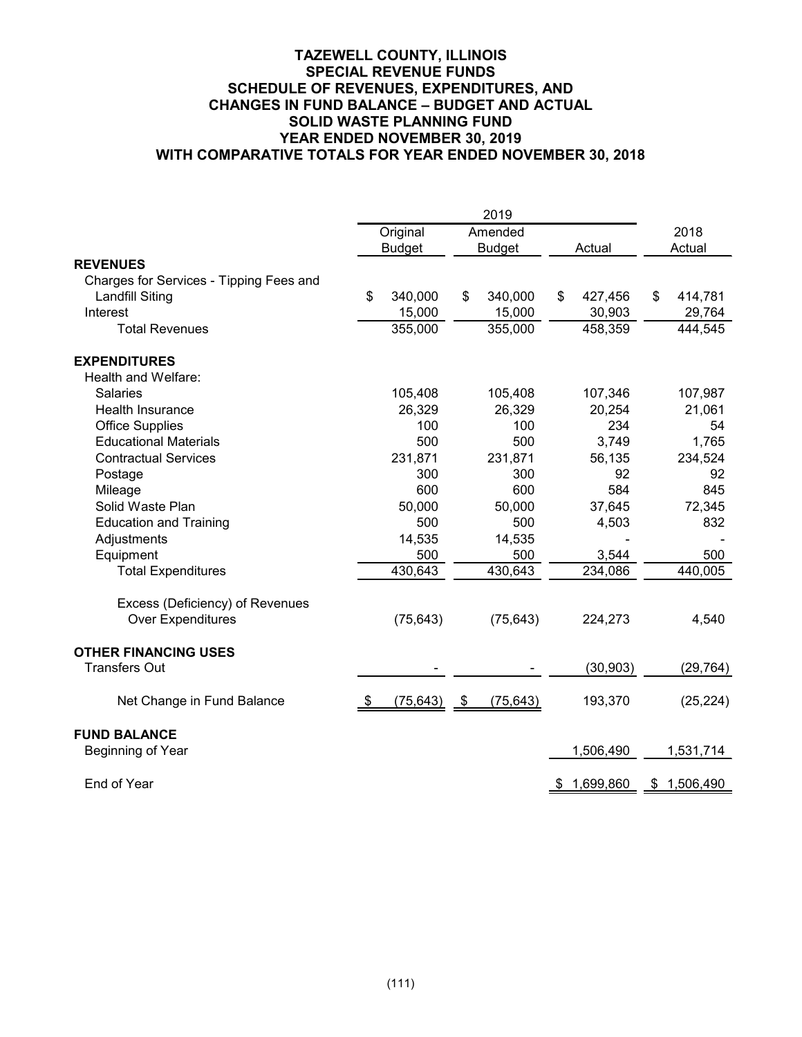# TAZEWELL COUNTY, ILLINOIS
## SPECIAL REVENUE FUNDS
## SCHEDULE OF REVENUES, EXPENDITURES, AND CHANGES IN FUND BALANCE – BUDGET AND ACTUAL
## SOLID WASTE PLANNING FUND
## YEAR ENDED NOVEMBER 30, 2019
## WITH COMPARATIVE TOTALS FOR YEAR ENDED NOVEMBER 30, 2018

| | 2019 | | | |
|---|---|---|---|---|
| | Original Budget | Amended Budget | Actual | 2018 Actual |
| **REVENUES** | | | | |
| Charges for Services - Tipping Fees and Landfill Siting | $ 340,000 | $ 340,000 | $ 427,456 | $ 414,781 |
| Interest | 15,000 | 15,000 | 30,903 | 29,764 |
| Total Revenues | 355,000 | 355,000 | 458,359 | 444,545 |
| **EXPENDITURES** | | | | |
| Health and Welfare: | | | | |
| Salaries | 105,408 | 105,408 | 107,346 | 107,987 |
| Health Insurance | 26,329 | 26,329 | 20,254 | 21,061 |
| Office Supplies | 100 | 100 | 234 | 54 |
| Educational Materials | 500 | 500 | 3,749 | 1,765 |
| Contractual Services | 231,871 | 231,871 | 56,135 | 234,524 |
| Postage | 300 | 300 | 92 | 92 |
| Mileage | 600 | 600 | 584 | 845 |
| Solid Waste Plan | 50,000 | 50,000 | 37,645 | 72,345 |
| Education and Training | 500 | 500 | 4,503 | 832 |
| Adjustments | 14,535 | 14,535 | - | - |
| Equipment | 500 | 500 | 3,544 | 500 |
| Total Expenditures | 430,643 | 430,643 | 234,086 | 440,005 |
| Excess (Deficiency) of Revenues Over Expenditures | (75,643) | (75,643) | 224,273 | 4,540 |
| **OTHER FINANCING USES** | | | | |
| Transfers Out | - | - | (30,903) | (29,764) |
| Net Change in Fund Balance | $ (75,643) | $ (75,643) | 193,370 | (25,224) |
| **FUND BALANCE** | | | | |
| Beginning of Year | | | 1,506,490 | 1,531,714 |
| End of Year | | | $ 1,699,860 | $ 1,506,490 |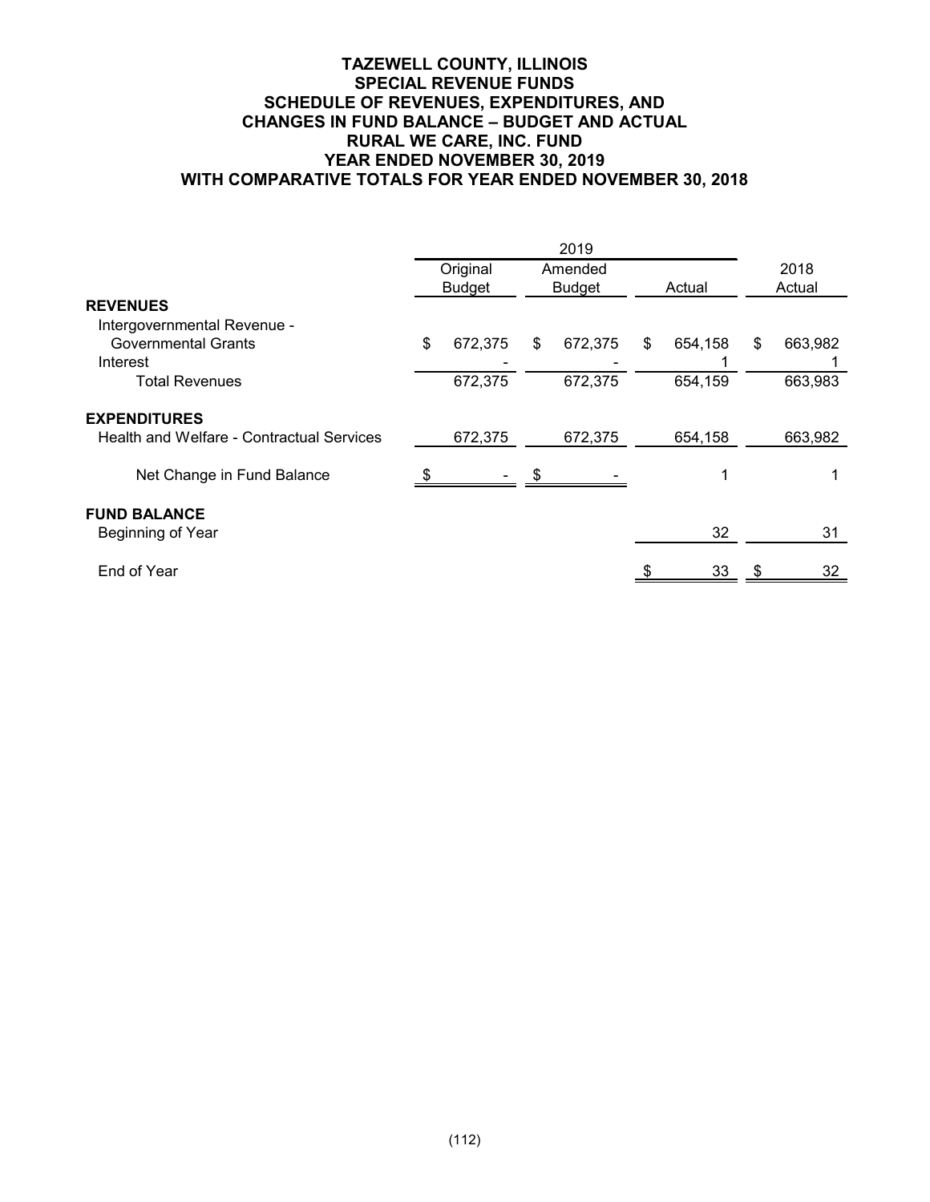# TAZEWELL COUNTY, ILLINOIS
## SPECIAL REVENUE FUNDS
## SCHEDULE OF REVENUES, EXPENDITURES, AND CHANGES IN FUND BALANCE – BUDGET AND ACTUAL
## RURAL WE CARE, INC. FUND
## YEAR ENDED NOVEMBER 30, 2019
## WITH COMPARATIVE TOTALS FOR YEAR ENDED NOVEMBER 30, 2018

| | 2019 | | | |
|---|---|---|---|---|
| | Original Budget | Amended Budget | Actual | 2018 Actual |
| **REVENUES** | | | | |
| Intergovernmental Revenue - Governmental Grants | $ 672,375 | $ 672,375 | $ 654,158 | $ 663,982 |
| Interest | - | - | 1 | 1 |
| Total Revenues | 672,375 | 672,375 | 654,159 | 663,983 |
| **EXPENDITURES** | | | | |
| Health and Welfare - Contractual Services | 672,375 | 672,375 | 654,158 | 663,982 |
| Net Change in Fund Balance | $ - | $ - | 1 | 1 |
| **FUND BALANCE** | | | | |
| Beginning of Year | | | 32 | 31 |
| End of Year | | | $ 33 | $ 32 |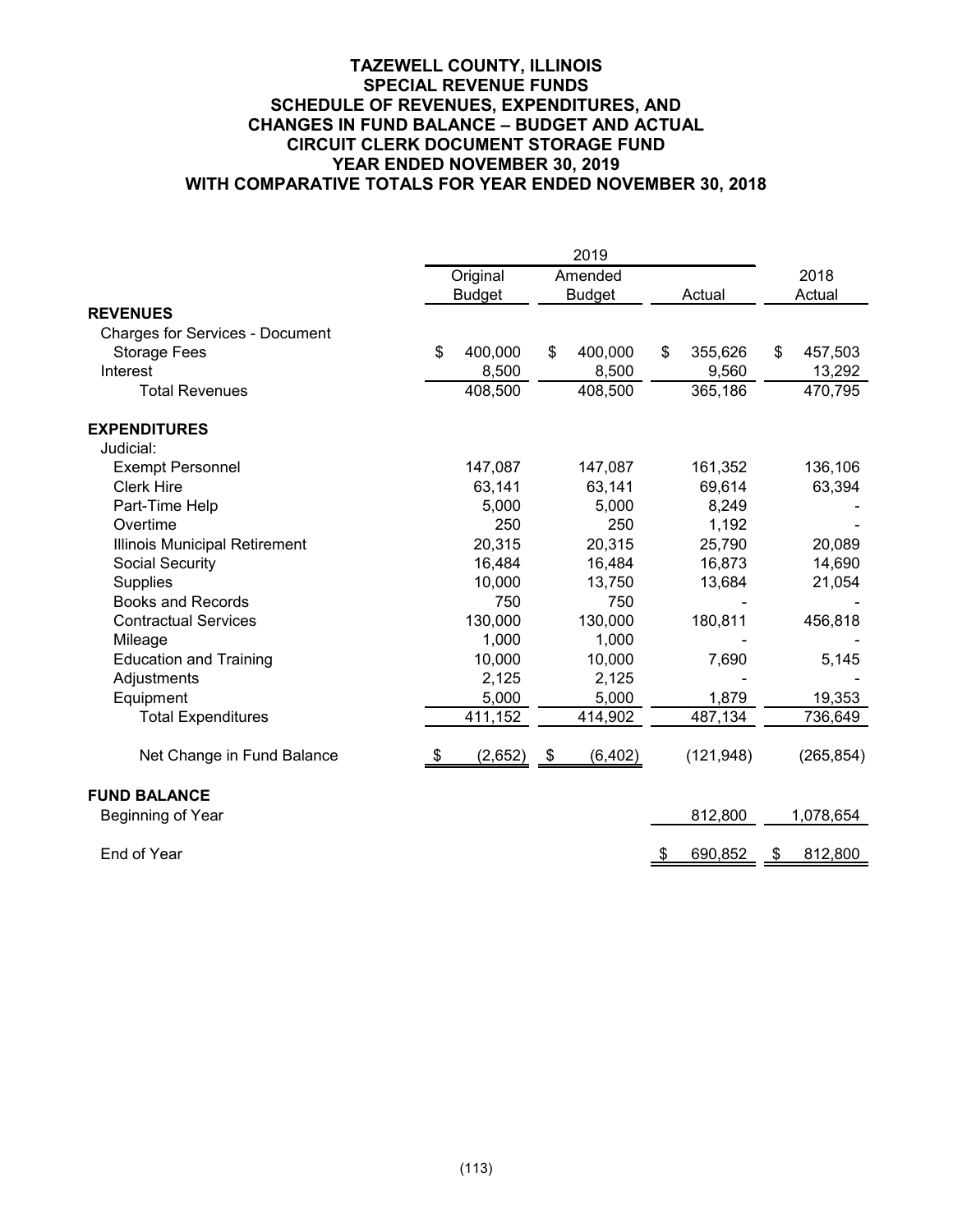# TAZEWELL COUNTY, ILLINOIS
## SPECIAL REVENUE FUNDS
## SCHEDULE OF REVENUES, EXPENDITURES, AND CHANGES IN FUND BALANCE – BUDGET AND ACTUAL
## CIRCUIT CLERK DOCUMENT STORAGE FUND
## YEAR ENDED NOVEMBER 30, 2019
## WITH COMPARATIVE TOTALS FOR YEAR ENDED NOVEMBER 30, 2018

| | 2019 | | | |
|---|---|---|---|---|
| | Original Budget | Amended Budget | Actual | 2018 Actual |
| **REVENUES** | | | | |
| Charges for Services - Document Storage Fees | $ 400,000 | $ 400,000 | $ 355,626 | $ 457,503 |
| Interest | 8,500 | 8,500 | 9,560 | 13,292 |
| Total Revenues | 408,500 | 408,500 | 365,186 | 470,795 |
| **EXPENDITURES** | | | | |
| Judicial: | | | | |
| Exempt Personnel | 147,087 | 147,087 | 161,352 | 136,106 |
| Clerk Hire | 63,141 | 63,141 | 69,614 | 63,394 |
| Part-Time Help | 5,000 | 5,000 | 8,249 | - |
| Overtime | 250 | 250 | 1,192 | - |
| Illinois Municipal Retirement | 20,315 | 20,315 | 25,790 | 20,089 |
| Social Security | 16,484 | 16,484 | 16,873 | 14,690 |
| Supplies | 10,000 | 13,750 | 13,684 | 21,054 |
| Books and Records | 750 | 750 | - | - |
| Contractual Services | 130,000 | 130,000 | 180,811 | 456,818 |
| Mileage | 1,000 | 1,000 | - | - |
| Education and Training | 10,000 | 10,000 | 7,690 | 5,145 |
| Adjustments | 2,125 | 2,125 | - | - |
| Equipment | 5,000 | 5,000 | 1,879 | 19,353 |
| Total Expenditures | 411,152 | 414,902 | 487,134 | 736,649 |
| Net Change in Fund Balance | $ (2,652) | $ (6,402) | (121,948) | (265,854) |
| **FUND BALANCE** | | | | |
| Beginning of Year | | | 812,800 | 1,078,654 |
| End of Year | | | $ 690,852 | $ 812,800 |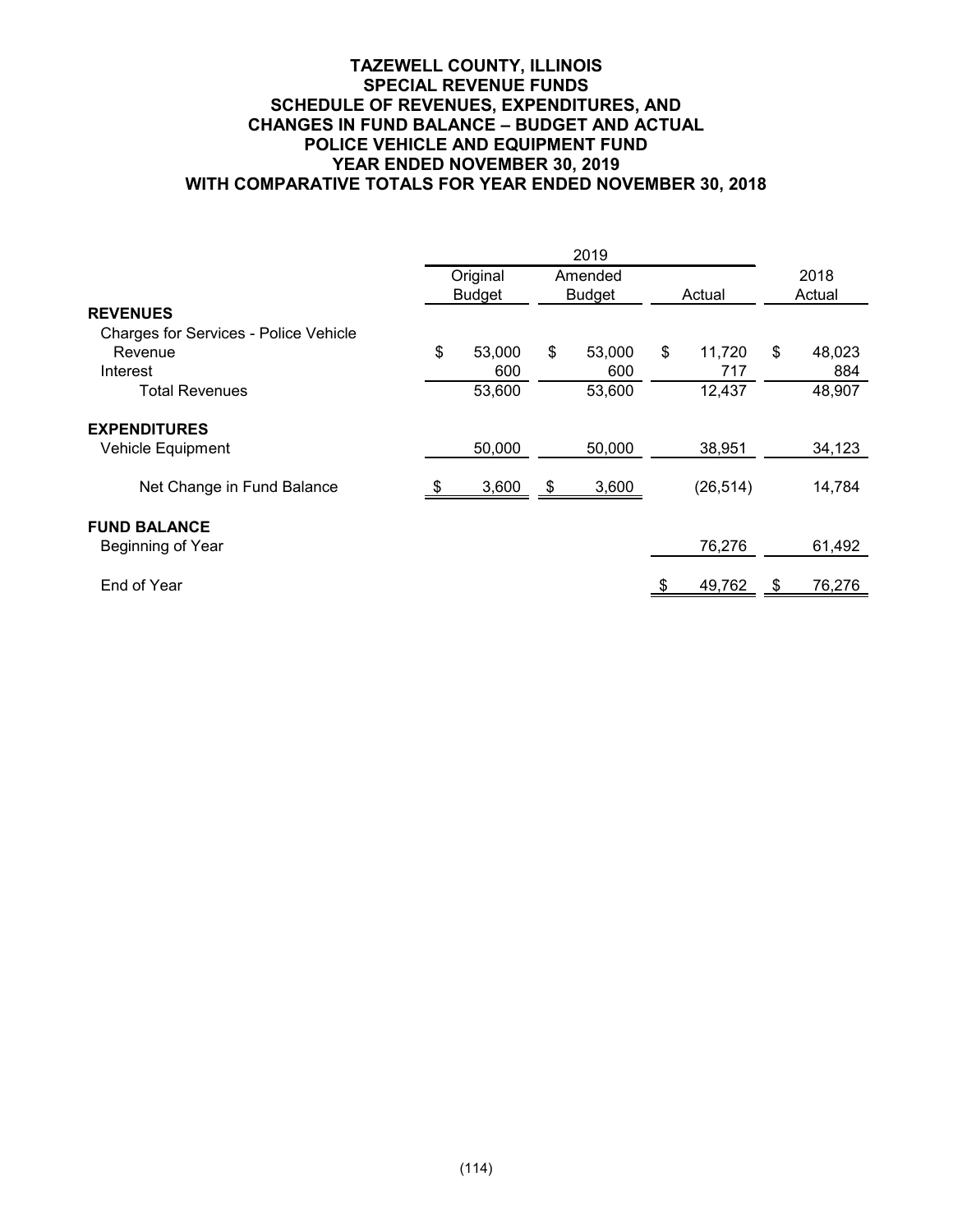# TAZEWELL COUNTY, ILLINOIS
## SPECIAL REVENUE FUNDS
## SCHEDULE OF REVENUES, EXPENDITURES, AND CHANGES IN FUND BALANCE – BUDGET AND ACTUAL
## POLICE VEHICLE AND EQUIPMENT FUND
## YEAR ENDED NOVEMBER 30, 2019
## WITH COMPARATIVE TOTALS FOR YEAR ENDED NOVEMBER 30, 2018

| | 2019 | | | |
|---|---|---|---|---|
| | Original Budget | Amended Budget | Actual | 2018 Actual |
| **REVENUES** | | | | |
| Charges for Services - Police Vehicle Revenue | $ 53,000 | $ 53,000 | $ 11,720 | $ 48,023 |
| Interest | 600 | 600 | 717 | 884 |
| Total Revenues | 53,600 | 53,600 | 12,437 | 48,907 |
| **EXPENDITURES** | | | | |
| Vehicle Equipment | 50,000 | 50,000 | 38,951 | 34,123 |
| Net Change in Fund Balance | $ 3,600 | $ 3,600 | (26,514) | 14,784 |
| **FUND BALANCE** | | | | |
| Beginning of Year | | | 76,276 | 61,492 |
| End of Year | | | $ 49,762 | $ 76,276 |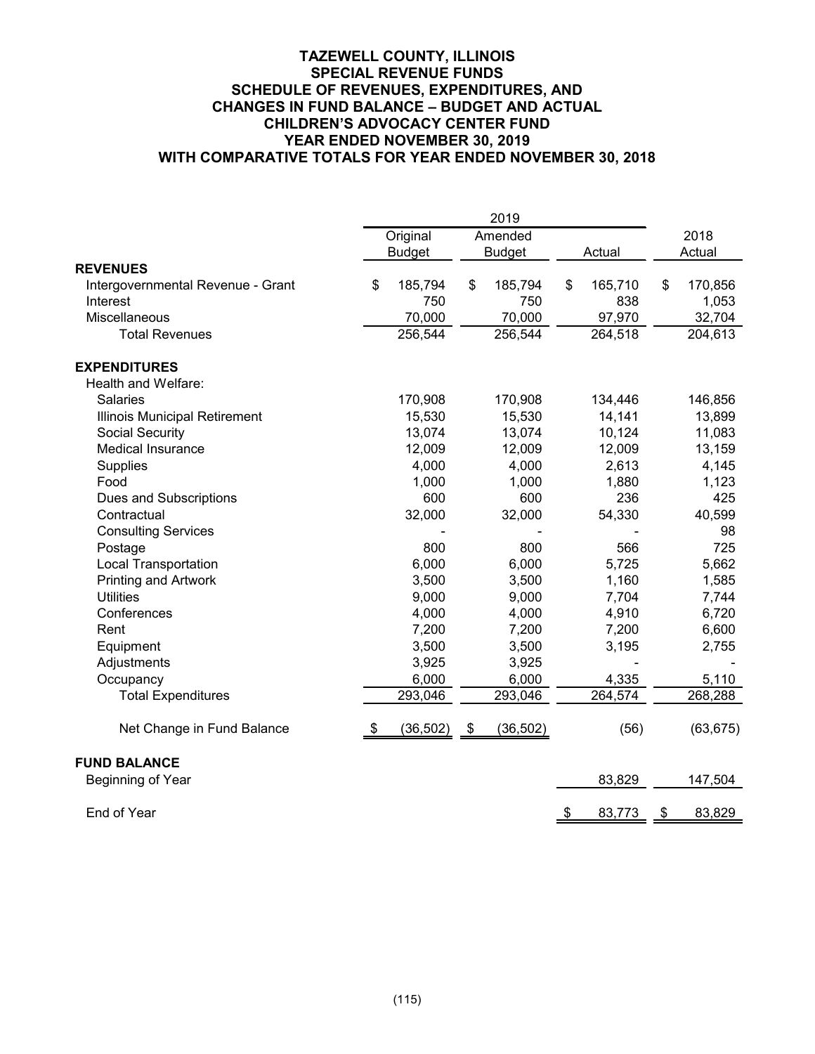# TAZEWELL COUNTY, ILLINOIS
## SPECIAL REVENUE FUNDS
## SCHEDULE OF REVENUES, EXPENDITURES, AND CHANGES IN FUND BALANCE – BUDGET AND ACTUAL
## CHILDREN'S ADVOCACY CENTER FUND
## YEAR ENDED NOVEMBER 30, 2019
## WITH COMPARATIVE TOTALS FOR YEAR ENDED NOVEMBER 30, 2018

| | 2019 | | | |
|---|---|---|---|---|
| | Original Budget | Amended Budget | Actual | 2018 Actual |
| **REVENUES** | | | | |
| Intergovernmental Revenue - Grant | $ 185,794 | $ 185,794 | $ 165,710 | $ 170,856 |
| Interest | 750 | 750 | 838 | 1,053 |
| Miscellaneous | 70,000 | 70,000 | 97,970 | 32,704 |
| Total Revenues | 256,544 | 256,544 | 264,518 | 204,613 |
| **EXPENDITURES** | | | | |
| Health and Welfare: | | | | |
| Salaries | 170,908 | 170,908 | 134,446 | 146,856 |
| Illinois Municipal Retirement | 15,530 | 15,530 | 14,141 | 13,899 |
| Social Security | 13,074 | 13,074 | 10,124 | 11,083 |
| Medical Insurance | 12,009 | 12,009 | 12,009 | 13,159 |
| Supplies | 4,000 | 4,000 | 2,613 | 4,145 |
| Food | 1,000 | 1,000 | 1,880 | 1,123 |
| Dues and Subscriptions | 600 | 600 | 236 | 425 |
| Contractual | 32,000 | 32,000 | 54,330 | 40,599 |
| Consulting Services | - | - | - | 98 |
| Postage | 800 | 800 | 566 | 725 |
| Local Transportation | 6,000 | 6,000 | 5,725 | 5,662 |
| Printing and Artwork | 3,500 | 3,500 | 1,160 | 1,585 |
| Utilities | 9,000 | 9,000 | 7,704 | 7,744 |
| Conferences | 4,000 | 4,000 | 4,910 | 6,720 |
| Rent | 7,200 | 7,200 | 7,200 | 6,600 |
| Equipment | 3,500 | 3,500 | 3,195 | 2,755 |
| Adjustments | 3,925 | 3,925 | - | - |
| Occupancy | 6,000 | 6,000 | 4,335 | 5,110 |
| Total Expenditures | 293,046 | 293,046 | 264,574 | 268,288 |
| Net Change in Fund Balance | $ (36,502) | $ (36,502) | (56) | (63,675) |
| **FUND BALANCE** | | | | |
| Beginning of Year | | | 83,829 | 147,504 |
| End of Year | | | $ 83,773 | $ 83,829 |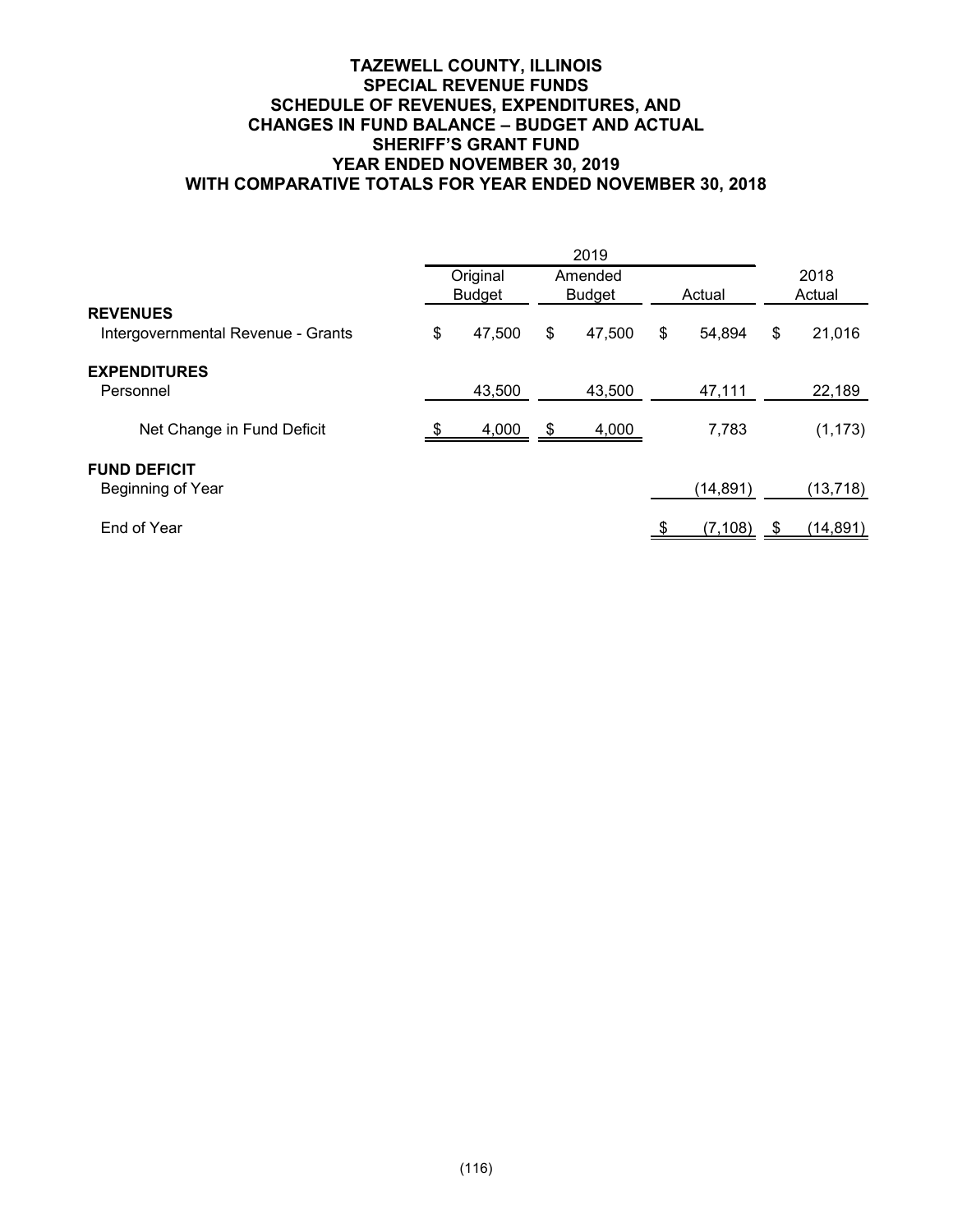# TAZEWELL COUNTY, ILLINOIS
## SPECIAL REVENUE FUNDS
## SCHEDULE OF REVENUES, EXPENDITURES, AND CHANGES IN FUND BALANCE – BUDGET AND ACTUAL
## SHERIFF'S GRANT FUND
## YEAR ENDED NOVEMBER 30, 2019
## WITH COMPARATIVE TOTALS FOR YEAR ENDED NOVEMBER 30, 2018

| | 2019 | | | |
|---|---|---|---|---|
| | Original Budget | Amended Budget | Actual | 2018 Actual |
| **REVENUES** | | | | |
| Intergovernmental Revenue - Grants | $ 47,500 | $ 47,500 | $ 54,894 | $ 21,016 |
| **EXPENDITURES** | | | | |
| Personnel | 43,500 | 43,500 | 47,111 | 22,189 |
| Net Change in Fund Deficit | $ 4,000 | $ 4,000 | 7,783 | (1,173) |
| **FUND DEFICIT** | | | | |
| Beginning of Year | | | (14,891) | (13,718) |
| End of Year | | | $ (7,108) | $ (14,891) |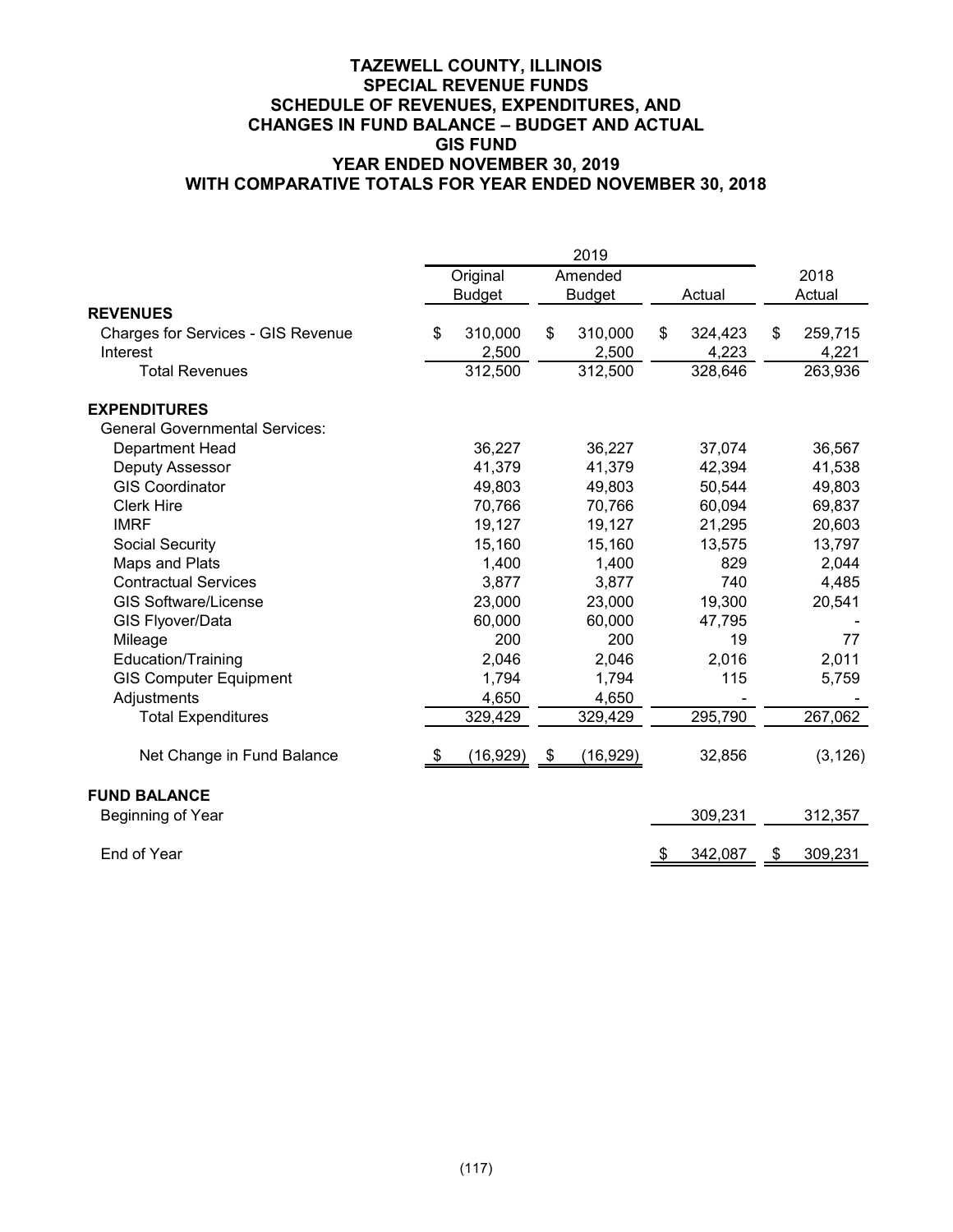# TAZEWELL COUNTY, ILLINOIS
## SPECIAL REVENUE FUNDS
## SCHEDULE OF REVENUES, EXPENDITURES, AND CHANGES IN FUND BALANCE – BUDGET AND ACTUAL
## GIS FUND
## YEAR ENDED NOVEMBER 30, 2019
## WITH COMPARATIVE TOTALS FOR YEAR ENDED NOVEMBER 30, 2018

| | 2019 | | | |
|---|---|---|---|---|
| | Original Budget | Amended Budget | Actual | 2018 Actual |
| **REVENUES** | | | | |
| Charges for Services - GIS Revenue | $ 310,000 | $ 310,000 | $ 324,423 | $ 259,715 |
| Interest | 2,500 | 2,500 | 4,223 | 4,221 |
| Total Revenues | 312,500 | 312,500 | 328,646 | 263,936 |
| **EXPENDITURES** | | | | |
| General Governmental Services: | | | | |
| Department Head | 36,227 | 36,227 | 37,074 | 36,567 |
| Deputy Assessor | 41,379 | 41,379 | 42,394 | 41,538 |
| GIS Coordinator | 49,803 | 49,803 | 50,544 | 49,803 |
| Clerk Hire | 70,766 | 70,766 | 60,094 | 69,837 |
| IMRF | 19,127 | 19,127 | 21,295 | 20,603 |
| Social Security | 15,160 | 15,160 | 13,575 | 13,797 |
| Maps and Plats | 1,400 | 1,400 | 829 | 2,044 |
| Contractual Services | 3,877 | 3,877 | 740 | 4,485 |
| GIS Software/License | 23,000 | 23,000 | 19,300 | 20,541 |
| GIS Flyover/Data | 60,000 | 60,000 | 47,795 | - |
| Mileage | 200 | 200 | 19 | 77 |
| Education/Training | 2,046 | 2,046 | 2,016 | 2,011 |
| GIS Computer Equipment | 1,794 | 1,794 | 115 | 5,759 |
| Adjustments | 4,650 | 4,650 | - | - |
| Total Expenditures | 329,429 | 329,429 | 295,790 | 267,062 |
| Net Change in Fund Balance | $ (16,929) | $ (16,929) | 32,856 | (3,126) |
| **FUND BALANCE** | | | | |
| Beginning of Year | | | 309,231 | 312,357 |
| End of Year | | | $ 342,087 | $ 309,231 |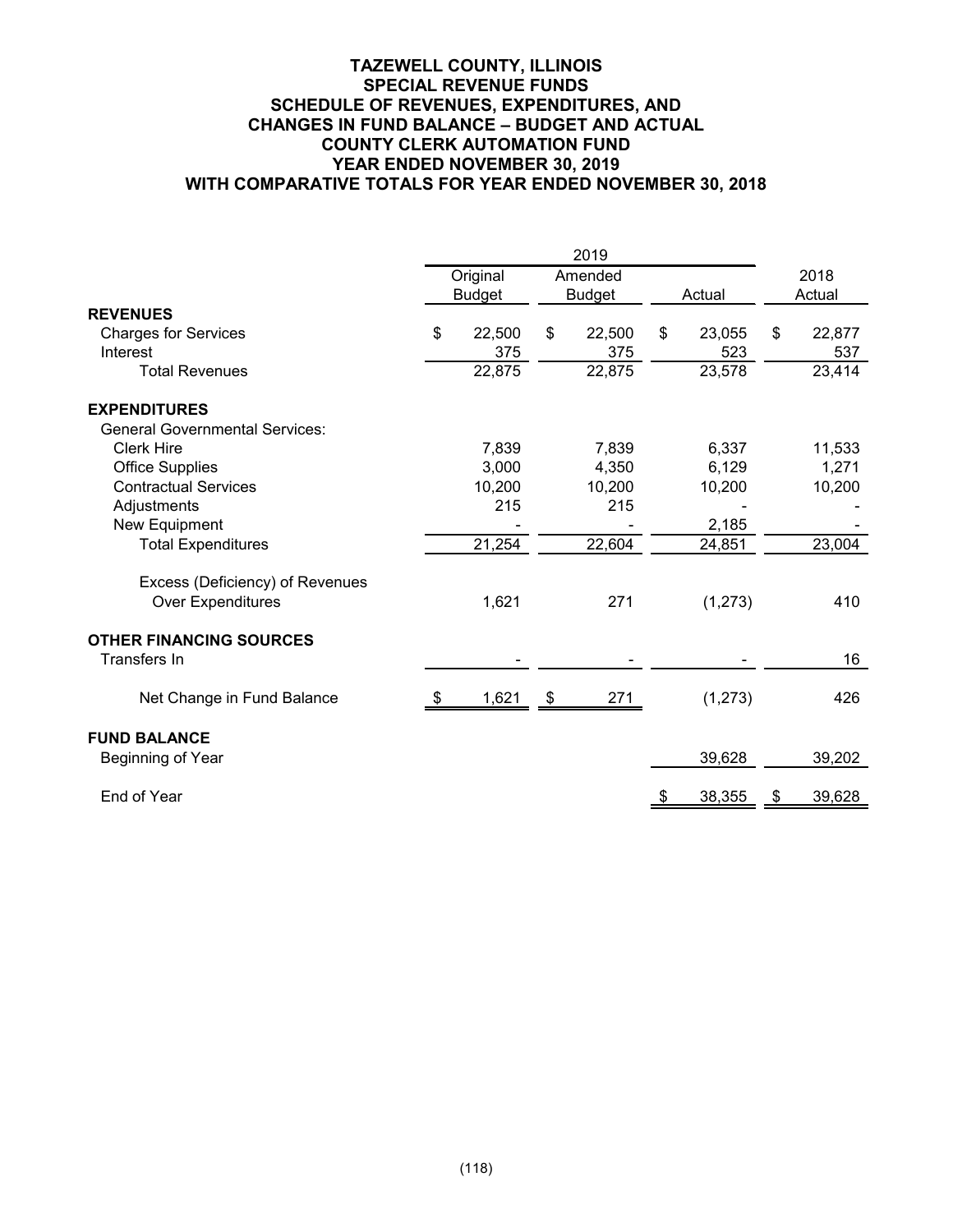# TAZEWELL COUNTY, ILLINOIS
## SPECIAL REVENUE FUNDS
## SCHEDULE OF REVENUES, EXPENDITURES, AND CHANGES IN FUND BALANCE – BUDGET AND ACTUAL
## COUNTY CLERK AUTOMATION FUND
## YEAR ENDED NOVEMBER 30, 2019
## WITH COMPARATIVE TOTALS FOR YEAR ENDED NOVEMBER 30, 2018

| | 2019 | | | |
|---|---|---|---|---|
| | Original Budget | Amended Budget | Actual | 2018 Actual |
| **REVENUES** | | | | |
| Charges for Services | $ 22,500 | $ 22,500 | $ 23,055 | $ 22,877 |
| Interest | 375 | 375 | 523 | 537 |
| Total Revenues | 22,875 | 22,875 | 23,578 | 23,414 |
| **EXPENDITURES** | | | | |
| General Governmental Services: | | | | |
| Clerk Hire | 7,839 | 7,839 | 6,337 | 11,533 |
| Office Supplies | 3,000 | 4,350 | 6,129 | 1,271 |
| Contractual Services | 10,200 | 10,200 | 10,200 | 10,200 |
| Adjustments | 215 | 215 | - | - |
| New Equipment | - | - | 2,185 | - |
| Total Expenditures | 21,254 | 22,604 | 24,851 | 23,004 |
| Excess (Deficiency) of Revenues Over Expenditures | 1,621 | 271 | (1,273) | 410 |
| **OTHER FINANCING SOURCES** | | | | |
| Transfers In | - | - | - | 16 |
| Net Change in Fund Balance | $ 1,621 | $ 271 | (1,273) | 426 |
| **FUND BALANCE** | | | | |
| Beginning of Year | | | 39,628 | 39,202 |
| End of Year | | | $ 38,355 | $ 39,628 |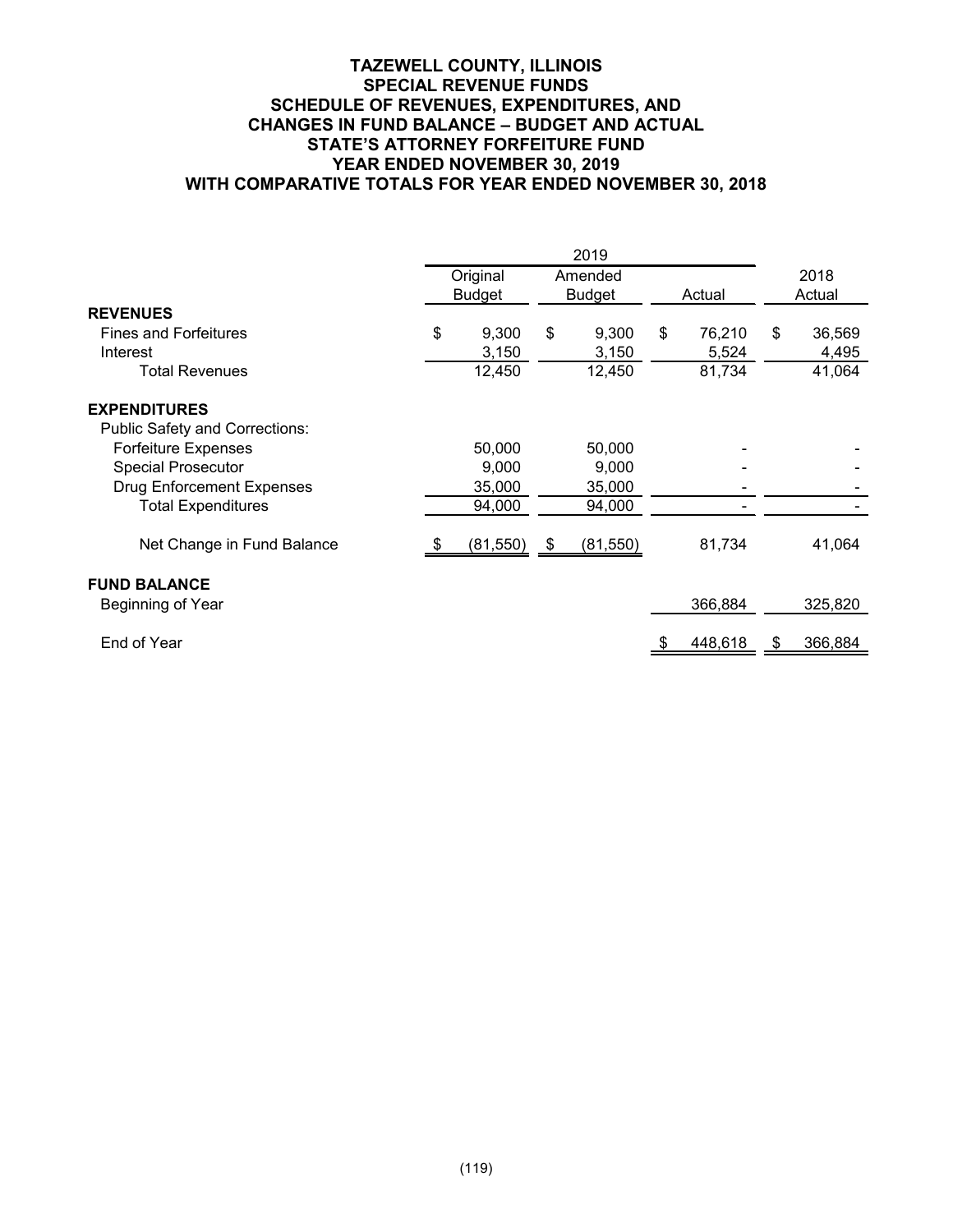# TAZEWELL COUNTY, ILLINOIS
## SPECIAL REVENUE FUNDS
## SCHEDULE OF REVENUES, EXPENDITURES, AND CHANGES IN FUND BALANCE – BUDGET AND ACTUAL
## STATE'S ATTORNEY FORFEITURE FUND
## YEAR ENDED NOVEMBER 30, 2019
## WITH COMPARATIVE TOTALS FOR YEAR ENDED NOVEMBER 30, 2018

| | 2019 | | | |
|---|---|---|---|---|
| | Original Budget | Amended Budget | Actual | 2018 Actual |
| **REVENUES** | | | | |
| Fines and Forfeitures | $ 9,300 | $ 9,300 | $ 76,210 | $ 36,569 |
| Interest | 3,150 | 3,150 | 5,524 | 4,495 |
| Total Revenues | 12,450 | 12,450 | 81,734 | 41,064 |
| **EXPENDITURES** | | | | |
| Public Safety and Corrections: | | | | |
| Forfeiture Expenses | 50,000 | 50,000 | - | - |
| Special Prosecutor | 9,000 | 9,000 | - | - |
| Drug Enforcement Expenses | 35,000 | 35,000 | - | - |
| Total Expenditures | 94,000 | 94,000 | - | - |
| Net Change in Fund Balance | $ (81,550) | $ (81,550) | 81,734 | 41,064 |
| **FUND BALANCE** | | | | |
| Beginning of Year | | | 366,884 | 325,820 |
| End of Year | | | $ 448,618 | $ 366,884 |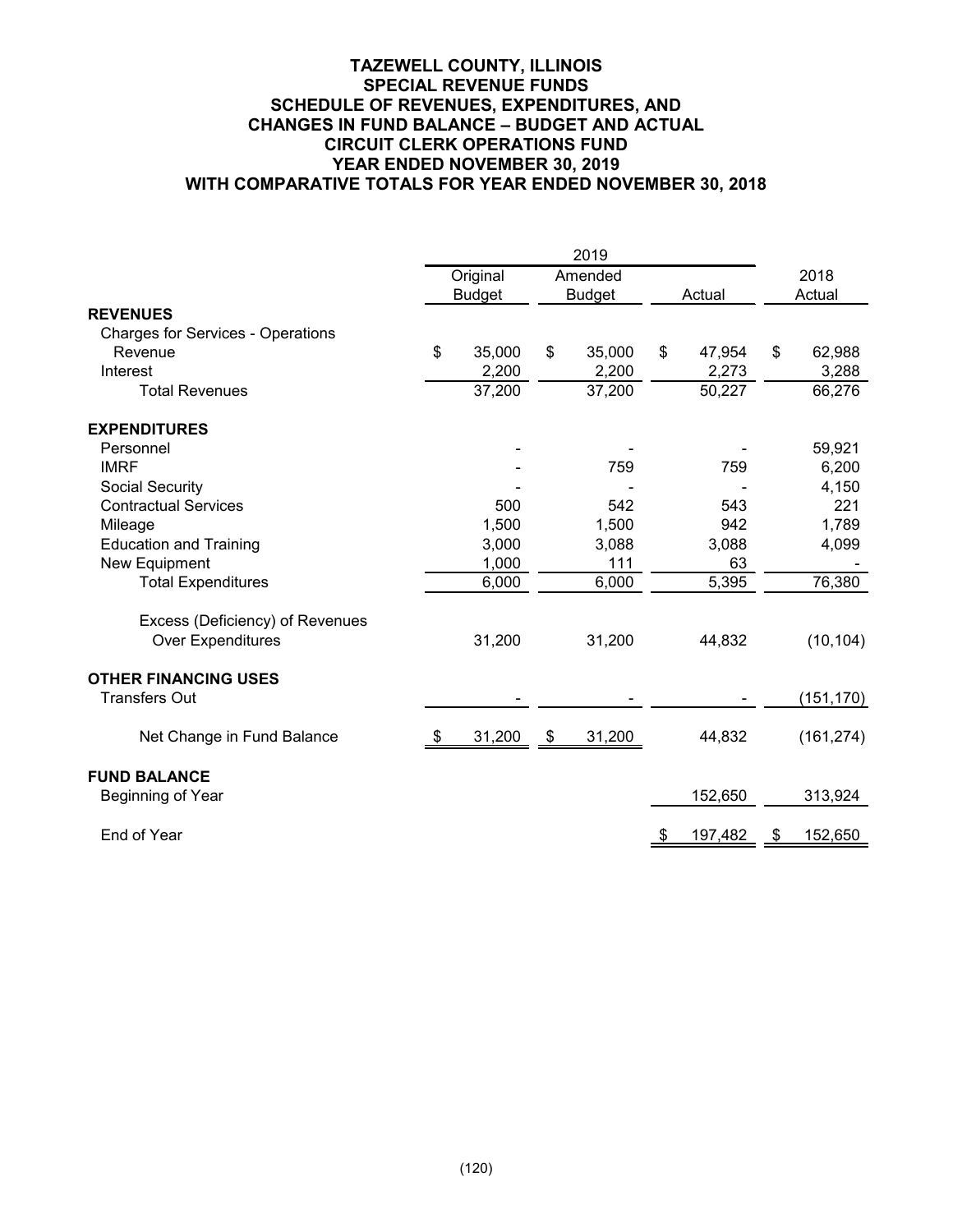# TAZEWELL COUNTY, ILLINOIS
## SPECIAL REVENUE FUNDS
## SCHEDULE OF REVENUES, EXPENDITURES, AND CHANGES IN FUND BALANCE – BUDGET AND ACTUAL
## CIRCUIT CLERK OPERATIONS FUND
## YEAR ENDED NOVEMBER 30, 2019
## WITH COMPARATIVE TOTALS FOR YEAR ENDED NOVEMBER 30, 2018

| | 2019 | | | |
|---|---|---|---|---|
| | Original Budget | Amended Budget | Actual | 2018 Actual |
| **REVENUES** | | | | |
| Charges for Services - Operations Revenue | $ 35,000 | $ 35,000 | $ 47,954 | $ 62,988 |
| Interest | 2,200 | 2,200 | 2,273 | 3,288 |
| Total Revenues | 37,200 | 37,200 | 50,227 | 66,276 |
| **EXPENDITURES** | | | | |
| Personnel | - | - | - | 59,921 |
| IMRF | - | 759 | 759 | 6,200 |
| Social Security | - | - | - | 4,150 |
| Contractual Services | 500 | 542 | 543 | 221 |
| Mileage | 1,500 | 1,500 | 942 | 1,789 |
| Education and Training | 3,000 | 3,088 | 3,088 | 4,099 |
| New Equipment | 1,000 | 111 | 63 | - |
| Total Expenditures | 6,000 | 6,000 | 5,395 | 76,380 |
| Excess (Deficiency) of Revenues Over Expenditures | 31,200 | 31,200 | 44,832 | (10,104) |
| **OTHER FINANCING USES** | | | | |
| Transfers Out | - | - | - | (151,170) |
| Net Change in Fund Balance | $ 31,200 | $ 31,200 | 44,832 | (161,274) |
| **FUND BALANCE** | | | | |
| Beginning of Year | | | 152,650 | 313,924 |
| End of Year | | | $ 197,482 | $ 152,650 |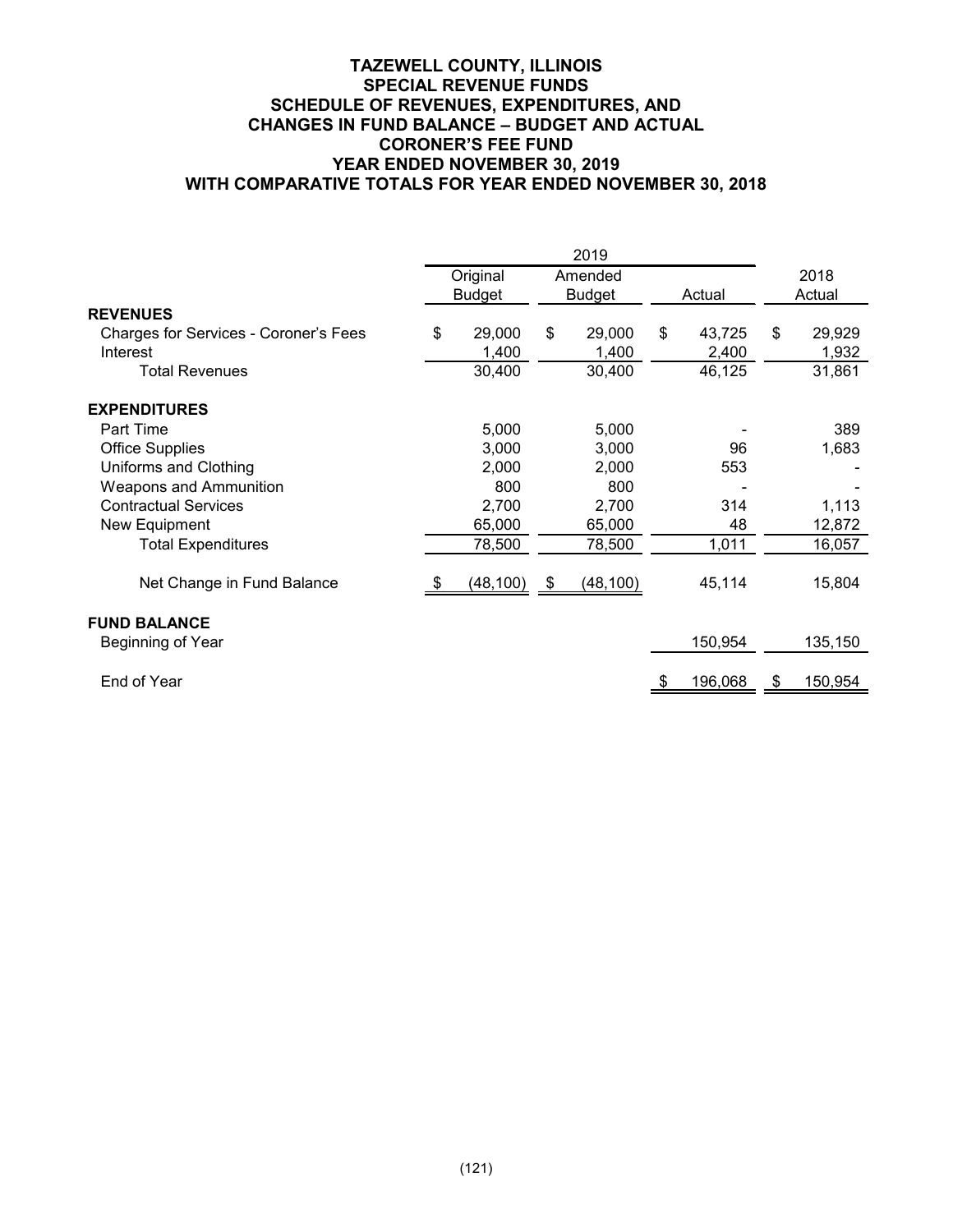# TAZEWELL COUNTY, ILLINOIS
## SPECIAL REVENUE FUNDS
## SCHEDULE OF REVENUES, EXPENDITURES, AND CHANGES IN FUND BALANCE – BUDGET AND ACTUAL
## CORONER'S FEE FUND
## YEAR ENDED NOVEMBER 30, 2019
## WITH COMPARATIVE TOTALS FOR YEAR ENDED NOVEMBER 30, 2018

| | 2019 | | | |
|---|---|---|---|---|
| | Original Budget | Amended Budget | Actual | 2018 Actual |
| **REVENUES** | | | | |
| Charges for Services - Coroner's Fees | $ 29,000 | $ 29,000 | $ 43,725 | $ 29,929 |
| Interest | 1,400 | 1,400 | 2,400 | 1,932 |
| Total Revenues | 30,400 | 30,400 | 46,125 | 31,861 |
| **EXPENDITURES** | | | | |
| Part Time | 5,000 | 5,000 | - | 389 |
| Office Supplies | 3,000 | 3,000 | 96 | 1,683 |
| Uniforms and Clothing | 2,000 | 2,000 | 553 | - |
| Weapons and Ammunition | 800 | 800 | - | - |
| Contractual Services | 2,700 | 2,700 | 314 | 1,113 |
| New Equipment | 65,000 | 65,000 | 48 | 12,872 |
| Total Expenditures | 78,500 | 78,500 | 1,011 | 16,057 |
| Net Change in Fund Balance | $ (48,100) | $ (48,100) | 45,114 | 15,804 |
| **FUND BALANCE** | | | | |
| Beginning of Year | | | 150,954 | 135,150 |
| End of Year | | | $ 196,068 | $ 150,954 |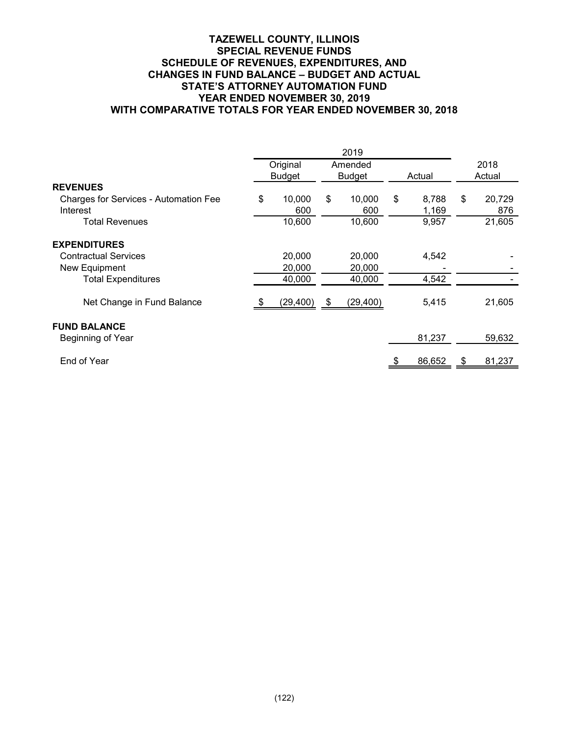# TAZEWELL COUNTY, ILLINOIS
## SPECIAL REVENUE FUNDS
## SCHEDULE OF REVENUES, EXPENDITURES, AND CHANGES IN FUND BALANCE – BUDGET AND ACTUAL
## STATE'S ATTORNEY AUTOMATION FUND
## YEAR ENDED NOVEMBER 30, 2019
## WITH COMPARATIVE TOTALS FOR YEAR ENDED NOVEMBER 30, 2018

| | 2019 | | | |
|---|---|---|---|---|
| | Original Budget | Amended Budget | Actual | 2018 Actual |
| **REVENUES** | | | | |
| Charges for Services - Automation Fee | $ 10,000 | $ 10,000 | $ 8,788 | $ 20,729 |
| Interest | 600 | 600 | 1,169 | 876 |
| Total Revenues | 10,600 | 10,600 | 9,957 | 21,605 |
| **EXPENDITURES** | | | | |
| Contractual Services | 20,000 | 20,000 | 4,542 | - |
| New Equipment | 20,000 | 20,000 | - | - |
| Total Expenditures | 40,000 | 40,000 | 4,542 | - |
| Net Change in Fund Balance | $ (29,400) | $ (29,400) | 5,415 | 21,605 |
| **FUND BALANCE** | | | | |
| Beginning of Year | | | 81,237 | 59,632 |
| End of Year | | | $ 86,652 | $ 81,237 |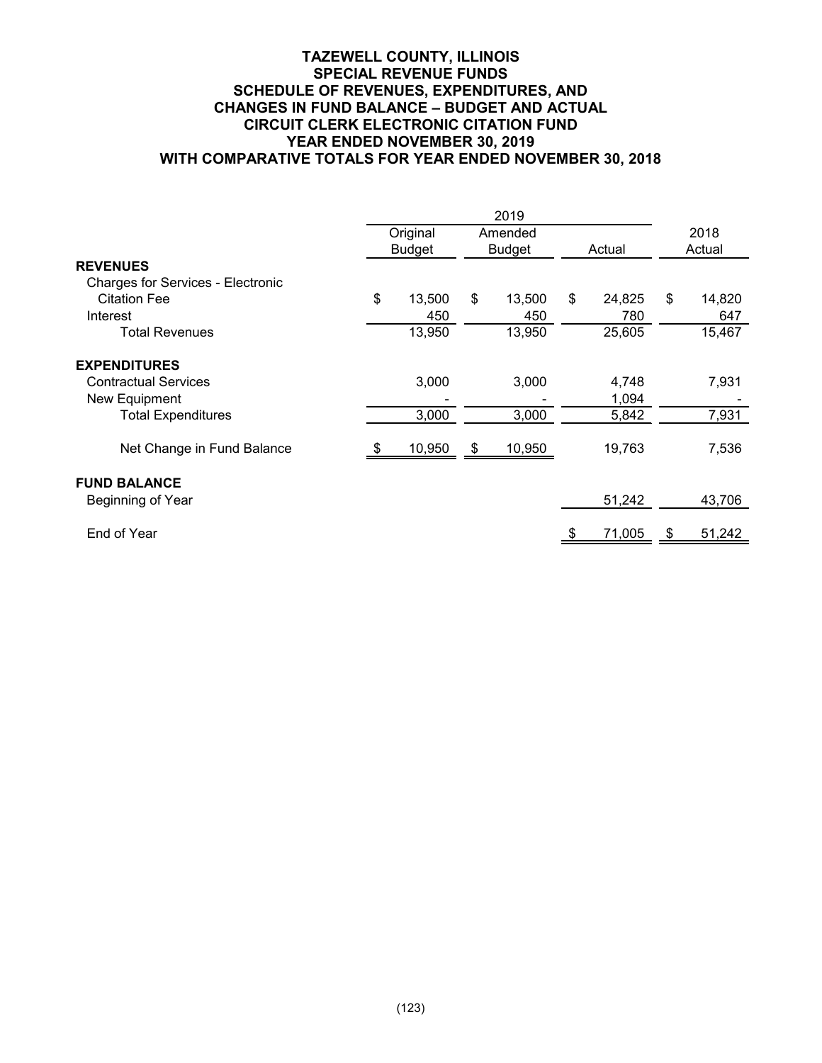# TAZEWELL COUNTY, ILLINOIS
## SPECIAL REVENUE FUNDS
## SCHEDULE OF REVENUES, EXPENDITURES, AND CHANGES IN FUND BALANCE – BUDGET AND ACTUAL
## CIRCUIT CLERK ELECTRONIC CITATION FUND
## YEAR ENDED NOVEMBER 30, 2019
## WITH COMPARATIVE TOTALS FOR YEAR ENDED NOVEMBER 30, 2018

| | 2019 | | | |
|---|---|---|---|---|
| | Original Budget | Amended Budget | Actual | 2018 Actual |
| **REVENUES** | | | | |
| Charges for Services - Electronic Citation Fee | $ 13,500 | $ 13,500 | $ 24,825 | $ 14,820 |
| Interest | 450 | 450 | 780 | 647 |
| Total Revenues | 13,950 | 13,950 | 25,605 | 15,467 |
| **EXPENDITURES** | | | | |
| Contractual Services | 3,000 | 3,000 | 4,748 | 7,931 |
| New Equipment | - | - | 1,094 | - |
| Total Expenditures | 3,000 | 3,000 | 5,842 | 7,931 |
| Net Change in Fund Balance | $ 10,950 | $ 10,950 | 19,763 | 7,536 |
| **FUND BALANCE** | | | | |
| Beginning of Year | | | 51,242 | 43,706 |
| End of Year | | | $ 71,005 | $ 51,242 |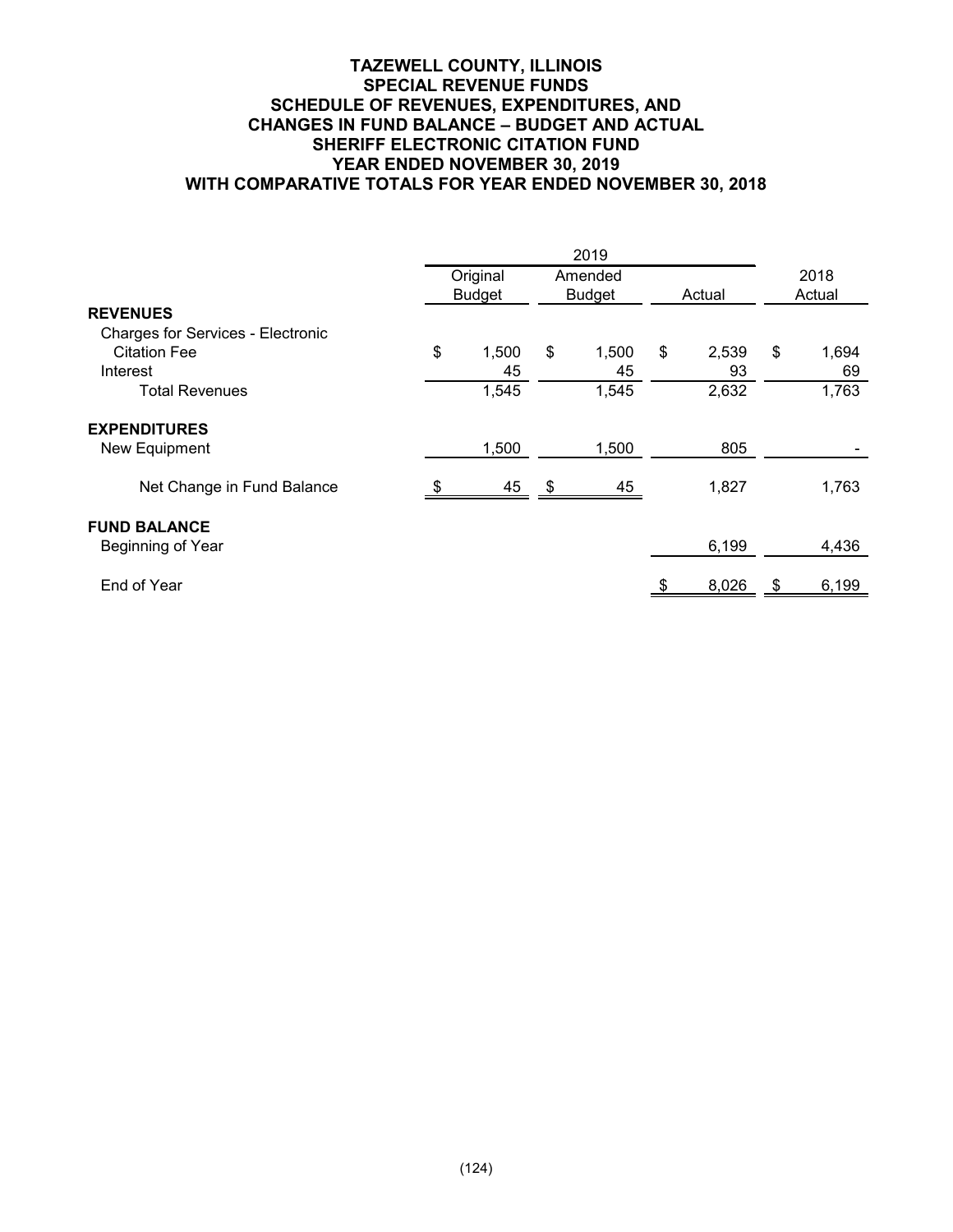**TAZEWELL COUNTY, ILLINOIS**
**SPECIAL REVENUE FUNDS**
**SCHEDULE OF REVENUES, EXPENDITURES, AND CHANGES IN FUND BALANCE – BUDGET AND ACTUAL**
**SHERIFF ELECTRONIC CITATION FUND**
**YEAR ENDED NOVEMBER 30, 2019**
**WITH COMPARATIVE TOTALS FOR YEAR ENDED NOVEMBER 30, 2018**

| | 2019 | | | |
|---|---|---|---|---|
| | Original Budget | Amended Budget | Actual | 2018 Actual |
| **REVENUES** | | | | |
| Charges for Services - Electronic Citation Fee | $ 1,500 | $ 1,500 | $ 2,539 | $ 1,694 |
| Interest | 45 | 45 | 93 | 69 |
| Total Revenues | 1,545 | 1,545 | 2,632 | 1,763 |
| **EXPENDITURES** | | | | |
| New Equipment | 1,500 | 1,500 | 805 | - |
| Net Change in Fund Balance | $ 45 | $ 45 | 1,827 | 1,763 |
| **FUND BALANCE** | | | | |
| Beginning of Year | | | 6,199 | 4,436 |
| End of Year | | | $ 8,026 | $ 6,199 |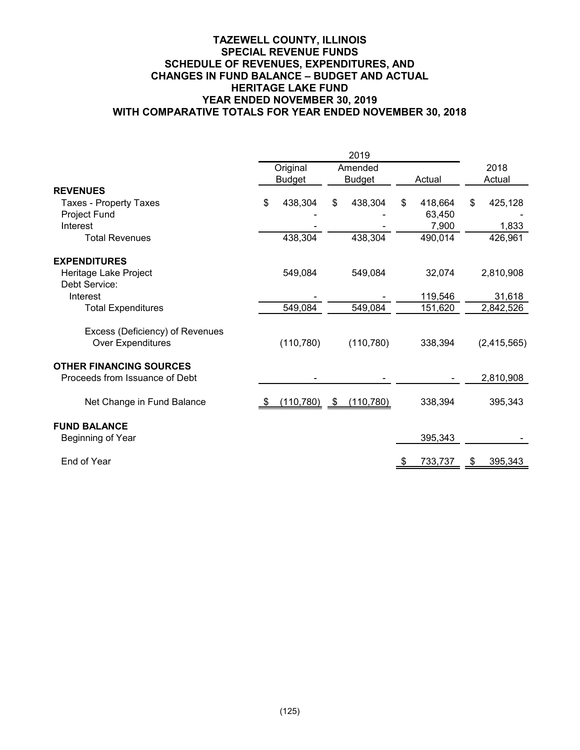# TAZEWELL COUNTY, ILLINOIS
## SPECIAL REVENUE FUNDS
## SCHEDULE OF REVENUES, EXPENDITURES, AND CHANGES IN FUND BALANCE – BUDGET AND ACTUAL
## HERITAGE LAKE FUND
## YEAR ENDED NOVEMBER 30, 2019
## WITH COMPARATIVE TOTALS FOR YEAR ENDED NOVEMBER 30, 2018

| | 2019 | | | |
|---|---|---|---|---|
| | Original Budget | Amended Budget | Actual | 2018 Actual |
| **REVENUES** | | | | |
| Taxes - Property Taxes | $ 438,304 | $ 438,304 | $ 418,664 | $ 425,128 |
| Project Fund | - | - | 63,450 | - |
| Interest | - | - | 7,900 | 1,833 |
| Total Revenues | 438,304 | 438,304 | 490,014 | 426,961 |
| **EXPENDITURES** | | | | |
| Heritage Lake Project | 549,084 | 549,084 | 32,074 | 2,810,908 |
| Debt Service: | | | | |
| Interest | - | - | 119,546 | 31,618 |
| Total Expenditures | 549,084 | 549,084 | 151,620 | 2,842,526 |
| Excess (Deficiency) of Revenues Over Expenditures | (110,780) | (110,780) | 338,394 | (2,415,565) |
| **OTHER FINANCING SOURCES** | | | | |
| Proceeds from Issuance of Debt | - | - | - | 2,810,908 |
| Net Change in Fund Balance | $ (110,780) | $ (110,780) | 338,394 | 395,343 |
| **FUND BALANCE** | | | | |
| Beginning of Year | | | 395,343 | - |
| End of Year | | | $ 733,737 | $ 395,343 |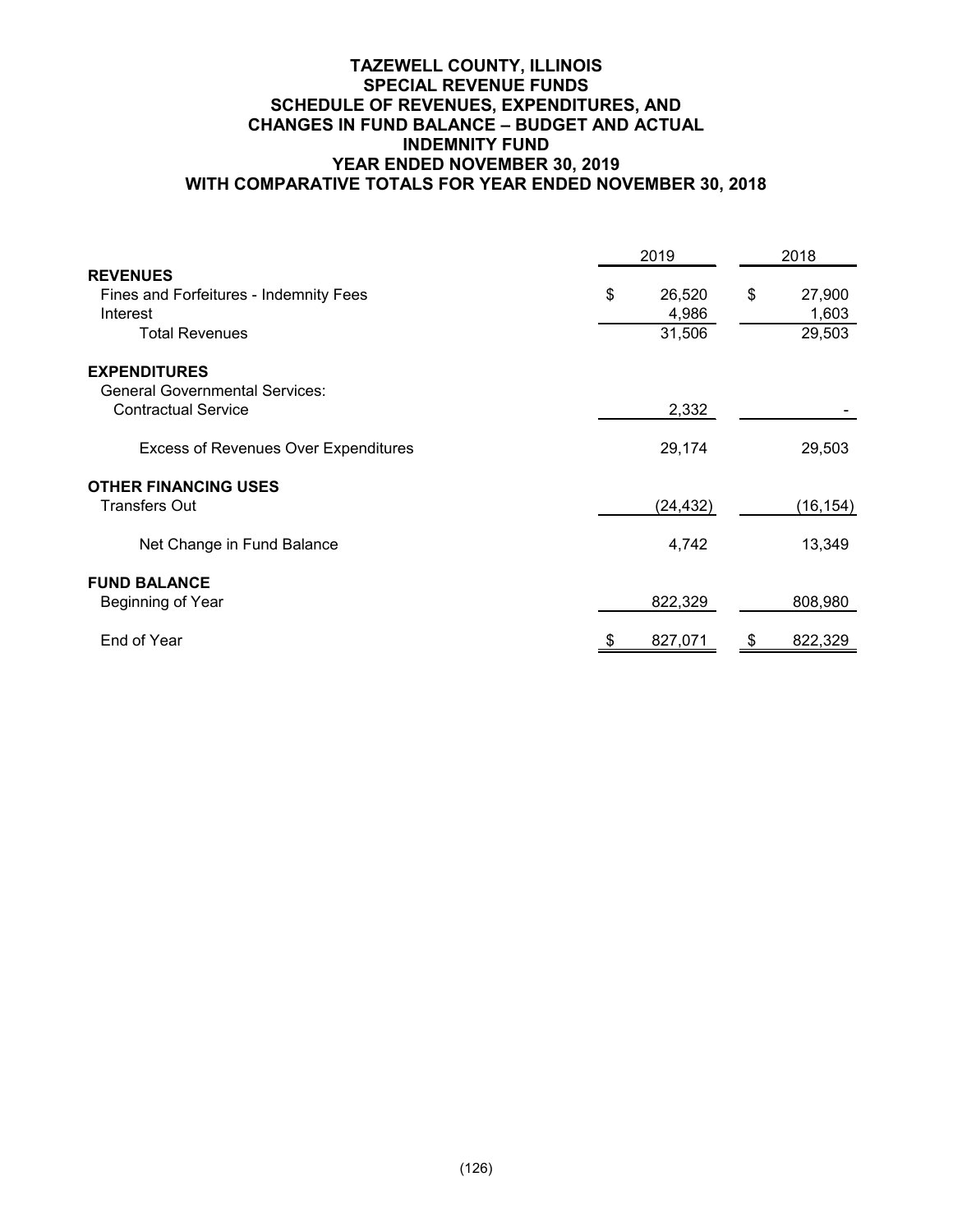# TAZEWELL COUNTY, ILLINOIS
## SPECIAL REVENUE FUNDS
## SCHEDULE OF REVENUES, EXPENDITURES, AND CHANGES IN FUND BALANCE – BUDGET AND ACTUAL
## INDEMNITY FUND
## YEAR ENDED NOVEMBER 30, 2019
## WITH COMPARATIVE TOTALS FOR YEAR ENDED NOVEMBER 30, 2018

| | 2019 | 2018 |
|---|---|---|
| **REVENUES** | | |
| Fines and Forfeitures - Indemnity Fees | $ 26,520 | $ 27,900 |
| Interest | 4,986 | 1,603 |
| Total Revenues | 31,506 | 29,503 |
| **EXPENDITURES** | | |
| General Governmental Services: | | |
| Contractual Service | 2,332 | - |
| Excess of Revenues Over Expenditures | 29,174 | 29,503 |
| **OTHER FINANCING USES** | | |
| Transfers Out | (24,432) | (16,154) |
| Net Change in Fund Balance | 4,742 | 13,349 |
| **FUND BALANCE** | | |
| Beginning of Year | 822,329 | 808,980 |
| End of Year | $ 827,071 | $ 822,329 |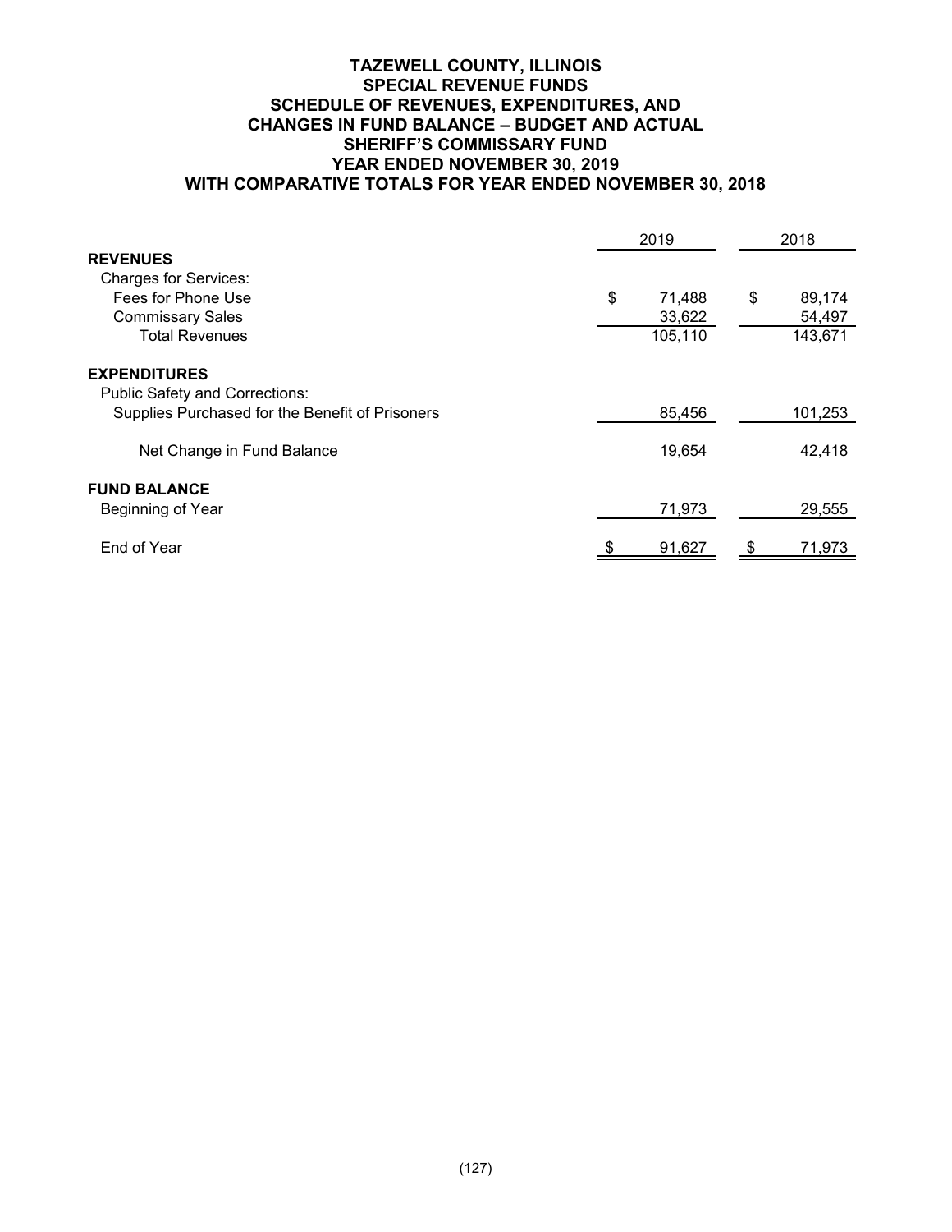# TAZEWELL COUNTY, ILLINOIS
## SPECIAL REVENUE FUNDS
## SCHEDULE OF REVENUES, EXPENDITURES, AND CHANGES IN FUND BALANCE – BUDGET AND ACTUAL
## SHERIFF'S COMMISSARY FUND
## YEAR ENDED NOVEMBER 30, 2019
## WITH COMPARATIVE TOTALS FOR YEAR ENDED NOVEMBER 30, 2018

| | 2019 | 2018 |
|---|---|---|
| **REVENUES** | | |
| Charges for Services: | | |
| Fees for Phone Use | $ 71,488 | $ 89,174 |
| Commissary Sales | 33,622 | 54,497 |
| Total Revenues | 105,110 | 143,671 |
| **EXPENDITURES** | | |
| Public Safety and Corrections: | | |
| Supplies Purchased for the Benefit of Prisoners | 85,456 | 101,253 |
| Net Change in Fund Balance | 19,654 | 42,418 |
| **FUND BALANCE** | | |
| Beginning of Year | 71,973 | 29,555 |
| End of Year | $ 91,627 | $ 71,973 |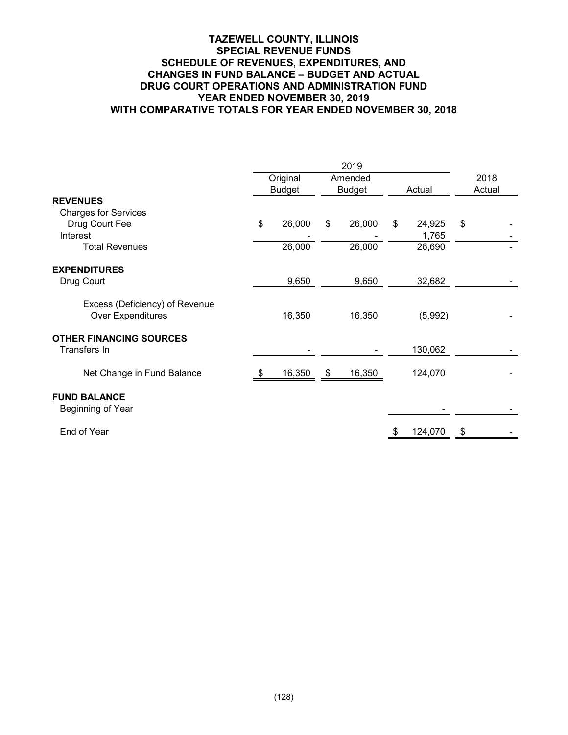# TAZEWELL COUNTY, ILLINOIS
## SPECIAL REVENUE FUNDS
## SCHEDULE OF REVENUES, EXPENDITURES, AND CHANGES IN FUND BALANCE – BUDGET AND ACTUAL
## DRUG COURT OPERATIONS AND ADMINISTRATION FUND
## YEAR ENDED NOVEMBER 30, 2019
## WITH COMPARATIVE TOTALS FOR YEAR ENDED NOVEMBER 30, 2018

| | 2019 | | | |
|---|---|---|---|---|
| | Original Budget | Amended Budget | Actual | 2018 Actual |
| **REVENUES** | | | | |
| Charges for Services | | | | |
| Drug Court Fee | $ 26,000 | $ 26,000 | $ 24,925 | $ - |
| Interest | - | - | 1,765 | - |
| Total Revenues | 26,000 | 26,000 | 26,690 | - |
| **EXPENDITURES** | | | | |
| Drug Court | 9,650 | 9,650 | 32,682 | - |
| Excess (Deficiency) of Revenue Over Expenditures | 16,350 | 16,350 | (5,992) | - |
| **OTHER FINANCING SOURCES** | | | | |
| Transfers In | - | - | 130,062 | - |
| Net Change in Fund Balance | $ 16,350 | $ 16,350 | 124,070 | - |
| **FUND BALANCE** | | | | |
| Beginning of Year | | | - | - |
| End of Year | | | $ 124,070 | $ - |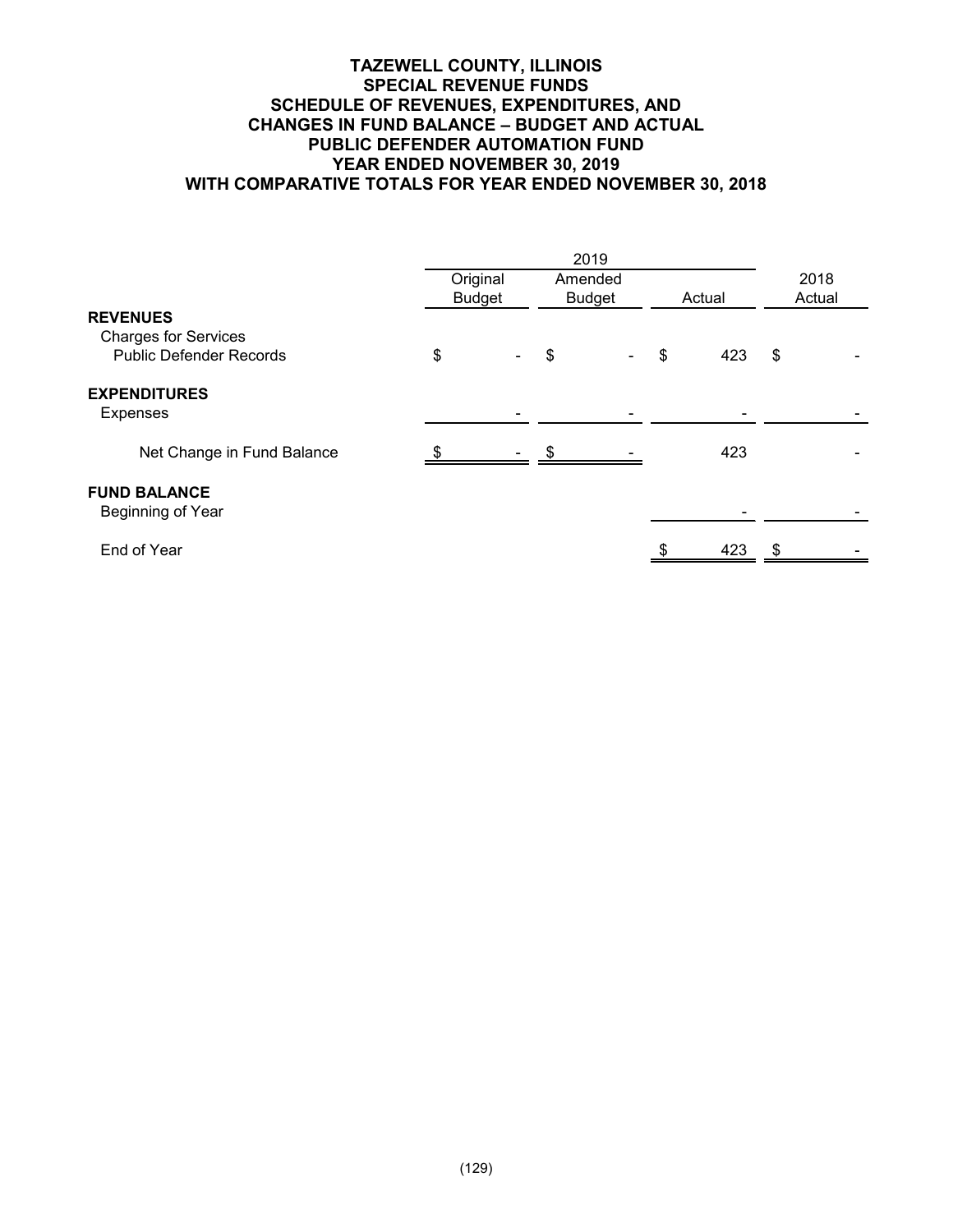# TAZEWELL COUNTY, ILLINOIS
## SPECIAL REVENUE FUNDS
## SCHEDULE OF REVENUES, EXPENDITURES, AND CHANGES IN FUND BALANCE – BUDGET AND ACTUAL
## PUBLIC DEFENDER AUTOMATION FUND
## YEAR ENDED NOVEMBER 30, 2019
## WITH COMPARATIVE TOTALS FOR YEAR ENDED NOVEMBER 30, 2018

| | 2019 | | | |
|---|---|---|---|---|
| | Original Budget | Amended Budget | Actual | 2018 Actual |
| **REVENUES** | | | | |
| Charges for Services | | | | |
| Public Defender Records | $ - | $ - | $ 423 | $ - |
| **EXPENDITURES** | | | | |
| Expenses | - | - | - | - |
| Net Change in Fund Balance | $ - | $ - | 423 | - |
| **FUND BALANCE** | | | | |
| Beginning of Year | | | - | - |
| End of Year | | | $ 423 | $ - |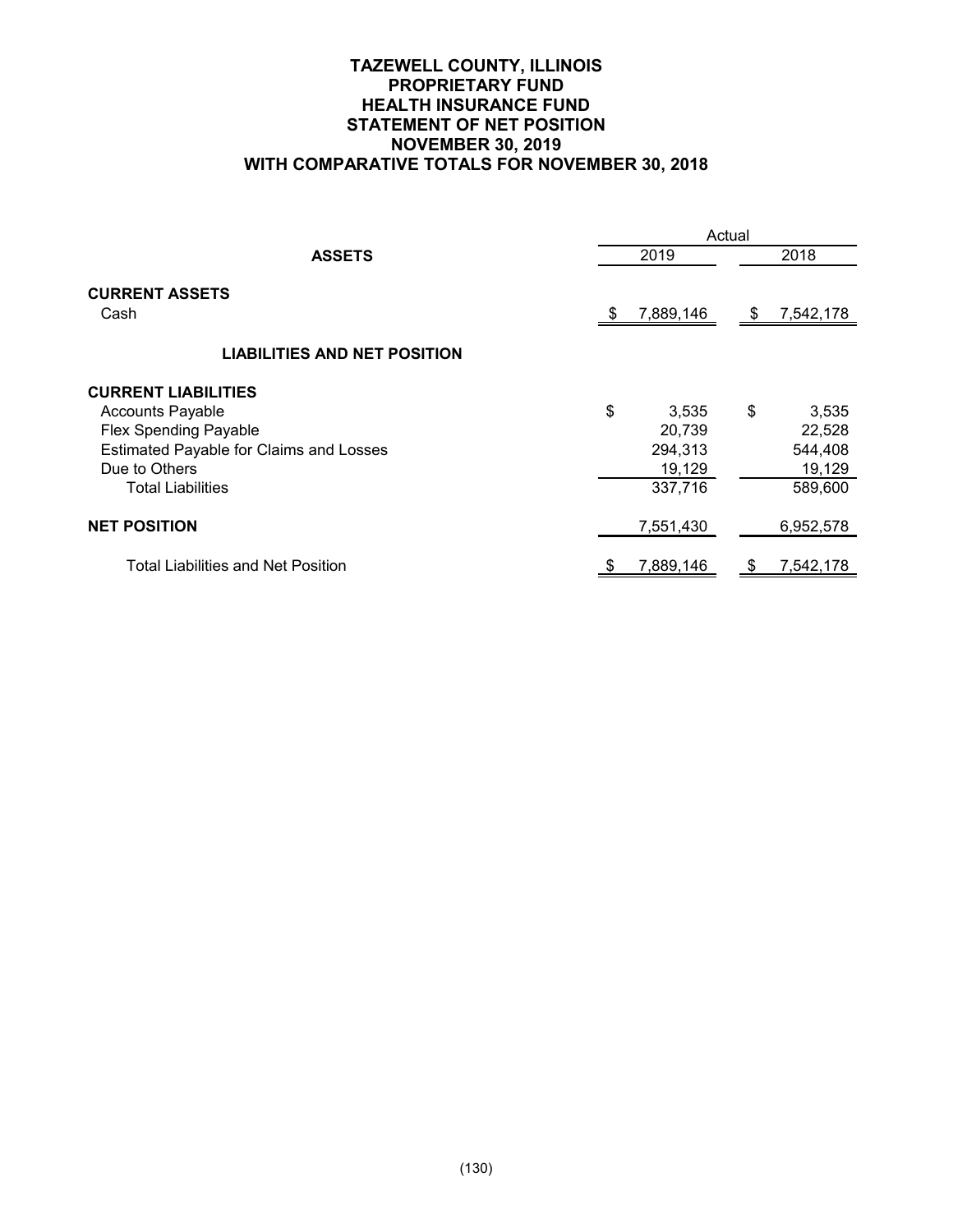# TAZEWELL COUNTY, ILLINOIS
## PROPRIETARY FUND
## HEALTH INSURANCE FUND
## STATEMENT OF NET POSITION
## NOVEMBER 30, 2019
## WITH COMPARATIVE TOTALS FOR NOVEMBER 30, 2018

| | Actual | |
|---|---|---|
| **ASSETS** | 2019 | 2018 |
| **CURRENT ASSETS** | | |
| Cash | $ 7,889,146 | $ 7,542,178 |
| **LIABILITIES AND NET POSITION** | | |
| **CURRENT LIABILITIES** | | |
| Accounts Payable | $ 3,535 | $ 3,535 |
| Flex Spending Payable | 20,739 | 22,528 |
| Estimated Payable for Claims and Losses | 294,313 | 544,408 |
| Due to Others | 19,129 | 19,129 |
| Total Liabilities | 337,716 | 589,600 |
| **NET POSITION** | 7,551,430 | 6,952,578 |
| Total Liabilities and Net Position | $ 7,889,146 | $ 7,542,178 |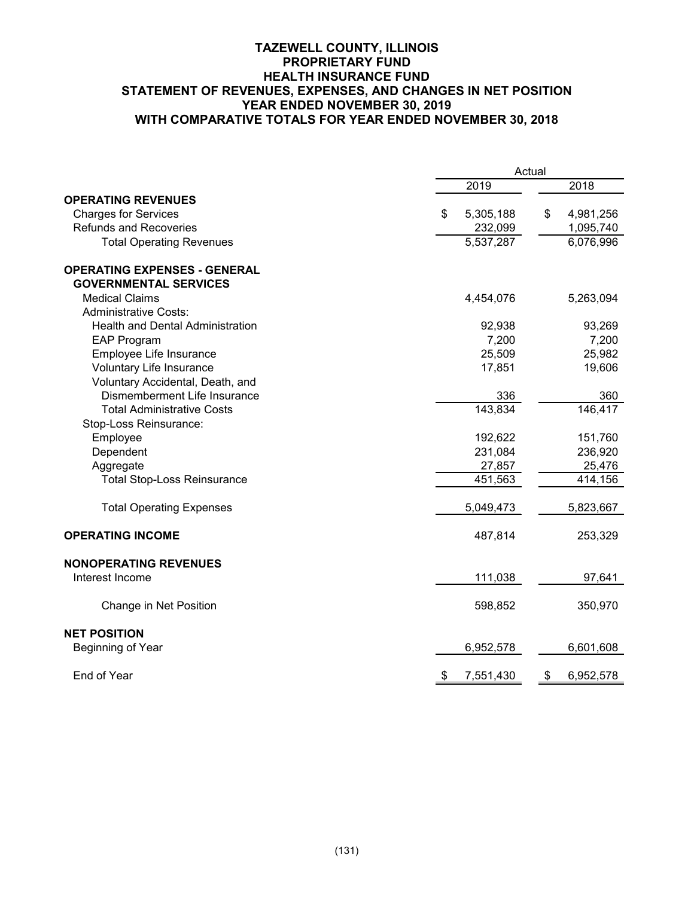# TAZEWELL COUNTY, ILLINOIS
## PROPRIETARY FUND
## HEALTH INSURANCE FUND
## STATEMENT OF REVENUES, EXPENSES, AND CHANGES IN NET POSITION
## YEAR ENDED NOVEMBER 30, 2019
## WITH COMPARATIVE TOTALS FOR YEAR ENDED NOVEMBER 30, 2018

| | Actual | |
|---|---|---|
| | 2019 | 2018 |
| **OPERATING REVENUES** | | |
| Charges for Services | $ 5,305,188 | $ 4,981,256 |
| Refunds and Recoveries | 232,099 | 1,095,740 |
| Total Operating Revenues | 5,537,287 | 6,076,996 |
| **OPERATING EXPENSES - GENERAL GOVERNMENTAL SERVICES** | | |
| Medical Claims | 4,454,076 | 5,263,094 |
| Administrative Costs: | | |
| Health and Dental Administration | 92,938 | 93,269 |
| EAP Program | 7,200 | 7,200 |
| Employee Life Insurance | 25,509 | 25,982 |
| Voluntary Life Insurance | 17,851 | 19,606 |
| Voluntary Accidental, Death, and Dismemberment Life Insurance | 336 | 360 |
| Total Administrative Costs | 143,834 | 146,417 |
| Stop-Loss Reinsurance: | | |
| Employee | 192,622 | 151,760 |
| Dependent | 231,084 | 236,920 |
| Aggregate | 27,857 | 25,476 |
| Total Stop-Loss Reinsurance | 451,563 | 414,156 |
| Total Operating Expenses | 5,049,473 | 5,823,667 |
| **OPERATING INCOME** | 487,814 | 253,329 |
| **NONOPERATING REVENUES** | | |
| Interest Income | 111,038 | 97,641 |
| Change in Net Position | 598,852 | 350,970 |
| **NET POSITION** | | |
| Beginning of Year | 6,952,578 | 6,601,608 |
| End of Year | $ 7,551,430 | $ 6,952,578 |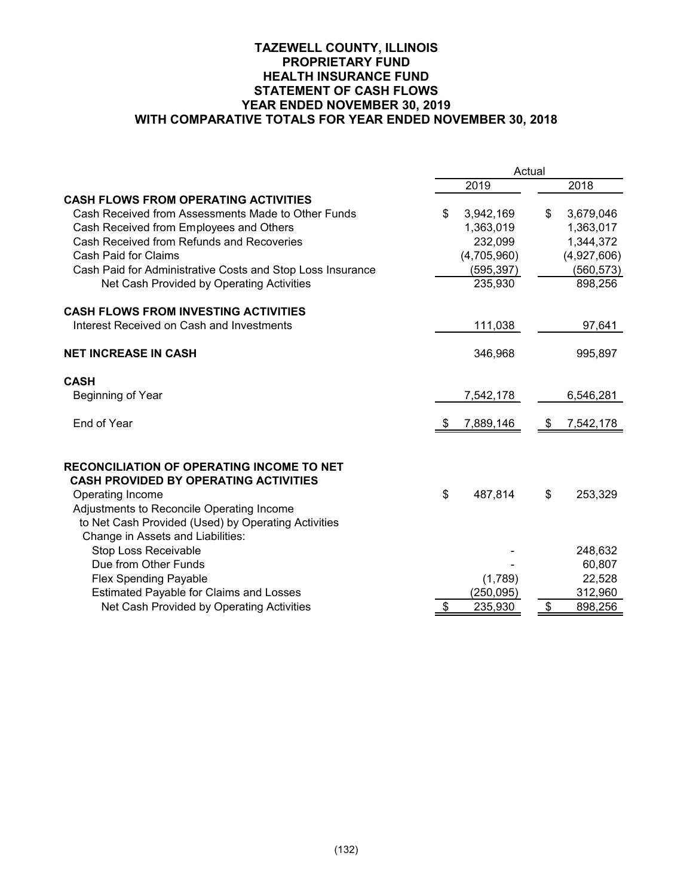# TAZEWELL COUNTY, ILLINOIS
## PROPRIETARY FUND
## HEALTH INSURANCE FUND
## STATEMENT OF CASH FLOWS
## YEAR ENDED NOVEMBER 30, 2019
## WITH COMPARATIVE TOTALS FOR YEAR ENDED NOVEMBER 30, 2018

| | Actual | |
|---|---|---|
| | 2019 | 2018 |
| **CASH FLOWS FROM OPERATING ACTIVITIES** | | |
| Cash Received from Assessments Made to Other Funds | $ 3,942,169 | $ 3,679,046 |
| Cash Received from Employees and Others | 1,363,019 | 1,363,017 |
| Cash Received from Refunds and Recoveries | 232,099 | 1,344,372 |
| Cash Paid for Claims | (4,705,960) | (4,927,606) |
| Cash Paid for Administrative Costs and Stop Loss Insurance | (595,397) | (560,573) |
| Net Cash Provided by Operating Activities | 235,930 | 898,256 |
| **CASH FLOWS FROM INVESTING ACTIVITIES** | | |
| Interest Received on Cash and Investments | 111,038 | 97,641 |
| **NET INCREASE IN CASH** | 346,968 | 995,897 |
| **CASH** | | |
| Beginning of Year | 7,542,178 | 6,546,281 |
| End of Year | $ 7,889,146 | $ 7,542,178 |
| **RECONCILIATION OF OPERATING INCOME TO NET CASH PROVIDED BY OPERATING ACTIVITIES** | | |
| Operating Income | $ 487,814 | $ 253,329 |
| Adjustments to Reconcile Operating Income to Net Cash Provided (Used) by Operating Activities | | |
| Change in Assets and Liabilities: | | |
| Stop Loss Receivable | - | 248,632 |
| Due from Other Funds | - | 60,807 |
| Flex Spending Payable | (1,789) | 22,528 |
| Estimated Payable for Claims and Losses | (250,095) | 312,960 |
| Net Cash Provided by Operating Activities | $ 235,930 | $ 898,256 |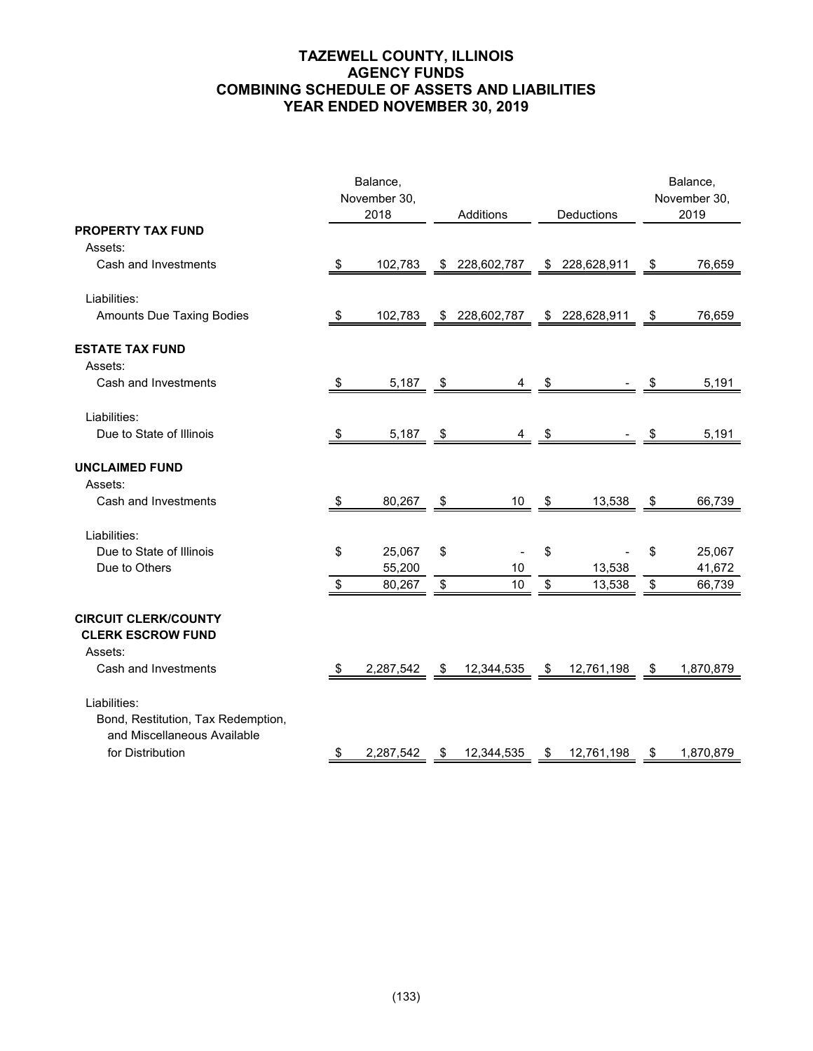# TAZEWELL COUNTY, ILLINOIS
## AGENCY FUNDS
## COMBINING SCHEDULE OF ASSETS AND LIABILITIES
## YEAR ENDED NOVEMBER 30, 2019

| | Balance, November 30, 2018 | Additions | Deductions | Balance, November 30, 2019 |
|---|---|---|---|---|
| **PROPERTY TAX FUND** | | | | |
| Assets: | | | | |
| Cash and Investments | $ 102,783 | $ 228,602,787 | $ 228,628,911 | $ 76,659 |
| Liabilities: | | | | |
| Amounts Due Taxing Bodies | $ 102,783 | $ 228,602,787 | $ 228,628,911 | $ 76,659 |
| **ESTATE TAX FUND** | | | | |
| Assets: | | | | |
| Cash and Investments | $ 5,187 | $ 4 | $ - | $ 5,191 |
| Liabilities: | | | | |
| Due to State of Illinois | $ 5,187 | $ 4 | $ - | $ 5,191 |
| **UNCLAIMED FUND** | | | | |
| Assets: | | | | |
| Cash and Investments | $ 80,267 | $ 10 | $ 13,538 | $ 66,739 |
| Liabilities: | | | | |
| Due to State of Illinois | $ 25,067 | $ - | $ - | $ 25,067 |
| Due to Others | 55,200 | 10 | 13,538 | 41,672 |
| | $ 80,267 | $ 10 | $ 13,538 | $ 66,739 |
| **CIRCUIT CLERK/COUNTY CLERK ESCROW FUND** | | | | |
| Assets: | | | | |
| Cash and Investments | $ 2,287,542 | $ 12,344,535 | $ 12,761,198 | $ 1,870,879 |
| Liabilities: | | | | |
| Bond, Restitution, Tax Redemption, and Miscellaneous Available for Distribution | $ 2,287,542 | $ 12,344,535 | $ 12,761,198 | $ 1,870,879 |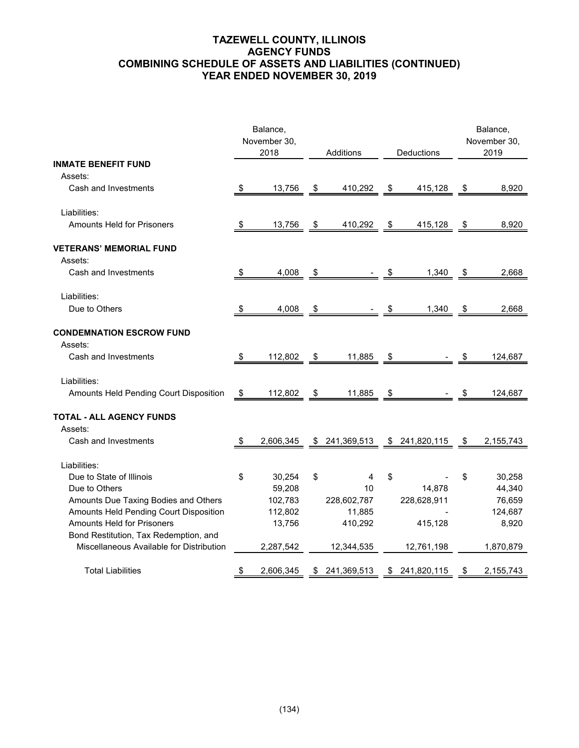# TAZEWELL COUNTY, ILLINOIS
## AGENCY FUNDS
## COMBINING SCHEDULE OF ASSETS AND LIABILITIES (CONTINUED)
## YEAR ENDED NOVEMBER 30, 2019

| | Balance, November 30, 2018 | Additions | Deductions | Balance, November 30, 2019 |
|---|---|---|---|---|
| **INMATE BENEFIT FUND** | | | | |
| Assets: | | | | |
| Cash and Investments | $ 13,756 | $ 410,292 | $ 415,128 | $ 8,920 |
| Liabilities: | | | | |
| Amounts Held for Prisoners | $ 13,756 | $ 410,292 | $ 415,128 | $ 8,920 |
| **VETERANS' MEMORIAL FUND** | | | | |
| Assets: | | | | |
| Cash and Investments | $ 4,008 | $ - | $ 1,340 | $ 2,668 |
| Liabilities: | | | | |
| Due to Others | $ 4,008 | $ - | $ 1,340 | $ 2,668 |
| **CONDEMNATION ESCROW FUND** | | | | |
| Assets: | | | | |
| Cash and Investments | $ 112,802 | $ 11,885 | $ - | $ 124,687 |
| Liabilities: | | | | |
| Amounts Held Pending Court Disposition | $ 112,802 | $ 11,885 | $ - | $ 124,687 |
| **TOTAL - ALL AGENCY FUNDS** | | | | |
| Assets: | | | | |
| Cash and Investments | $ 2,606,345 | $ 241,369,513 | $ 241,820,115 | $ 2,155,743 |
| Liabilities: | | | | |
| Due to State of Illinois | $ 30,254 | $ 4 | $ - | $ 30,258 |
| Due to Others | 59,208 | 10 | 14,878 | 44,340 |
| Amounts Due Taxing Bodies and Others | 102,783 | 228,602,787 | 228,628,911 | 76,659 |
| Amounts Held Pending Court Disposition | 112,802 | 11,885 | - | 124,687 |
| Amounts Held for Prisoners | 13,756 | 410,292 | 415,128 | 8,920 |
| Bond Restitution, Tax Redemption, and Miscellaneous Available for Distribution | 2,287,542 | 12,344,535 | 12,761,198 | 1,870,879 |
| Total Liabilities | $ 2,606,345 | $ 241,369,513 | $ 241,820,115 | $ 2,155,743 |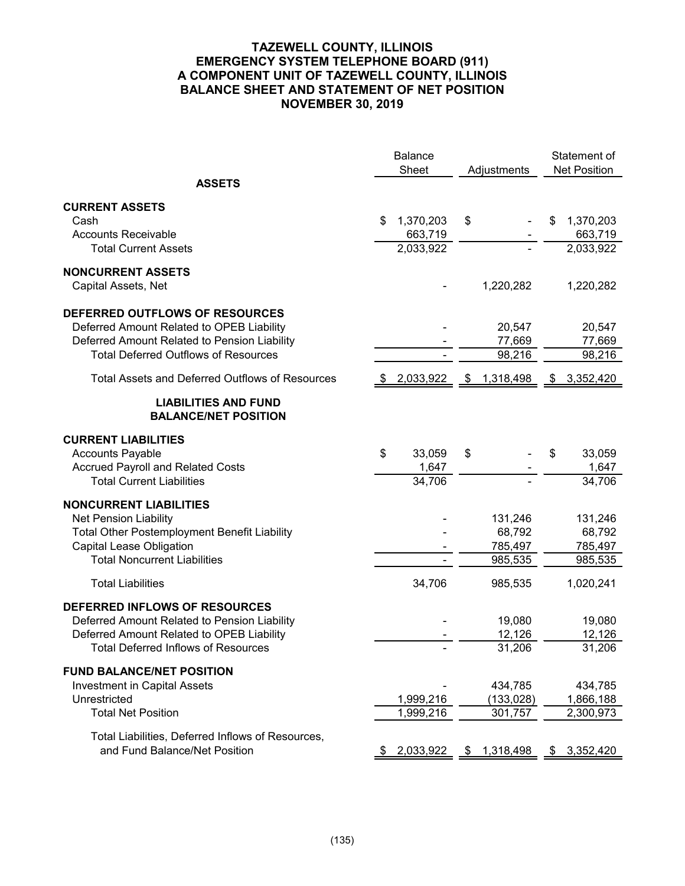# TAZEWELL COUNTY, ILLINOIS
# EMERGENCY SYSTEM TELEPHONE BOARD (911)
# A COMPONENT UNIT OF TAZEWELL COUNTY, ILLINOIS
# BALANCE SHEET AND STATEMENT OF NET POSITION
# NOVEMBER 30, 2019

| | Balance Sheet | Adjustments | Statement of Net Position |
|---|---|---|---|
| **ASSETS** | | | |
| **CURRENT ASSETS** | | | |
| Cash | $ 1,370,203 | $ - | $ 1,370,203 |
| Accounts Receivable | 663,719 | - | 663,719 |
| Total Current Assets | 2,033,922 | - | 2,033,922 |
| **NONCURRENT ASSETS** | | | |
| Capital Assets, Net | - | 1,220,282 | 1,220,282 |
| **DEFERRED OUTFLOWS OF RESOURCES** | | | |
| Deferred Amount Related to OPEB Liability | - | 20,547 | 20,547 |
| Deferred Amount Related to Pension Liability | - | 77,669 | 77,669 |
| Total Deferred Outflows of Resources | - | 98,216 | 98,216 |
| Total Assets and Deferred Outflows of Resources | $ 2,033,922 | $ 1,318,498 | $ 3,352,420 |
| **LIABILITIES AND FUND BALANCE/NET POSITION** | | | |
| **CURRENT LIABILITIES** | | | |
| Accounts Payable | $ 33,059 | $ - | $ 33,059 |
| Accrued Payroll and Related Costs | 1,647 | - | 1,647 |
| Total Current Liabilities | 34,706 | - | 34,706 |
| **NONCURRENT LIABILITIES** | | | |
| Net Pension Liability | - | 131,246 | 131,246 |
| Total Other Postemployment Benefit Liability | - | 68,792 | 68,792 |
| Capital Lease Obligation | - | 785,497 | 785,497 |
| Total Noncurrent Liabilities | - | 985,535 | 985,535 |
| Total Liabilities | 34,706 | 985,535 | 1,020,241 |
| **DEFERRED INFLOWS OF RESOURCES** | | | |
| Deferred Amount Related to Pension Liability | - | 19,080 | 19,080 |
| Deferred Amount Related to OPEB Liability | - | 12,126 | 12,126 |
| Total Deferred Inflows of Resources | - | 31,206 | 31,206 |
| **FUND BALANCE/NET POSITION** | | | |
| Investment in Capital Assets | - | 434,785 | 434,785 |
| Unrestricted | 1,999,216 | (133,028) | 1,866,188 |
| Total Net Position | 1,999,216 | 301,757 | 2,300,973 |
| Total Liabilities, Deferred Inflows of Resources, and Fund Balance/Net Position | $ 2,033,922 | $ 1,318,498 | $ 3,352,420 |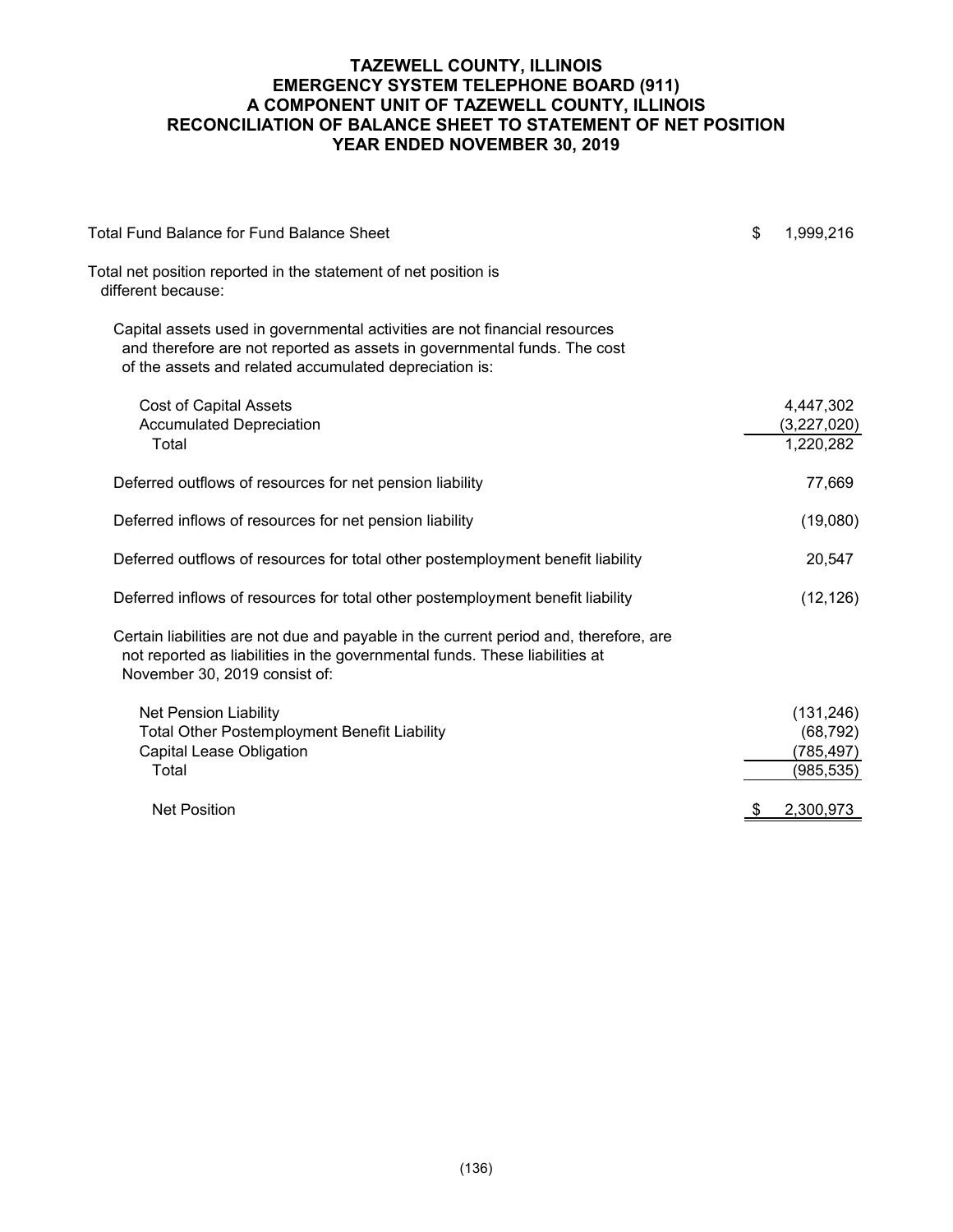# TAZEWELL COUNTY, ILLINOIS
## EMERGENCY SYSTEM TELEPHONE BOARD (911)
## A COMPONENT UNIT OF TAZEWELL COUNTY, ILLINOIS
## RECONCILIATION OF BALANCE SHEET TO STATEMENT OF NET POSITION
## YEAR ENDED NOVEMBER 30, 2019

| | |
|---|---|
| Total Fund Balance for Fund Balance Sheet | $ 1,999,216 |
| Total net position reported in the statement of net position is different because: | |
| Capital assets used in governmental activities are not financial resources and therefore are not reported as assets in governmental funds. The cost of the assets and related accumulated depreciation is: | |
| Cost of Capital Assets | 4,447,302 |
| Accumulated Depreciation | (3,227,020) |
| Total | 1,220,282 |
| Deferred outflows of resources for net pension liability | 77,669 |
| Deferred inflows of resources for net pension liability | (19,080) |
| Deferred outflows of resources for total other postemployment benefit liability | 20,547 |
| Deferred inflows of resources for total other postemployment benefit liability | (12,126) |
| Certain liabilities are not due and payable in the current period and, therefore, are not reported as liabilities in the governmental funds. These liabilities at November 30, 2019 consist of: | |
| Net Pension Liability | (131,246) |
| Total Other Postemployment Benefit Liability | (68,792) |
| Capital Lease Obligation | (785,497) |
| Total | (985,535) |
| Net Position | $ 2,300,973 |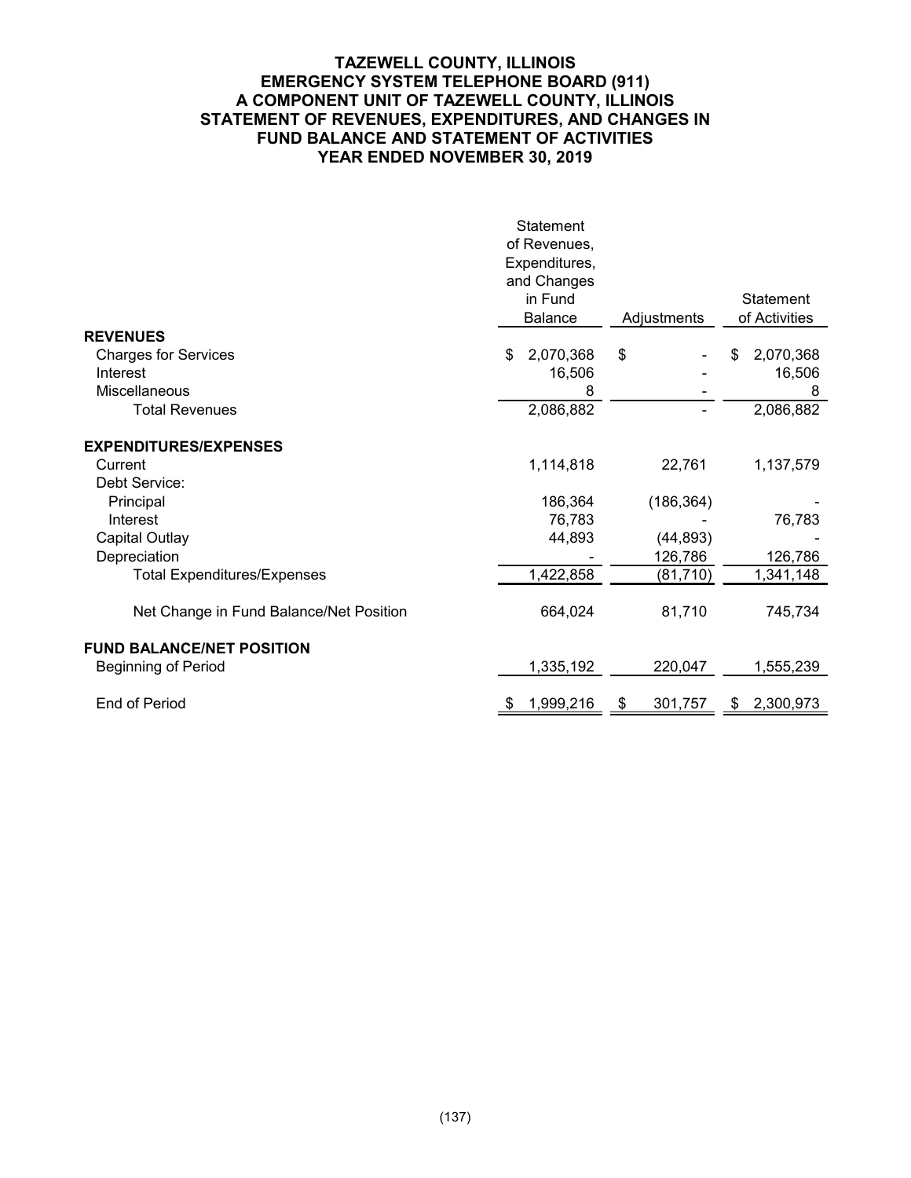# TAZEWELL COUNTY, ILLINOIS
## EMERGENCY SYSTEM TELEPHONE BOARD (911)
## A COMPONENT UNIT OF TAZEWELL COUNTY, ILLINOIS
## STATEMENT OF REVENUES, EXPENDITURES, AND CHANGES IN FUND BALANCE AND STATEMENT OF ACTIVITIES
## YEAR ENDED NOVEMBER 30, 2019

| | Statement of Revenues, Expenditures, and Changes in Fund Balance | Adjustments | Statement of Activities |
|---|---|---|---|
| **REVENUES** | | | |
| Charges for Services | $ 2,070,368 | $ - | $ 2,070,368 |
| Interest | 16,506 | - | 16,506 |
| Miscellaneous | 8 | - | 8 |
| Total Revenues | 2,086,882 | - | 2,086,882 |
| **EXPENDITURES/EXPENSES** | | | |
| Current | 1,114,818 | 22,761 | 1,137,579 |
| Debt Service: | | | |
| Principal | 186,364 | (186,364) | - |
| Interest | 76,783 | - | 76,783 |
| Capital Outlay | 44,893 | (44,893) | - |
| Depreciation | - | 126,786 | 126,786 |
| Total Expenditures/Expenses | 1,422,858 | (81,710) | 1,341,148 |
| Net Change in Fund Balance/Net Position | 664,024 | 81,710 | 745,734 |
| **FUND BALANCE/NET POSITION** | | | |
| Beginning of Period | 1,335,192 | 220,047 | 1,555,239 |
| End of Period | $ 1,999,216 | $ 301,757 | $ 2,300,973 |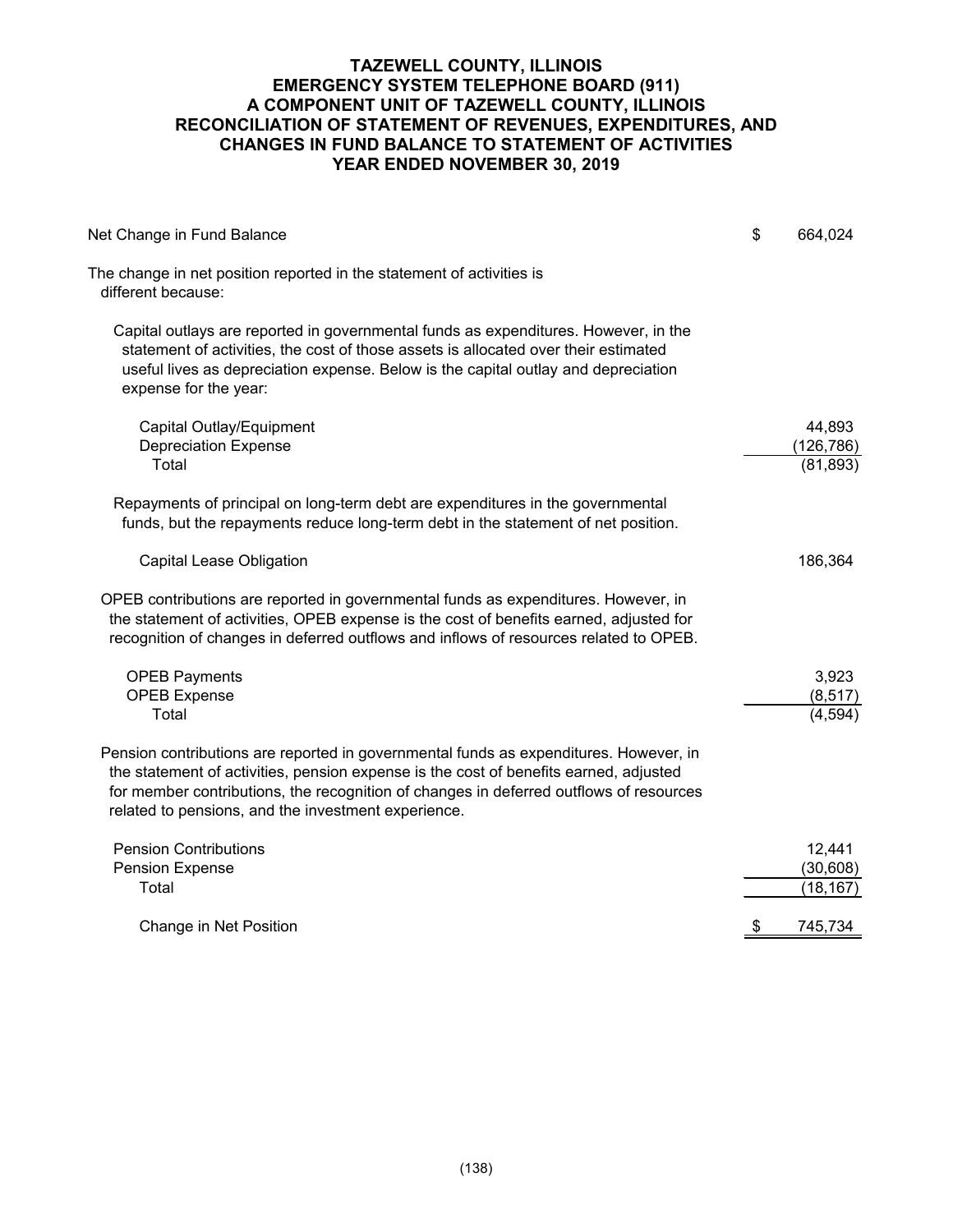# TAZEWELL COUNTY, ILLINOIS
## EMERGENCY SYSTEM TELEPHONE BOARD (911)
## A COMPONENT UNIT OF TAZEWELL COUNTY, ILLINOIS
## RECONCILIATION OF STATEMENT OF REVENUES, EXPENDITURES, AND CHANGES IN FUND BALANCE TO STATEMENT OF ACTIVITIES
## YEAR ENDED NOVEMBER 30, 2019

| | |
|---|---|
| Net Change in Fund Balance | $ 664,024 |
| The change in net position reported in the statement of activities is different because: | |
| Capital outlays are reported in governmental funds as expenditures. However, in the statement of activities, the cost of those assets is allocated over their estimated useful lives as depreciation expense. Below is the capital outlay and depreciation expense for the year: | |
| Capital Outlay/Equipment | 44,893 |
| Depreciation Expense | (126,786) |
| Total | (81,893) |
| Repayments of principal on long-term debt are expenditures in the governmental funds, but the repayments reduce long-term debt in the statement of net position. | |
| Capital Lease Obligation | 186,364 |
| OPEB contributions are reported in governmental funds as expenditures. However, in the statement of activities, OPEB expense is the cost of benefits earned, adjusted for recognition of changes in deferred outflows and inflows of resources related to OPEB. | |
| OPEB Payments | 3,923 |
| OPEB Expense | (8,517) |
| Total | (4,594) |
| Pension contributions are reported in governmental funds as expenditures. However, in the statement of activities, pension expense is the cost of benefits earned, adjusted for member contributions, the recognition of changes in deferred outflows of resources related to pensions, and the investment experience. | |
| Pension Contributions | 12,441 |
| Pension Expense | (30,608) |
| Total | (18,167) |
| Change in Net Position | $ 745,734 |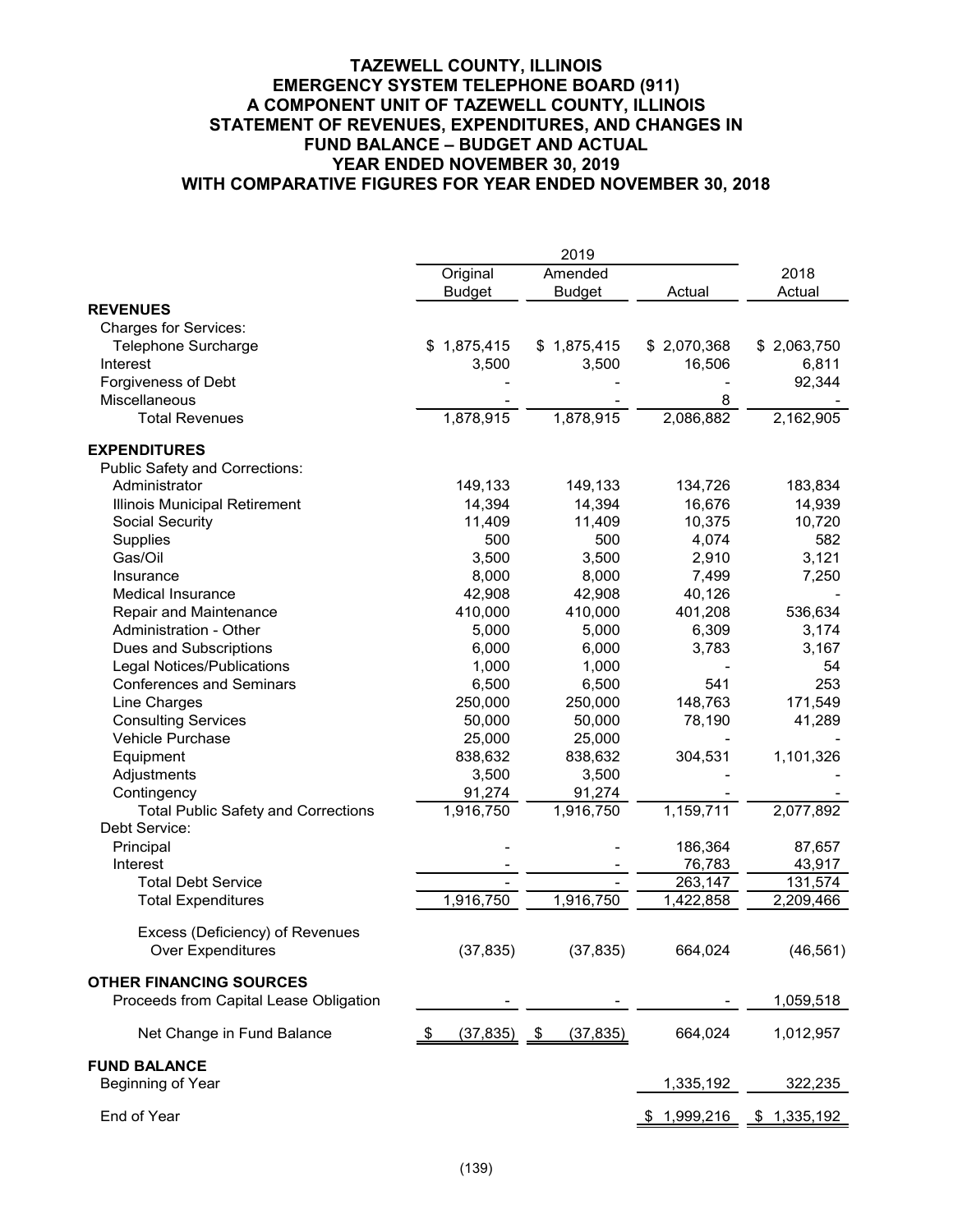# TAZEWELL COUNTY, ILLINOIS
## EMERGENCY SYSTEM TELEPHONE BOARD (911)
## A COMPONENT UNIT OF TAZEWELL COUNTY, ILLINOIS
## STATEMENT OF REVENUES, EXPENDITURES, AND CHANGES IN FUND BALANCE – BUDGET AND ACTUAL
## YEAR ENDED NOVEMBER 30, 2019
## WITH COMPARATIVE FIGURES FOR YEAR ENDED NOVEMBER 30, 2018

| | 2019 | | | |
|---|---|---|---|---|
| | Original Budget | Amended Budget | Actual | 2018 Actual |
| **REVENUES** | | | | |
| Charges for Services: | | | | |
| Telephone Surcharge | $ 1,875,415 | $ 1,875,415 | $ 2,070,368 | $ 2,063,750 |
| Interest | 3,500 | 3,500 | 16,506 | 6,811 |
| Forgiveness of Debt | - | - | - | 92,344 |
| Miscellaneous | - | - | 8 | - |
| Total Revenues | 1,878,915 | 1,878,915 | 2,086,882 | 2,162,905 |
| **EXPENDITURES** | | | | |
| Public Safety and Corrections: | | | | |
| Administrator | 149,133 | 149,133 | 134,726 | 183,834 |
| Illinois Municipal Retirement | 14,394 | 14,394 | 16,676 | 14,939 |
| Social Security | 11,409 | 11,409 | 10,375 | 10,720 |
| Supplies | 500 | 500 | 4,074 | 582 |
| Gas/Oil | 3,500 | 3,500 | 2,910 | 3,121 |
| Insurance | 8,000 | 8,000 | 7,499 | 7,250 |
| Medical Insurance | 42,908 | 42,908 | 40,126 | - |
| Repair and Maintenance | 410,000 | 410,000 | 401,208 | 536,634 |
| Administration - Other | 5,000 | 5,000 | 6,309 | 3,174 |
| Dues and Subscriptions | 6,000 | 6,000 | 3,783 | 3,167 |
| Legal Notices/Publications | 1,000 | 1,000 | - | 54 |
| Conferences and Seminars | 6,500 | 6,500 | 541 | 253 |
| Line Charges | 250,000 | 250,000 | 148,763 | 171,549 |
| Consulting Services | 50,000 | 50,000 | 78,190 | 41,289 |
| Vehicle Purchase | 25,000 | 25,000 | - | - |
| Equipment | 838,632 | 838,632 | 304,531 | 1,101,326 |
| Adjustments | 3,500 | 3,500 | - | - |
| Contingency | 91,274 | 91,274 | - | - |
| Total Public Safety and Corrections | 1,916,750 | 1,916,750 | 1,159,711 | 2,077,892 |
| Debt Service: | | | | |
| Principal | - | - | 186,364 | 87,657 |
| Interest | - | - | 76,783 | 43,917 |
| Total Debt Service | - | - | 263,147 | 131,574 |
| Total Expenditures | 1,916,750 | 1,916,750 | 1,422,858 | 2,209,466 |
| Excess (Deficiency) of Revenues Over Expenditures | (37,835) | (37,835) | 664,024 | (46,561) |
| **OTHER FINANCING SOURCES** | | | | |
| Proceeds from Capital Lease Obligation | - | - | - | 1,059,518 |
| Net Change in Fund Balance | $ (37,835) | $ (37,835) | 664,024 | 1,012,957 |
| **FUND BALANCE** | | | | |
| Beginning of Year | | | 1,335,192 | 322,235 |
| End of Year | | | $ 1,999,216 | $ 1,335,192 |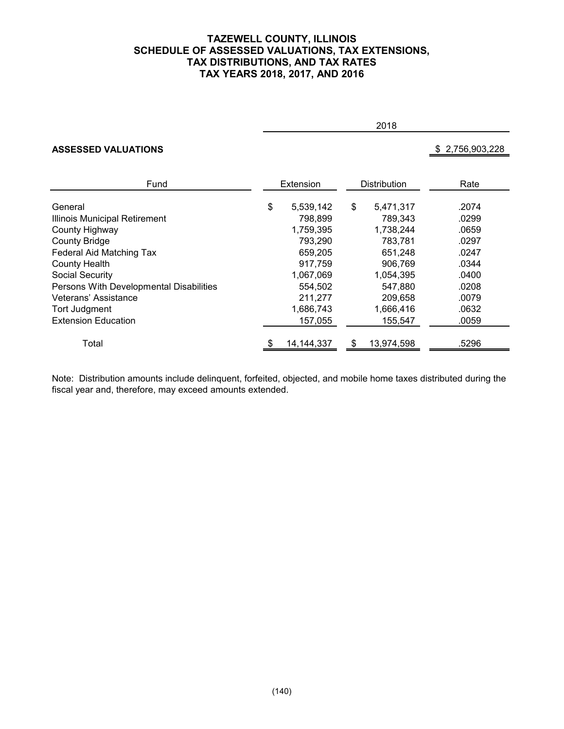# TAZEWELL COUNTY, ILLINOIS
## SCHEDULE OF ASSESSED VALUATIONS, TAX EXTENSIONS, TAX DISTRIBUTIONS, AND TAX RATES
## TAX YEARS 2018, 2017, AND 2016

| | 2018 | | |
|---|---|---|---|
| **ASSESSED VALUATIONS** | | | $ 2,756,903,228 |
| Fund | Extension | Distribution | Rate |
| General | $ 5,539,142 | $ 5,471,317 | .2074 |
| Illinois Municipal Retirement | 798,899 | 789,343 | .0299 |
| County Highway | 1,759,395 | 1,738,244 | .0659 |
| County Bridge | 793,290 | 783,781 | .0297 |
| Federal Aid Matching Tax | 659,205 | 651,248 | .0247 |
| County Health | 917,759 | 906,769 | .0344 |
| Social Security | 1,067,069 | 1,054,395 | .0400 |
| Persons With Developmental Disabilities | 554,502 | 547,880 | .0208 |
| Veterans' Assistance | 211,277 | 209,658 | .0079 |
| Tort Judgment | 1,686,743 | 1,666,416 | .0632 |
| Extension Education | 157,055 | 155,547 | .0059 |
| Total | $ 14,144,337 | $ 13,974,598 | .5296 |

Note: Distribution amounts include delinquent, forfeited, objected, and mobile home taxes distributed during the fiscal year and, therefore, may exceed amounts extended.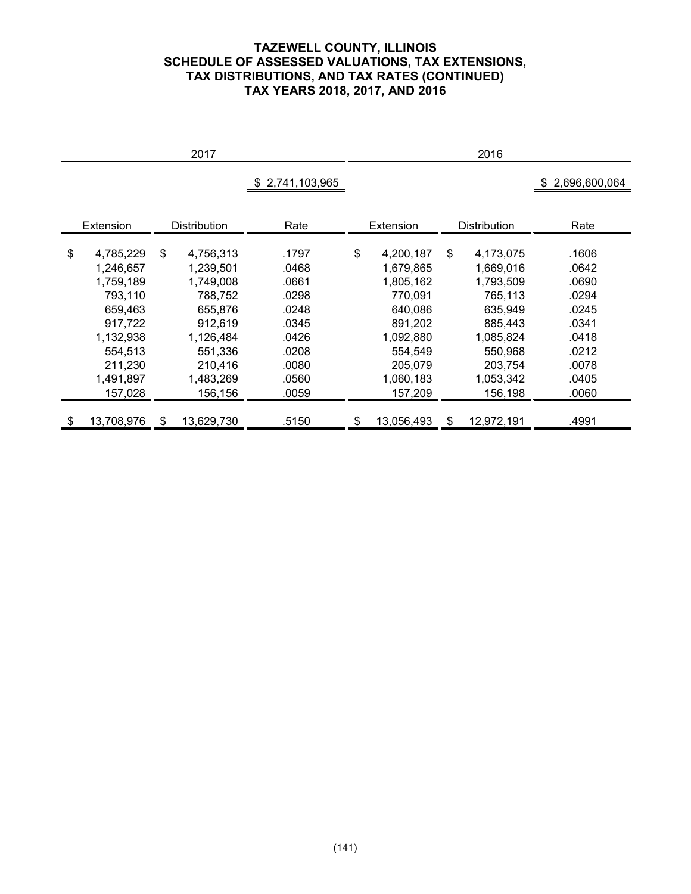# TAZEWELL COUNTY, ILLINOIS
## SCHEDULE OF ASSESSED VALUATIONS, TAX EXTENSIONS, TAX DISTRIBUTIONS, AND TAX RATES (CONTINUED)
## TAX YEARS 2018, 2017, AND 2016

| 2017 | | | 2016 | | |
|---|---|---|---|---|---|
| | | $ 2,741,103,965 | | | $ 2,696,600,064 |
| Extension | Distribution | Rate | Extension | Distribution | Rate |
| $ 4,785,229 | $ 4,756,313 | .1797 | $ 4,200,187 | $ 4,173,075 | .1606 |
| 1,246,657 | 1,239,501 | .0468 | 1,679,865 | 1,669,016 | .0642 |
| 1,759,189 | 1,749,008 | .0661 | 1,805,162 | 1,793,509 | .0690 |
| 793,110 | 788,752 | .0298 | 770,091 | 765,113 | .0294 |
| 659,463 | 655,876 | .0248 | 640,086 | 635,949 | .0245 |
| 917,722 | 912,619 | .0345 | 891,202 | 885,443 | .0341 |
| 1,132,938 | 1,126,484 | .0426 | 1,092,880 | 1,085,824 | .0418 |
| 554,513 | 551,336 | .0208 | 554,549 | 550,968 | .0212 |
| 211,230 | 210,416 | .0080 | 205,079 | 203,754 | .0078 |
| 1,491,897 | 1,483,269 | .0560 | 1,060,183 | 1,053,342 | .0405 |
| 157,028 | 156,156 | .0059 | 157,209 | 156,198 | .0060 |
| $ 13,708,976 | $ 13,629,730 | .5150 | $ 13,056,493 | $ 12,972,191 | .4991 |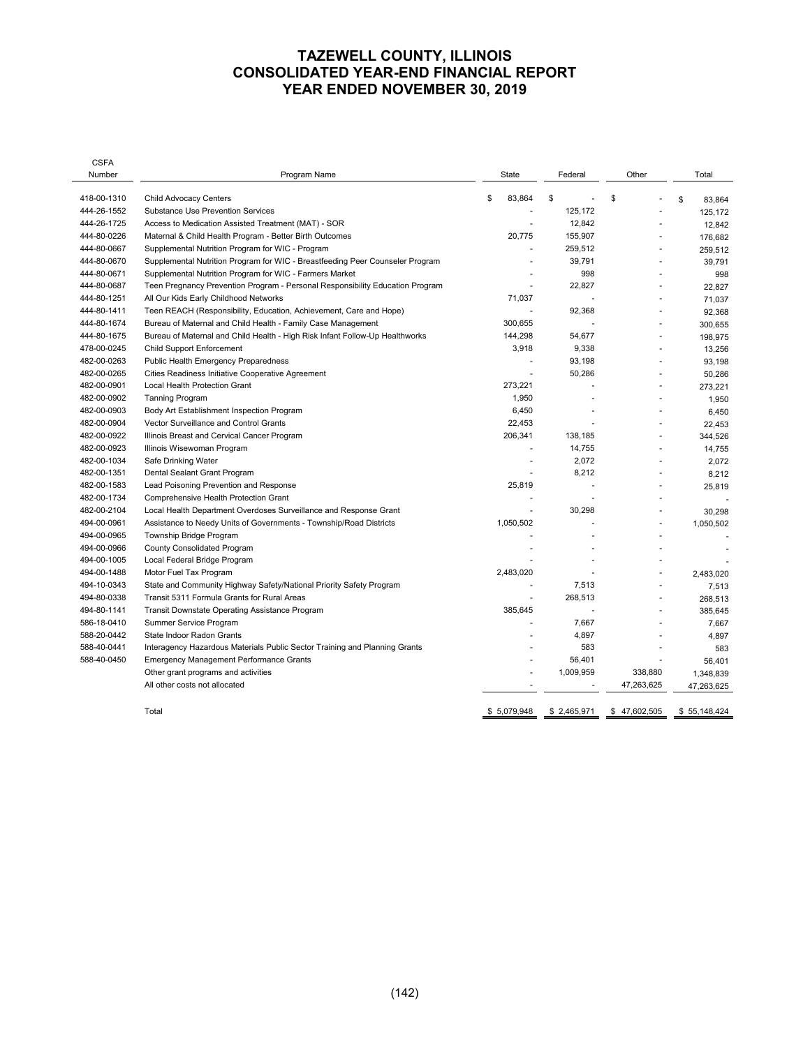# TAZEWELL COUNTY, ILLINOIS
# CONSOLIDATED YEAR-END FINANCIAL REPORT
# YEAR ENDED NOVEMBER 30, 2019

| CSFA Number | Program Name | State | Federal | Other | Total |
|---|---|---|---|---|---|
| 418-00-1310 | Child Advocacy Centers | $ 83,864 | $ - | $ - | $ 83,864 |
| 444-26-1552 | Substance Use Prevention Services | - | 125,172 | - | 125,172 |
| 444-26-1725 | Access to Medication Assisted Treatment (MAT) - SOR | - | 12,842 | - | 12,842 |
| 444-80-0226 | Maternal & Child Health Program - Better Birth Outcomes | 20,775 | 155,907 | - | 176,682 |
| 444-80-0667 | Supplemental Nutrition Program for WIC - Program | - | 259,512 | - | 259,512 |
| 444-80-0670 | Supplemental Nutrition Program for WIC - Breastfeeding Peer Counseler Program | - | 39,791 | - | 39,791 |
| 444-80-0671 | Supplemental Nutrition Program for WIC - Farmers Market | - | 998 | - | 998 |
| 444-80-0687 | Teen Pregnancy Prevention Program - Personal Responsibility Education Program | - | 22,827 | - | 22,827 |
| 444-80-1251 | All Our Kids Early Childhood Networks | 71,037 | - | - | 71,037 |
| 444-80-1411 | Teen REACH (Responsibility, Education, Achievement, Care and Hope) | - | 92,368 | - | 92,368 |
| 444-80-1674 | Bureau of Maternal and Child Health - Family Case Management | 300,655 | - | - | 300,655 |
| 444-80-1675 | Bureau of Maternal and Child Health - High Risk Infant Follow-Up Healthworks | 144,298 | 54,677 | - | 198,975 |
| 478-00-0245 | Child Support Enforcement | 3,918 | 9,338 | - | 13,256 |
| 482-00-0263 | Public Health Emergency Preparedness | - | 93,198 | - | 93,198 |
| 482-00-0265 | Cities Readiness Initiative Cooperative Agreement | - | 50,286 | - | 50,286 |
| 482-00-0901 | Local Health Protection Grant | 273,221 | - | - | 273,221 |
| 482-00-0902 | Tanning Program | 1,950 | - | - | 1,950 |
| 482-00-0903 | Body Art Establishment Inspection Program | 6,450 | - | - | 6,450 |
| 482-00-0904 | Vector Surveillance and Control Grants | 22,453 | - | - | 22,453 |
| 482-00-0922 | Illinois Breast and Cervical Cancer Program | 206,341 | 138,185 | - | 344,526 |
| 482-00-0923 | Illinois Wisewoman Program | - | 14,755 | - | 14,755 |
| 482-00-1034 | Safe Drinking Water | - | 2,072 | - | 2,072 |
| 482-00-1351 | Dental Sealant Grant Program | - | 8,212 | - | 8,212 |
| 482-00-1583 | Lead Poisoning Prevention and Response | 25,819 | - | - | 25,819 |
| 482-00-1734 | Comprehensive Health Protection Grant | - | - | - | - |
| 482-00-2104 | Local Health Department Overdoses Surveillance and Response Grant | - | 30,298 | - | 30,298 |
| 494-00-0961 | Assistance to Needy Units of Governments - Township/Road Districts | 1,050,502 | - | - | 1,050,502 |
| 494-00-0965 | Township Bridge Program | - | - | - | - |
| 494-00-0966 | County Consolidated Program | - | - | - | - |
| 494-00-1005 | Local Federal Bridge Program | - | - | - | - |
| 494-00-1488 | Motor Fuel Tax Program | 2,483,020 | - | - | 2,483,020 |
| 494-10-0343 | State and Community Highway Safety/National Priority Safety Program | - | 7,513 | - | 7,513 |
| 494-80-0338 | Transit 5311 Formula Grants for Rural Areas | - | 268,513 | - | 268,513 |
| 494-80-1141 | Transit Downstate Operating Assistance Program | 385,645 | - | - | 385,645 |
| 586-18-0410 | Summer Service Program | - | 7,667 | - | 7,667 |
| 588-20-0442 | State Indoor Radon Grants | - | 4,897 | - | 4,897 |
| 588-40-0441 | Interagency Hazardous Materials Public Sector Training and Planning Grants | - | 583 | - | 583 |
| 588-40-0450 | Emergency Management Performance Grants | - | 56,401 | - | 56,401 |
| | Other grant programs and activities | - | 1,009,959 | 338,880 | 1,348,839 |
| | All other costs not allocated | - | - | 47,263,625 | 47,263,625 |
| | Total | $ 5,079,948 | $ 2,465,971 | $ 47,602,505 | $ 55,148,424 |